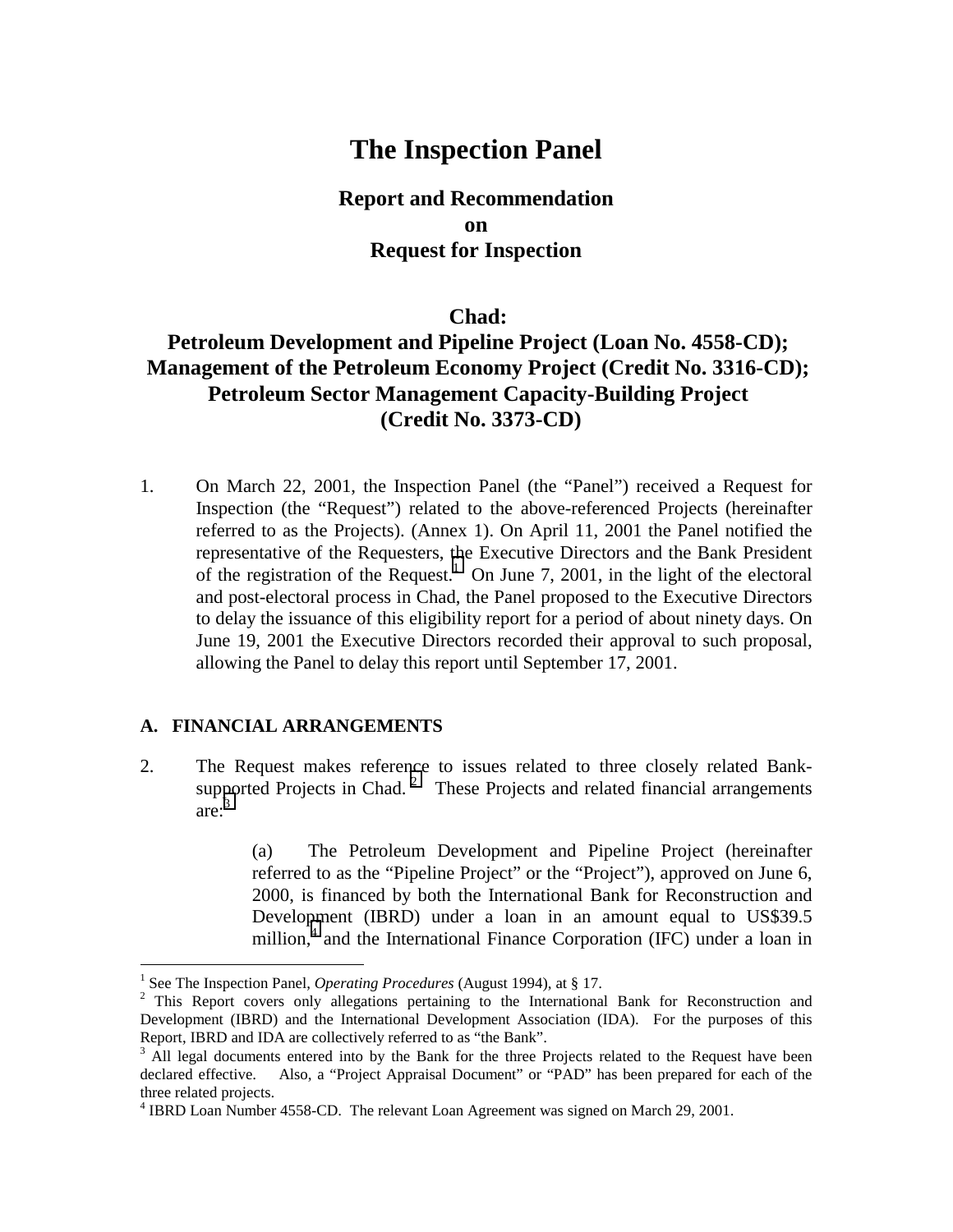# The Inspection Panel

## Report and Recommendation
## on
## Request for Inspection

### Chad:
### Petroleum Development and Pipeline Project (Loan No. 4558-CD);
### Management of the Petroleum Economy Project (Credit No. 3316-CD);
### Petroleum Sector Management Capacity-Building Project
### (Credit No. 3373-CD)

1. On March 22, 2001, the Inspection Panel (the "Panel") received a Request for Inspection (the "Request") related to the above-referenced Projects (hereinafter referred to as the Projects). (Annex 1). On April 11, 2001 the Panel notified the representative of the Requesters, the Executive Directors and the Bank President of the registration of the Request.[1] On June 7, 2001, in the light of the electoral and post-electoral process in Chad, the Panel proposed to the Executive Directors to delay the issuance of this eligibility report for a period of about ninety days. On June 19, 2001 the Executive Directors recorded their approval to such proposal, allowing the Panel to delay this report until September 17, 2001.

## A. FINANCIAL ARRANGEMENTS

2. The Request makes reference to issues related to three closely related Bank-supported Projects in Chad.[2] These Projects and related financial arrangements are:[3]

   (a) The Petroleum Development and Pipeline Project (hereinafter referred to as the "Pipeline Project" or the "Project"), approved on June 6, 2000, is financed by both the International Bank for Reconstruction and Development (IBRD) under a loan in an amount equal to US$39.5 million,[4] and the International Finance Corporation (IFC) under a loan in

---

[1] See The Inspection Panel, *Operating Procedures* (August 1994), at § 17.

[2] This Report covers only allegations pertaining to the International Bank for Reconstruction and Development (IBRD) and the International Development Association (IDA). For the purposes of this Report, IBRD and IDA are collectively referred to as "the Bank".

[3] All legal documents entered into by the Bank for the three Projects related to the Request have been declared effective. Also, a "Project Appraisal Document" or "PAD" has been prepared for each of the three related projects.

[4] IBRD Loan Number 4558-CD. The relevant Loan Agreement was signed on March 29, 2001.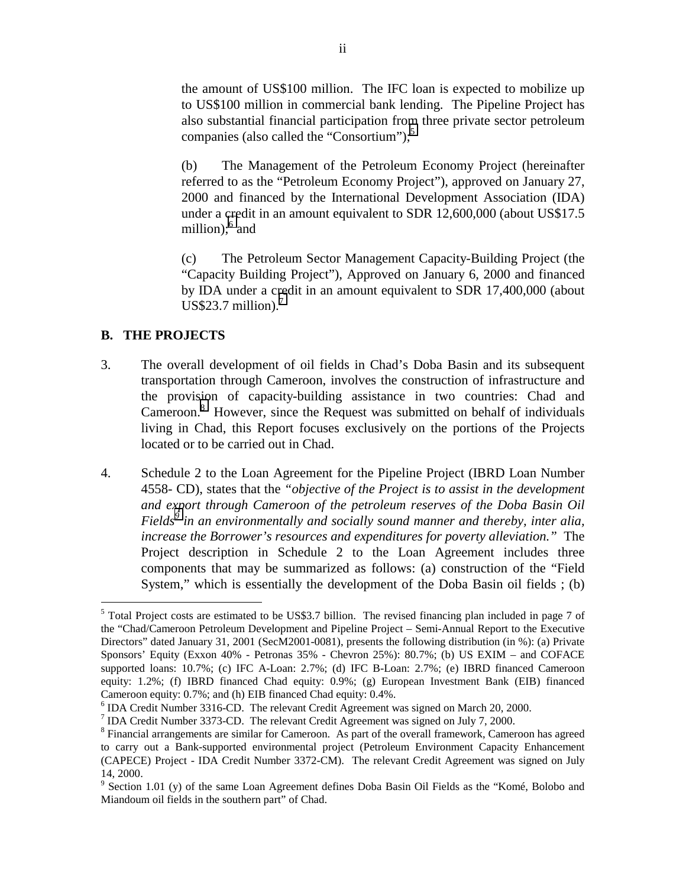the amount of US$100 million. The IFC loan is expected to mobilize up to US$100 million in commercial bank lending. The Pipeline Project has also substantial financial participation from three private sector petroleum companies (also called the "Consortium");[5]

(b) The Management of the Petroleum Economy Project (hereinafter referred to as the "Petroleum Economy Project"), approved on January 27, 2000 and financed by the International Development Association (IDA) under a credit in an amount equivalent to SDR 12,600,000 (about US$17.5 million);[6] and

(c) The Petroleum Sector Management Capacity-Building Project (the "Capacity Building Project"), Approved on January 6, 2000 and financed by IDA under a credit in an amount equivalent to SDR 17,400,000 (about US$23.7 million).[7]

## B. THE PROJECTS

3. The overall development of oil fields in Chad's Doba Basin and its subsequent transportation through Cameroon, involves the construction of infrastructure and the provision of capacity-building assistance in two countries: Chad and Cameroon.[8] However, since the Request was submitted on behalf of individuals living in Chad, this Report focuses exclusively on the portions of the Projects located or to be carried out in Chad.

4. Schedule 2 to the Loan Agreement for the Pipeline Project (IBRD Loan Number 4558- CD), states that the *"objective of the Project is to assist in the development and export through Cameroon of the petroleum reserves of the Doba Basin Oil Fields*[9] *in an environmentally and socially sound manner and thereby, inter alia, increase the Borrower's resources and expenditures for poverty alleviation."* The Project description in Schedule 2 to the Loan Agreement includes three components that may be summarized as follows: (a) construction of the "Field System," which is essentially the development of the Doba Basin oil fields ; (b)

---

[5] Total Project costs are estimated to be US$3.7 billion. The revised financing plan included in page 7 of the "Chad/Cameroon Petroleum Development and Pipeline Project – Semi-Annual Report to the Executive Directors" dated January 31, 2001 (SecM2001-0081), presents the following distribution (in %): (a) Private Sponsors' Equity (Exxon 40% - Petronas 35% - Chevron 25%): 80.7%; (b) US EXIM – and COFACE supported loans: 10.7%; (c) IFC A-Loan: 2.7%; (d) IFC B-Loan: 2.7%; (e) IBRD financed Cameroon equity: 1.2%; (f) IBRD financed Chad equity: 0.9%; (g) European Investment Bank (EIB) financed Cameroon equity: 0.7%; and (h) EIB financed Chad equity: 0.4%.

[6] IDA Credit Number 3316-CD. The relevant Credit Agreement was signed on March 20, 2000.

[7] IDA Credit Number 3373-CD. The relevant Credit Agreement was signed on July 7, 2000.

[8] Financial arrangements are similar for Cameroon. As part of the overall framework, Cameroon has agreed to carry out a Bank-supported environmental project (Petroleum Environment Capacity Enhancement (CAPECE) Project - IDA Credit Number 3372-CM). The relevant Credit Agreement was signed on July 14, 2000.

[9] Section 1.01 (y) of the same Loan Agreement defines Doba Basin Oil Fields as the "Komé, Bolobo and Miandoum oil fields in the southern part" of Chad.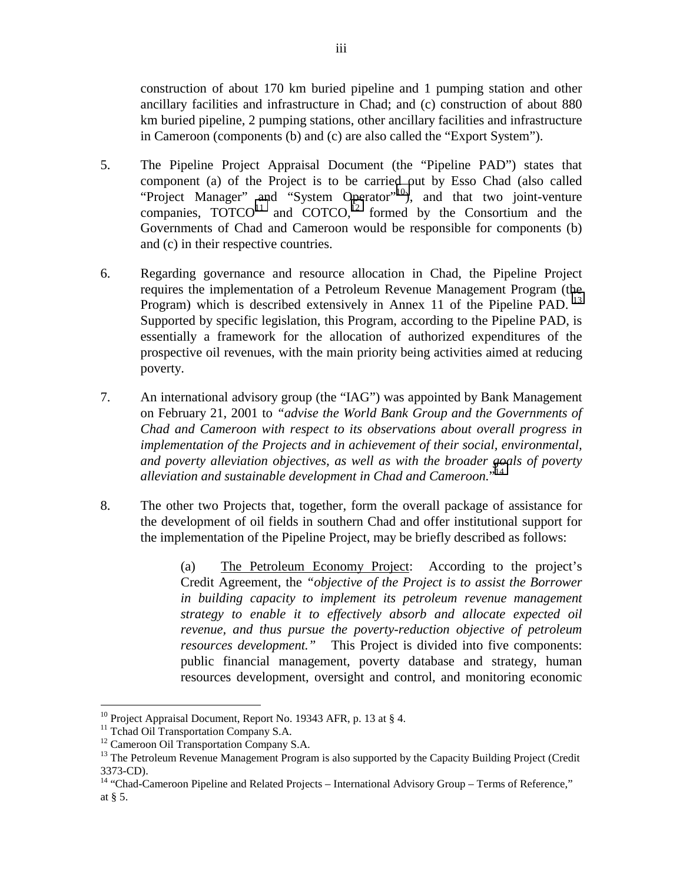construction of about 170 km buried pipeline and 1 pumping station and other ancillary facilities and infrastructure in Chad; and (c) construction of about 880 km buried pipeline, 2 pumping stations, other ancillary facilities and infrastructure in Cameroon (components (b) and (c) are also called the "Export System").

5. The Pipeline Project Appraisal Document (the "Pipeline PAD") states that component (a) of the Project is to be carried out by Esso Chad (also called "Project Manager" and "System Operator"[10]), and that two joint-venture companies, TOTCO[11] and COTCO,[12] formed by the Consortium and the Governments of Chad and Cameroon would be responsible for components (b) and (c) in their respective countries.

6. Regarding governance and resource allocation in Chad, the Pipeline Project requires the implementation of a Petroleum Revenue Management Program (the Program) which is described extensively in Annex 11 of the Pipeline PAD. [13] Supported by specific legislation, this Program, according to the Pipeline PAD, is essentially a framework for the allocation of authorized expenditures of the prospective oil revenues, with the main priority being activities aimed at reducing poverty.

7. An international advisory group (the "IAG") was appointed by Bank Management on February 21, 2001 to *"advise the World Bank Group and the Governments of Chad and Cameroon with respect to its observations about overall progress in implementation of the Projects and in achievement of their social, environmental, and poverty alleviation objectives, as well as with the broader goals of poverty alleviation and sustainable development in Chad and Cameroon."*[14]

8. The other two Projects that, together, form the overall package of assistance for the development of oil fields in southern Chad and offer institutional support for the implementation of the Pipeline Project, may be briefly described as follows:

   (a) The Petroleum Economy Project: According to the project's Credit Agreement, the *"objective of the Project is to assist the Borrower in building capacity to implement its petroleum revenue management strategy to enable it to effectively absorb and allocate expected oil revenue, and thus pursue the poverty-reduction objective of petroleum resources development."* This Project is divided into five components: public financial management, poverty database and strategy, human resources development, oversight and control, and monitoring economic

---

[10] Project Appraisal Document, Report No. 19343 AFR, p. 13 at § 4.

[11] Tchad Oil Transportation Company S.A.

[12] Cameroon Oil Transportation Company S.A.

[13] The Petroleum Revenue Management Program is also supported by the Capacity Building Project (Credit 3373-CD).

[14] "Chad-Cameroon Pipeline and Related Projects – International Advisory Group – Terms of Reference," at § 5.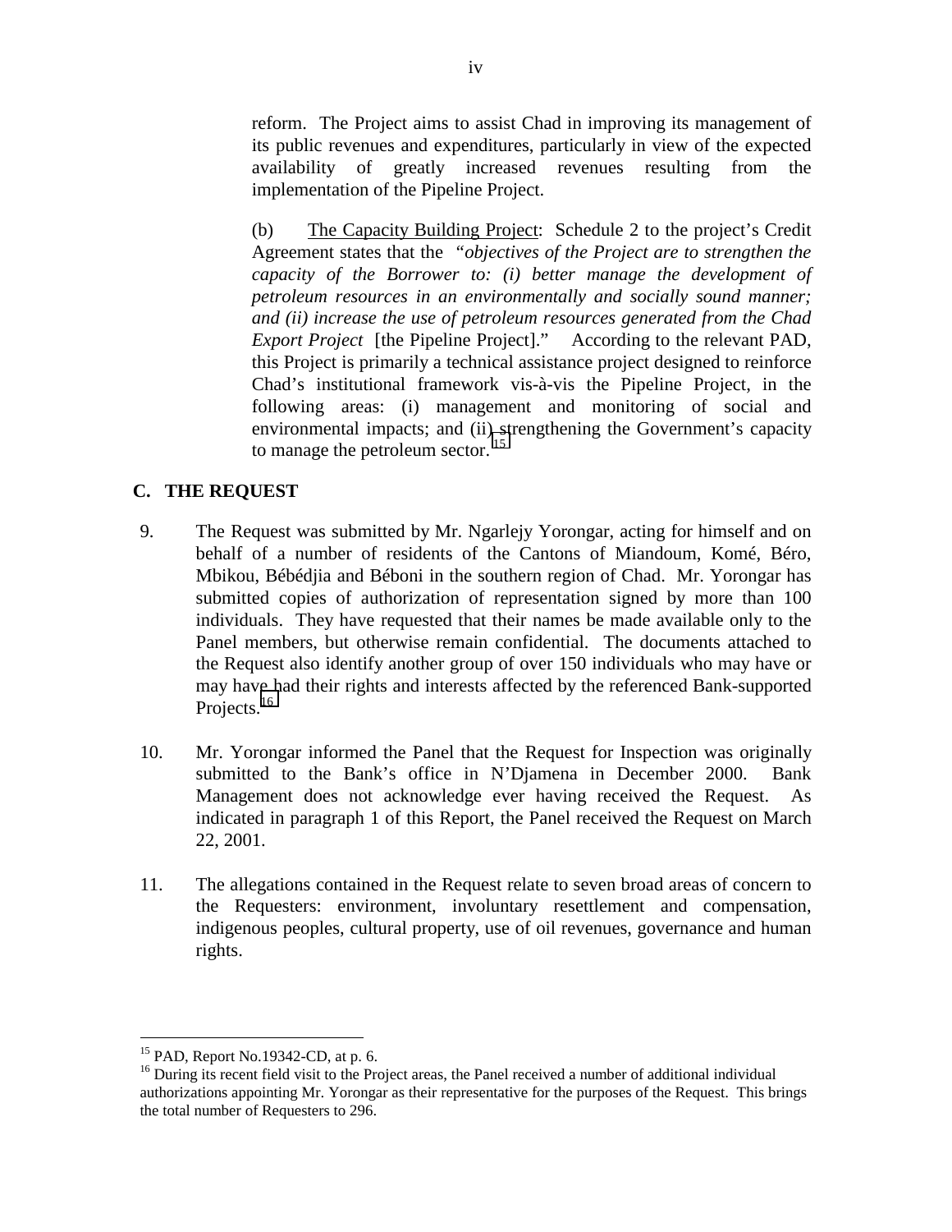reform. The Project aims to assist Chad in improving its management of its public revenues and expenditures, particularly in view of the expected availability of greatly increased revenues resulting from the implementation of the Pipeline Project.

(b) <u>The Capacity Building Project</u>: Schedule 2 to the project's Credit Agreement states that the "*objectives of the Project are to strengthen the capacity of the Borrower to: (i) better manage the development of petroleum resources in an environmentally and socially sound manner; and (ii) increase the use of petroleum resources generated from the Chad Export Project* [the Pipeline Project]." According to the relevant PAD, this Project is primarily a technical assistance project designed to reinforce Chad's institutional framework vis-à-vis the Pipeline Project, in the following areas: (i) management and monitoring of social and environmental impacts; and (ii) strengthening the Government's capacity to manage the petroleum sector.[15]

## C. THE REQUEST

9. The Request was submitted by Mr. Ngarlejy Yorongar, acting for himself and on behalf of a number of residents of the Cantons of Miandoum, Komé, Béro, Mbikou, Bébédjia and Béboni in the southern region of Chad. Mr. Yorongar has submitted copies of authorization of representation signed by more than 100 individuals. They have requested that their names be made available only to the Panel members, but otherwise remain confidential. The documents attached to the Request also identify another group of over 150 individuals who may have or may have had their rights and interests affected by the referenced Bank-supported Projects.[16]

10. Mr. Yorongar informed the Panel that the Request for Inspection was originally submitted to the Bank's office in N'Djamena in December 2000. Bank Management does not acknowledge ever having received the Request. As indicated in paragraph 1 of this Report, the Panel received the Request on March 22, 2001.

11. The allegations contained in the Request relate to seven broad areas of concern to the Requesters: environment, involuntary resettlement and compensation, indigenous peoples, cultural property, use of oil revenues, governance and human rights.

---

[15] PAD, Report No.19342-CD, at p. 6.

[16] During its recent field visit to the Project areas, the Panel received a number of additional individual authorizations appointing Mr. Yorongar as their representative for the purposes of the Request. This brings the total number of Requesters to 296.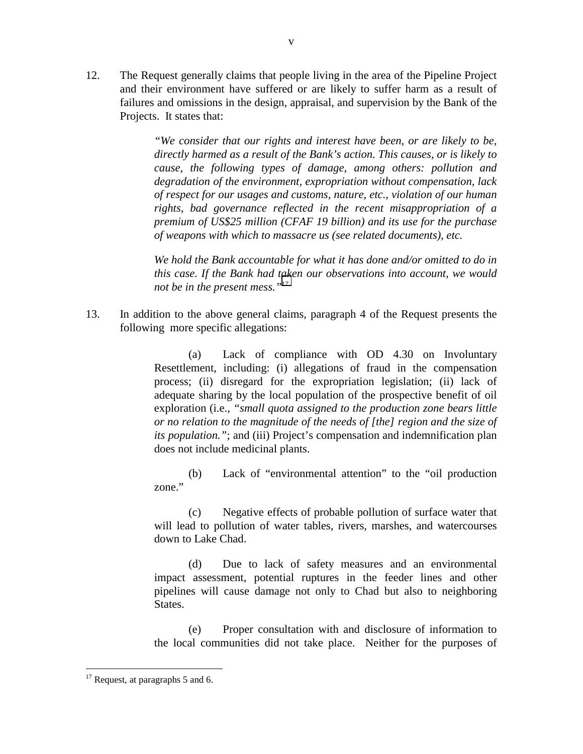12. The Request generally claims that people living in the area of the Pipeline Project and their environment have suffered or are likely to suffer harm as a result of failures and omissions in the design, appraisal, and supervision by the Bank of the Projects. It states that:

> *"We consider that our rights and interest have been, or are likely to be, directly harmed as a result of the Bank's action. This causes, or is likely to cause, the following types of damage, among others: pollution and degradation of the environment, expropriation without compensation, lack of respect for our usages and customs, nature, etc., violation of our human rights, bad governance reflected in the recent misappropriation of a premium of US$25 million (CFAF 19 billion) and its use for the purchase of weapons with which to massacre us (see related documents), etc.*
>
> *We hold the Bank accountable for what it has done and/or omitted to do in this case. If the Bank had taken our observations into account, we would not be in the present mess."*[17]

13. In addition to the above general claims, paragraph 4 of the Request presents the following more specific allegations:

> (a) Lack of compliance with OD 4.30 on Involuntary Resettlement, including: (i) allegations of fraud in the compensation process; (ii) disregard for the expropriation legislation; (ii) lack of adequate sharing by the local population of the prospective benefit of oil exploration (i.e., *"small quota assigned to the production zone bears little or no relation to the magnitude of the needs of [the] region and the size of its population."*; and (iii) Project's compensation and indemnification plan does not include medicinal plants.
>
> (b) Lack of "environmental attention" to the "oil production zone."
>
> (c) Negative effects of probable pollution of surface water that will lead to pollution of water tables, rivers, marshes, and watercourses down to Lake Chad.
>
> (d) Due to lack of safety measures and an environmental impact assessment, potential ruptures in the feeder lines and other pipelines will cause damage not only to Chad but also to neighboring States.
>
> (e) Proper consultation with and disclosure of information to the local communities did not take place. Neither for the purposes of

[17] Request, at paragraphs 5 and 6.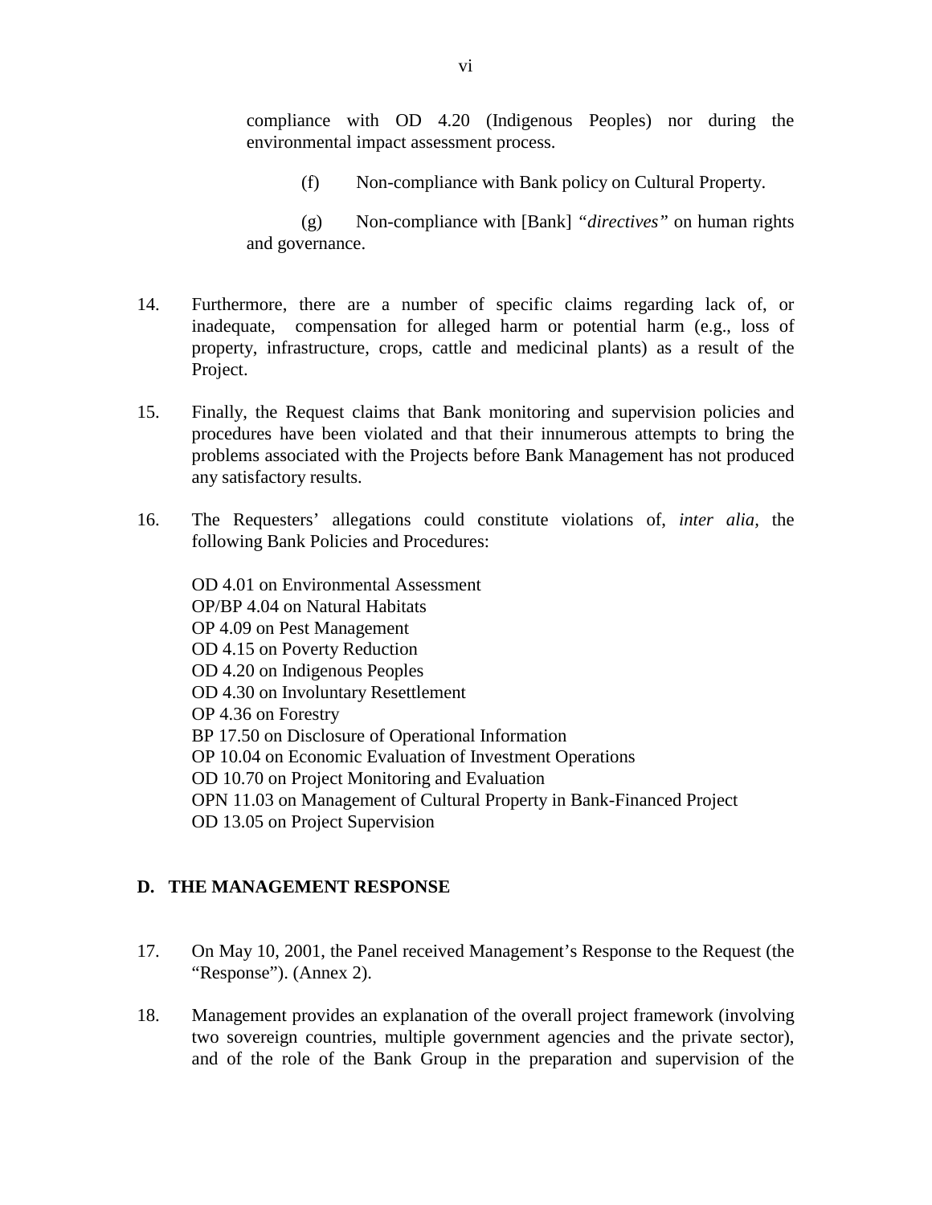compliance with OD 4.20 (Indigenous Peoples) nor during the environmental impact assessment process.

(f) Non-compliance with Bank policy on Cultural Property.

(g) Non-compliance with [Bank] *"directives"* on human rights and governance.

14. Furthermore, there are a number of specific claims regarding lack of, or inadequate, compensation for alleged harm or potential harm (e.g., loss of property, infrastructure, crops, cattle and medicinal plants) as a result of the Project.

15. Finally, the Request claims that Bank monitoring and supervision policies and procedures have been violated and that their innumerous attempts to bring the problems associated with the Projects before Bank Management has not produced any satisfactory results.

16. The Requesters' allegations could constitute violations of, *inter alia*, the following Bank Policies and Procedures:

    OD 4.01 on Environmental Assessment
    OP/BP 4.04 on Natural Habitats
    OP 4.09 on Pest Management
    OD 4.15 on Poverty Reduction
    OD 4.20 on Indigenous Peoples
    OD 4.30 on Involuntary Resettlement
    OP 4.36 on Forestry
    BP 17.50 on Disclosure of Operational Information
    OP 10.04 on Economic Evaluation of Investment Operations
    OD 10.70 on Project Monitoring and Evaluation
    OPN 11.03 on Management of Cultural Property in Bank-Financed Project
    OD 13.05 on Project Supervision

## D. THE MANAGEMENT RESPONSE

17. On May 10, 2001, the Panel received Management's Response to the Request (the "Response"). (Annex 2).

18. Management provides an explanation of the overall project framework (involving two sovereign countries, multiple government agencies and the private sector), and of the role of the Bank Group in the preparation and supervision of the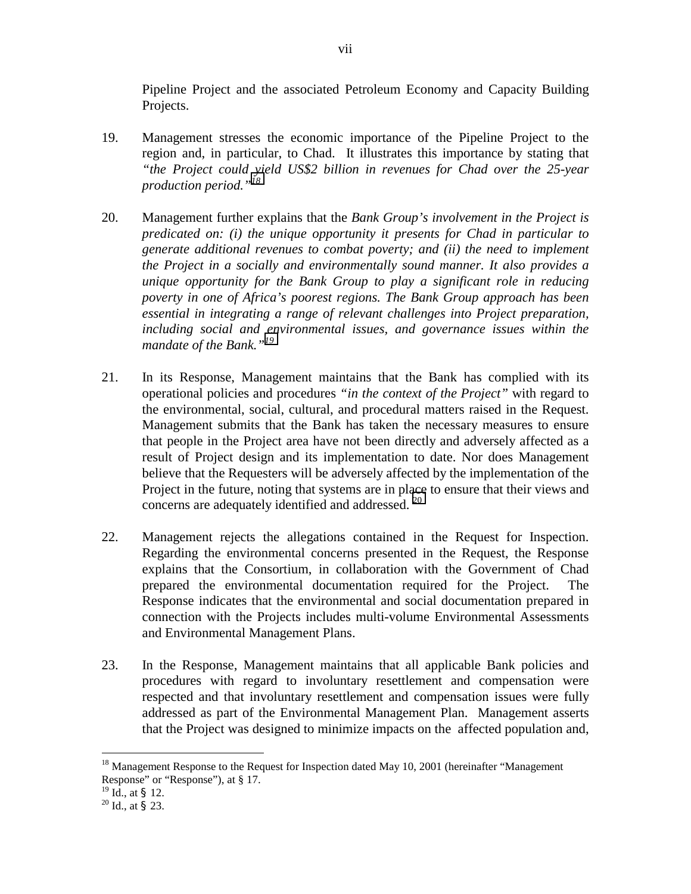Pipeline Project and the associated Petroleum Economy and Capacity Building Projects.

19. Management stresses the economic importance of the Pipeline Project to the region and, in particular, to Chad. It illustrates this importance by stating that *"the Project could yield US$2 billion in revenues for Chad over the 25-year production period."*[18]

20. Management further explains that the *Bank Group's involvement in the Project is predicated on: (i) the unique opportunity it presents for Chad in particular to generate additional revenues to combat poverty; and (ii) the need to implement the Project in a socially and environmentally sound manner. It also provides a unique opportunity for the Bank Group to play a significant role in reducing poverty in one of Africa's poorest regions. The Bank Group approach has been essential in integrating a range of relevant challenges into Project preparation, including social and environmental issues, and governance issues within the mandate of the Bank."*[19]

21. In its Response, Management maintains that the Bank has complied with its operational policies and procedures *"in the context of the Project"* with regard to the environmental, social, cultural, and procedural matters raised in the Request. Management submits that the Bank has taken the necessary measures to ensure that people in the Project area have not been directly and adversely affected as a result of Project design and its implementation to date. Nor does Management believe that the Requesters will be adversely affected by the implementation of the Project in the future, noting that systems are in place to ensure that their views and concerns are adequately identified and addressed.[20]

22. Management rejects the allegations contained in the Request for Inspection. Regarding the environmental concerns presented in the Request, the Response explains that the Consortium, in collaboration with the Government of Chad prepared the environmental documentation required for the Project. The Response indicates that the environmental and social documentation prepared in connection with the Projects includes multi-volume Environmental Assessments and Environmental Management Plans.

23. In the Response, Management maintains that all applicable Bank policies and procedures with regard to involuntary resettlement and compensation were respected and that involuntary resettlement and compensation issues were fully addressed as part of the Environmental Management Plan. Management asserts that the Project was designed to minimize impacts on the affected population and,

---

[18] Management Response to the Request for Inspection dated May 10, 2001 (hereinafter "Management Response" or "Response"), at § 17.

[19] Id., at § 12.

[20] Id., at § 23.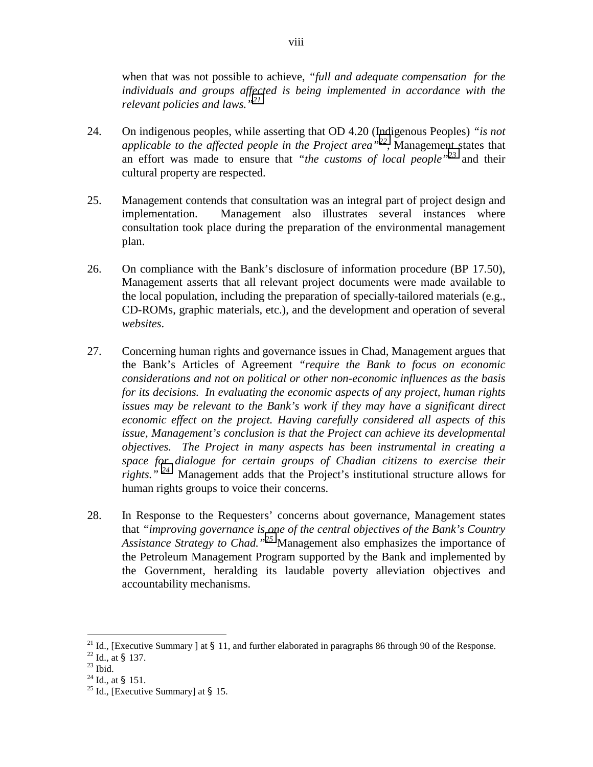when that was not possible to achieve, *"full and adequate compensation for the individuals and groups affected is being implemented in accordance with the relevant policies and laws."*[21]

24. On indigenous peoples, while asserting that OD 4.20 (Indigenous Peoples) *"is not applicable to the affected people in the Project area"*[22], Management states that an effort was made to ensure that *"the customs of local people"*[23] and their cultural property are respected.

25. Management contends that consultation was an integral part of project design and implementation. Management also illustrates several instances where consultation took place during the preparation of the environmental management plan.

26. On compliance with the Bank's disclosure of information procedure (BP 17.50), Management asserts that all relevant project documents were made available to the local population, including the preparation of specially-tailored materials (e.g., CD-ROMs, graphic materials, etc.), and the development and operation of several *websites*.

27. Concerning human rights and governance issues in Chad, Management argues that the Bank's Articles of Agreement *"require the Bank to focus on economic considerations and not on political or other non-economic influences as the basis for its decisions. In evaluating the economic aspects of any project, human rights issues may be relevant to the Bank's work if they may have a significant direct economic effect on the project. Having carefully considered all aspects of this issue, Management's conclusion is that the Project can achieve its developmental objectives. The Project in many aspects has been instrumental in creating a space for dialogue for certain groups of Chadian citizens to exercise their rights."*[24] Management adds that the Project's institutional structure allows for human rights groups to voice their concerns.

28. In Response to the Requesters' concerns about governance, Management states that *"improving governance is one of the central objectives of the Bank's Country Assistance Strategy to Chad."*[25] Management also emphasizes the importance of the Petroleum Management Program supported by the Bank and implemented by the Government, heralding its laudable poverty alleviation objectives and accountability mechanisms.

---

[21] Id., [Executive Summary ] at § 11, and further elaborated in paragraphs 86 through 90 of the Response.
[22] Id., at § 137.
[23] Ibid.
[24] Id., at § 151.
[25] Id., [Executive Summary] at § 15.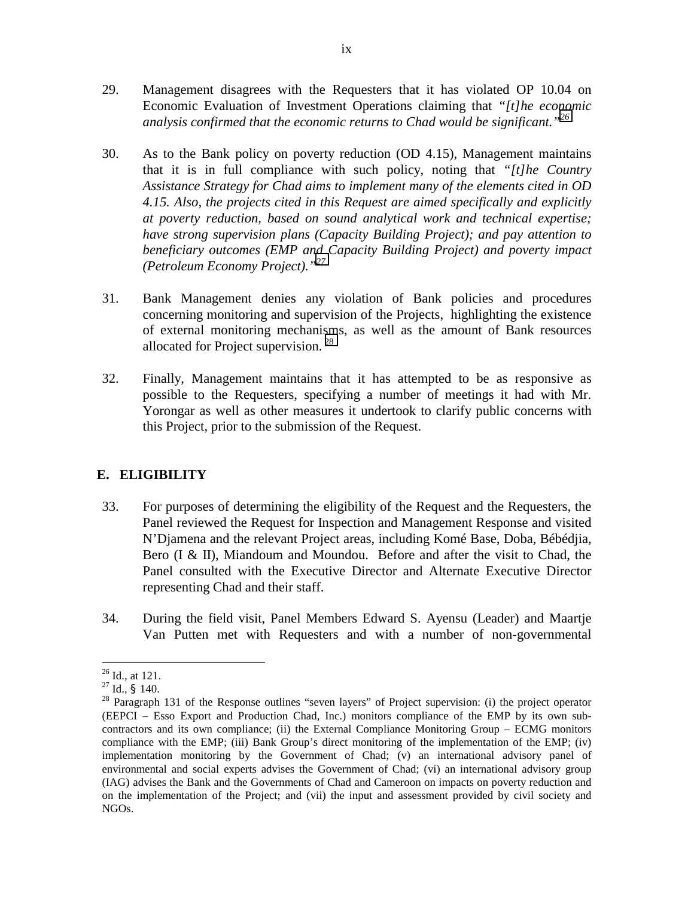29. Management disagrees with the Requesters that it has violated OP 10.04 on Economic Evaluation of Investment Operations claiming that *"[t]he economic analysis confirmed that the economic returns to Chad would be significant."*[26]

30. As to the Bank policy on poverty reduction (OD 4.15), Management maintains that it is in full compliance with such policy, noting that *"[t]he Country Assistance Strategy for Chad aims to implement many of the elements cited in OD 4.15. Also, the projects cited in this Request are aimed specifically and explicitly at poverty reduction, based on sound analytical work and technical expertise; have strong supervision plans (Capacity Building Project); and pay attention to beneficiary outcomes (EMP and Capacity Building Project) and poverty impact (Petroleum Economy Project)."*[27]

31. Bank Management denies any violation of Bank policies and procedures concerning monitoring and supervision of the Projects, highlighting the existence of external monitoring mechanisms, as well as the amount of Bank resources allocated for Project supervision.[28]

32. Finally, Management maintains that it has attempted to be as responsive as possible to the Requesters, specifying a number of meetings it had with Mr. Yorongar as well as other measures it undertook to clarify public concerns with this Project, prior to the submission of the Request.

## E. ELIGIBILITY

33. For purposes of determining the eligibility of the Request and the Requesters, the Panel reviewed the Request for Inspection and Management Response and visited N'Djamena and the relevant Project areas, including Komé Base, Doba, Bébédjia, Bero (I & II), Miandoum and Moundou. Before and after the visit to Chad, the Panel consulted with the Executive Director and Alternate Executive Director representing Chad and their staff.

34. During the field visit, Panel Members Edward S. Ayensu (Leader) and Maartje Van Putten met with Requesters and with a number of non-governmental

---

[26] Id., at 121.

[27] Id., § 140.

[28] Paragraph 131 of the Response outlines "seven layers" of Project supervision: (i) the project operator (EEPCI – Esso Export and Production Chad, Inc.) monitors compliance of the EMP by its own sub-contractors and its own compliance; (ii) the External Compliance Monitoring Group – ECMG monitors compliance with the EMP; (iii) Bank Group's direct monitoring of the implementation of the EMP; (iv) implementation monitoring by the Government of Chad; (v) an international advisory panel of environmental and social experts advises the Government of Chad; (vi) an international advisory group (IAG) advises the Bank and the Governments of Chad and Cameroon on impacts on poverty reduction and on the implementation of the Project; and (vii) the input and assessment provided by civil society and NGOs.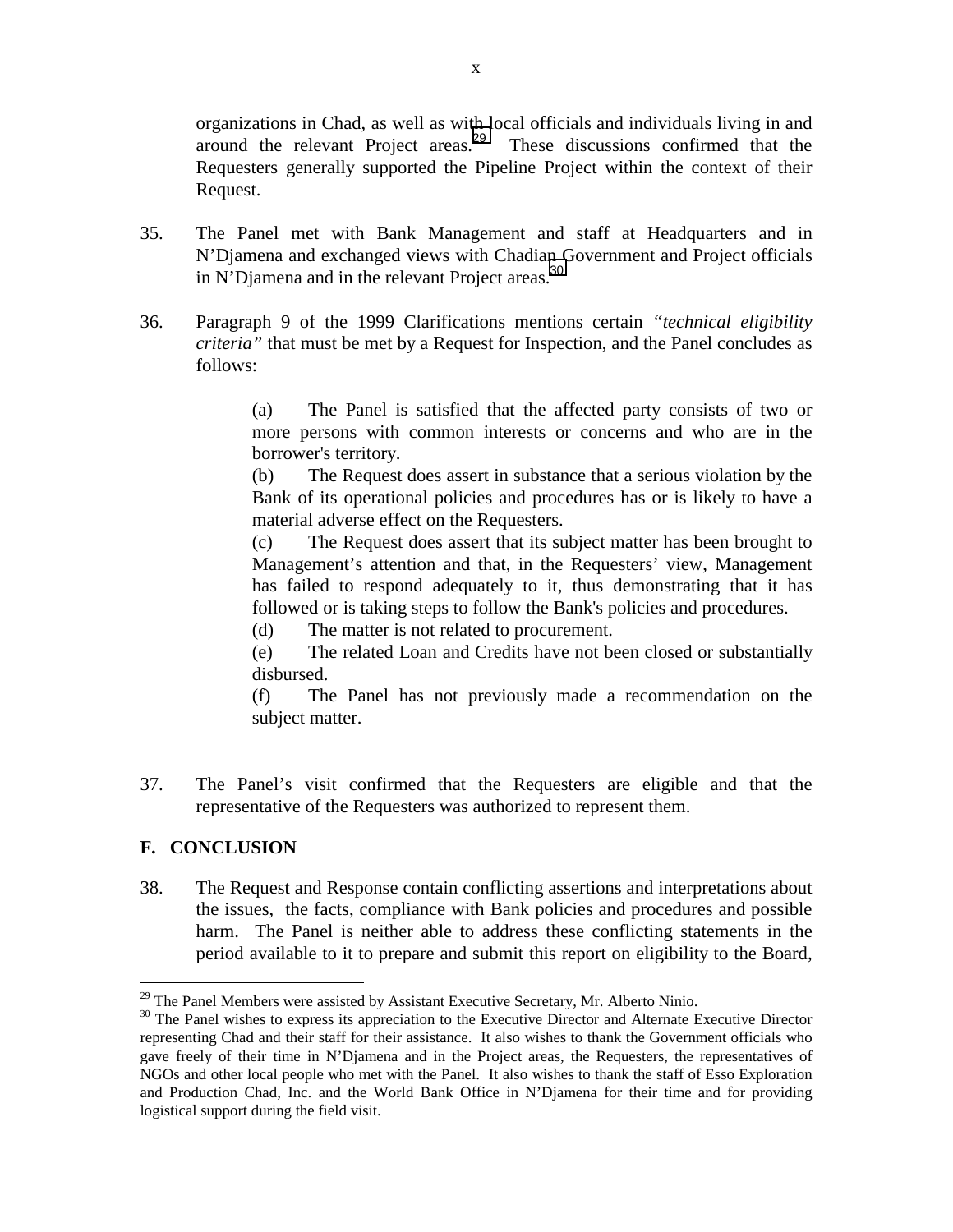organizations in Chad, as well as with local officials and individuals living in and around the relevant Project areas.[29] These discussions confirmed that the Requesters generally supported the Pipeline Project within the context of their Request.

35. The Panel met with Bank Management and staff at Headquarters and in N'Djamena and exchanged views with Chadian Government and Project officials in N'Djamena and in the relevant Project areas.[30]

36. Paragraph 9 of the 1999 Clarifications mentions certain *"technical eligibility criteria"* that must be met by a Request for Inspection, and the Panel concludes as follows:

    (a) The Panel is satisfied that the affected party consists of two or more persons with common interests or concerns and who are in the borrower's territory.

    (b) The Request does assert in substance that a serious violation by the Bank of its operational policies and procedures has or is likely to have a material adverse effect on the Requesters.

    (c) The Request does assert that its subject matter has been brought to Management's attention and that, in the Requesters' view, Management has failed to respond adequately to it, thus demonstrating that it has followed or is taking steps to follow the Bank's policies and procedures.

    (d) The matter is not related to procurement.

    (e) The related Loan and Credits have not been closed or substantially disbursed.

    (f) The Panel has not previously made a recommendation on the subject matter.

37. The Panel's visit confirmed that the Requesters are eligible and that the representative of the Requesters was authorized to represent them.

## F. CONCLUSION

38. The Request and Response contain conflicting assertions and interpretations about the issues, the facts, compliance with Bank policies and procedures and possible harm. The Panel is neither able to address these conflicting statements in the period available to it to prepare and submit this report on eligibility to the Board,

---

[29] The Panel Members were assisted by Assistant Executive Secretary, Mr. Alberto Ninio.

[30] The Panel wishes to express its appreciation to the Executive Director and Alternate Executive Director representing Chad and their staff for their assistance. It also wishes to thank the Government officials who gave freely of their time in N'Djamena and in the Project areas, the Requesters, the representatives of NGOs and other local people who met with the Panel. It also wishes to thank the staff of Esso Exploration and Production Chad, Inc. and the World Bank Office in N'Djamena for their time and for providing logistical support during the field visit.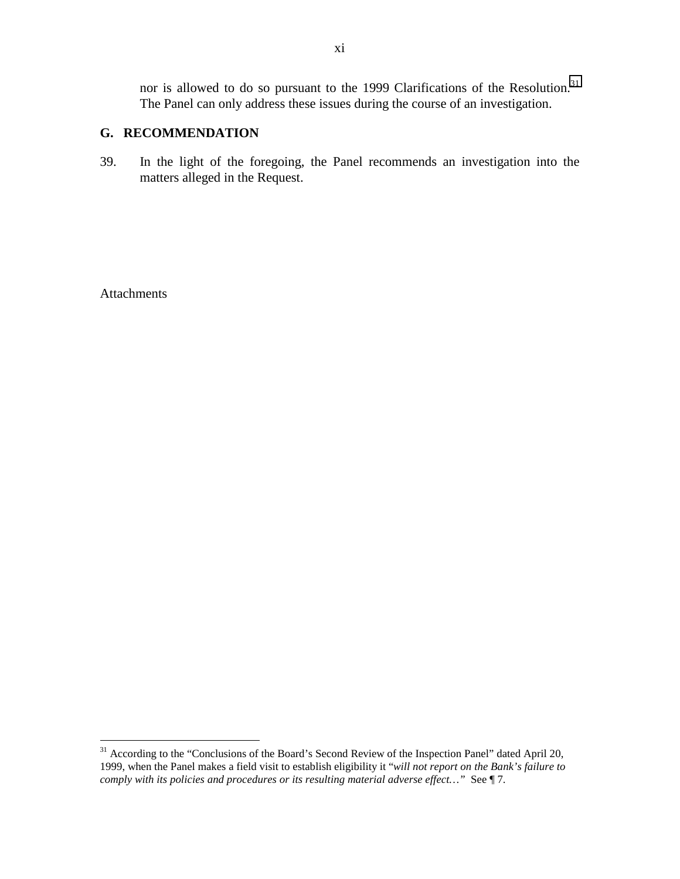nor is allowed to do so pursuant to the 1999 Clarifications of the Resolution.[31] The Panel can only address these issues during the course of an investigation.

## G. RECOMMENDATION

39. In the light of the foregoing, the Panel recommends an investigation into the matters alleged in the Request.

Attachments

---

[31] According to the "Conclusions of the Board's Second Review of the Inspection Panel" dated April 20, 1999, when the Panel makes a field visit to establish eligibility it "*will not report on the Bank's failure to comply with its policies and procedures or its resulting material adverse effect…*" See ¶ 7.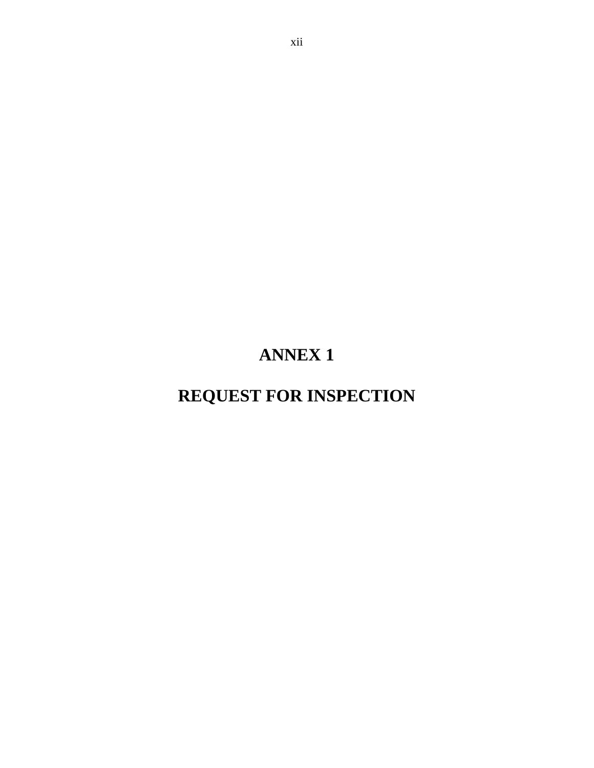# ANNEX 1

# REQUEST FOR INSPECTION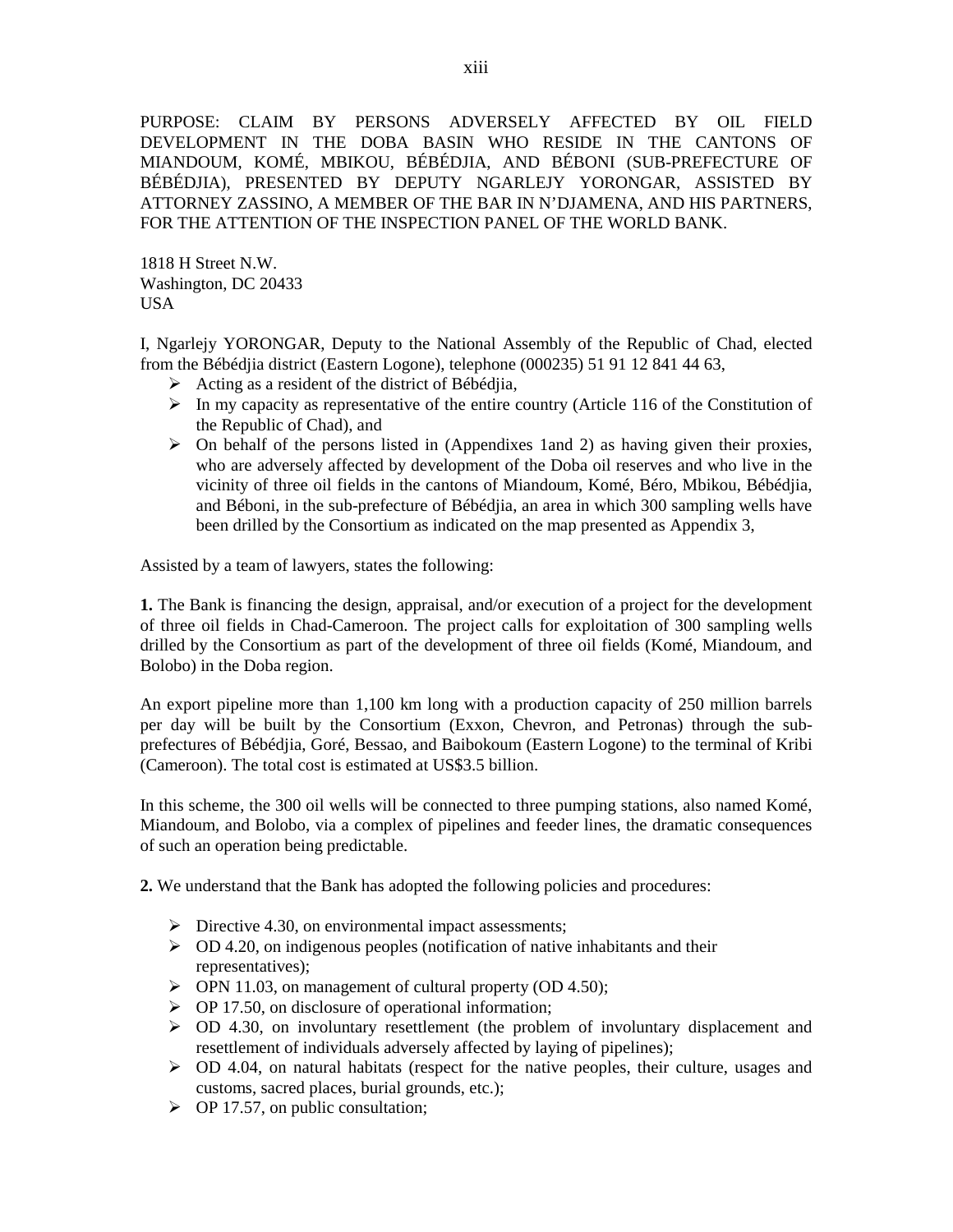PURPOSE: CLAIM BY PERSONS ADVERSELY AFFECTED BY OIL FIELD DEVELOPMENT IN THE DOBA BASIN WHO RESIDE IN THE CANTONS OF MIANDOUM, KOMÉ, MBIKOU, BÉBÉDJIA, AND BÉBONI (SUB-PREFECTURE OF BÉBÉDJIA), PRESENTED BY DEPUTY NGARLEJY YORONGAR, ASSISTED BY ATTORNEY ZASSINO, A MEMBER OF THE BAR IN N'DJAMENA, AND HIS PARTNERS, FOR THE ATTENTION OF THE INSPECTION PANEL OF THE WORLD BANK.

1818 H Street N.W.
Washington, DC 20433
USA

I, Ngarlejy YORONGAR, Deputy to the National Assembly of the Republic of Chad, elected from the Bébédjia district (Eastern Logone), telephone (000235) 51 91 12 841 44 63,

- Acting as a resident of the district of Bébédjia,
- In my capacity as representative of the entire country (Article 116 of the Constitution of the Republic of Chad), and
- On behalf of the persons listed in (Appendixes 1and 2) as having given their proxies, who are adversely affected by development of the Doba oil reserves and who live in the vicinity of three oil fields in the cantons of Miandoum, Komé, Béro, Mbikou, Bébédjia, and Béboni, in the sub-prefecture of Bébédjia, an area in which 300 sampling wells have been drilled by the Consortium as indicated on the map presented as Appendix 3,

Assisted by a team of lawyers, states the following:

**1.** The Bank is financing the design, appraisal, and/or execution of a project for the development of three oil fields in Chad-Cameroon. The project calls for exploitation of 300 sampling wells drilled by the Consortium as part of the development of three oil fields (Komé, Miandoum, and Bolobo) in the Doba region.

An export pipeline more than 1,100 km long with a production capacity of 250 million barrels per day will be built by the Consortium (Exxon, Chevron, and Petronas) through the sub-prefectures of Bébédjia, Goré, Bessao, and Baibokoum (Eastern Logone) to the terminal of Kribi (Cameroon). The total cost is estimated at US$3.5 billion.

In this scheme, the 300 oil wells will be connected to three pumping stations, also named Komé, Miandoum, and Bolobo, via a complex of pipelines and feeder lines, the dramatic consequences of such an operation being predictable.

**2.** We understand that the Bank has adopted the following policies and procedures:

- Directive 4.30, on environmental impact assessments;
- OD 4.20, on indigenous peoples (notification of native inhabitants and their representatives);
- OPN 11.03, on management of cultural property (OD 4.50);
- OP 17.50, on disclosure of operational information;
- OD 4.30, on involuntary resettlement (the problem of involuntary displacement and resettlement of individuals adversely affected by laying of pipelines);
- OD 4.04, on natural habitats (respect for the native peoples, their culture, usages and customs, sacred places, burial grounds, etc.);
- OP 17.57, on public consultation;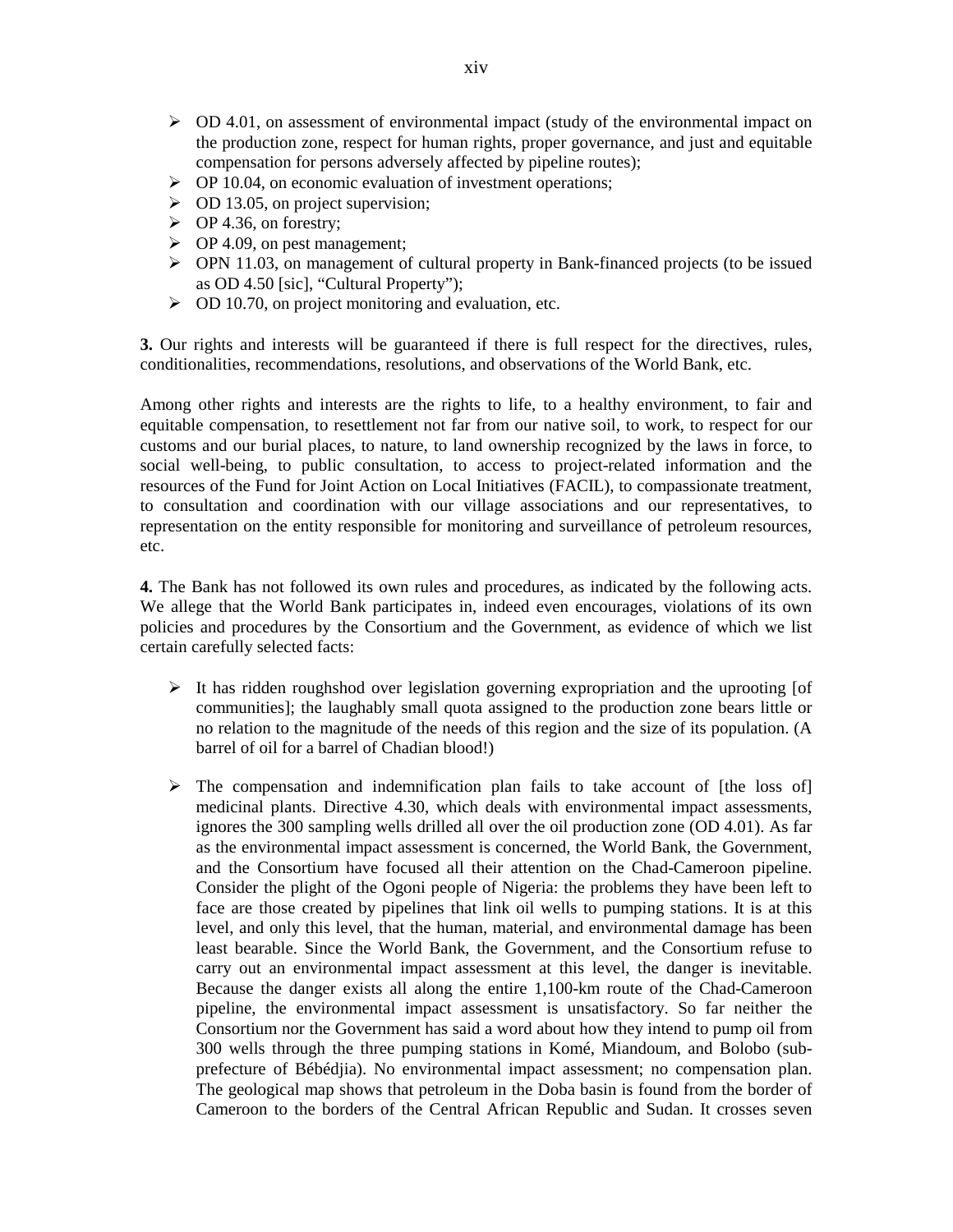- OD 4.01, on assessment of environmental impact (study of the environmental impact on the production zone, respect for human rights, proper governance, and just and equitable compensation for persons adversely affected by pipeline routes);
- OP 10.04, on economic evaluation of investment operations;
- OD 13.05, on project supervision;
- OP 4.36, on forestry;
- OP 4.09, on pest management;
- OPN 11.03, on management of cultural property in Bank-financed projects (to be issued as OD 4.50 [sic], "Cultural Property");
- OD 10.70, on project monitoring and evaluation, etc.

**3.** Our rights and interests will be guaranteed if there is full respect for the directives, rules, conditionalities, recommendations, resolutions, and observations of the World Bank, etc.

Among other rights and interests are the rights to life, to a healthy environment, to fair and equitable compensation, to resettlement not far from our native soil, to work, to respect for our customs and our burial places, to nature, to land ownership recognized by the laws in force, to social well-being, to public consultation, to access to project-related information and the resources of the Fund for Joint Action on Local Initiatives (FACIL), to compassionate treatment, to consultation and coordination with our village associations and our representatives, to representation on the entity responsible for monitoring and surveillance of petroleum resources, etc.

**4.** The Bank has not followed its own rules and procedures, as indicated by the following acts. We allege that the World Bank participates in, indeed even encourages, violations of its own policies and procedures by the Consortium and the Government, as evidence of which we list certain carefully selected facts:

- It has ridden roughshod over legislation governing expropriation and the uprooting [of communities]; the laughably small quota assigned to the production zone bears little or no relation to the magnitude of the needs of this region and the size of its population. (A barrel of oil for a barrel of Chadian blood!)

- The compensation and indemnification plan fails to take account of [the loss of] medicinal plants. Directive 4.30, which deals with environmental impact assessments, ignores the 300 sampling wells drilled all over the oil production zone (OD 4.01). As far as the environmental impact assessment is concerned, the World Bank, the Government, and the Consortium have focused all their attention on the Chad-Cameroon pipeline. Consider the plight of the Ogoni people of Nigeria: the problems they have been left to face are those created by pipelines that link oil wells to pumping stations. It is at this level, and only this level, that the human, material, and environmental damage has been least bearable. Since the World Bank, the Government, and the Consortium refuse to carry out an environmental impact assessment at this level, the danger is inevitable. Because the danger exists all along the entire 1,100-km route of the Chad-Cameroon pipeline, the environmental impact assessment is unsatisfactory. So far neither the Consortium nor the Government has said a word about how they intend to pump oil from 300 wells through the three pumping stations in Komé, Miandoum, and Bolobo (sub-prefecture of Bébédjia). No environmental impact assessment; no compensation plan. The geological map shows that petroleum in the Doba basin is found from the border of Cameroon to the borders of the Central African Republic and Sudan. It crosses seven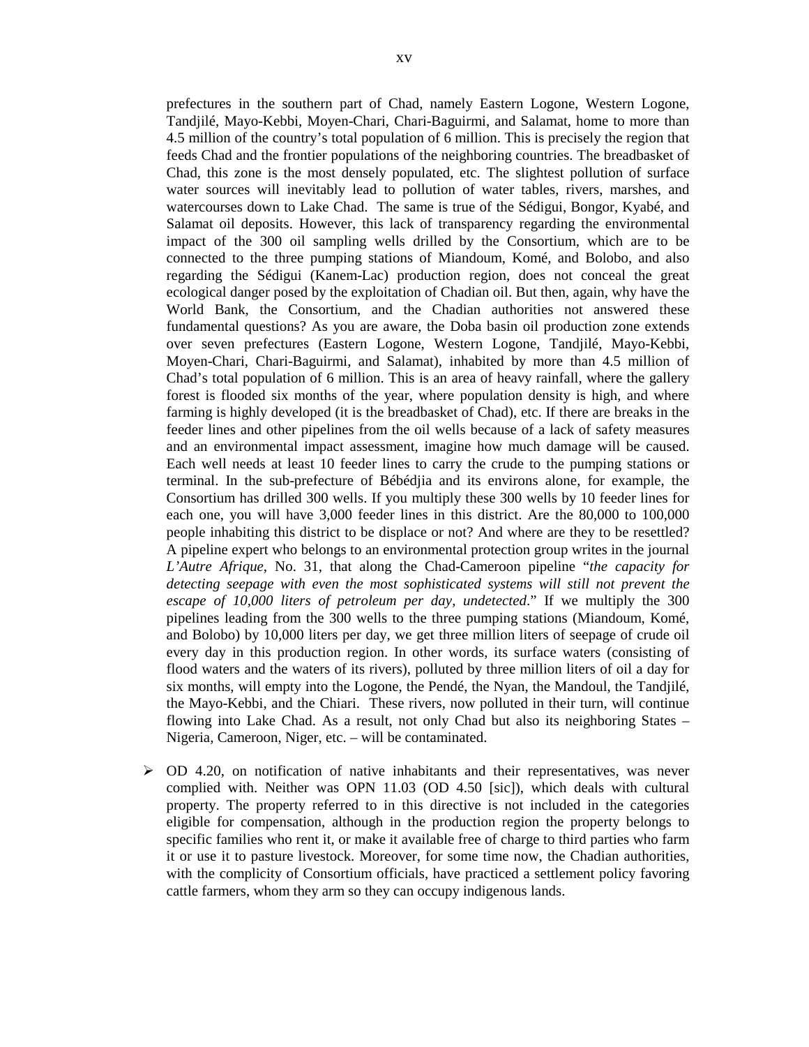prefectures in the southern part of Chad, namely Eastern Logone, Western Logone, Tandjilé, Mayo-Kebbi, Moyen-Chari, Chari-Baguirmi, and Salamat, home to more than 4.5 million of the country's total population of 6 million. This is precisely the region that feeds Chad and the frontier populations of the neighboring countries. The breadbasket of Chad, this zone is the most densely populated, etc. The slightest pollution of surface water sources will inevitably lead to pollution of water tables, rivers, marshes, and watercourses down to Lake Chad. The same is true of the Sédigui, Bongor, Kyabé, and Salamat oil deposits. However, this lack of transparency regarding the environmental impact of the 300 oil sampling wells drilled by the Consortium, which are to be connected to the three pumping stations of Miandoum, Komé, and Bolobo, and also regarding the Sédigui (Kanem-Lac) production region, does not conceal the great ecological danger posed by the exploitation of Chadian oil. But then, again, why have the World Bank, the Consortium, and the Chadian authorities not answered these fundamental questions? As you are aware, the Doba basin oil production zone extends over seven prefectures (Eastern Logone, Western Logone, Tandjilé, Mayo-Kebbi, Moyen-Chari, Chari-Baguirmi, and Salamat), inhabited by more than 4.5 million of Chad's total population of 6 million. This is an area of heavy rainfall, where the gallery forest is flooded six months of the year, where population density is high, and where farming is highly developed (it is the breadbasket of Chad), etc. If there are breaks in the feeder lines and other pipelines from the oil wells because of a lack of safety measures and an environmental impact assessment, imagine how much damage will be caused. Each well needs at least 10 feeder lines to carry the crude to the pumping stations or terminal. In the sub-prefecture of Bébédjia and its environs alone, for example, the Consortium has drilled 300 wells. If you multiply these 300 wells by 10 feeder lines for each one, you will have 3,000 feeder lines in this district. Are the 80,000 to 100,000 people inhabiting this district to be displace or not? And where are they to be resettled? A pipeline expert who belongs to an environmental protection group writes in the journal *L'Autre Afrique*, No. 31, that along the Chad-Cameroon pipeline "*the capacity for detecting seepage with even the most sophisticated systems will still not prevent the escape of 10,000 liters of petroleum per day, undetected*." If we multiply the 300 pipelines leading from the 300 wells to the three pumping stations (Miandoum, Komé, and Bolobo) by 10,000 liters per day, we get three million liters of seepage of crude oil every day in this production region. In other words, its surface waters (consisting of flood waters and the waters of its rivers), polluted by three million liters of oil a day for six months, will empty into the Logone, the Pendé, the Nyan, the Mandoul, the Tandjilé, the Mayo-Kebbi, and the Chiari. These rivers, now polluted in their turn, will continue flowing into Lake Chad. As a result, not only Chad but also its neighboring States – Nigeria, Cameroon, Niger, etc. – will be contaminated.

- OD 4.20, on notification of native inhabitants and their representatives, was never complied with. Neither was OPN 11.03 (OD 4.50 [sic]), which deals with cultural property. The property referred to in this directive is not included in the categories eligible for compensation, although in the production region the property belongs to specific families who rent it, or make it available free of charge to third parties who farm it or use it to pasture livestock. Moreover, for some time now, the Chadian authorities, with the complicity of Consortium officials, have practiced a settlement policy favoring cattle farmers, whom they arm so they can occupy indigenous lands.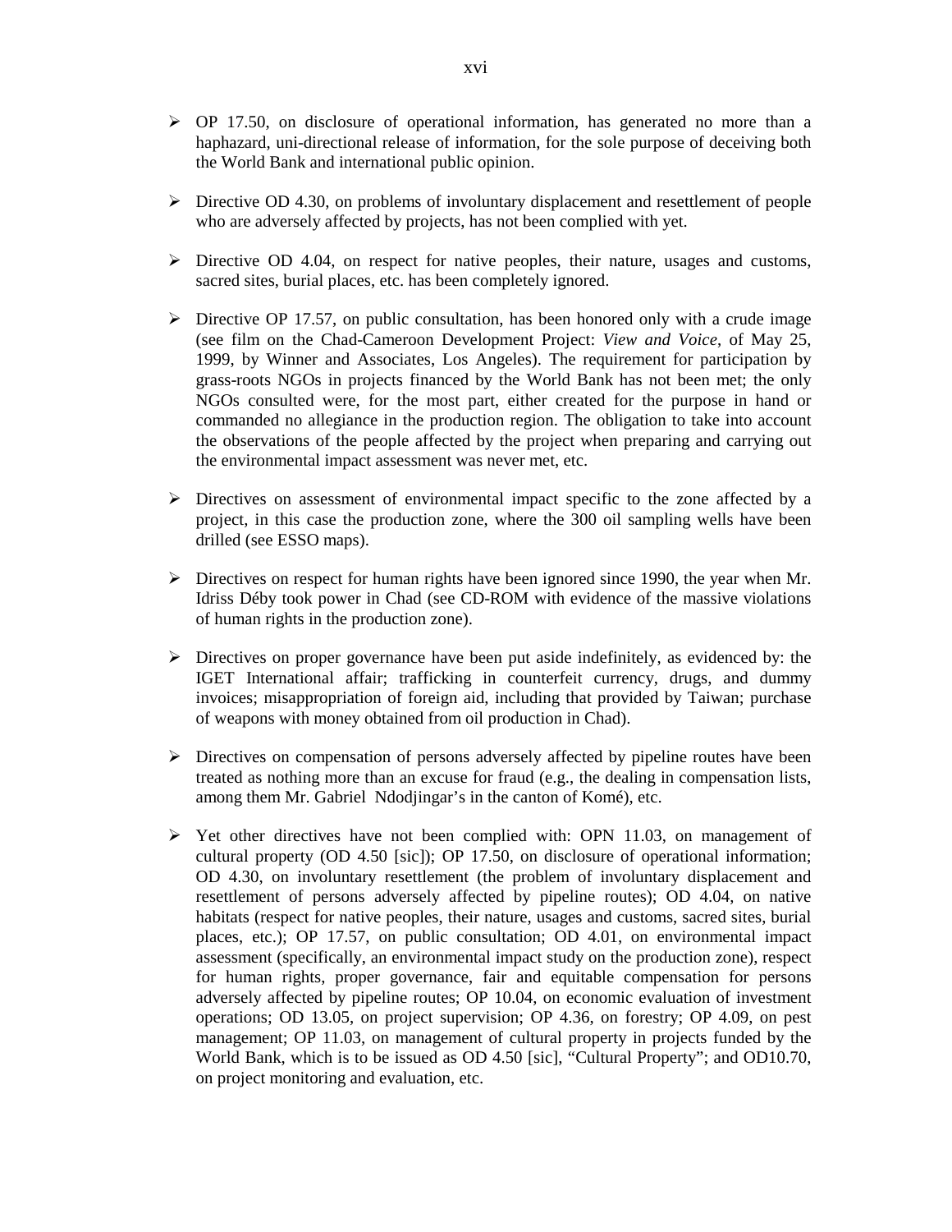- OP 17.50, on disclosure of operational information, has generated no more than a haphazard, uni-directional release of information, for the sole purpose of deceiving both the World Bank and international public opinion.

- Directive OD 4.30, on problems of involuntary displacement and resettlement of people who are adversely affected by projects, has not been complied with yet.

- Directive OD 4.04, on respect for native peoples, their nature, usages and customs, sacred sites, burial places, etc. has been completely ignored.

- Directive OP 17.57, on public consultation, has been honored only with a crude image (see film on the Chad-Cameroon Development Project: *View and Voice*, of May 25, 1999, by Winner and Associates, Los Angeles). The requirement for participation by grass-roots NGOs in projects financed by the World Bank has not been met; the only NGOs consulted were, for the most part, either created for the purpose in hand or commanded no allegiance in the production region. The obligation to take into account the observations of the people affected by the project when preparing and carrying out the environmental impact assessment was never met, etc.

- Directives on assessment of environmental impact specific to the zone affected by a project, in this case the production zone, where the 300 oil sampling wells have been drilled (see ESSO maps).

- Directives on respect for human rights have been ignored since 1990, the year when Mr. Idriss Déby took power in Chad (see CD-ROM with evidence of the massive violations of human rights in the production zone).

- Directives on proper governance have been put aside indefinitely, as evidenced by: the IGET International affair; trafficking in counterfeit currency, drugs, and dummy invoices; misappropriation of foreign aid, including that provided by Taiwan; purchase of weapons with money obtained from oil production in Chad).

- Directives on compensation of persons adversely affected by pipeline routes have been treated as nothing more than an excuse for fraud (e.g., the dealing in compensation lists, among them Mr. Gabriel Ndodjingar's in the canton of Komé), etc.

- Yet other directives have not been complied with: OPN 11.03, on management of cultural property (OD 4.50 [sic]); OP 17.50, on disclosure of operational information; OD 4.30, on involuntary resettlement (the problem of involuntary displacement and resettlement of persons adversely affected by pipeline routes); OD 4.04, on native habitats (respect for native peoples, their nature, usages and customs, sacred sites, burial places, etc.); OP 17.57, on public consultation; OD 4.01, on environmental impact assessment (specifically, an environmental impact study on the production zone), respect for human rights, proper governance, fair and equitable compensation for persons adversely affected by pipeline routes; OP 10.04, on economic evaluation of investment operations; OD 13.05, on project supervision; OP 4.36, on forestry; OP 4.09, on pest management; OP 11.03, on management of cultural property in projects funded by the World Bank, which is to be issued as OD 4.50 [sic], "Cultural Property"; and OD10.70, on project monitoring and evaluation, etc.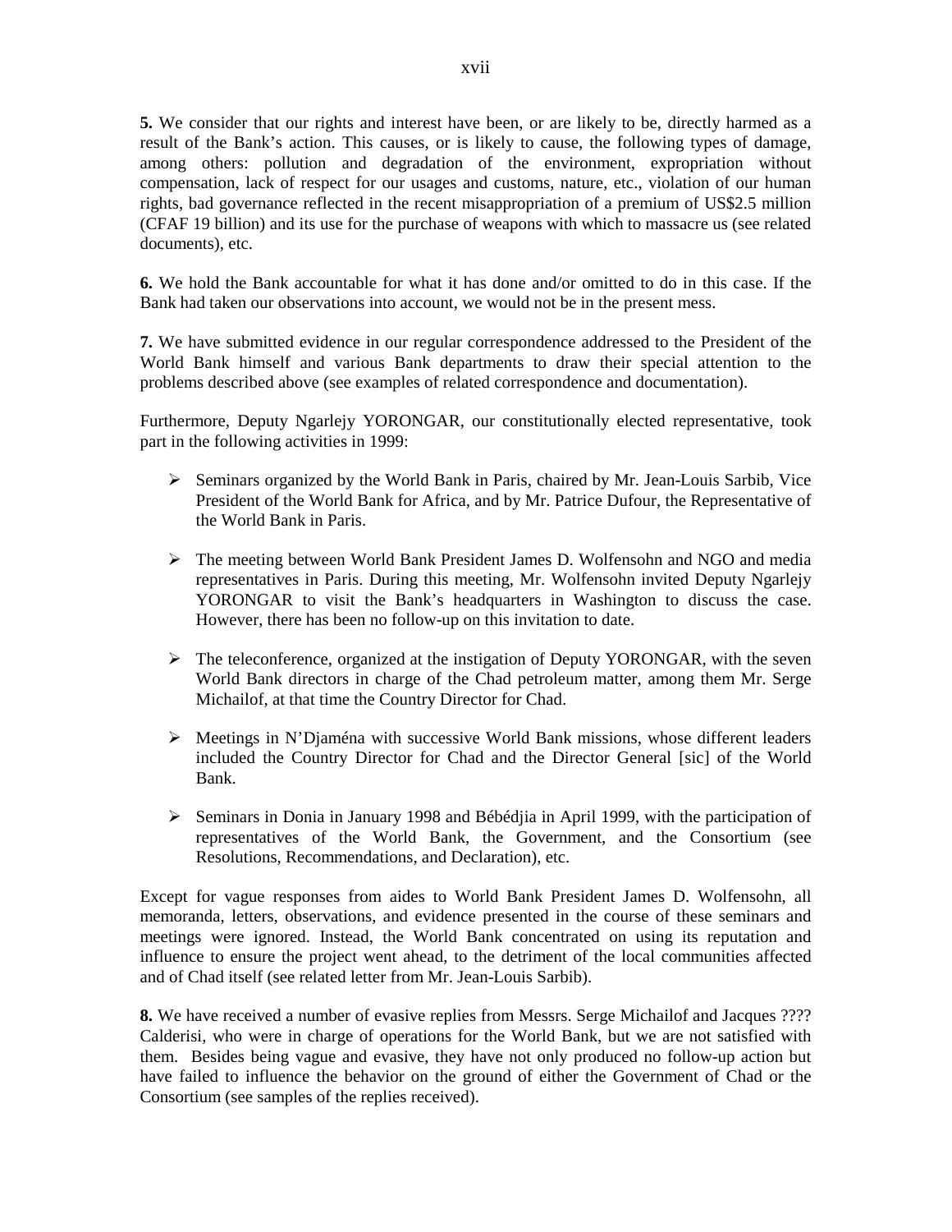**5.** We consider that our rights and interest have been, or are likely to be, directly harmed as a result of the Bank's action. This causes, or is likely to cause, the following types of damage, among others: pollution and degradation of the environment, expropriation without compensation, lack of respect for our usages and customs, nature, etc., violation of our human rights, bad governance reflected in the recent misappropriation of a premium of US$2.5 million (CFAF 19 billion) and its use for the purchase of weapons with which to massacre us (see related documents), etc.

**6.** We hold the Bank accountable for what it has done and/or omitted to do in this case. If the Bank had taken our observations into account, we would not be in the present mess.

**7.** We have submitted evidence in our regular correspondence addressed to the President of the World Bank himself and various Bank departments to draw their special attention to the problems described above (see examples of related correspondence and documentation).

Furthermore, Deputy Ngarlejy YORONGAR, our constitutionally elected representative, took part in the following activities in 1999:

- Seminars organized by the World Bank in Paris, chaired by Mr. Jean-Louis Sarbib, Vice President of the World Bank for Africa, and by Mr. Patrice Dufour, the Representative of the World Bank in Paris.
- The meeting between World Bank President James D. Wolfensohn and NGO and media representatives in Paris. During this meeting, Mr. Wolfensohn invited Deputy Ngarlejy YORONGAR to visit the Bank's headquarters in Washington to discuss the case. However, there has been no follow-up on this invitation to date.
- The teleconference, organized at the instigation of Deputy YORONGAR, with the seven World Bank directors in charge of the Chad petroleum matter, among them Mr. Serge Michailof, at that time the Country Director for Chad.
- Meetings in N'Djaména with successive World Bank missions, whose different leaders included the Country Director for Chad and the Director General [sic] of the World Bank.
- Seminars in Donia in January 1998 and Bébédjia in April 1999, with the participation of representatives of the World Bank, the Government, and the Consortium (see Resolutions, Recommendations, and Declaration), etc.

Except for vague responses from aides to World Bank President James D. Wolfensohn, all memoranda, letters, observations, and evidence presented in the course of these seminars and meetings were ignored. Instead, the World Bank concentrated on using its reputation and influence to ensure the project went ahead, to the detriment of the local communities affected and of Chad itself (see related letter from Mr. Jean-Louis Sarbib).

**8.** We have received a number of evasive replies from Messrs. Serge Michailof and Jacques ???? Calderisi, who were in charge of operations for the World Bank, but we are not satisfied with them. Besides being vague and evasive, they have not only produced no follow-up action but have failed to influence the behavior on the ground of either the Government of Chad or the Consortium (see samples of the replies received).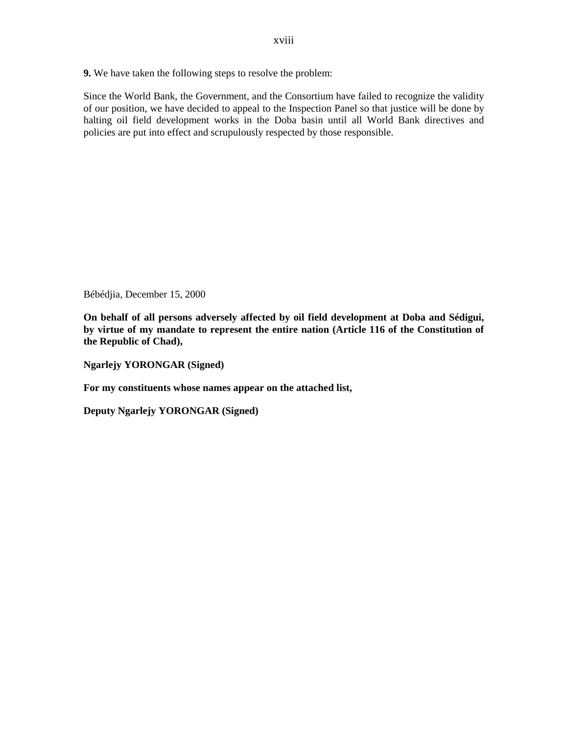**9.** We have taken the following steps to resolve the problem:

Since the World Bank, the Government, and the Consortium have failed to recognize the validity of our position, we have decided to appeal to the Inspection Panel so that justice will be done by halting oil field development works in the Doba basin until all World Bank directives and policies are put into effect and scrupulously respected by those responsible.

Bébédjia, December 15, 2000

**On behalf of all persons adversely affected by oil field development at Doba and Sédigui, by virtue of my mandate to represent the entire nation (Article 116 of the Constitution of the Republic of Chad),**

**Ngarlejy YORONGAR (Signed)**

**For my constituents whose names appear on the attached list,**

**Deputy Ngarlejy YORONGAR (Signed)**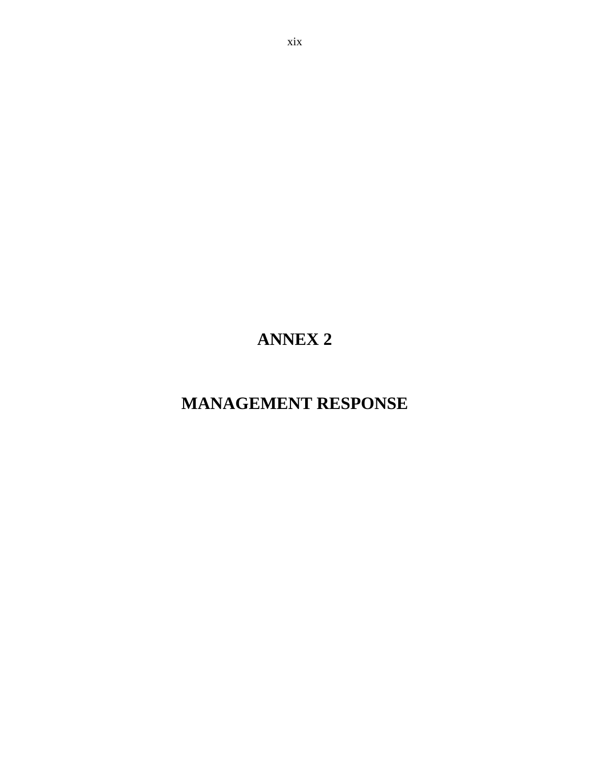# ANNEX 2

# MANAGEMENT RESPONSE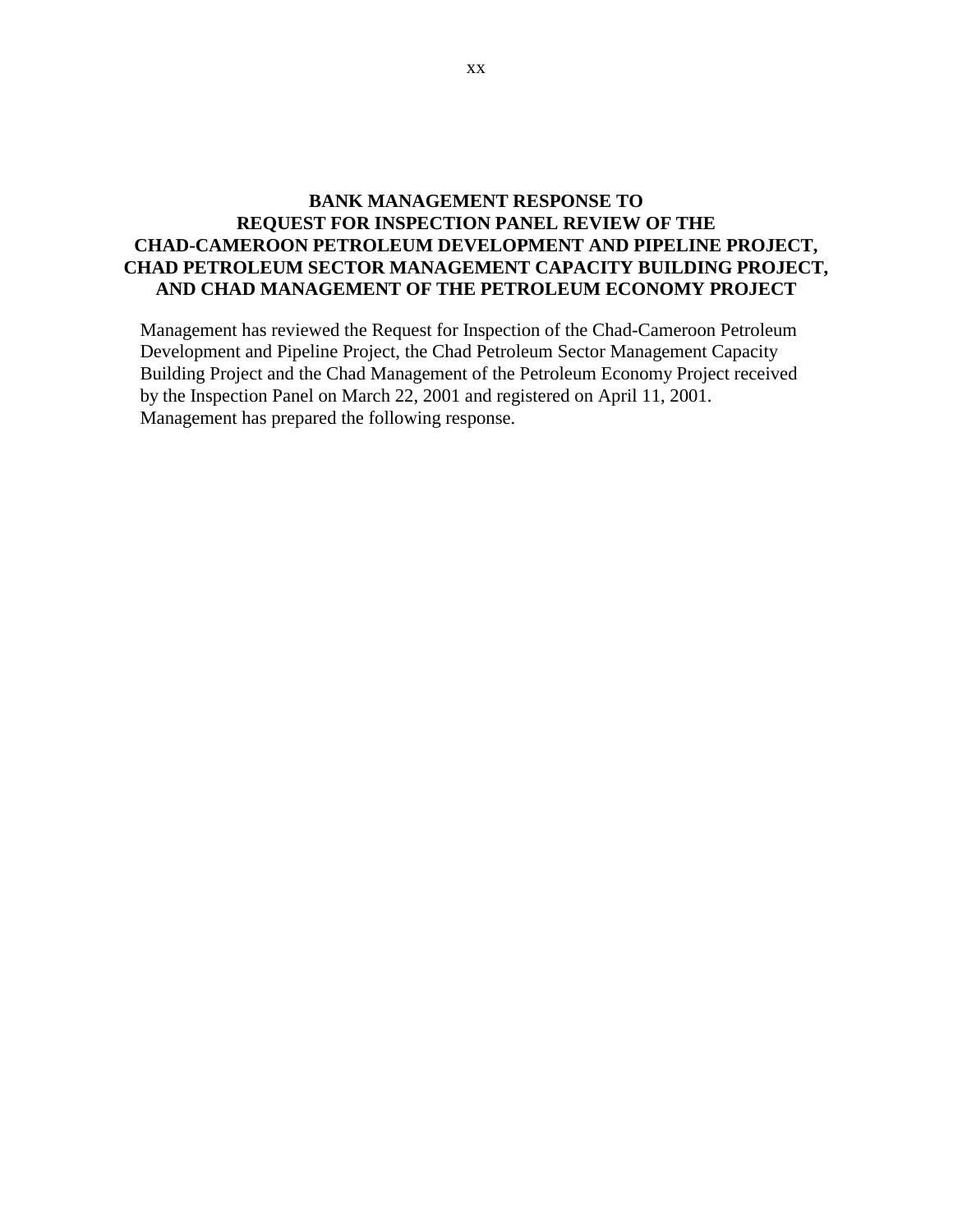# BANK MANAGEMENT RESPONSE TO REQUEST FOR INSPECTION PANEL REVIEW OF THE CHAD-CAMEROON PETROLEUM DEVELOPMENT AND PIPELINE PROJECT, CHAD PETROLEUM SECTOR MANAGEMENT CAPACITY BUILDING PROJECT, AND CHAD MANAGEMENT OF THE PETROLEUM ECONOMY PROJECT

Management has reviewed the Request for Inspection of the Chad-Cameroon Petroleum Development and Pipeline Project, the Chad Petroleum Sector Management Capacity Building Project and the Chad Management of the Petroleum Economy Project received by the Inspection Panel on March 22, 2001 and registered on April 11, 2001. Management has prepared the following response.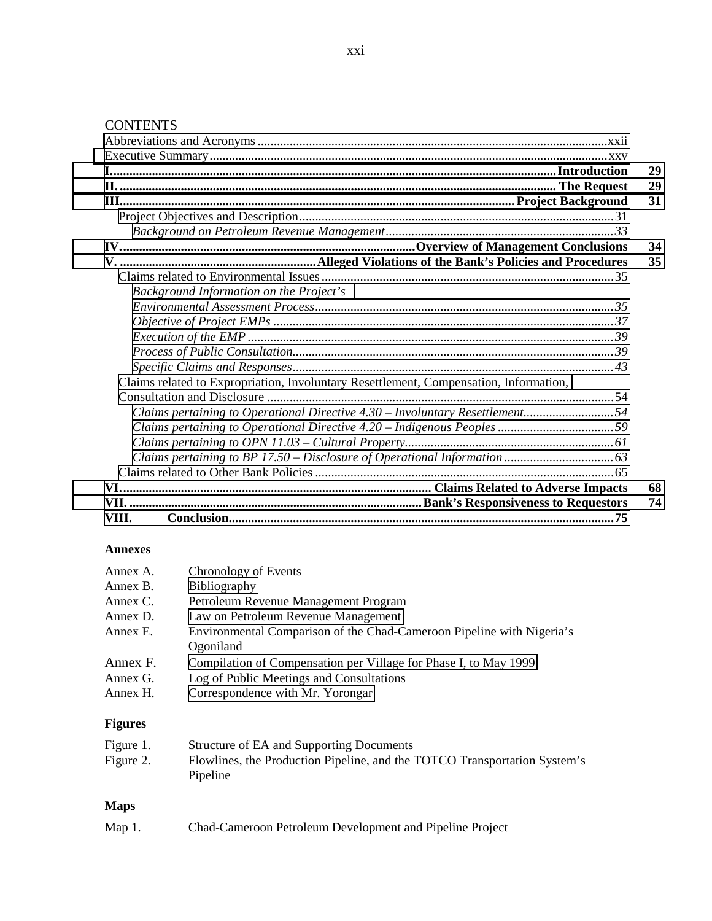## CONTENTS

- Abbreviations and Acronyms ........ xxii
- Executive Summary ........ xxv
- **I. ........ Introduction** **29**
- **II. ........ The Request** **29**
- **III. ........ Project Background** **31**
  - Project Objectives and Description ........ 31
    - *Background on Petroleum Revenue Management ........ 33*
- **IV. ........ Overview of Management Conclusions** **34**
- **V. ........ Alleged Violations of the Bank's Policies and Procedures** **35**
  - Claims related to Environmental Issues ........ 35
    - *Background Information on the Project's*
    - *Environmental Assessment Process ........ 35*
    - *Objective of Project EMPs ........ 37*
    - *Execution of the EMP ........ 39*
    - *Process of Public Consultation ........ 39*
    - *Specific Claims and Responses ........ 43*
  - Claims related to Expropriation, Involuntary Resettlement, Compensation, Information, Consultation and Disclosure ........ 54
    - *Claims pertaining to Operational Directive 4.30 – Involuntary Resettlement ........ 54*
    - *Claims pertaining to Operational Directive 4.20 – Indigenous Peoples ........ 59*
    - *Claims pertaining to OPN 11.03 – Cultural Property ........ 61*
    - *Claims pertaining to BP 17.50 – Disclosure of Operational Information ........ 63*
  - Claims related to Other Bank Policies ........ 65
- **VI. ........ Claims Related to Adverse Impacts** **68**
- **VII. ........ Bank's Responsiveness to Requestors** **74**
- **VIII. Conclusion ........ 75**

### Annexes

| | |
|---|---|
| Annex A. | Chronology of Events |
| Annex B. | Bibliography |
| Annex C. | Petroleum Revenue Management Program |
| Annex D. | Law on Petroleum Revenue Management |
| Annex E. | Environmental Comparison of the Chad-Cameroon Pipeline with Nigeria's Ogoniland |
| Annex F. | Compilation of Compensation per Village for Phase I, to May 1999 |
| Annex G. | Log of Public Meetings and Consultations |
| Annex H. | Correspondence with Mr. Yorongar |

### Figures

| | |
|---|---|
| Figure 1. | Structure of EA and Supporting Documents |
| Figure 2. | Flowlines, the Production Pipeline, and the TOTCO Transportation System's Pipeline |

### Maps

| | |
|---|---|
| Map 1. | Chad-Cameroon Petroleum Development and Pipeline Project |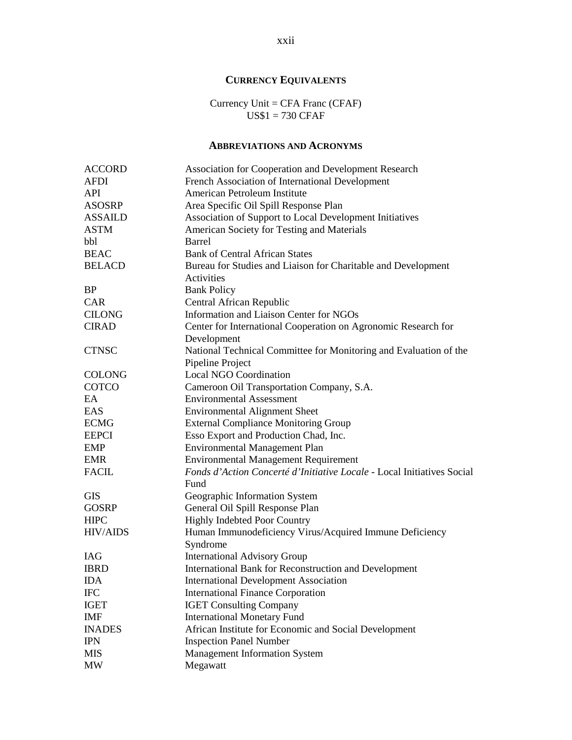## Currency Equivalents

Currency Unit = CFA Franc (CFAF)
US$1 = 730 CFAF

## Abbreviations and Acronyms

| | |
|---|---|
| ACCORD | Association for Cooperation and Development Research |
| AFDI | French Association of International Development |
| API | American Petroleum Institute |
| ASOSRP | Area Specific Oil Spill Response Plan |
| ASSAILD | Association of Support to Local Development Initiatives |
| ASTM | American Society for Testing and Materials |
| bbl | Barrel |
| BEAC | Bank of Central African States |
| BELACD | Bureau for Studies and Liaison for Charitable and Development Activities |
| BP | Bank Policy |
| CAR | Central African Republic |
| CILONG | Information and Liaison Center for NGOs |
| CIRAD | Center for International Cooperation on Agronomic Research for Development |
| CTNSC | National Technical Committee for Monitoring and Evaluation of the Pipeline Project |
| COLONG | Local NGO Coordination |
| COTCO | Cameroon Oil Transportation Company, S.A. |
| EA | Environmental Assessment |
| EAS | Environmental Alignment Sheet |
| ECMG | External Compliance Monitoring Group |
| EEPCI | Esso Export and Production Chad, Inc. |
| EMP | Environmental Management Plan |
| EMR | Environmental Management Requirement |
| FACIL | *Fonds d'Action Concerté d'Initiative Locale* - Local Initiatives Social Fund |
| GIS | Geographic Information System |
| GOSRP | General Oil Spill Response Plan |
| HIPC | Highly Indebted Poor Country |
| HIV/AIDS | Human Immunodeficiency Virus/Acquired Immune Deficiency Syndrome |
| IAG | International Advisory Group |
| IBRD | International Bank for Reconstruction and Development |
| IDA | International Development Association |
| IFC | International Finance Corporation |
| IGET | IGET Consulting Company |
| IMF | International Monetary Fund |
| INADES | African Institute for Economic and Social Development |
| IPN | Inspection Panel Number |
| MIS | Management Information System |
| MW | Megawatt |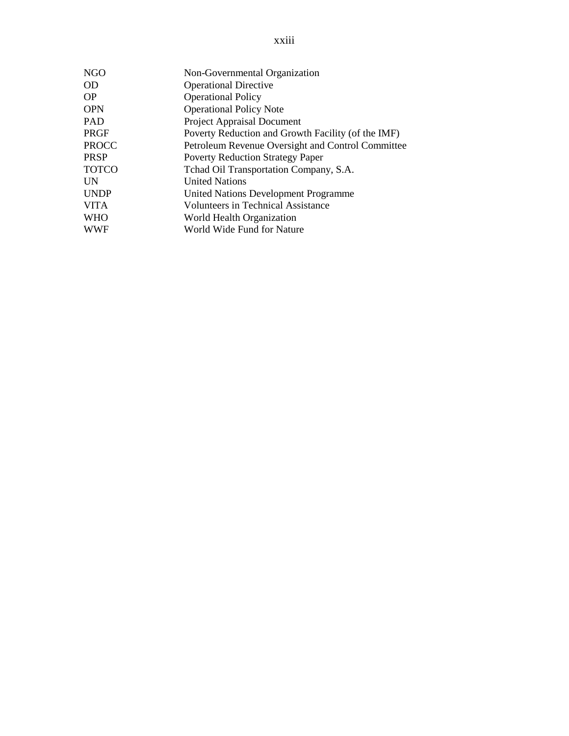| | |
|---|---|
| NGO | Non-Governmental Organization |
| OD | Operational Directive |
| OP | Operational Policy |
| OPN | Operational Policy Note |
| PAD | Project Appraisal Document |
| PRGF | Poverty Reduction and Growth Facility (of the IMF) |
| PROCC | Petroleum Revenue Oversight and Control Committee |
| PRSP | Poverty Reduction Strategy Paper |
| TOTCO | Tchad Oil Transportation Company, S.A. |
| UN | United Nations |
| UNDP | United Nations Development Programme |
| VITA | Volunteers in Technical Assistance |
| WHO | World Health Organization |
| WWF | World Wide Fund for Nature |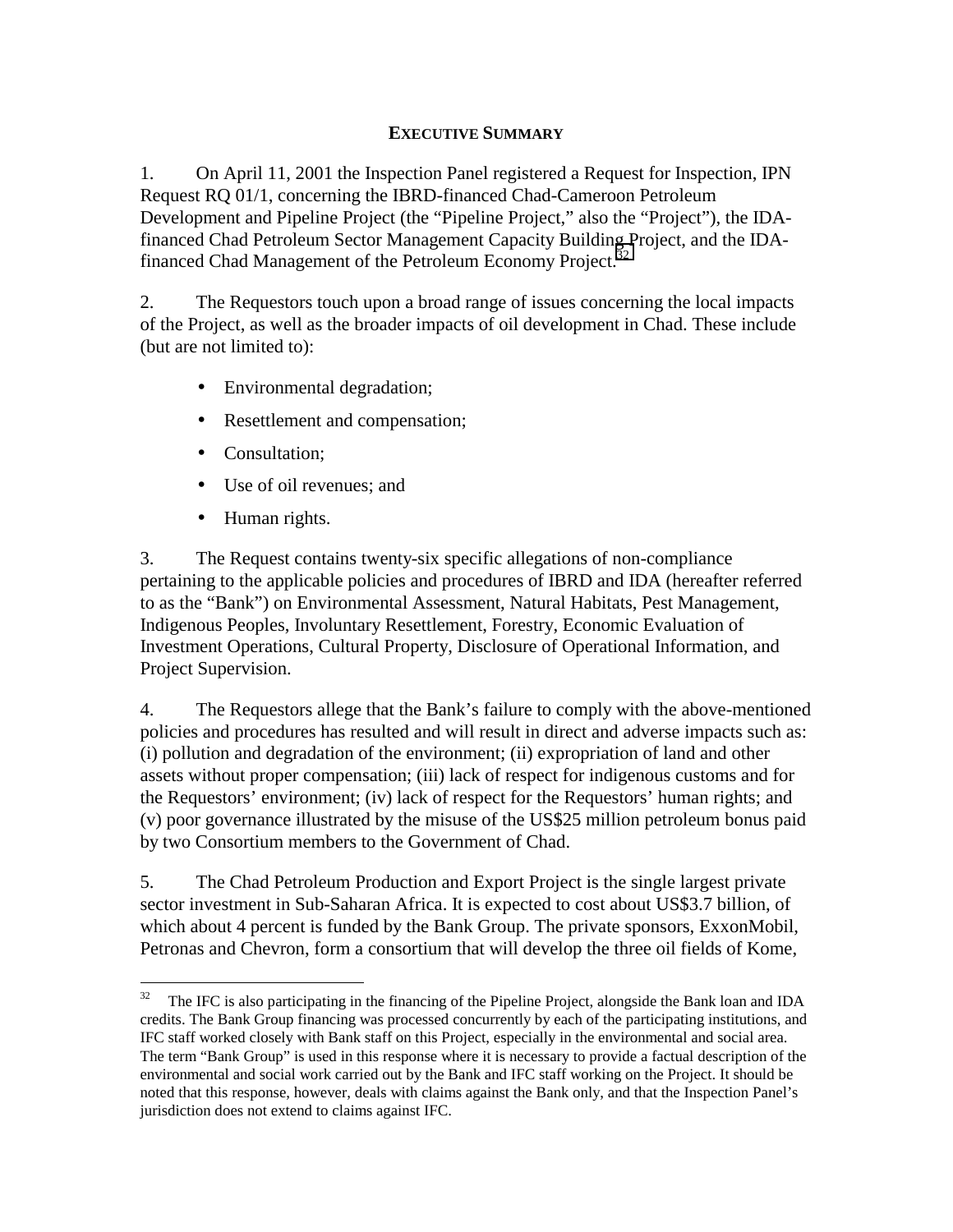## EXECUTIVE SUMMARY

1. On April 11, 2001 the Inspection Panel registered a Request for Inspection, IPN Request RQ 01/1, concerning the IBRD-financed Chad-Cameroon Petroleum Development and Pipeline Project (the "Pipeline Project," also the "Project"), the IDA-financed Chad Petroleum Sector Management Capacity Building Project, and the IDA-financed Chad Management of the Petroleum Economy Project.[32]

2. The Requestors touch upon a broad range of issues concerning the local impacts of the Project, as well as the broader impacts of oil development in Chad. These include (but are not limited to):

- Environmental degradation;
- Resettlement and compensation;
- Consultation;
- Use of oil revenues; and
- Human rights.

3. The Request contains twenty-six specific allegations of non-compliance pertaining to the applicable policies and procedures of IBRD and IDA (hereafter referred to as the "Bank") on Environmental Assessment, Natural Habitats, Pest Management, Indigenous Peoples, Involuntary Resettlement, Forestry, Economic Evaluation of Investment Operations, Cultural Property, Disclosure of Operational Information, and Project Supervision.

4. The Requestors allege that the Bank's failure to comply with the above-mentioned policies and procedures has resulted and will result in direct and adverse impacts such as: (i) pollution and degradation of the environment; (ii) expropriation of land and other assets without proper compensation; (iii) lack of respect for indigenous customs and for the Requestors' environment; (iv) lack of respect for the Requestors' human rights; and (v) poor governance illustrated by the misuse of the US$25 million petroleum bonus paid by two Consortium members to the Government of Chad.

5. The Chad Petroleum Production and Export Project is the single largest private sector investment in Sub-Saharan Africa. It is expected to cost about US$3.7 billion, of which about 4 percent is funded by the Bank Group. The private sponsors, ExxonMobil, Petronas and Chevron, form a consortium that will develop the three oil fields of Kome,

---

[32] The IFC is also participating in the financing of the Pipeline Project, alongside the Bank loan and IDA credits. The Bank Group financing was processed concurrently by each of the participating institutions, and IFC staff worked closely with Bank staff on this Project, especially in the environmental and social area. The term "Bank Group" is used in this response where it is necessary to provide a factual description of the environmental and social work carried out by the Bank and IFC staff working on the Project. It should be noted that this response, however, deals with claims against the Bank only, and that the Inspection Panel's jurisdiction does not extend to claims against IFC.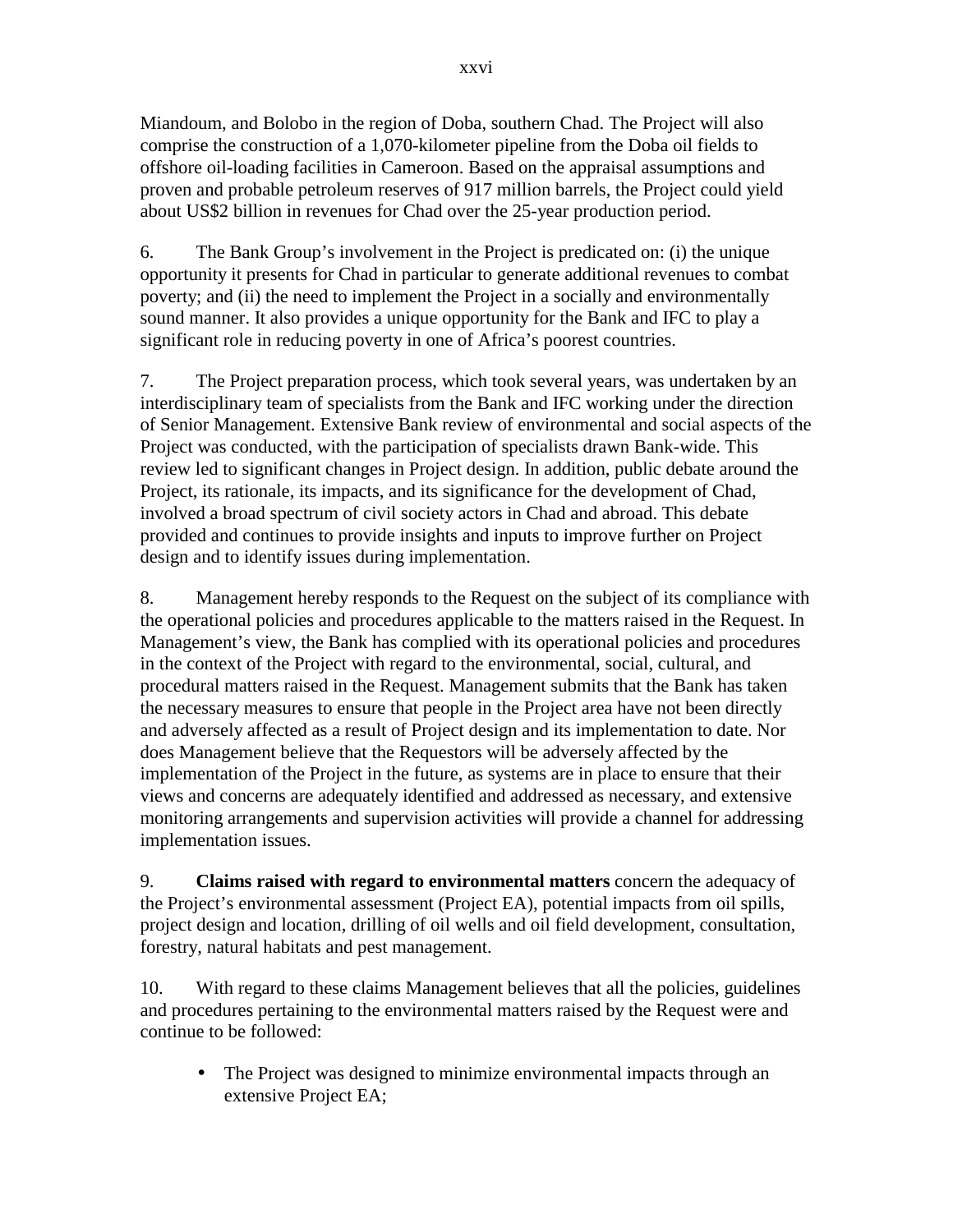Miandoum, and Bolobo in the region of Doba, southern Chad. The Project will also comprise the construction of a 1,070-kilometer pipeline from the Doba oil fields to offshore oil-loading facilities in Cameroon. Based on the appraisal assumptions and proven and probable petroleum reserves of 917 million barrels, the Project could yield about US$2 billion in revenues for Chad over the 25-year production period.

6. The Bank Group's involvement in the Project is predicated on: (i) the unique opportunity it presents for Chad in particular to generate additional revenues to combat poverty; and (ii) the need to implement the Project in a socially and environmentally sound manner. It also provides a unique opportunity for the Bank and IFC to play a significant role in reducing poverty in one of Africa's poorest countries.

7. The Project preparation process, which took several years, was undertaken by an interdisciplinary team of specialists from the Bank and IFC working under the direction of Senior Management. Extensive Bank review of environmental and social aspects of the Project was conducted, with the participation of specialists drawn Bank-wide. This review led to significant changes in Project design. In addition, public debate around the Project, its rationale, its impacts, and its significance for the development of Chad, involved a broad spectrum of civil society actors in Chad and abroad. This debate provided and continues to provide insights and inputs to improve further on Project design and to identify issues during implementation.

8. Management hereby responds to the Request on the subject of its compliance with the operational policies and procedures applicable to the matters raised in the Request. In Management's view, the Bank has complied with its operational policies and procedures in the context of the Project with regard to the environmental, social, cultural, and procedural matters raised in the Request. Management submits that the Bank has taken the necessary measures to ensure that people in the Project area have not been directly and adversely affected as a result of Project design and its implementation to date. Nor does Management believe that the Requestors will be adversely affected by the implementation of the Project in the future, as systems are in place to ensure that their views and concerns are adequately identified and addressed as necessary, and extensive monitoring arrangements and supervision activities will provide a channel for addressing implementation issues.

9. **Claims raised with regard to environmental matters** concern the adequacy of the Project's environmental assessment (Project EA), potential impacts from oil spills, project design and location, drilling of oil wells and oil field development, consultation, forestry, natural habitats and pest management.

10. With regard to these claims Management believes that all the policies, guidelines and procedures pertaining to the environmental matters raised by the Request were and continue to be followed:

- The Project was designed to minimize environmental impacts through an extensive Project EA;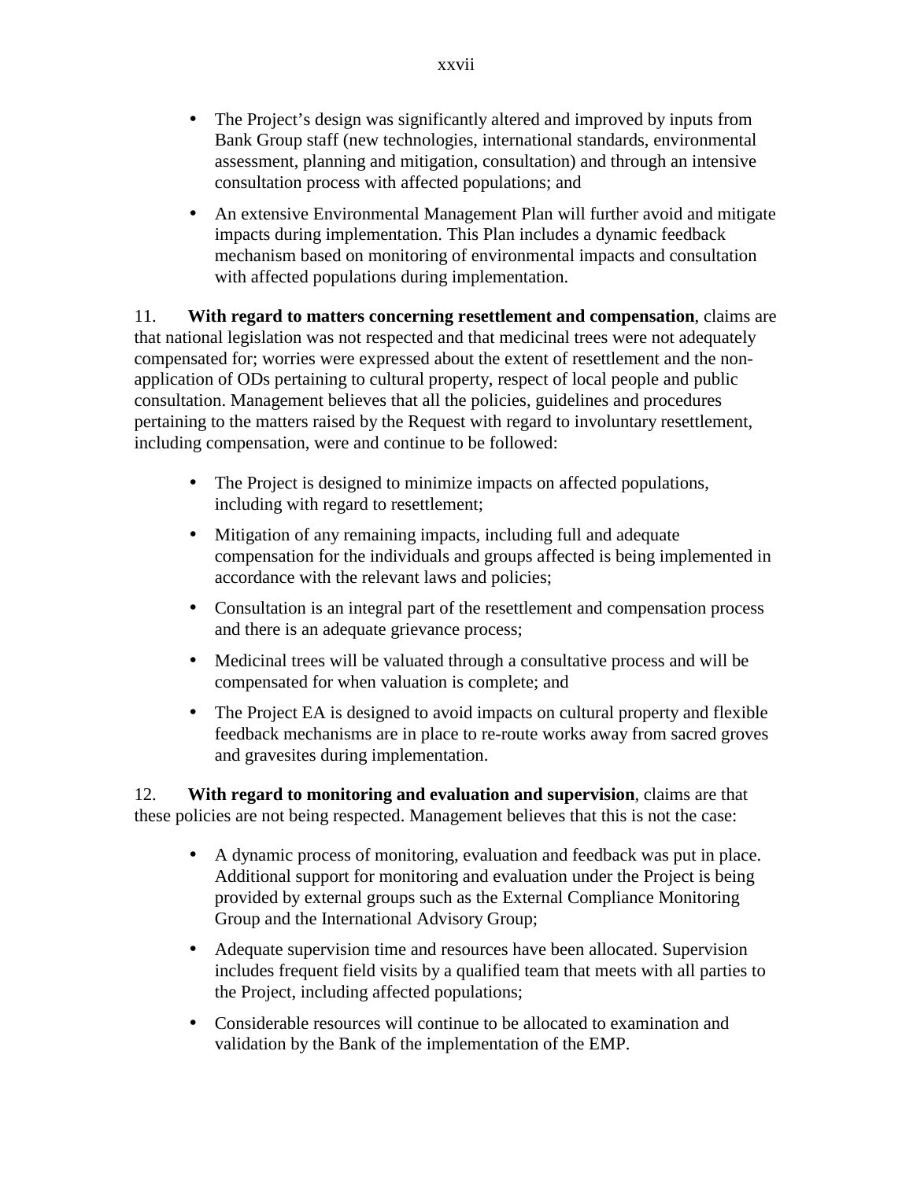- The Project's design was significantly altered and improved by inputs from Bank Group staff (new technologies, international standards, environmental assessment, planning and mitigation, consultation) and through an intensive consultation process with affected populations; and

- An extensive Environmental Management Plan will further avoid and mitigate impacts during implementation. This Plan includes a dynamic feedback mechanism based on monitoring of environmental impacts and consultation with affected populations during implementation.

11. **With regard to matters concerning resettlement and compensation**, claims are that national legislation was not respected and that medicinal trees were not adequately compensated for; worries were expressed about the extent of resettlement and the non-application of ODs pertaining to cultural property, respect of local people and public consultation. Management believes that all the policies, guidelines and procedures pertaining to the matters raised by the Request with regard to involuntary resettlement, including compensation, were and continue to be followed:

- The Project is designed to minimize impacts on affected populations, including with regard to resettlement;

- Mitigation of any remaining impacts, including full and adequate compensation for the individuals and groups affected is being implemented in accordance with the relevant laws and policies;

- Consultation is an integral part of the resettlement and compensation process and there is an adequate grievance process;

- Medicinal trees will be valuated through a consultative process and will be compensated for when valuation is complete; and

- The Project EA is designed to avoid impacts on cultural property and flexible feedback mechanisms are in place to re-route works away from sacred groves and gravesites during implementation.

12. **With regard to monitoring and evaluation and supervision**, claims are that these policies are not being respected. Management believes that this is not the case:

- A dynamic process of monitoring, evaluation and feedback was put in place. Additional support for monitoring and evaluation under the Project is being provided by external groups such as the External Compliance Monitoring Group and the International Advisory Group;

- Adequate supervision time and resources have been allocated. Supervision includes frequent field visits by a qualified team that meets with all parties to the Project, including affected populations;

- Considerable resources will continue to be allocated to examination and validation by the Bank of the implementation of the EMP.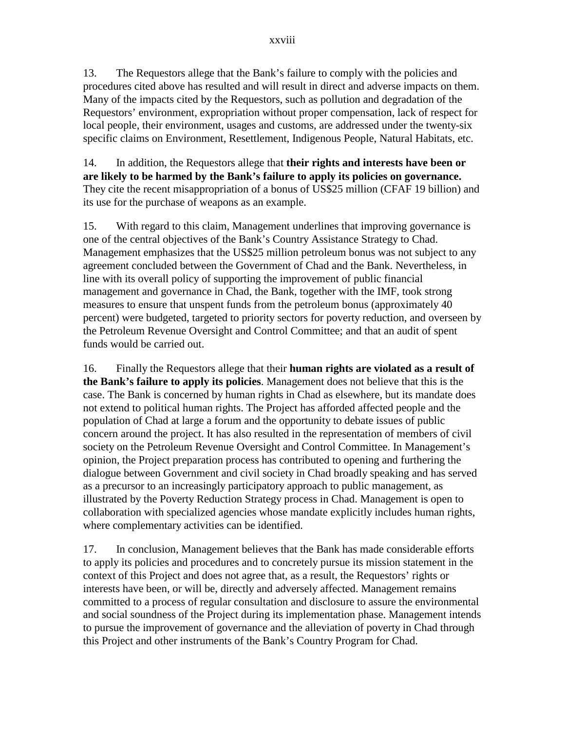13. The Requestors allege that the Bank's failure to comply with the policies and procedures cited above has resulted and will result in direct and adverse impacts on them. Many of the impacts cited by the Requestors, such as pollution and degradation of the Requestors' environment, expropriation without proper compensation, lack of respect for local people, their environment, usages and customs, are addressed under the twenty-six specific claims on Environment, Resettlement, Indigenous People, Natural Habitats, etc.

14. In addition, the Requestors allege that **their rights and interests have been or are likely to be harmed by the Bank's failure to apply its policies on governance.** They cite the recent misappropriation of a bonus of US$25 million (CFAF 19 billion) and its use for the purchase of weapons as an example.

15. With regard to this claim, Management underlines that improving governance is one of the central objectives of the Bank's Country Assistance Strategy to Chad. Management emphasizes that the US$25 million petroleum bonus was not subject to any agreement concluded between the Government of Chad and the Bank. Nevertheless, in line with its overall policy of supporting the improvement of public financial management and governance in Chad, the Bank, together with the IMF, took strong measures to ensure that unspent funds from the petroleum bonus (approximately 40 percent) were budgeted, targeted to priority sectors for poverty reduction, and overseen by the Petroleum Revenue Oversight and Control Committee; and that an audit of spent funds would be carried out.

16. Finally the Requestors allege that their **human rights are violated as a result of the Bank's failure to apply its policies**. Management does not believe that this is the case. The Bank is concerned by human rights in Chad as elsewhere, but its mandate does not extend to political human rights. The Project has afforded affected people and the population of Chad at large a forum and the opportunity to debate issues of public concern around the project. It has also resulted in the representation of members of civil society on the Petroleum Revenue Oversight and Control Committee. In Management's opinion, the Project preparation process has contributed to opening and furthering the dialogue between Government and civil society in Chad broadly speaking and has served as a precursor to an increasingly participatory approach to public management, as illustrated by the Poverty Reduction Strategy process in Chad. Management is open to collaboration with specialized agencies whose mandate explicitly includes human rights, where complementary activities can be identified.

17. In conclusion, Management believes that the Bank has made considerable efforts to apply its policies and procedures and to concretely pursue its mission statement in the context of this Project and does not agree that, as a result, the Requestors' rights or interests have been, or will be, directly and adversely affected. Management remains committed to a process of regular consultation and disclosure to assure the environmental and social soundness of the Project during its implementation phase. Management intends to pursue the improvement of governance and the alleviation of poverty in Chad through this Project and other instruments of the Bank's Country Program for Chad.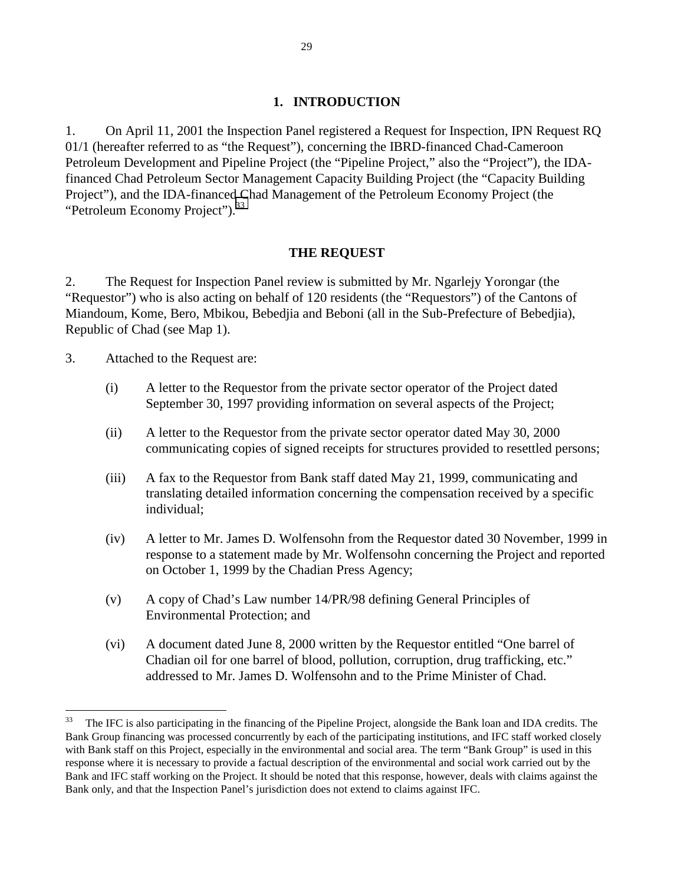## 1. INTRODUCTION

1. On April 11, 2001 the Inspection Panel registered a Request for Inspection, IPN Request RQ 01/1 (hereafter referred to as "the Request"), concerning the IBRD-financed Chad-Cameroon Petroleum Development and Pipeline Project (the "Pipeline Project," also the "Project"), the IDA-financed Chad Petroleum Sector Management Capacity Building Project (the "Capacity Building Project"), and the IDA-financed Chad Management of the Petroleum Economy Project (the "Petroleum Economy Project").[33]

### THE REQUEST

2. The Request for Inspection Panel review is submitted by Mr. Ngarlejy Yorongar (the "Requestor") who is also acting on behalf of 120 residents (the "Requestors") of the Cantons of Miandoum, Kome, Bero, Mbikou, Bebedjia and Beboni (all in the Sub-Prefecture of Bebedjia), Republic of Chad (see Map 1).

3. Attached to the Request are:

(i) A letter to the Requestor from the private sector operator of the Project dated September 30, 1997 providing information on several aspects of the Project;

(ii) A letter to the Requestor from the private sector operator dated May 30, 2000 communicating copies of signed receipts for structures provided to resettled persons;

(iii) A fax to the Requestor from Bank staff dated May 21, 1999, communicating and translating detailed information concerning the compensation received by a specific individual;

(iv) A letter to Mr. James D. Wolfensohn from the Requestor dated 30 November, 1999 in response to a statement made by Mr. Wolfensohn concerning the Project and reported on October 1, 1999 by the Chadian Press Agency;

(v) A copy of Chad's Law number 14/PR/98 defining General Principles of Environmental Protection; and

(vi) A document dated June 8, 2000 written by the Requestor entitled "One barrel of Chadian oil for one barrel of blood, pollution, corruption, drug trafficking, etc." addressed to Mr. James D. Wolfensohn and to the Prime Minister of Chad.

---

[33] The IFC is also participating in the financing of the Pipeline Project, alongside the Bank loan and IDA credits. The Bank Group financing was processed concurrently by each of the participating institutions, and IFC staff worked closely with Bank staff on this Project, especially in the environmental and social area. The term "Bank Group" is used in this response where it is necessary to provide a factual description of the environmental and social work carried out by the Bank and IFC staff working on the Project. It should be noted that this response, however, deals with claims against the Bank only, and that the Inspection Panel's jurisdiction does not extend to claims against IFC.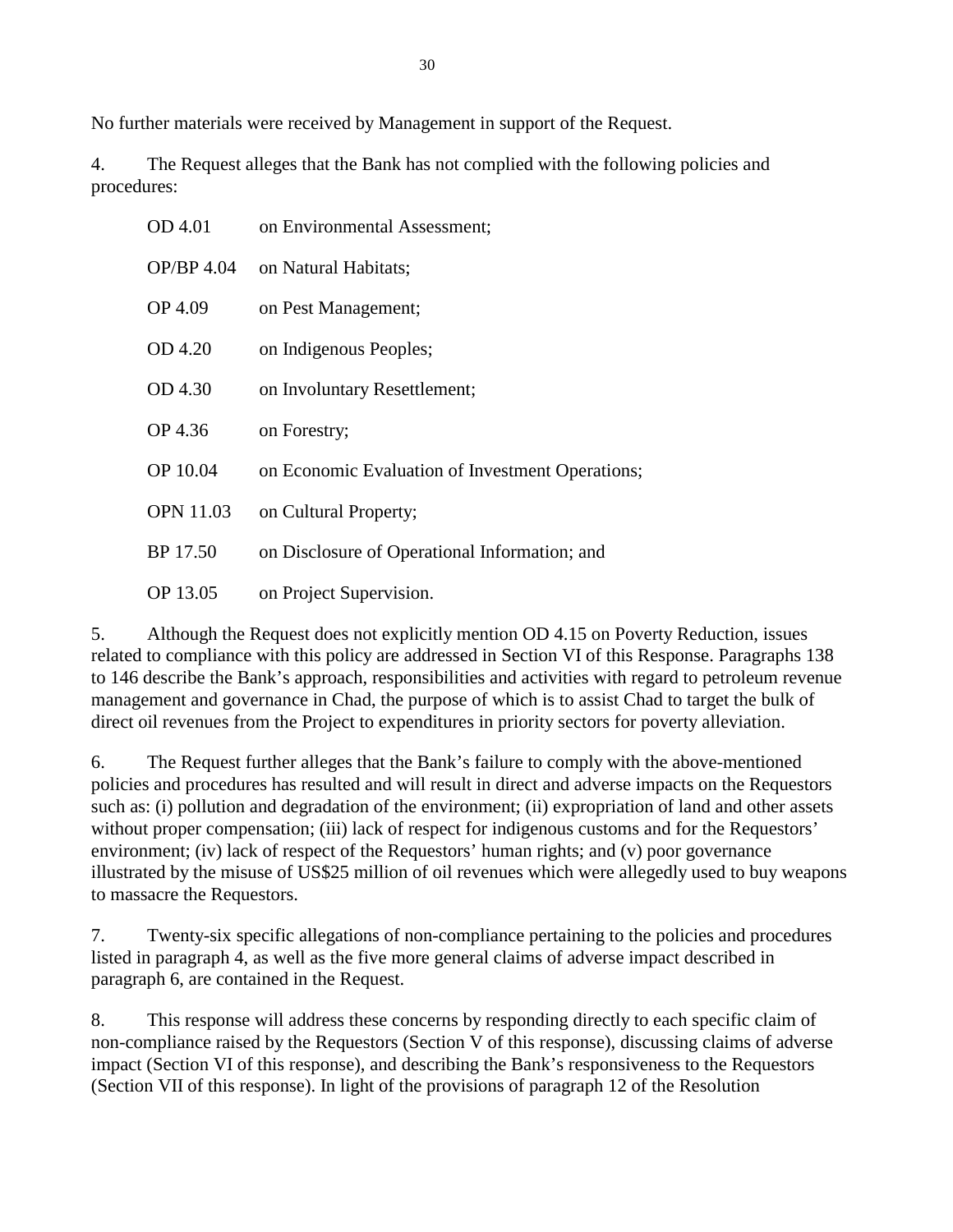No further materials were received by Management in support of the Request.

4. The Request alleges that the Bank has not complied with the following policies and procedures:

| | |
|---|---|
| OD 4.01 | on Environmental Assessment; |
| OP/BP 4.04 | on Natural Habitats; |
| OP 4.09 | on Pest Management; |
| OD 4.20 | on Indigenous Peoples; |
| OD 4.30 | on Involuntary Resettlement; |
| OP 4.36 | on Forestry; |
| OP 10.04 | on Economic Evaluation of Investment Operations; |
| OPN 11.03 | on Cultural Property; |
| BP 17.50 | on Disclosure of Operational Information; and |
| OP 13.05 | on Project Supervision. |

5. Although the Request does not explicitly mention OD 4.15 on Poverty Reduction, issues related to compliance with this policy are addressed in Section VI of this Response. Paragraphs 138 to 146 describe the Bank's approach, responsibilities and activities with regard to petroleum revenue management and governance in Chad, the purpose of which is to assist Chad to target the bulk of direct oil revenues from the Project to expenditures in priority sectors for poverty alleviation.

6. The Request further alleges that the Bank's failure to comply with the above-mentioned policies and procedures has resulted and will result in direct and adverse impacts on the Requestors such as: (i) pollution and degradation of the environment; (ii) expropriation of land and other assets without proper compensation; (iii) lack of respect for indigenous customs and for the Requestors' environment; (iv) lack of respect of the Requestors' human rights; and (v) poor governance illustrated by the misuse of US$25 million of oil revenues which were allegedly used to buy weapons to massacre the Requestors.

7. Twenty-six specific allegations of non-compliance pertaining to the policies and procedures listed in paragraph 4, as well as the five more general claims of adverse impact described in paragraph 6, are contained in the Request.

8. This response will address these concerns by responding directly to each specific claim of non-compliance raised by the Requestors (Section V of this response), discussing claims of adverse impact (Section VI of this response), and describing the Bank's responsiveness to the Requestors (Section VII of this response). In light of the provisions of paragraph 12 of the Resolution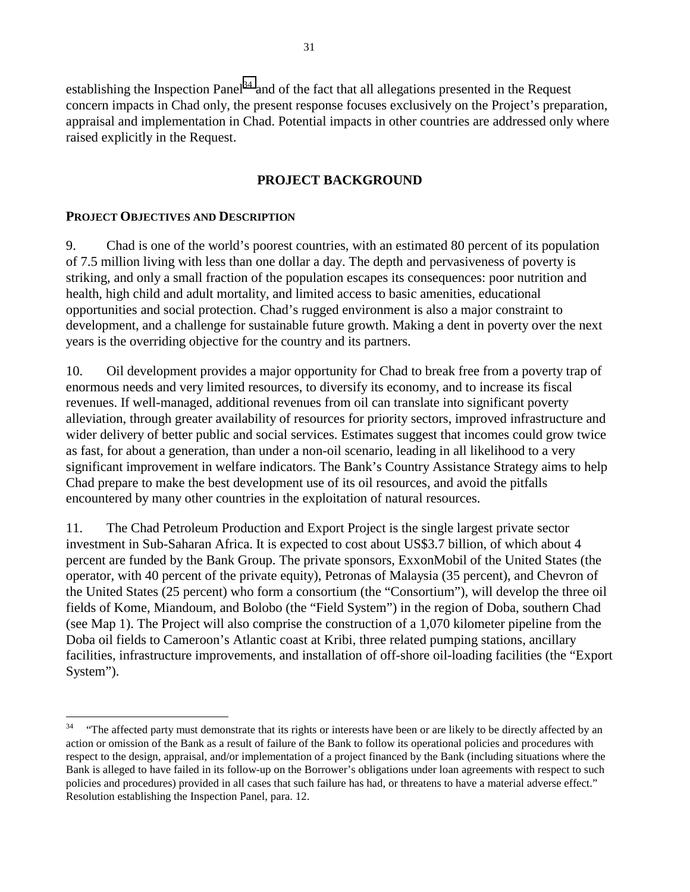establishing the Inspection Panel[34] and of the fact that all allegations presented in the Request concern impacts in Chad only, the present response focuses exclusively on the Project's preparation, appraisal and implementation in Chad. Potential impacts in other countries are addressed only where raised explicitly in the Request.

## PROJECT BACKGROUND

### PROJECT OBJECTIVES AND DESCRIPTION

9. Chad is one of the world's poorest countries, with an estimated 80 percent of its population of 7.5 million living with less than one dollar a day. The depth and pervasiveness of poverty is striking, and only a small fraction of the population escapes its consequences: poor nutrition and health, high child and adult mortality, and limited access to basic amenities, educational opportunities and social protection. Chad's rugged environment is also a major constraint to development, and a challenge for sustainable future growth. Making a dent in poverty over the next years is the overriding objective for the country and its partners.

10. Oil development provides a major opportunity for Chad to break free from a poverty trap of enormous needs and very limited resources, to diversify its economy, and to increase its fiscal revenues. If well-managed, additional revenues from oil can translate into significant poverty alleviation, through greater availability of resources for priority sectors, improved infrastructure and wider delivery of better public and social services. Estimates suggest that incomes could grow twice as fast, for about a generation, than under a non-oil scenario, leading in all likelihood to a very significant improvement in welfare indicators. The Bank's Country Assistance Strategy aims to help Chad prepare to make the best development use of its oil resources, and avoid the pitfalls encountered by many other countries in the exploitation of natural resources.

11. The Chad Petroleum Production and Export Project is the single largest private sector investment in Sub-Saharan Africa. It is expected to cost about US$3.7 billion, of which about 4 percent are funded by the Bank Group. The private sponsors, ExxonMobil of the United States (the operator, with 40 percent of the private equity), Petronas of Malaysia (35 percent), and Chevron of the United States (25 percent) who form a consortium (the "Consortium"), will develop the three oil fields of Kome, Miandoum, and Bolobo (the "Field System") in the region of Doba, southern Chad (see Map 1). The Project will also comprise the construction of a 1,070 kilometer pipeline from the Doba oil fields to Cameroon's Atlantic coast at Kribi, three related pumping stations, ancillary facilities, infrastructure improvements, and installation of off-shore oil-loading facilities (the "Export System").

---

[34] "The affected party must demonstrate that its rights or interests have been or are likely to be directly affected by an action or omission of the Bank as a result of failure of the Bank to follow its operational policies and procedures with respect to the design, appraisal, and/or implementation of a project financed by the Bank (including situations where the Bank is alleged to have failed in its follow-up on the Borrower's obligations under loan agreements with respect to such policies and procedures) provided in all cases that such failure has had, or threatens to have a material adverse effect." Resolution establishing the Inspection Panel, para. 12.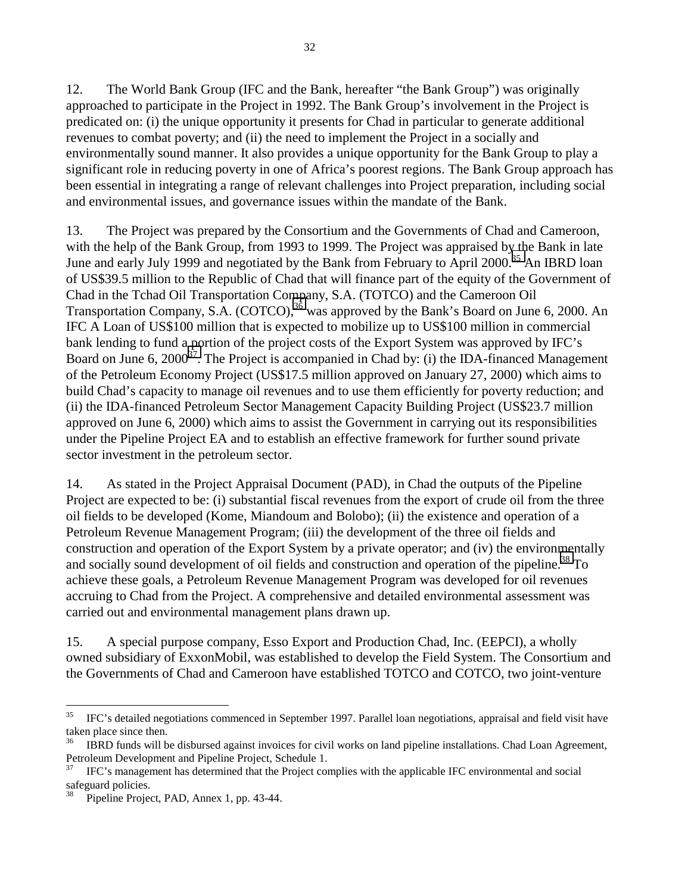12. The World Bank Group (IFC and the Bank, hereafter "the Bank Group") was originally approached to participate in the Project in 1992. The Bank Group's involvement in the Project is predicated on: (i) the unique opportunity it presents for Chad in particular to generate additional revenues to combat poverty; and (ii) the need to implement the Project in a socially and environmentally sound manner. It also provides a unique opportunity for the Bank Group to play a significant role in reducing poverty in one of Africa's poorest regions. The Bank Group approach has been essential in integrating a range of relevant challenges into Project preparation, including social and environmental issues, and governance issues within the mandate of the Bank.

13. The Project was prepared by the Consortium and the Governments of Chad and Cameroon, with the help of the Bank Group, from 1993 to 1999. The Project was appraised by the Bank in late June and early July 1999 and negotiated by the Bank from February to April 2000.[35] An IBRD loan of US$39.5 million to the Republic of Chad that will finance part of the equity of the Government of Chad in the Tchad Oil Transportation Company, S.A. (TOTCO) and the Cameroon Oil Transportation Company, S.A. (COTCO),[36] was approved by the Bank's Board on June 6, 2000. An IFC A Loan of US$100 million that is expected to mobilize up to US$100 million in commercial bank lending to fund a portion of the project costs of the Export System was approved by IFC's Board on June 6, 2000[37]. The Project is accompanied in Chad by: (i) the IDA-financed Management of the Petroleum Economy Project (US$17.5 million approved on January 27, 2000) which aims to build Chad's capacity to manage oil revenues and to use them efficiently for poverty reduction; and (ii) the IDA-financed Petroleum Sector Management Capacity Building Project (US$23.7 million approved on June 6, 2000) which aims to assist the Government in carrying out its responsibilities under the Pipeline Project EA and to establish an effective framework for further sound private sector investment in the petroleum sector.

14. As stated in the Project Appraisal Document (PAD), in Chad the outputs of the Pipeline Project are expected to be: (i) substantial fiscal revenues from the export of crude oil from the three oil fields to be developed (Kome, Miandoum and Bolobo); (ii) the existence and operation of a Petroleum Revenue Management Program; (iii) the development of the three oil fields and construction and operation of the Export System by a private operator; and (iv) the environmentally and socially sound development of oil fields and construction and operation of the pipeline.[38] To achieve these goals, a Petroleum Revenue Management Program was developed for oil revenues accruing to Chad from the Project. A comprehensive and detailed environmental assessment was carried out and environmental management plans drawn up.

15. A special purpose company, Esso Export and Production Chad, Inc. (EEPCI), a wholly owned subsidiary of ExxonMobil, was established to develop the Field System. The Consortium and the Governments of Chad and Cameroon have established TOTCO and COTCO, two joint-venture

---

[35] IFC's detailed negotiations commenced in September 1997. Parallel loan negotiations, appraisal and field visit have taken place since then.

[36] IBRD funds will be disbursed against invoices for civil works on land pipeline installations. Chad Loan Agreement, Petroleum Development and Pipeline Project, Schedule 1.

[37] IFC's management has determined that the Project complies with the applicable IFC environmental and social safeguard policies.

[38] Pipeline Project, PAD, Annex 1, pp. 43-44.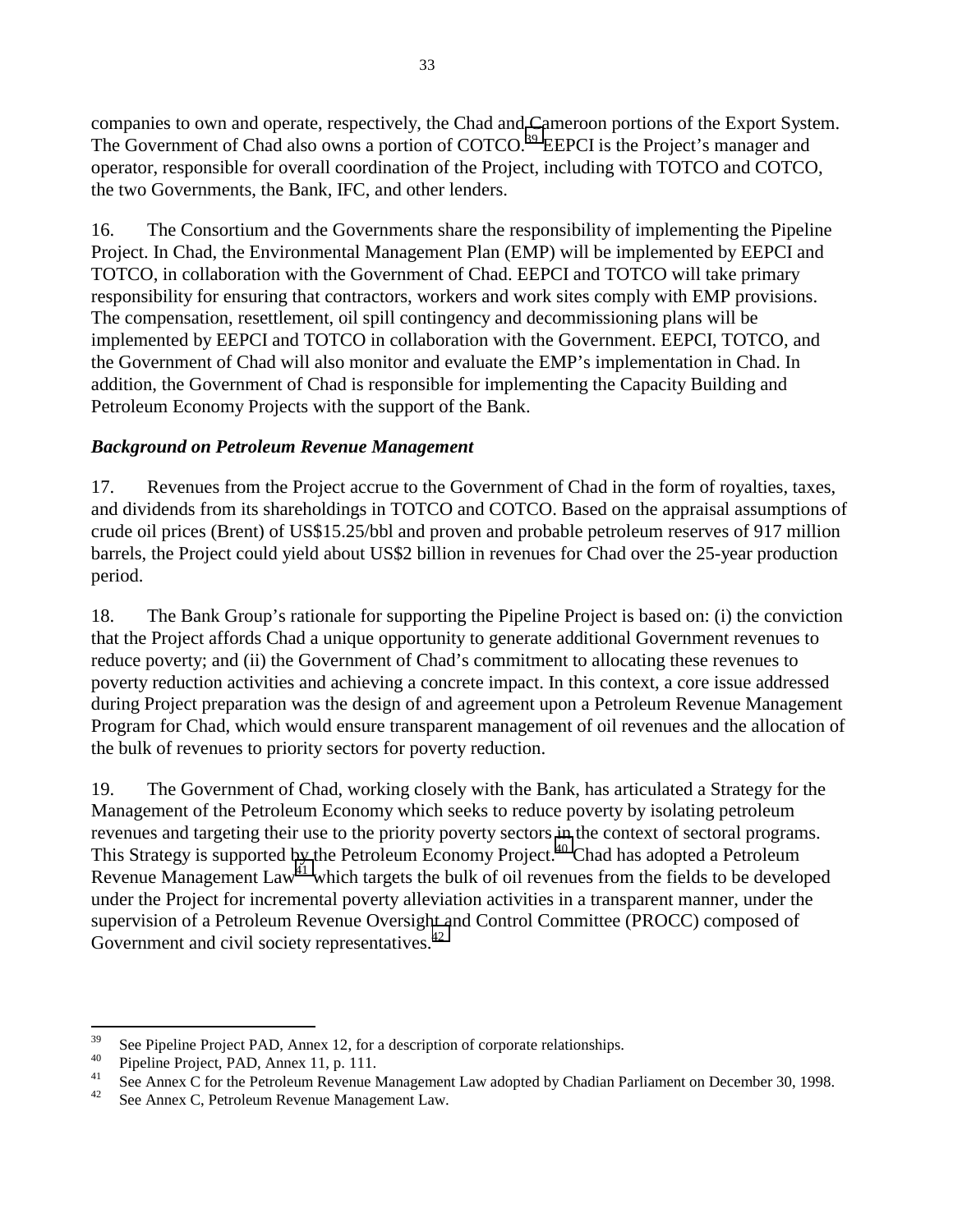companies to own and operate, respectively, the Chad and Cameroon portions of the Export System. The Government of Chad also owns a portion of COTCO.[39] EEPCI is the Project's manager and operator, responsible for overall coordination of the Project, including with TOTCO and COTCO, the two Governments, the Bank, IFC, and other lenders.

16. The Consortium and the Governments share the responsibility of implementing the Pipeline Project. In Chad, the Environmental Management Plan (EMP) will be implemented by EEPCI and TOTCO, in collaboration with the Government of Chad. EEPCI and TOTCO will take primary responsibility for ensuring that contractors, workers and work sites comply with EMP provisions. The compensation, resettlement, oil spill contingency and decommissioning plans will be implemented by EEPCI and TOTCO in collaboration with the Government. EEPCI, TOTCO, and the Government of Chad will also monitor and evaluate the EMP's implementation in Chad. In addition, the Government of Chad is responsible for implementing the Capacity Building and Petroleum Economy Projects with the support of the Bank.

### *Background on Petroleum Revenue Management*

17. Revenues from the Project accrue to the Government of Chad in the form of royalties, taxes, and dividends from its shareholdings in TOTCO and COTCO. Based on the appraisal assumptions of crude oil prices (Brent) of US$15.25/bbl and proven and probable petroleum reserves of 917 million barrels, the Project could yield about US$2 billion in revenues for Chad over the 25-year production period.

18. The Bank Group's rationale for supporting the Pipeline Project is based on: (i) the conviction that the Project affords Chad a unique opportunity to generate additional Government revenues to reduce poverty; and (ii) the Government of Chad's commitment to allocating these revenues to poverty reduction activities and achieving a concrete impact. In this context, a core issue addressed during Project preparation was the design of and agreement upon a Petroleum Revenue Management Program for Chad, which would ensure transparent management of oil revenues and the allocation of the bulk of revenues to priority sectors for poverty reduction.

19. The Government of Chad, working closely with the Bank, has articulated a Strategy for the Management of the Petroleum Economy which seeks to reduce poverty by isolating petroleum revenues and targeting their use to the priority poverty sectors in the context of sectoral programs. This Strategy is supported by the Petroleum Economy Project.[40] Chad has adopted a Petroleum Revenue Management Law[41] which targets the bulk of oil revenues from the fields to be developed under the Project for incremental poverty alleviation activities in a transparent manner, under the supervision of a Petroleum Revenue Oversight and Control Committee (PROCC) composed of Government and civil society representatives.[42]

---

[39] See Pipeline Project PAD, Annex 12, for a description of corporate relationships.

[40] Pipeline Project, PAD, Annex 11, p. 111.

[41] See Annex C for the Petroleum Revenue Management Law adopted by Chadian Parliament on December 30, 1998.

[42] See Annex C, Petroleum Revenue Management Law.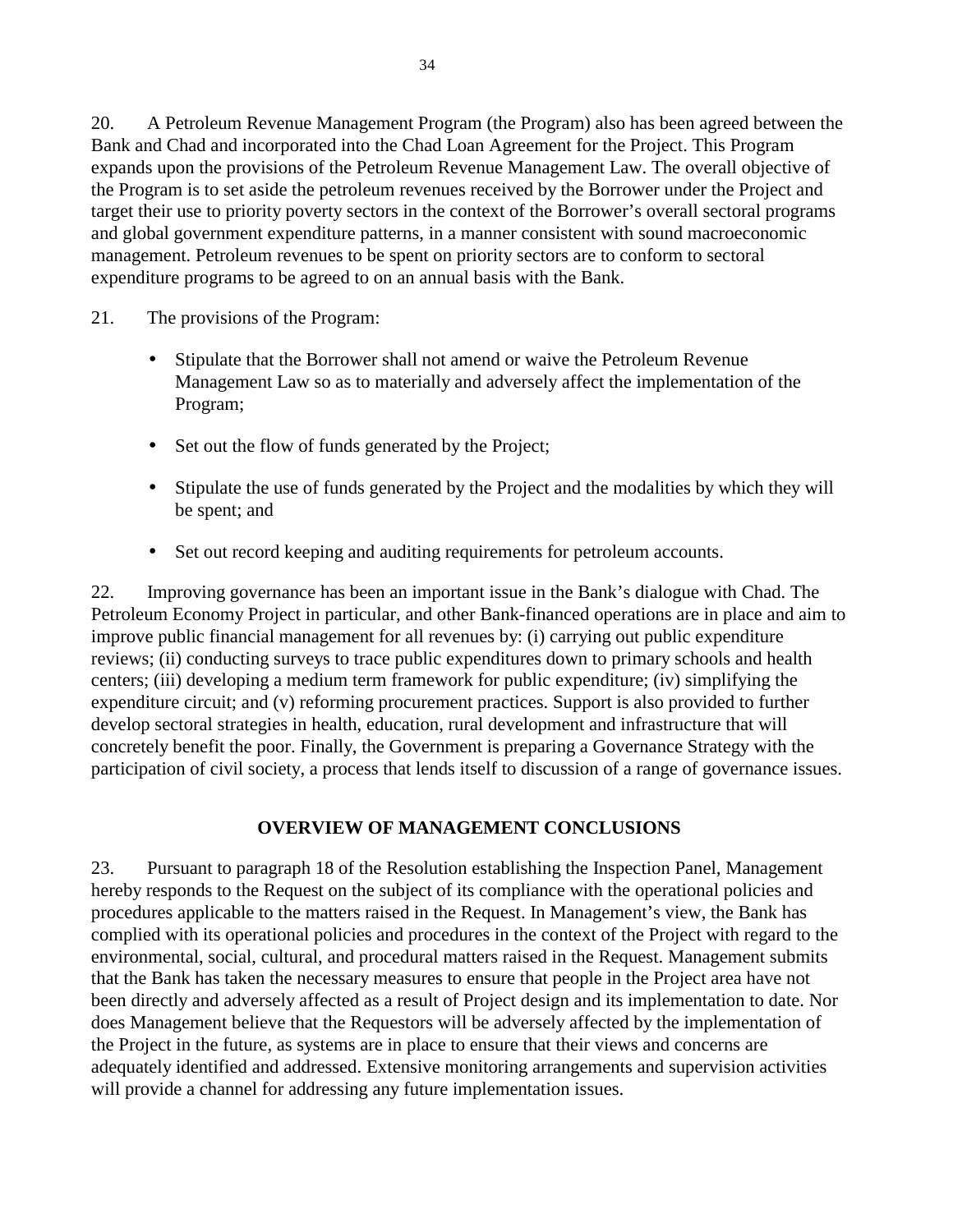20. A Petroleum Revenue Management Program (the Program) also has been agreed between the Bank and Chad and incorporated into the Chad Loan Agreement for the Project. This Program expands upon the provisions of the Petroleum Revenue Management Law. The overall objective of the Program is to set aside the petroleum revenues received by the Borrower under the Project and target their use to priority poverty sectors in the context of the Borrower's overall sectoral programs and global government expenditure patterns, in a manner consistent with sound macroeconomic management. Petroleum revenues to be spent on priority sectors are to conform to sectoral expenditure programs to be agreed to on an annual basis with the Bank.

21. The provisions of the Program:

- Stipulate that the Borrower shall not amend or waive the Petroleum Revenue Management Law so as to materially and adversely affect the implementation of the Program;
- Set out the flow of funds generated by the Project;
- Stipulate the use of funds generated by the Project and the modalities by which they will be spent; and
- Set out record keeping and auditing requirements for petroleum accounts.

22. Improving governance has been an important issue in the Bank's dialogue with Chad. The Petroleum Economy Project in particular, and other Bank-financed operations are in place and aim to improve public financial management for all revenues by: (i) carrying out public expenditure reviews; (ii) conducting surveys to trace public expenditures down to primary schools and health centers; (iii) developing a medium term framework for public expenditure; (iv) simplifying the expenditure circuit; and (v) reforming procurement practices. Support is also provided to further develop sectoral strategies in health, education, rural development and infrastructure that will concretely benefit the poor. Finally, the Government is preparing a Governance Strategy with the participation of civil society, a process that lends itself to discussion of a range of governance issues.

## OVERVIEW OF MANAGEMENT CONCLUSIONS

23. Pursuant to paragraph 18 of the Resolution establishing the Inspection Panel, Management hereby responds to the Request on the subject of its compliance with the operational policies and procedures applicable to the matters raised in the Request. In Management's view, the Bank has complied with its operational policies and procedures in the context of the Project with regard to the environmental, social, cultural, and procedural matters raised in the Request. Management submits that the Bank has taken the necessary measures to ensure that people in the Project area have not been directly and adversely affected as a result of Project design and its implementation to date. Nor does Management believe that the Requestors will be adversely affected by the implementation of the Project in the future, as systems are in place to ensure that their views and concerns are adequately identified and addressed. Extensive monitoring arrangements and supervision activities will provide a channel for addressing any future implementation issues.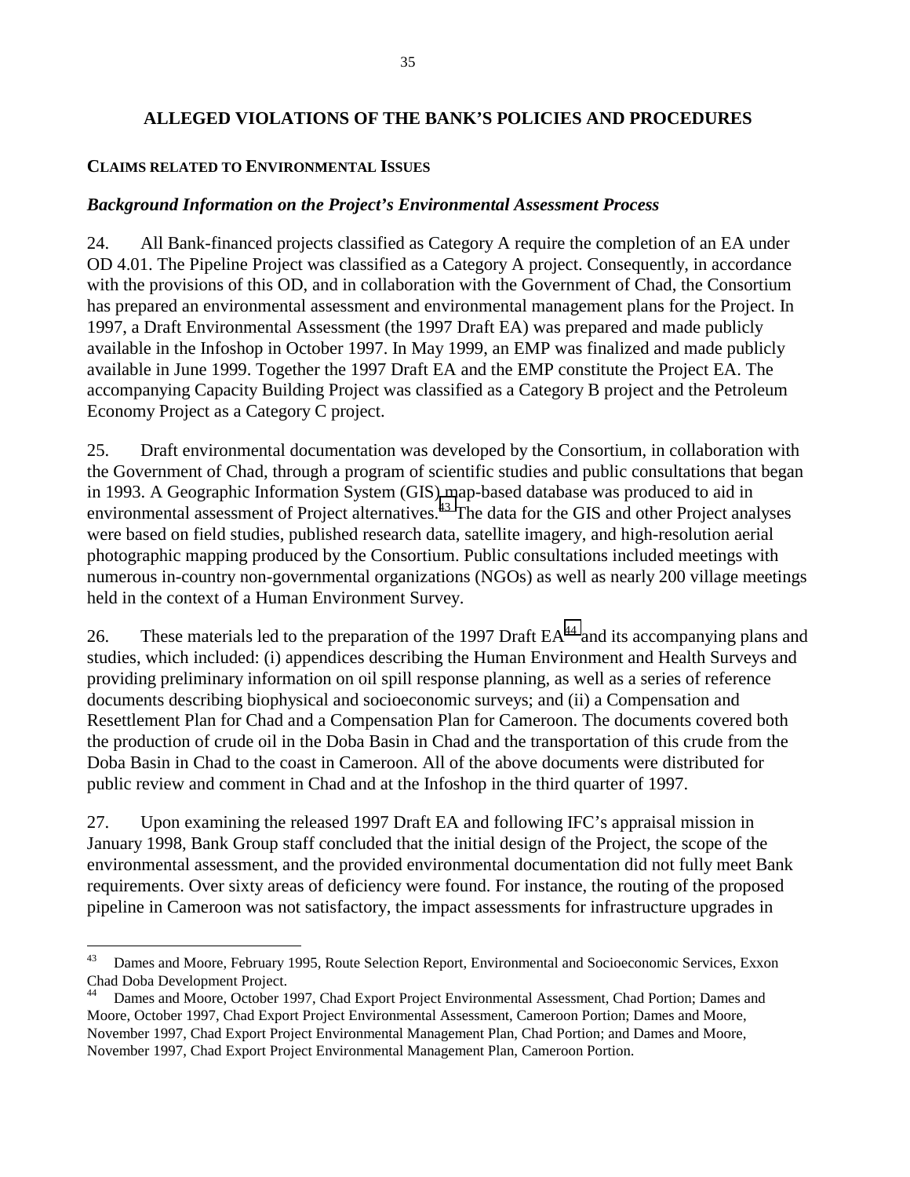## ALLEGED VIOLATIONS OF THE BANK'S POLICIES AND PROCEDURES

### CLAIMS RELATED TO ENVIRONMENTAL ISSUES

#### *Background Information on the Project's Environmental Assessment Process*

24. All Bank-financed projects classified as Category A require the completion of an EA under OD 4.01. The Pipeline Project was classified as a Category A project. Consequently, in accordance with the provisions of this OD, and in collaboration with the Government of Chad, the Consortium has prepared an environmental assessment and environmental management plans for the Project. In 1997, a Draft Environmental Assessment (the 1997 Draft EA) was prepared and made publicly available in the Infoshop in October 1997. In May 1999, an EMP was finalized and made publicly available in June 1999. Together the 1997 Draft EA and the EMP constitute the Project EA. The accompanying Capacity Building Project was classified as a Category B project and the Petroleum Economy Project as a Category C project.

25. Draft environmental documentation was developed by the Consortium, in collaboration with the Government of Chad, through a program of scientific studies and public consultations that began in 1993. A Geographic Information System (GIS) map-based database was produced to aid in environmental assessment of Project alternatives.[43] The data for the GIS and other Project analyses were based on field studies, published research data, satellite imagery, and high-resolution aerial photographic mapping produced by the Consortium. Public consultations included meetings with numerous in-country non-governmental organizations (NGOs) as well as nearly 200 village meetings held in the context of a Human Environment Survey.

26. These materials led to the preparation of the 1997 Draft EA[44] and its accompanying plans and studies, which included: (i) appendices describing the Human Environment and Health Surveys and providing preliminary information on oil spill response planning, as well as a series of reference documents describing biophysical and socioeconomic surveys; and (ii) a Compensation and Resettlement Plan for Chad and a Compensation Plan for Cameroon. The documents covered both the production of crude oil in the Doba Basin in Chad and the transportation of this crude from the Doba Basin in Chad to the coast in Cameroon. All of the above documents were distributed for public review and comment in Chad and at the Infoshop in the third quarter of 1997.

27. Upon examining the released 1997 Draft EA and following IFC's appraisal mission in January 1998, Bank Group staff concluded that the initial design of the Project, the scope of the environmental assessment, and the provided environmental documentation did not fully meet Bank requirements. Over sixty areas of deficiency were found. For instance, the routing of the proposed pipeline in Cameroon was not satisfactory, the impact assessments for infrastructure upgrades in

---

[43] Dames and Moore, February 1995, Route Selection Report, Environmental and Socioeconomic Services, Exxon Chad Doba Development Project.

[44] Dames and Moore, October 1997, Chad Export Project Environmental Assessment, Chad Portion; Dames and Moore, October 1997, Chad Export Project Environmental Assessment, Cameroon Portion; Dames and Moore, November 1997, Chad Export Project Environmental Management Plan, Chad Portion; and Dames and Moore, November 1997, Chad Export Project Environmental Management Plan, Cameroon Portion.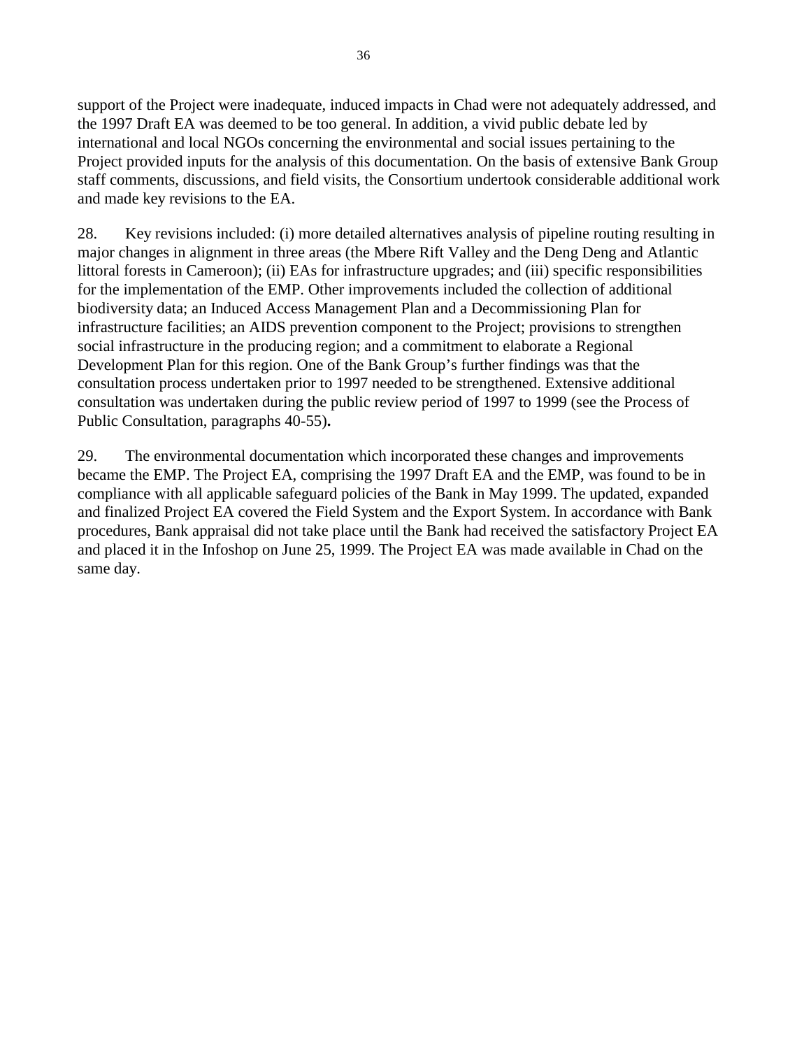support of the Project were inadequate, induced impacts in Chad were not adequately addressed, and the 1997 Draft EA was deemed to be too general. In addition, a vivid public debate led by international and local NGOs concerning the environmental and social issues pertaining to the Project provided inputs for the analysis of this documentation. On the basis of extensive Bank Group staff comments, discussions, and field visits, the Consortium undertook considerable additional work and made key revisions to the EA.

28. Key revisions included: (i) more detailed alternatives analysis of pipeline routing resulting in major changes in alignment in three areas (the Mbere Rift Valley and the Deng Deng and Atlantic littoral forests in Cameroon); (ii) EAs for infrastructure upgrades; and (iii) specific responsibilities for the implementation of the EMP. Other improvements included the collection of additional biodiversity data; an Induced Access Management Plan and a Decommissioning Plan for infrastructure facilities; an AIDS prevention component to the Project; provisions to strengthen social infrastructure in the producing region; and a commitment to elaborate a Regional Development Plan for this region. One of the Bank Group's further findings was that the consultation process undertaken prior to 1997 needed to be strengthened. Extensive additional consultation was undertaken during the public review period of 1997 to 1999 (see the Process of Public Consultation, paragraphs 40-55)**.**

29. The environmental documentation which incorporated these changes and improvements became the EMP. The Project EA, comprising the 1997 Draft EA and the EMP, was found to be in compliance with all applicable safeguard policies of the Bank in May 1999. The updated, expanded and finalized Project EA covered the Field System and the Export System. In accordance with Bank procedures, Bank appraisal did not take place until the Bank had received the satisfactory Project EA and placed it in the Infoshop on June 25, 1999. The Project EA was made available in Chad on the same day.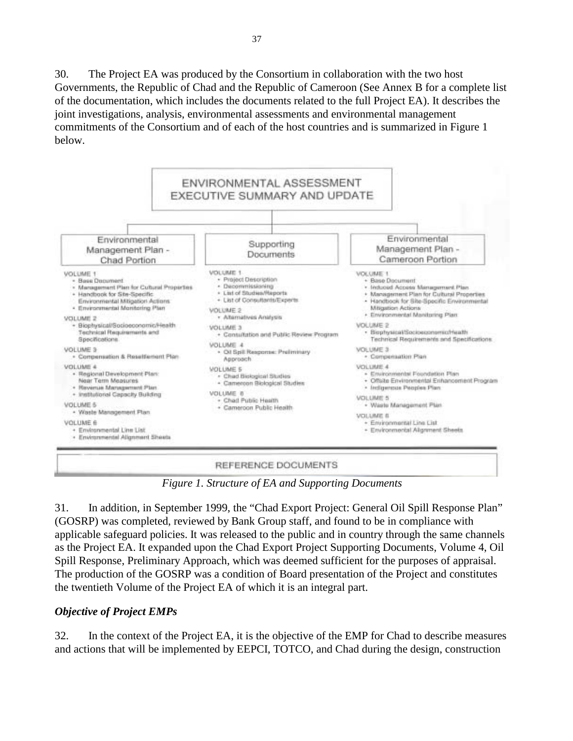30. The Project EA was produced by the Consortium in collaboration with the two host Governments, the Republic of Chad and the Republic of Cameroon (See Annex B for a complete list of the documentation, which includes the documents related to the full Project EA). It describes the joint investigations, analysis, environmental assessments and environmental management commitments of the Consortium and of each of the host countries and is summarized in Figure 1 below.

**ENVIRONMENTAL ASSESSMENT EXECUTIVE SUMMARY AND UPDATE**

**Environmental Management Plan - Chad Portion**

VOLUME 1
- Base Document
- Management Plan for Cultural Properties
- Handbook for Site-Specific Environmental Mitigation Actions
- Environmental Monitoring Plan

VOLUME 2
- Biophysical/Socioeconomic/Health Technical Requirements and Specifications

VOLUME 3
- Compensation & Resettlement Plan

VOLUME 4
- Regional Development Plan: Near Term Measures
- Revenue Management Plan
- Institutional Capacity Building

VOLUME 5
- Waste Management Plan

VOLUME 6
- Environmental Line List
- Environmental Alignment Sheets

**Supporting Documents**

VOLUME 1
- Project Description
- Decommissioning
- List of Studies/Reports
- List of Consultants/Experts

VOLUME 2
- Alternatives Analysis

VOLUME 3
- Consultation and Public Review Program

VOLUME 4
- Oil Spill Response: Preliminary Approach

VOLUME 5
- Chad Biological Studies
- Cameroon Biological Studies

VOLUME 6
- Chad Public Health
- Cameroon Public Health

**Environmental Management Plan - Cameroon Portion**

VOLUME 1
- Base Document
- Induced Access Management Plan
- Management Plan for Cultural Properties
- Handbook for Site-Specific Environmental Mitigation Actions
- Environmental Monitoring Plan

VOLUME 2
- Biophysical/Socioeconomic/Health Technical Requirements and Specifications

VOLUME 3
- Compensation Plan

VOLUME 4
- Environmental Foundation Plan
- Offsite Environmental Enhancement Program
- Indigenous Peoples Plan

VOLUME 5
- Waste Management Plan

VOLUME 6
- Environmental Line List
- Environmental Alignment Sheets

**REFERENCE DOCUMENTS**

*Figure 1. Structure of EA and Supporting Documents*

31. In addition, in September 1999, the "Chad Export Project: General Oil Spill Response Plan" (GOSRP) was completed, reviewed by Bank Group staff, and found to be in compliance with applicable safeguard policies. It was released to the public and in country through the same channels as the Project EA. It expanded upon the Chad Export Project Supporting Documents, Volume 4, Oil Spill Response, Preliminary Approach, which was deemed sufficient for the purposes of appraisal. The production of the GOSRP was a condition of Board presentation of the Project and constitutes the twentieth Volume of the Project EA of which it is an integral part.

### *Objective of Project EMPs*

32. In the context of the Project EA, it is the objective of the EMP for Chad to describe measures and actions that will be implemented by EEPCI, TOTCO, and Chad during the design, construction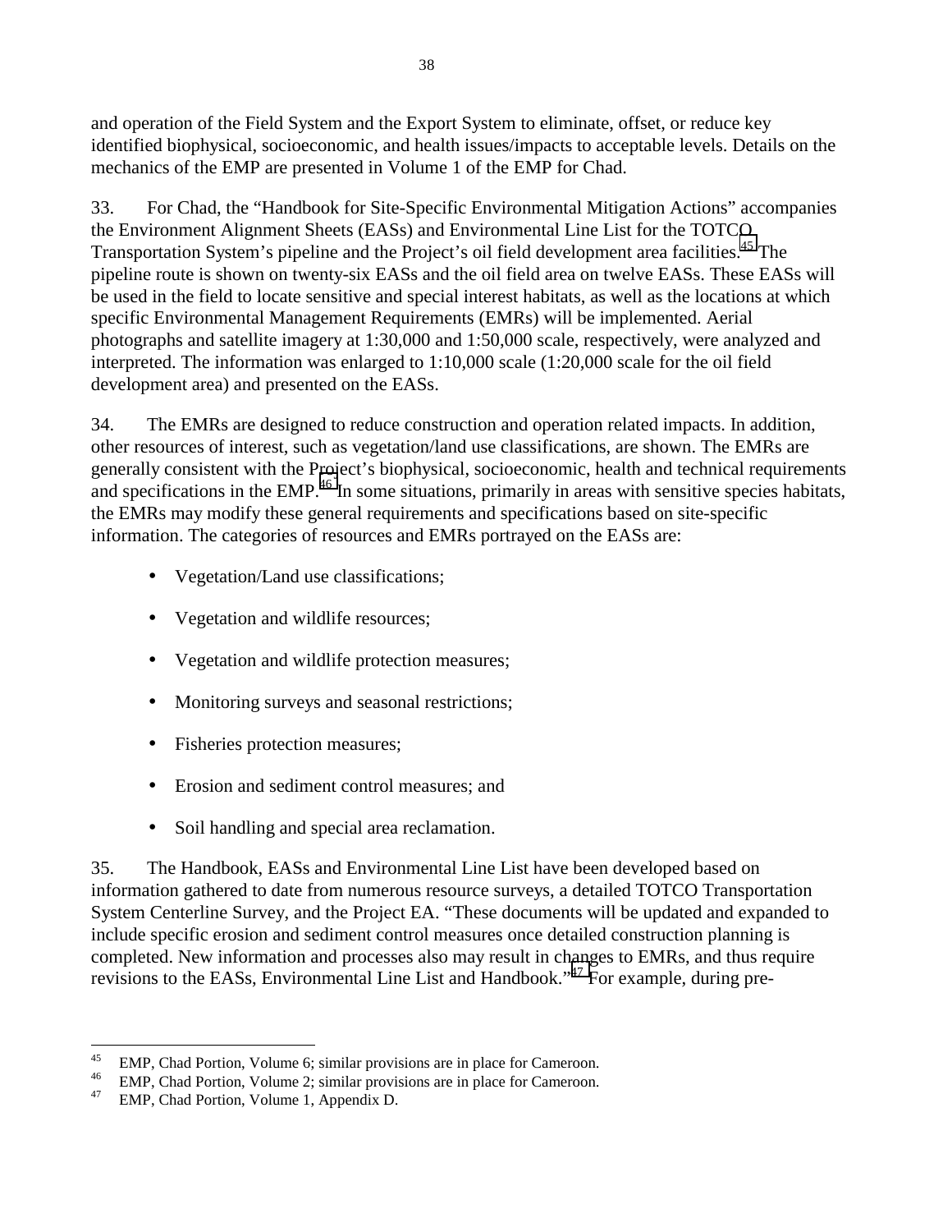and operation of the Field System and the Export System to eliminate, offset, or reduce key identified biophysical, socioeconomic, and health issues/impacts to acceptable levels. Details on the mechanics of the EMP are presented in Volume 1 of the EMP for Chad.

33. For Chad, the "Handbook for Site-Specific Environmental Mitigation Actions" accompanies the Environment Alignment Sheets (EASs) and Environmental Line List for the TOTCO Transportation System's pipeline and the Project's oil field development area facilities.[45] The pipeline route is shown on twenty-six EASs and the oil field area on twelve EASs. These EASs will be used in the field to locate sensitive and special interest habitats, as well as the locations at which specific Environmental Management Requirements (EMRs) will be implemented. Aerial photographs and satellite imagery at 1:30,000 and 1:50,000 scale, respectively, were analyzed and interpreted. The information was enlarged to 1:10,000 scale (1:20,000 scale for the oil field development area) and presented on the EASs.

34. The EMRs are designed to reduce construction and operation related impacts. In addition, other resources of interest, such as vegetation/land use classifications, are shown. The EMRs are generally consistent with the Project's biophysical, socioeconomic, health and technical requirements and specifications in the EMP.[46] In some situations, primarily in areas with sensitive species habitats, the EMRs may modify these general requirements and specifications based on site-specific information. The categories of resources and EMRs portrayed on the EASs are:

- Vegetation/Land use classifications;
- Vegetation and wildlife resources;
- Vegetation and wildlife protection measures;
- Monitoring surveys and seasonal restrictions;
- Fisheries protection measures;
- Erosion and sediment control measures; and
- Soil handling and special area reclamation.

35. The Handbook, EASs and Environmental Line List have been developed based on information gathered to date from numerous resource surveys, a detailed TOTCO Transportation System Centerline Survey, and the Project EA. "These documents will be updated and expanded to include specific erosion and sediment control measures once detailed construction planning is completed. New information and processes also may result in changes to EMRs, and thus require revisions to the EASs, Environmental Line List and Handbook."[47] For example, during pre-

---

[45] EMP, Chad Portion, Volume 6; similar provisions are in place for Cameroon.

[46] EMP, Chad Portion, Volume 2; similar provisions are in place for Cameroon.

[47] EMP, Chad Portion, Volume 1, Appendix D.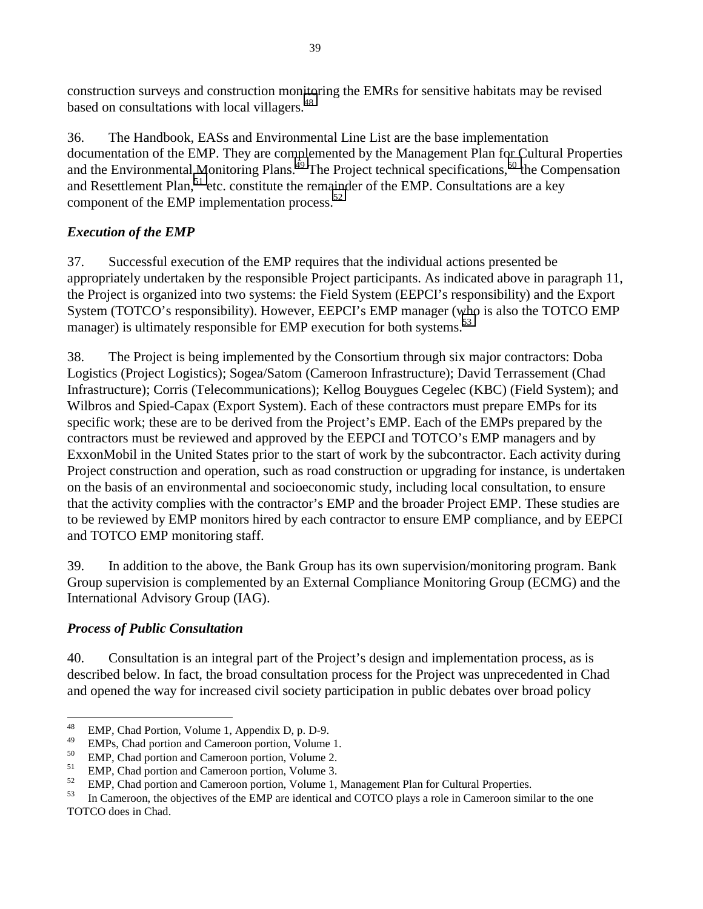construction surveys and construction monitoring the EMRs for sensitive habitats may be revised based on consultations with local villagers.[48]

36. The Handbook, EASs and Environmental Line List are the base implementation documentation of the EMP. They are complemented by the Management Plan for Cultural Properties and the Environmental Monitoring Plans.[49] The Project technical specifications,[50] the Compensation and Resettlement Plan,[51] etc. constitute the remainder of the EMP. Consultations are a key component of the EMP implementation process.[52]

### *Execution of the EMP*

37. Successful execution of the EMP requires that the individual actions presented be appropriately undertaken by the responsible Project participants. As indicated above in paragraph 11, the Project is organized into two systems: the Field System (EEPCI's responsibility) and the Export System (TOTCO's responsibility). However, EEPCI's EMP manager (who is also the TOTCO EMP manager) is ultimately responsible for EMP execution for both systems.[53]

38. The Project is being implemented by the Consortium through six major contractors: Doba Logistics (Project Logistics); Sogea/Satom (Cameroon Infrastructure); David Terrassement (Chad Infrastructure); Corris (Telecommunications); Kellog Bouygues Cegelec (KBC) (Field System); and Wilbros and Spied-Capax (Export System). Each of these contractors must prepare EMPs for its specific work; these are to be derived from the Project's EMP. Each of the EMPs prepared by the contractors must be reviewed and approved by the EEPCI and TOTCO's EMP managers and by ExxonMobil in the United States prior to the start of work by the subcontractor. Each activity during Project construction and operation, such as road construction or upgrading for instance, is undertaken on the basis of an environmental and socioeconomic study, including local consultation, to ensure that the activity complies with the contractor's EMP and the broader Project EMP. These studies are to be reviewed by EMP monitors hired by each contractor to ensure EMP compliance, and by EEPCI and TOTCO EMP monitoring staff.

39. In addition to the above, the Bank Group has its own supervision/monitoring program. Bank Group supervision is complemented by an External Compliance Monitoring Group (ECMG) and the International Advisory Group (IAG).

### *Process of Public Consultation*

40. Consultation is an integral part of the Project's design and implementation process, as is described below. In fact, the broad consultation process for the Project was unprecedented in Chad and opened the way for increased civil society participation in public debates over broad policy

---

[48] EMP, Chad Portion, Volume 1, Appendix D, p. D-9.

[49] EMPs, Chad portion and Cameroon portion, Volume 1.

[50] EMP, Chad portion and Cameroon portion, Volume 2.

[51] EMP, Chad portion and Cameroon portion, Volume 3.

[52] EMP, Chad portion and Cameroon portion, Volume 1, Management Plan for Cultural Properties.

[53] In Cameroon, the objectives of the EMP are identical and COTCO plays a role in Cameroon similar to the one TOTCO does in Chad.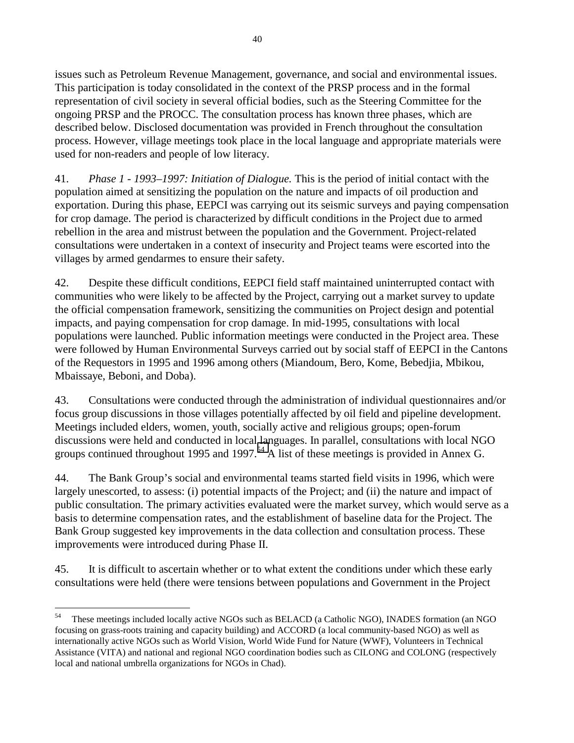issues such as Petroleum Revenue Management, governance, and social and environmental issues. This participation is today consolidated in the context of the PRSP process and in the formal representation of civil society in several official bodies, such as the Steering Committee for the ongoing PRSP and the PROCC. The consultation process has known three phases, which are described below. Disclosed documentation was provided in French throughout the consultation process. However, village meetings took place in the local language and appropriate materials were used for non-readers and people of low literacy.

41. *Phase 1 - 1993–1997: Initiation of Dialogue.* This is the period of initial contact with the population aimed at sensitizing the population on the nature and impacts of oil production and exportation. During this phase, EEPCI was carrying out its seismic surveys and paying compensation for crop damage. The period is characterized by difficult conditions in the Project due to armed rebellion in the area and mistrust between the population and the Government. Project-related consultations were undertaken in a context of insecurity and Project teams were escorted into the villages by armed gendarmes to ensure their safety.

42. Despite these difficult conditions, EEPCI field staff maintained uninterrupted contact with communities who were likely to be affected by the Project, carrying out a market survey to update the official compensation framework, sensitizing the communities on Project design and potential impacts, and paying compensation for crop damage. In mid-1995, consultations with local populations were launched. Public information meetings were conducted in the Project area. These were followed by Human Environmental Surveys carried out by social staff of EEPCI in the Cantons of the Requestors in 1995 and 1996 among others (Miandoum, Bero, Kome, Bebedjia, Mbikou, Mbaissaye, Beboni, and Doba).

43. Consultations were conducted through the administration of individual questionnaires and/or focus group discussions in those villages potentially affected by oil field and pipeline development. Meetings included elders, women, youth, socially active and religious groups; open-forum discussions were held and conducted in local languages. In parallel, consultations with local NGO groups continued throughout 1995 and 1997.[54] A list of these meetings is provided in Annex G.

44. The Bank Group's social and environmental teams started field visits in 1996, which were largely unescorted, to assess: (i) potential impacts of the Project; and (ii) the nature and impact of public consultation. The primary activities evaluated were the market survey, which would serve as a basis to determine compensation rates, and the establishment of baseline data for the Project. The Bank Group suggested key improvements in the data collection and consultation process. These improvements were introduced during Phase II.

45. It is difficult to ascertain whether or to what extent the conditions under which these early consultations were held (there were tensions between populations and Government in the Project

---

[54] These meetings included locally active NGOs such as BELACD (a Catholic NGO), INADES formation (an NGO focusing on grass-roots training and capacity building) and ACCORD (a local community-based NGO) as well as internationally active NGOs such as World Vision, World Wide Fund for Nature (WWF), Volunteers in Technical Assistance (VITA) and national and regional NGO coordination bodies such as CILONG and COLONG (respectively local and national umbrella organizations for NGOs in Chad).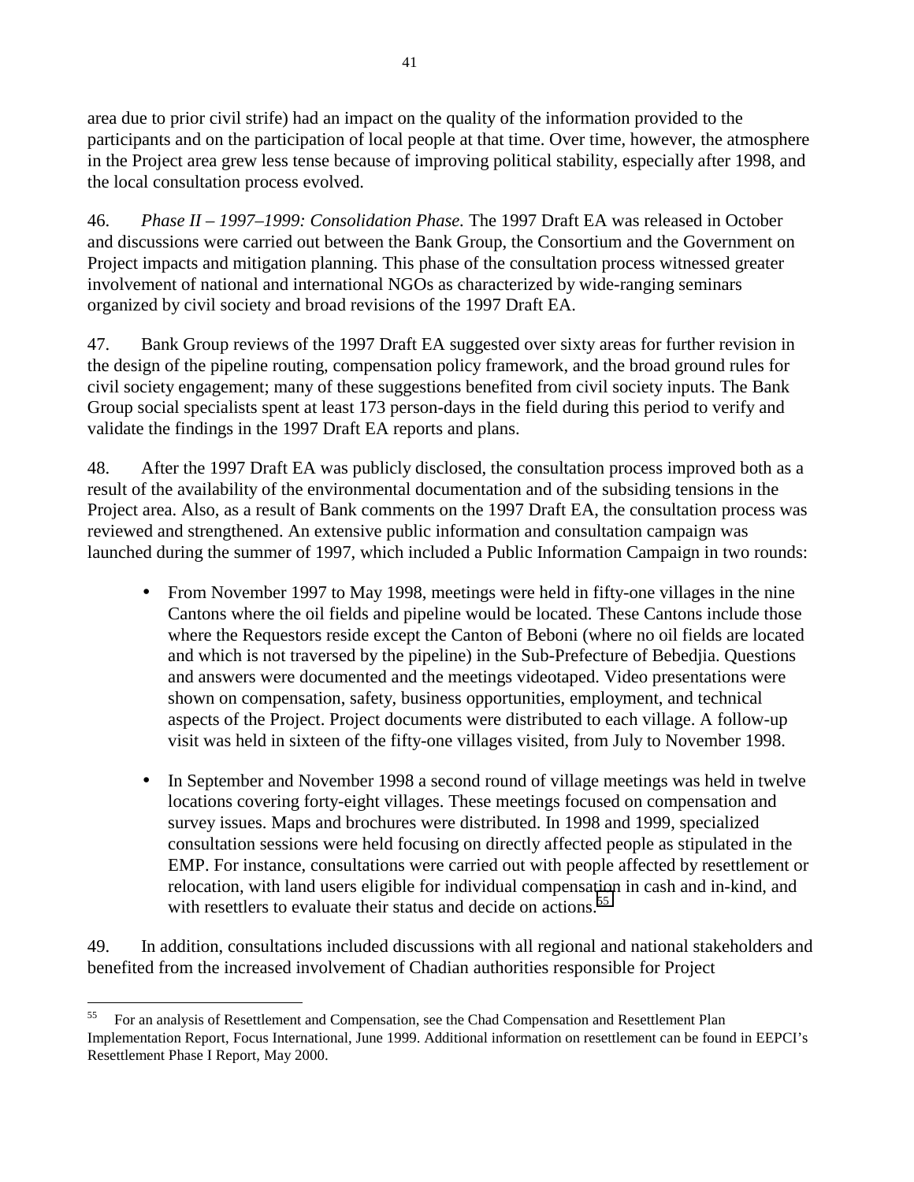area due to prior civil strife) had an impact on the quality of the information provided to the participants and on the participation of local people at that time. Over time, however, the atmosphere in the Project area grew less tense because of improving political stability, especially after 1998, and the local consultation process evolved.

46. *Phase II – 1997–1999: Consolidation Phase.* The 1997 Draft EA was released in October and discussions were carried out between the Bank Group, the Consortium and the Government on Project impacts and mitigation planning. This phase of the consultation process witnessed greater involvement of national and international NGOs as characterized by wide-ranging seminars organized by civil society and broad revisions of the 1997 Draft EA.

47. Bank Group reviews of the 1997 Draft EA suggested over sixty areas for further revision in the design of the pipeline routing, compensation policy framework, and the broad ground rules for civil society engagement; many of these suggestions benefited from civil society inputs. The Bank Group social specialists spent at least 173 person-days in the field during this period to verify and validate the findings in the 1997 Draft EA reports and plans.

48. After the 1997 Draft EA was publicly disclosed, the consultation process improved both as a result of the availability of the environmental documentation and of the subsiding tensions in the Project area. Also, as a result of Bank comments on the 1997 Draft EA, the consultation process was reviewed and strengthened. An extensive public information and consultation campaign was launched during the summer of 1997, which included a Public Information Campaign in two rounds:

- From November 1997 to May 1998, meetings were held in fifty-one villages in the nine Cantons where the oil fields and pipeline would be located. These Cantons include those where the Requestors reside except the Canton of Beboni (where no oil fields are located and which is not traversed by the pipeline) in the Sub-Prefecture of Bebedjia. Questions and answers were documented and the meetings videotaped. Video presentations were shown on compensation, safety, business opportunities, employment, and technical aspects of the Project. Project documents were distributed to each village. A follow-up visit was held in sixteen of the fifty-one villages visited, from July to November 1998.

- In September and November 1998 a second round of village meetings was held in twelve locations covering forty-eight villages. These meetings focused on compensation and survey issues. Maps and brochures were distributed. In 1998 and 1999, specialized consultation sessions were held focusing on directly affected people as stipulated in the EMP. For instance, consultations were carried out with people affected by resettlement or relocation, with land users eligible for individual compensation in cash and in-kind, and with resettlers to evaluate their status and decide on actions.[55]

49. In addition, consultations included discussions with all regional and national stakeholders and benefited from the increased involvement of Chadian authorities responsible for Project

---

[55] For an analysis of Resettlement and Compensation, see the Chad Compensation and Resettlement Plan Implementation Report, Focus International, June 1999. Additional information on resettlement can be found in EEPCI's Resettlement Phase I Report, May 2000.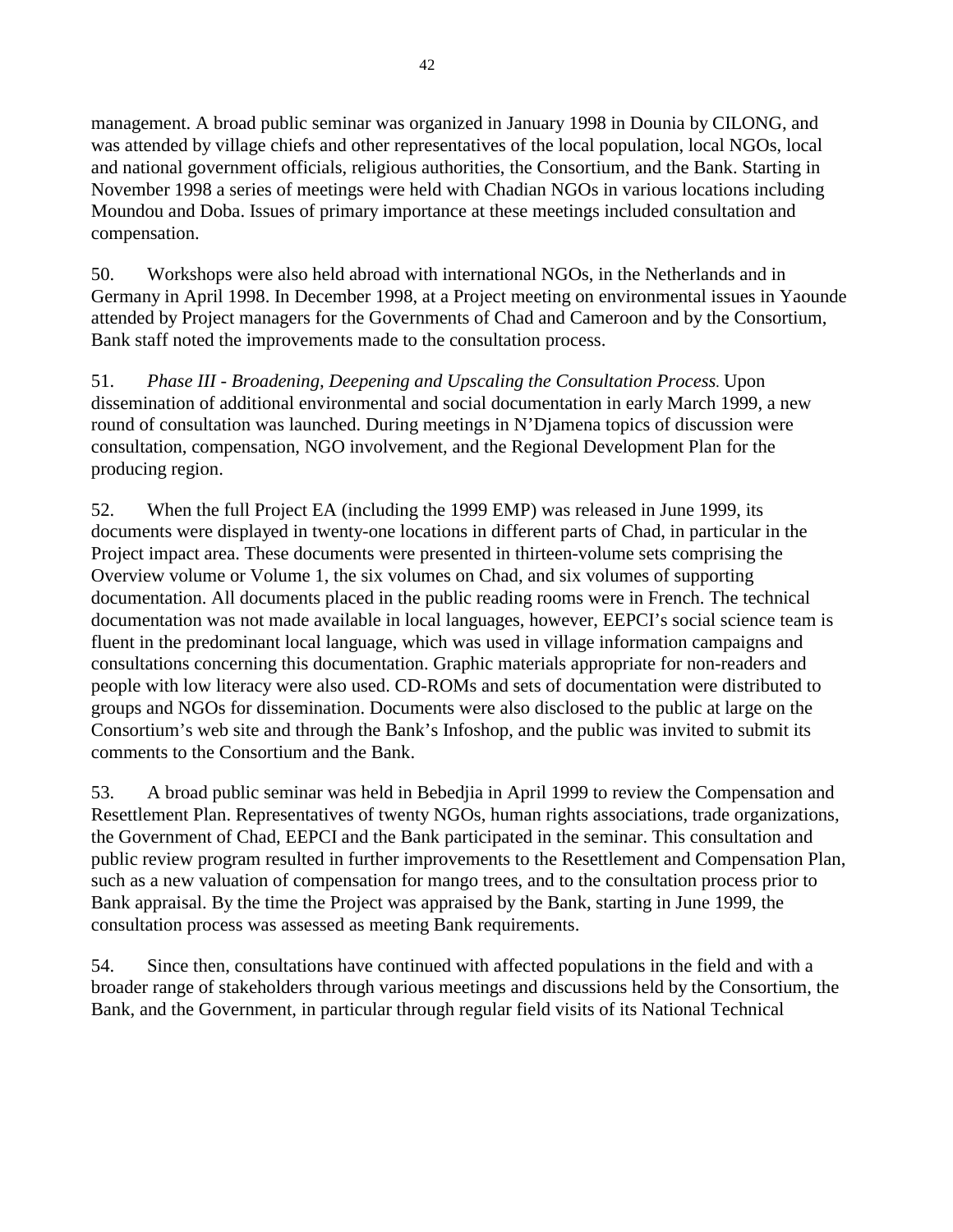management. A broad public seminar was organized in January 1998 in Dounia by CILONG, and was attended by village chiefs and other representatives of the local population, local NGOs, local and national government officials, religious authorities, the Consortium, and the Bank. Starting in November 1998 a series of meetings were held with Chadian NGOs in various locations including Moundou and Doba. Issues of primary importance at these meetings included consultation and compensation.

50. Workshops were also held abroad with international NGOs, in the Netherlands and in Germany in April 1998. In December 1998, at a Project meeting on environmental issues in Yaounde attended by Project managers for the Governments of Chad and Cameroon and by the Consortium, Bank staff noted the improvements made to the consultation process.

51. *Phase III - Broadening, Deepening and Upscaling the Consultation Process.* Upon dissemination of additional environmental and social documentation in early March 1999, a new round of consultation was launched. During meetings in N'Djamena topics of discussion were consultation, compensation, NGO involvement, and the Regional Development Plan for the producing region.

52. When the full Project EA (including the 1999 EMP) was released in June 1999, its documents were displayed in twenty-one locations in different parts of Chad, in particular in the Project impact area. These documents were presented in thirteen-volume sets comprising the Overview volume or Volume 1, the six volumes on Chad, and six volumes of supporting documentation. All documents placed in the public reading rooms were in French. The technical documentation was not made available in local languages, however, EEPCI's social science team is fluent in the predominant local language, which was used in village information campaigns and consultations concerning this documentation. Graphic materials appropriate for non-readers and people with low literacy were also used. CD-ROMs and sets of documentation were distributed to groups and NGOs for dissemination. Documents were also disclosed to the public at large on the Consortium's web site and through the Bank's Infoshop, and the public was invited to submit its comments to the Consortium and the Bank.

53. A broad public seminar was held in Bebedjia in April 1999 to review the Compensation and Resettlement Plan. Representatives of twenty NGOs, human rights associations, trade organizations, the Government of Chad, EEPCI and the Bank participated in the seminar. This consultation and public review program resulted in further improvements to the Resettlement and Compensation Plan, such as a new valuation of compensation for mango trees, and to the consultation process prior to Bank appraisal. By the time the Project was appraised by the Bank, starting in June 1999, the consultation process was assessed as meeting Bank requirements.

54. Since then, consultations have continued with affected populations in the field and with a broader range of stakeholders through various meetings and discussions held by the Consortium, the Bank, and the Government, in particular through regular field visits of its National Technical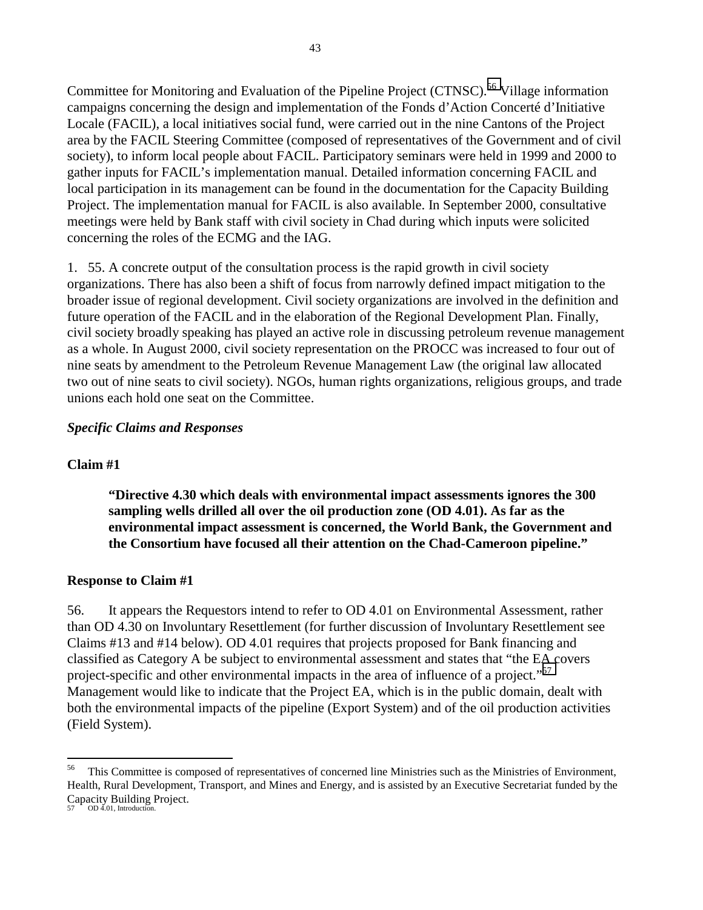Committee for Monitoring and Evaluation of the Pipeline Project (CTNSC).[56] Village information campaigns concerning the design and implementation of the Fonds d'Action Concerté d'Initiative Locale (FACIL), a local initiatives social fund, were carried out in the nine Cantons of the Project area by the FACIL Steering Committee (composed of representatives of the Government and of civil society), to inform local people about FACIL. Participatory seminars were held in 1999 and 2000 to gather inputs for FACIL's implementation manual. Detailed information concerning FACIL and local participation in its management can be found in the documentation for the Capacity Building Project. The implementation manual for FACIL is also available. In September 2000, consultative meetings were held by Bank staff with civil society in Chad during which inputs were solicited concerning the roles of the ECMG and the IAG.

1. 55. A concrete output of the consultation process is the rapid growth in civil society organizations. There has also been a shift of focus from narrowly defined impact mitigation to the broader issue of regional development. Civil society organizations are involved in the definition and future operation of the FACIL and in the elaboration of the Regional Development Plan. Finally, civil society broadly speaking has played an active role in discussing petroleum revenue management as a whole. In August 2000, civil society representation on the PROCC was increased to four out of nine seats by amendment to the Petroleum Revenue Management Law (the original law allocated two out of nine seats to civil society). NGOs, human rights organizations, religious groups, and trade unions each hold one seat on the Committee.

### *Specific Claims and Responses*

**Claim #1**

> **"Directive 4.30 which deals with environmental impact assessments ignores the 300 sampling wells drilled all over the oil production zone (OD 4.01). As far as the environmental impact assessment is concerned, the World Bank, the Government and the Consortium have focused all their attention on the Chad-Cameroon pipeline."**

**Response to Claim #1**

56. It appears the Requestors intend to refer to OD 4.01 on Environmental Assessment, rather than OD 4.30 on Involuntary Resettlement (for further discussion of Involuntary Resettlement see Claims #13 and #14 below). OD 4.01 requires that projects proposed for Bank financing and classified as Category A be subject to environmental assessment and states that "the EA covers project-specific and other environmental impacts in the area of influence of a project."[57] Management would like to indicate that the Project EA, which is in the public domain, dealt with both the environmental impacts of the pipeline (Export System) and of the oil production activities (Field System).

---

[56] This Committee is composed of representatives of concerned line Ministries such as the Ministries of Environment, Health, Rural Development, Transport, and Mines and Energy, and is assisted by an Executive Secretariat funded by the Capacity Building Project.

[57] OD 4.01, Introduction.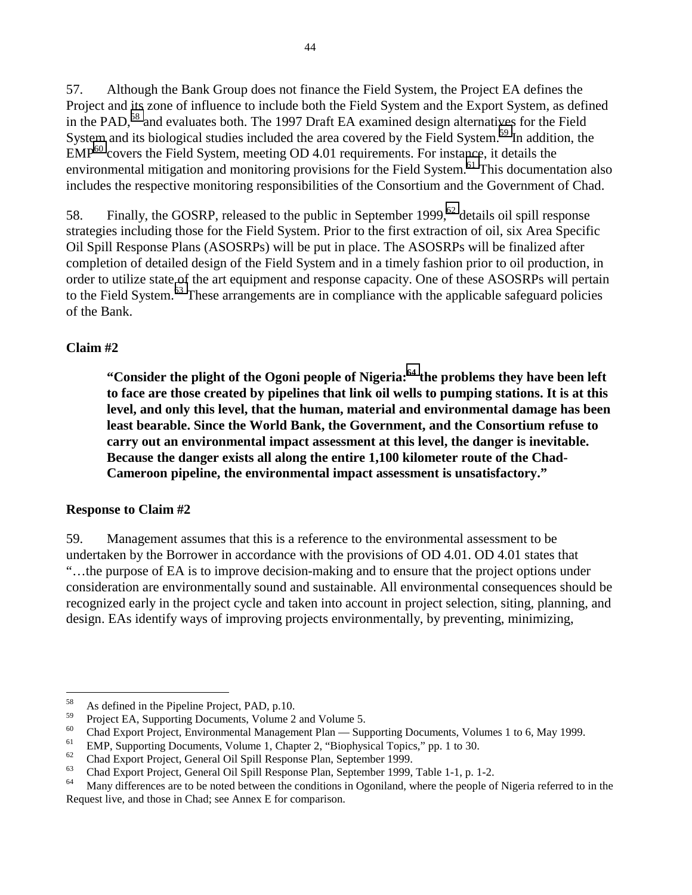57. Although the Bank Group does not finance the Field System, the Project EA defines the Project and its zone of influence to include both the Field System and the Export System, as defined in the PAD,[58] and evaluates both. The 1997 Draft EA examined design alternatives for the Field System and its biological studies included the area covered by the Field System.[59] In addition, the EMP[60] covers the Field System, meeting OD 4.01 requirements. For instance, it details the environmental mitigation and monitoring provisions for the Field System.[61] This documentation also includes the respective monitoring responsibilities of the Consortium and the Government of Chad.

58. Finally, the GOSRP, released to the public in September 1999,[62] details oil spill response strategies including those for the Field System. Prior to the first extraction of oil, six Area Specific Oil Spill Response Plans (ASOSRPs) will be put in place. The ASOSRPs will be finalized after completion of detailed design of the Field System and in a timely fashion prior to oil production, in order to utilize state of the art equipment and response capacity. One of these ASOSRPs will pertain to the Field System.[63] These arrangements are in compliance with the applicable safeguard policies of the Bank.

**Claim #2**

> **"Consider the plight of the Ogoni people of Nigeria:[64] the problems they have been left to face are those created by pipelines that link oil wells to pumping stations. It is at this level, and only this level, that the human, material and environmental damage has been least bearable. Since the World Bank, the Government, and the Consortium refuse to carry out an environmental impact assessment at this level, the danger is inevitable. Because the danger exists all along the entire 1,100 kilometer route of the Chad-Cameroon pipeline, the environmental impact assessment is unsatisfactory."**

**Response to Claim #2**

59. Management assumes that this is a reference to the environmental assessment to be undertaken by the Borrower in accordance with the provisions of OD 4.01. OD 4.01 states that "…the purpose of EA is to improve decision-making and to ensure that the project options under consideration are environmentally sound and sustainable. All environmental consequences should be recognized early in the project cycle and taken into account in project selection, siting, planning, and design. EAs identify ways of improving projects environmentally, by preventing, minimizing,

---

[58] As defined in the Pipeline Project, PAD, p.10.

[59] Project EA, Supporting Documents, Volume 2 and Volume 5.

[60] Chad Export Project, Environmental Management Plan — Supporting Documents, Volumes 1 to 6, May 1999.

[61] EMP, Supporting Documents, Volume 1, Chapter 2, "Biophysical Topics," pp. 1 to 30.

[62] Chad Export Project, General Oil Spill Response Plan, September 1999.

[63] Chad Export Project, General Oil Spill Response Plan, September 1999, Table 1-1, p. 1-2.

[64] Many differences are to be noted between the conditions in Ogoniland, where the people of Nigeria referred to in the Request live, and those in Chad; see Annex E for comparison.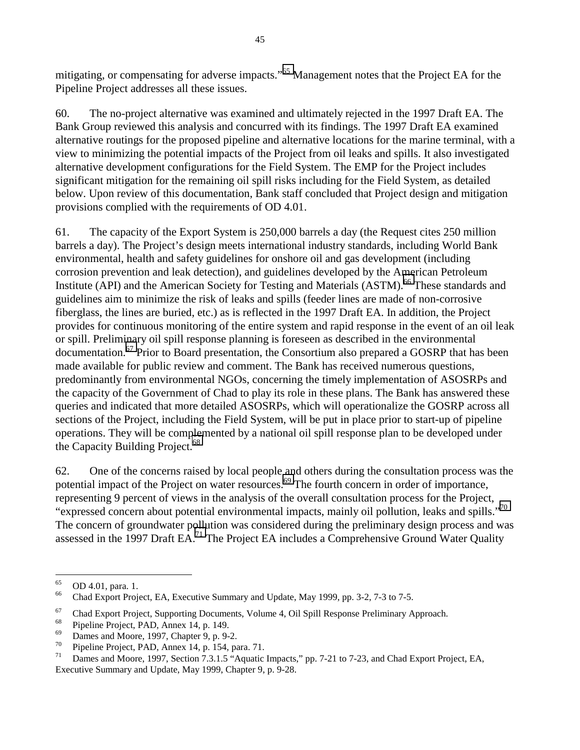mitigating, or compensating for adverse impacts."[65] Management notes that the Project EA for the Pipeline Project addresses all these issues.

60. The no-project alternative was examined and ultimately rejected in the 1997 Draft EA. The Bank Group reviewed this analysis and concurred with its findings. The 1997 Draft EA examined alternative routings for the proposed pipeline and alternative locations for the marine terminal, with a view to minimizing the potential impacts of the Project from oil leaks and spills. It also investigated alternative development configurations for the Field System. The EMP for the Project includes significant mitigation for the remaining oil spill risks including for the Field System, as detailed below. Upon review of this documentation, Bank staff concluded that Project design and mitigation provisions complied with the requirements of OD 4.01.

61. The capacity of the Export System is 250,000 barrels a day (the Request cites 250 million barrels a day). The Project's design meets international industry standards, including World Bank environmental, health and safety guidelines for onshore oil and gas development (including corrosion prevention and leak detection), and guidelines developed by the American Petroleum Institute (API) and the American Society for Testing and Materials (ASTM).[66] These standards and guidelines aim to minimize the risk of leaks and spills (feeder lines are made of non-corrosive fiberglass, the lines are buried, etc.) as is reflected in the 1997 Draft EA. In addition, the Project provides for continuous monitoring of the entire system and rapid response in the event of an oil leak or spill. Preliminary oil spill response planning is foreseen as described in the environmental documentation.[67] Prior to Board presentation, the Consortium also prepared a GOSRP that has been made available for public review and comment. The Bank has received numerous questions, predominantly from environmental NGOs, concerning the timely implementation of ASOSRPs and the capacity of the Government of Chad to play its role in these plans. The Bank has answered these queries and indicated that more detailed ASOSRPs, which will operationalize the GOSRP across all sections of the Project, including the Field System, will be put in place prior to start-up of pipeline operations. They will be complemented by a national oil spill response plan to be developed under the Capacity Building Project.[68]

62. One of the concerns raised by local people and others during the consultation process was the potential impact of the Project on water resources.[69] The fourth concern in order of importance, representing 9 percent of views in the analysis of the overall consultation process for the Project, "expressed concern about potential environmental impacts, mainly oil pollution, leaks and spills."[70] The concern of groundwater pollution was considered during the preliminary design process and was assessed in the 1997 Draft EA.[71] The Project EA includes a Comprehensive Ground Water Quality

---

[65] OD 4.01, para. 1.

[66] Chad Export Project, EA, Executive Summary and Update, May 1999, pp. 3-2, 7-3 to 7-5.

[67] Chad Export Project, Supporting Documents, Volume 4, Oil Spill Response Preliminary Approach.

[68] Pipeline Project, PAD, Annex 14, p. 149.

[69] Dames and Moore, 1997, Chapter 9, p. 9-2.

[70] Pipeline Project, PAD, Annex 14, p. 154, para. 71.

[71] Dames and Moore, 1997, Section 7.3.1.5 "Aquatic Impacts," pp. 7-21 to 7-23, and Chad Export Project, EA, Executive Summary and Update, May 1999, Chapter 9, p. 9-28.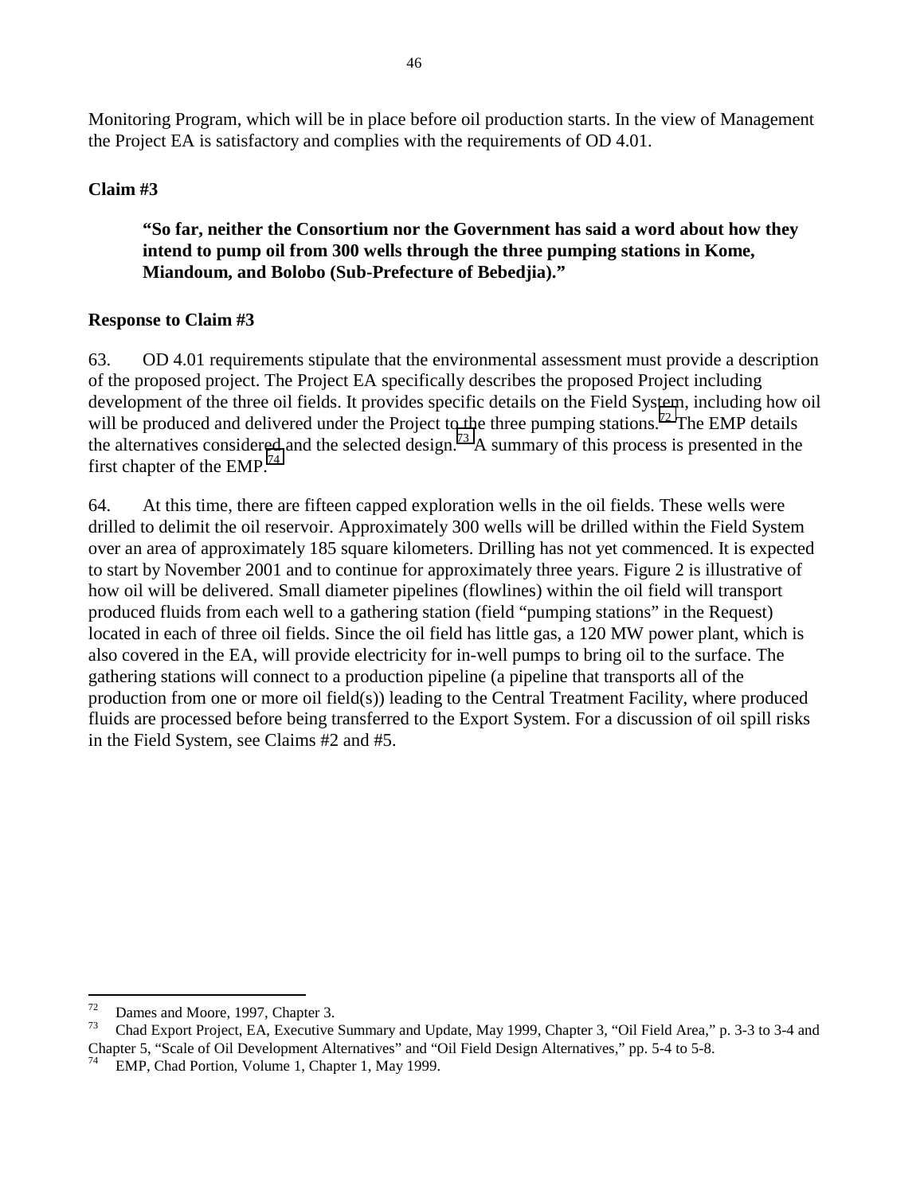Monitoring Program, which will be in place before oil production starts. In the view of Management the Project EA is satisfactory and complies with the requirements of OD 4.01.

**Claim #3**

> **"So far, neither the Consortium nor the Government has said a word about how they intend to pump oil from 300 wells through the three pumping stations in Kome, Miandoum, and Bolobo (Sub-Prefecture of Bebedjia)."**

**Response to Claim #3**

63. OD 4.01 requirements stipulate that the environmental assessment must provide a description of the proposed project. The Project EA specifically describes the proposed Project including development of the three oil fields. It provides specific details on the Field System, including how oil will be produced and delivered under the Project to the three pumping stations.[72] The EMP details the alternatives considered and the selected design.[73] A summary of this process is presented in the first chapter of the EMP.[74]

64. At this time, there are fifteen capped exploration wells in the oil fields. These wells were drilled to delimit the oil reservoir. Approximately 300 wells will be drilled within the Field System over an area of approximately 185 square kilometers. Drilling has not yet commenced. It is expected to start by November 2001 and to continue for approximately three years. Figure 2 is illustrative of how oil will be delivered. Small diameter pipelines (flowlines) within the oil field will transport produced fluids from each well to a gathering station (field "pumping stations" in the Request) located in each of three oil fields. Since the oil field has little gas, a 120 MW power plant, which is also covered in the EA, will provide electricity for in-well pumps to bring oil to the surface. The gathering stations will connect to a production pipeline (a pipeline that transports all of the production from one or more oil field(s)) leading to the Central Treatment Facility, where produced fluids are processed before being transferred to the Export System. For a discussion of oil spill risks in the Field System, see Claims #2 and #5.

---

[72] Dames and Moore, 1997, Chapter 3.

[73] Chad Export Project, EA, Executive Summary and Update, May 1999, Chapter 3, "Oil Field Area," p. 3-3 to 3-4 and Chapter 5, "Scale of Oil Development Alternatives" and "Oil Field Design Alternatives," pp. 5-4 to 5-8.

[74] EMP, Chad Portion, Volume 1, Chapter 1, May 1999.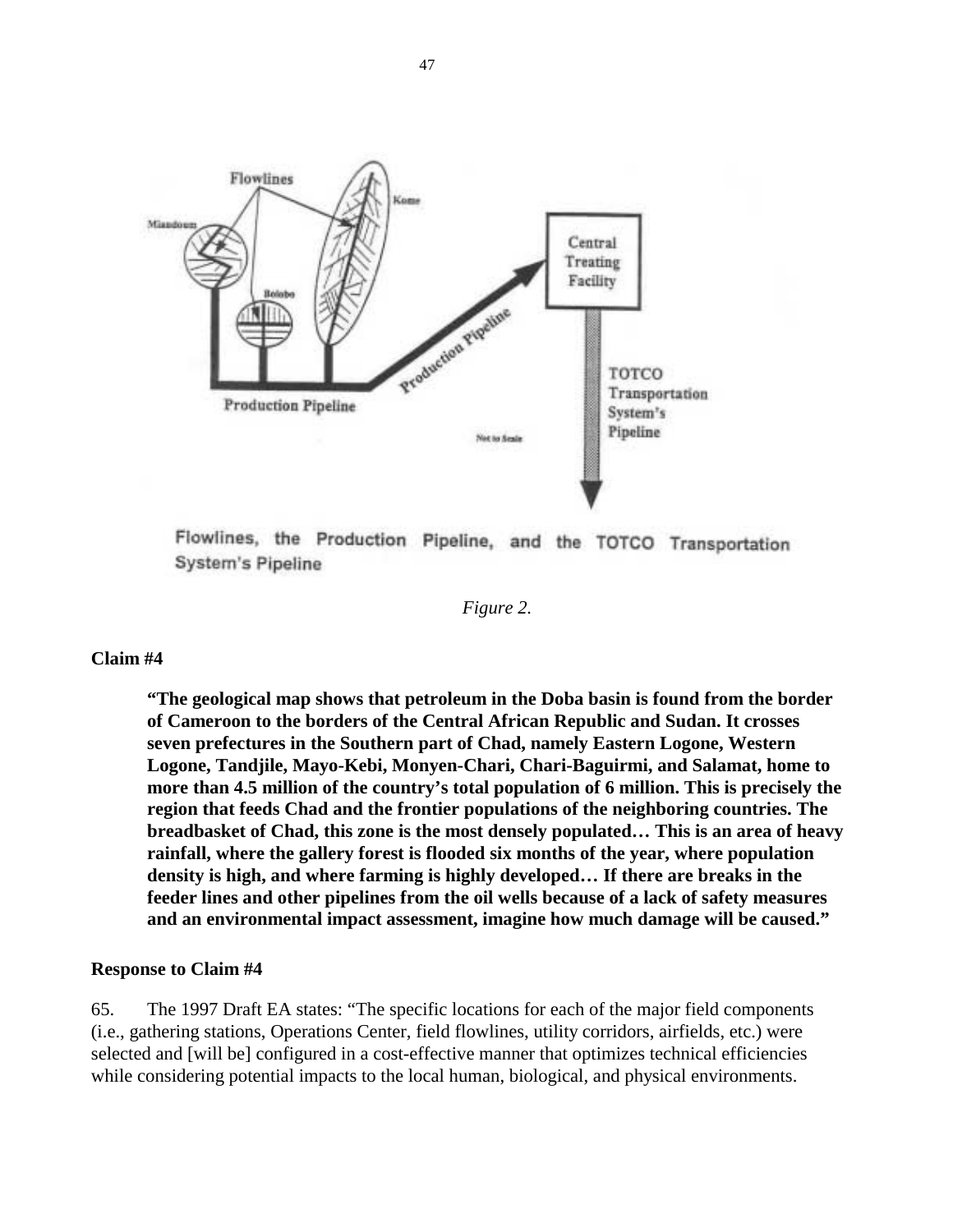Flowlines, the Production Pipeline, and the TOTCO Transportation System's Pipeline

*Figure 2.*

**Claim #4**

> **"The geological map shows that petroleum in the Doba basin is found from the border of Cameroon to the borders of the Central African Republic and Sudan. It crosses seven prefectures in the Southern part of Chad, namely Eastern Logone, Western Logone, Tandjile, Mayo-Kebi, Monyen-Chari, Chari-Baguirmi, and Salamat, home to more than 4.5 million of the country's total population of 6 million. This is precisely the region that feeds Chad and the frontier populations of the neighboring countries. The breadbasket of Chad, this zone is the most densely populated… This is an area of heavy rainfall, where the gallery forest is flooded six months of the year, where population density is high, and where farming is highly developed… If there are breaks in the feeder lines and other pipelines from the oil wells because of a lack of safety measures and an environmental impact assessment, imagine how much damage will be caused."**

**Response to Claim #4**

65. The 1997 Draft EA states: "The specific locations for each of the major field components (i.e., gathering stations, Operations Center, field flowlines, utility corridors, airfields, etc.) were selected and [will be] configured in a cost-effective manner that optimizes technical efficiencies while considering potential impacts to the local human, biological, and physical environments.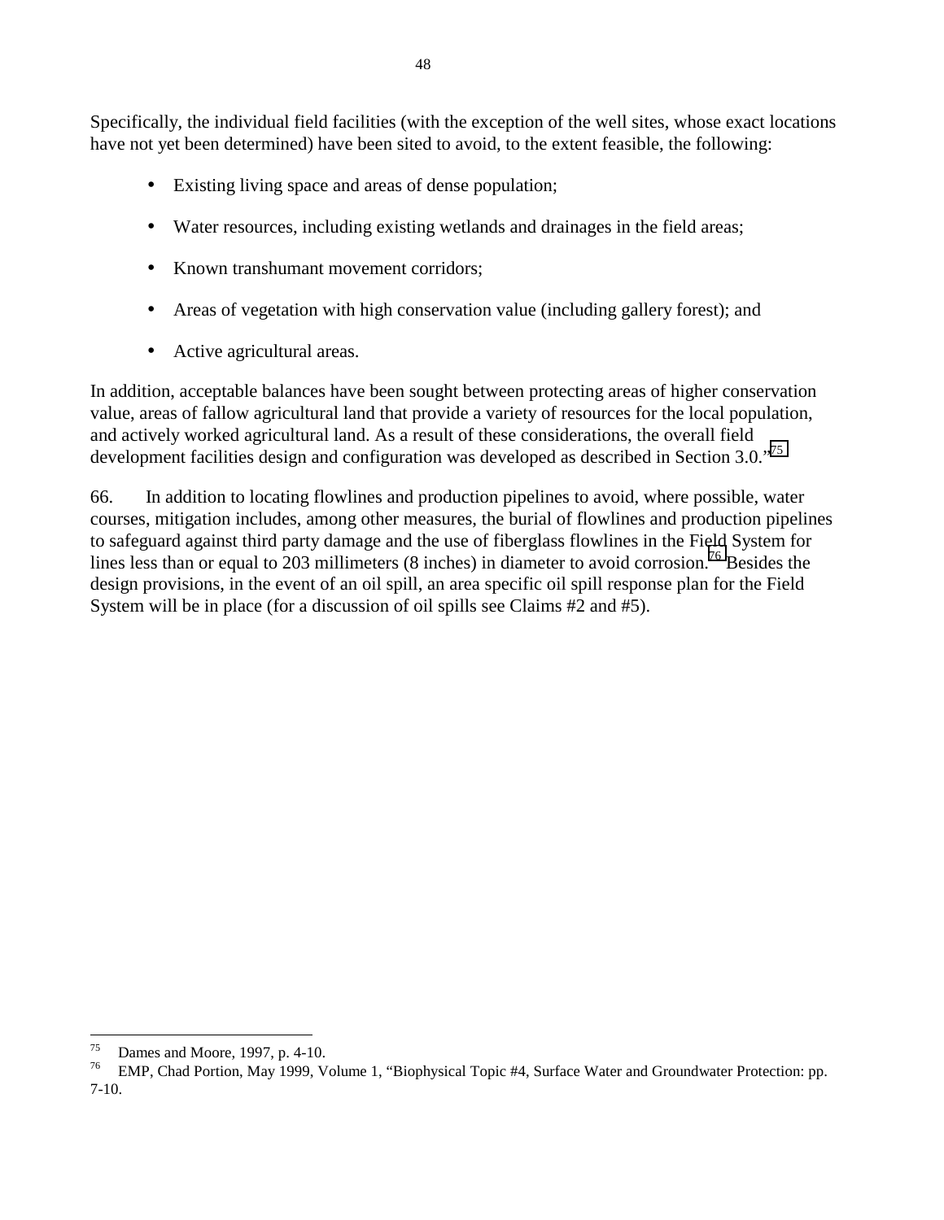Specifically, the individual field facilities (with the exception of the well sites, whose exact locations have not yet been determined) have been sited to avoid, to the extent feasible, the following:

- Existing living space and areas of dense population;
- Water resources, including existing wetlands and drainages in the field areas;
- Known transhumant movement corridors;
- Areas of vegetation with high conservation value (including gallery forest); and
- Active agricultural areas.

In addition, acceptable balances have been sought between protecting areas of higher conservation value, areas of fallow agricultural land that provide a variety of resources for the local population, and actively worked agricultural land. As a result of these considerations, the overall field development facilities design and configuration was developed as described in Section 3.0."[75]

66. In addition to locating flowlines and production pipelines to avoid, where possible, water courses, mitigation includes, among other measures, the burial of flowlines and production pipelines to safeguard against third party damage and the use of fiberglass flowlines in the Field System for lines less than or equal to 203 millimeters (8 inches) in diameter to avoid corrosion.[76] Besides the design provisions, in the event of an oil spill, an area specific oil spill response plan for the Field System will be in place (for a discussion of oil spills see Claims #2 and #5).

---

[75] Dames and Moore, 1997, p. 4-10.

[76] EMP, Chad Portion, May 1999, Volume 1, "Biophysical Topic #4, Surface Water and Groundwater Protection: pp. 7-10.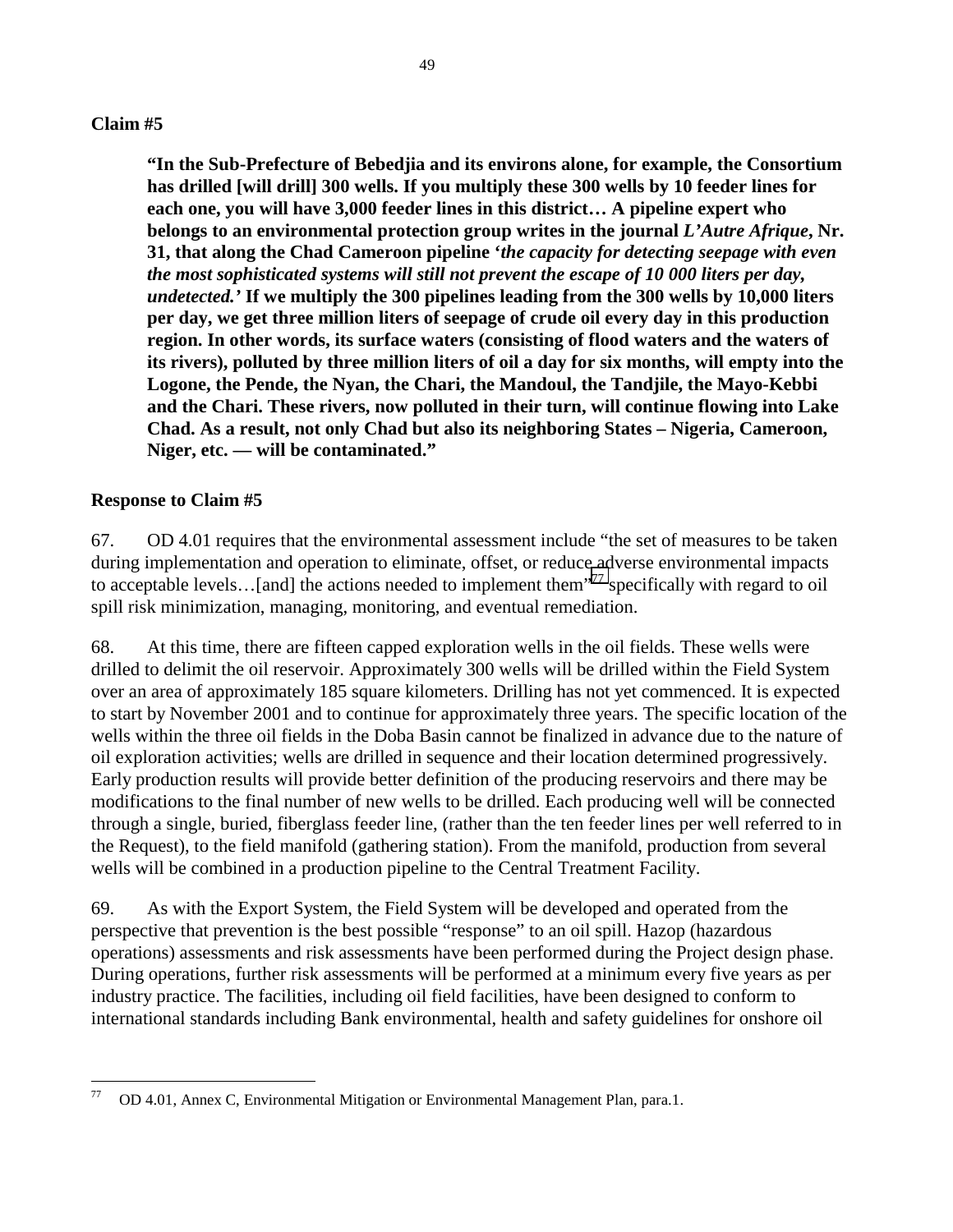**Claim #5**

> **"In the Sub-Prefecture of Bebedjia and its environs alone, for example, the Consortium has drilled [will drill] 300 wells. If you multiply these 300 wells by 10 feeder lines for each one, you will have 3,000 feeder lines in this district… A pipeline expert who belongs to an environmental protection group writes in the journal *L'Autre Afrique*, Nr. 31, that along the Chad Cameroon pipeline '*the capacity for detecting seepage with even the most sophisticated systems will still not prevent the escape of 10 000 liters per day, undetected.*' If we multiply the 300 pipelines leading from the 300 wells by 10,000 liters per day, we get three million liters of seepage of crude oil every day in this production region. In other words, its surface waters (consisting of flood waters and the waters of its rivers), polluted by three million liters of oil a day for six months, will empty into the Logone, the Pende, the Nyan, the Chari, the Mandoul, the Tandjile, the Mayo-Kebbi and the Chari. These rivers, now polluted in their turn, will continue flowing into Lake Chad. As a result, not only Chad but also its neighboring States – Nigeria, Cameroon, Niger, etc. — will be contaminated."**

**Response to Claim #5**

67. OD 4.01 requires that the environmental assessment include "the set of measures to be taken during implementation and operation to eliminate, offset, or reduce adverse environmental impacts to acceptable levels…[and] the actions needed to implement them"[77] specifically with regard to oil spill risk minimization, managing, monitoring, and eventual remediation.

68. At this time, there are fifteen capped exploration wells in the oil fields. These wells were drilled to delimit the oil reservoir. Approximately 300 wells will be drilled within the Field System over an area of approximately 185 square kilometers. Drilling has not yet commenced. It is expected to start by November 2001 and to continue for approximately three years. The specific location of the wells within the three oil fields in the Doba Basin cannot be finalized in advance due to the nature of oil exploration activities; wells are drilled in sequence and their location determined progressively. Early production results will provide better definition of the producing reservoirs and there may be modifications to the final number of new wells to be drilled. Each producing well will be connected through a single, buried, fiberglass feeder line, (rather than the ten feeder lines per well referred to in the Request), to the field manifold (gathering station). From the manifold, production from several wells will be combined in a production pipeline to the Central Treatment Facility.

69. As with the Export System, the Field System will be developed and operated from the perspective that prevention is the best possible "response" to an oil spill. Hazop (hazardous operations) assessments and risk assessments have been performed during the Project design phase. During operations, further risk assessments will be performed at a minimum every five years as per industry practice. The facilities, including oil field facilities, have been designed to conform to international standards including Bank environmental, health and safety guidelines for onshore oil

---

[77] OD 4.01, Annex C, Environmental Mitigation or Environmental Management Plan, para.1.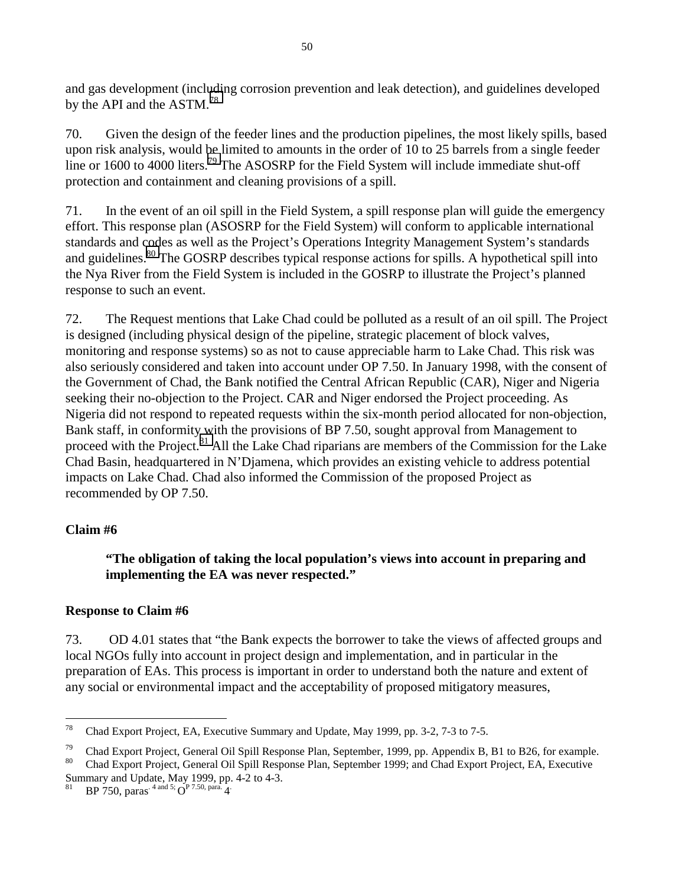and gas development (including corrosion prevention and leak detection), and guidelines developed by the API and the ASTM.[78]

70. Given the design of the feeder lines and the production pipelines, the most likely spills, based upon risk analysis, would be limited to amounts in the order of 10 to 25 barrels from a single feeder line or 1600 to 4000 liters.[79] The ASOSRP for the Field System will include immediate shut-off protection and containment and cleaning provisions of a spill.

71. In the event of an oil spill in the Field System, a spill response plan will guide the emergency effort. This response plan (ASOSRP for the Field System) will conform to applicable international standards and codes as well as the Project's Operations Integrity Management System's standards and guidelines.[80] The GOSRP describes typical response actions for spills. A hypothetical spill into the Nya River from the Field System is included in the GOSRP to illustrate the Project's planned response to such an event.

72. The Request mentions that Lake Chad could be polluted as a result of an oil spill. The Project is designed (including physical design of the pipeline, strategic placement of block valves, monitoring and response systems) so as not to cause appreciable harm to Lake Chad. This risk was also seriously considered and taken into account under OP 7.50. In January 1998, with the consent of the Government of Chad, the Bank notified the Central African Republic (CAR), Niger and Nigeria seeking their no-objection to the Project. CAR and Niger endorsed the Project proceeding. As Nigeria did not respond to repeated requests within the six-month period allocated for non-objection, Bank staff, in conformity with the provisions of BP 7.50, sought approval from Management to proceed with the Project.[81] All the Lake Chad riparians are members of the Commission for the Lake Chad Basin, headquartered in N'Djamena, which provides an existing vehicle to address potential impacts on Lake Chad. Chad also informed the Commission of the proposed Project as recommended by OP 7.50.

**Claim #6**

> **"The obligation of taking the local population's views into account in preparing and implementing the EA was never respected."**

**Response to Claim #6**

73. OD 4.01 states that "the Bank expects the borrower to take the views of affected groups and local NGOs fully into account in project design and implementation, and in particular in the preparation of EAs. This process is important in order to understand both the nature and extent of any social or environmental impact and the acceptability of proposed mitigatory measures,

---

[78] Chad Export Project, EA, Executive Summary and Update, May 1999, pp. 3-2, 7-3 to 7-5.

[79] Chad Export Project, General Oil Spill Response Plan, September, 1999, pp. Appendix B, B1 to B26, for example.

[80] Chad Export Project, General Oil Spill Response Plan, September 1999; and Chad Export Project, EA, Executive Summary and Update, May 1999, pp. 4-2 to 4-3.

[81] BP 750, paras. 4 and 5; OP 7.50, para. 4.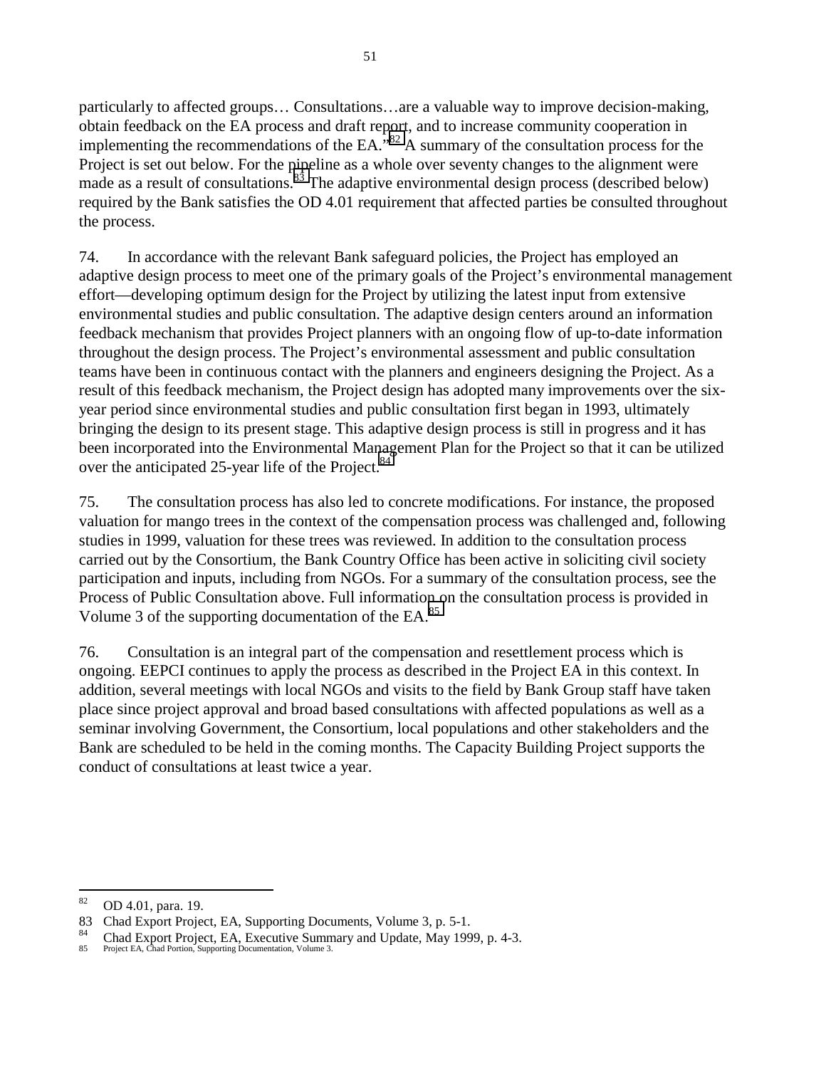particularly to affected groups… Consultations…are a valuable way to improve decision-making, obtain feedback on the EA process and draft report, and to increase community cooperation in implementing the recommendations of the EA."[82] A summary of the consultation process for the Project is set out below. For the pipeline as a whole over seventy changes to the alignment were made as a result of consultations.[83] The adaptive environmental design process (described below) required by the Bank satisfies the OD 4.01 requirement that affected parties be consulted throughout the process.

74. In accordance with the relevant Bank safeguard policies, the Project has employed an adaptive design process to meet one of the primary goals of the Project's environmental management effort—developing optimum design for the Project by utilizing the latest input from extensive environmental studies and public consultation. The adaptive design centers around an information feedback mechanism that provides Project planners with an ongoing flow of up-to-date information throughout the design process. The Project's environmental assessment and public consultation teams have been in continuous contact with the planners and engineers designing the Project. As a result of this feedback mechanism, the Project design has adopted many improvements over the six-year period since environmental studies and public consultation first began in 1993, ultimately bringing the design to its present stage. This adaptive design process is still in progress and it has been incorporated into the Environmental Management Plan for the Project so that it can be utilized over the anticipated 25-year life of the Project.[84]

75. The consultation process has also led to concrete modifications. For instance, the proposed valuation for mango trees in the context of the compensation process was challenged and, following studies in 1999, valuation for these trees was reviewed. In addition to the consultation process carried out by the Consortium, the Bank Country Office has been active in soliciting civil society participation and inputs, including from NGOs. For a summary of the consultation process, see the Process of Public Consultation above. Full information on the consultation process is provided in Volume 3 of the supporting documentation of the EA.[85]

76. Consultation is an integral part of the compensation and resettlement process which is ongoing. EEPCI continues to apply the process as described in the Project EA in this context. In addition, several meetings with local NGOs and visits to the field by Bank Group staff have taken place since project approval and broad based consultations with affected populations as well as a seminar involving Government, the Consortium, local populations and other stakeholders and the Bank are scheduled to be held in the coming months. The Capacity Building Project supports the conduct of consultations at least twice a year.

---

[82] OD 4.01, para. 19.

[83] Chad Export Project, EA, Supporting Documents, Volume 3, p. 5-1.

[84] Chad Export Project, EA, Executive Summary and Update, May 1999, p. 4-3.

[85] Project EA, Chad Portion, Supporting Documentation, Volume 3.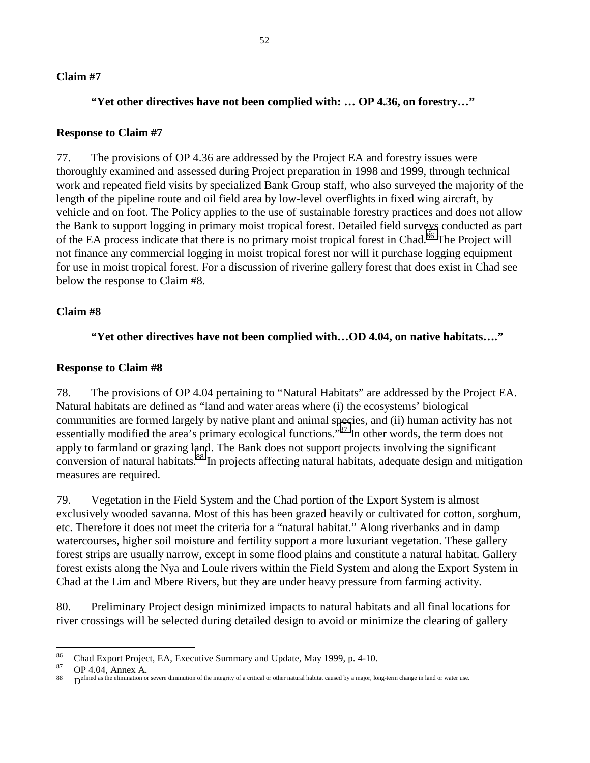**Claim #7**

**"Yet other directives have not been complied with: … OP 4.36, on forestry…"**

**Response to Claim #7**

77. The provisions of OP 4.36 are addressed by the Project EA and forestry issues were thoroughly examined and assessed during Project preparation in 1998 and 1999, through technical work and repeated field visits by specialized Bank Group staff, who also surveyed the majority of the length of the pipeline route and oil field area by low-level overflights in fixed wing aircraft, by vehicle and on foot. The Policy applies to the use of sustainable forestry practices and does not allow the Bank to support logging in primary moist tropical forest. Detailed field surveys conducted as part of the EA process indicate that there is no primary moist tropical forest in Chad.[86] The Project will not finance any commercial logging in moist tropical forest nor will it purchase logging equipment for use in moist tropical forest. For a discussion of riverine gallery forest that does exist in Chad see below the response to Claim #8.

**Claim #8**

**"Yet other directives have not been complied with…OD 4.04, on native habitats…."**

**Response to Claim #8**

78. The provisions of OP 4.04 pertaining to "Natural Habitats" are addressed by the Project EA. Natural habitats are defined as "land and water areas where (i) the ecosystems' biological communities are formed largely by native plant and animal species, and (ii) human activity has not essentially modified the area's primary ecological functions."[87] In other words, the term does not apply to farmland or grazing land. The Bank does not support projects involving the significant conversion of natural habitats.[88] In projects affecting natural habitats, adequate design and mitigation measures are required.

79. Vegetation in the Field System and the Chad portion of the Export System is almost exclusively wooded savanna. Most of this has been grazed heavily or cultivated for cotton, sorghum, etc. Therefore it does not meet the criteria for a "natural habitat." Along riverbanks and in damp watercourses, higher soil moisture and fertility support a more luxuriant vegetation. These gallery forest strips are usually narrow, except in some flood plains and constitute a natural habitat. Gallery forest exists along the Nya and Loule rivers within the Field System and along the Export System in Chad at the Lim and Mbere Rivers, but they are under heavy pressure from farming activity.

80. Preliminary Project design minimized impacts to natural habitats and all final locations for river crossings will be selected during detailed design to avoid or minimize the clearing of gallery

---

[86] Chad Export Project, EA, Executive Summary and Update, May 1999, p. 4-10.

[87] OP 4.04, Annex A.

[88] Defined as the elimination or severe diminution of the integrity of a critical or other natural habitat caused by a major, long-term change in land or water use.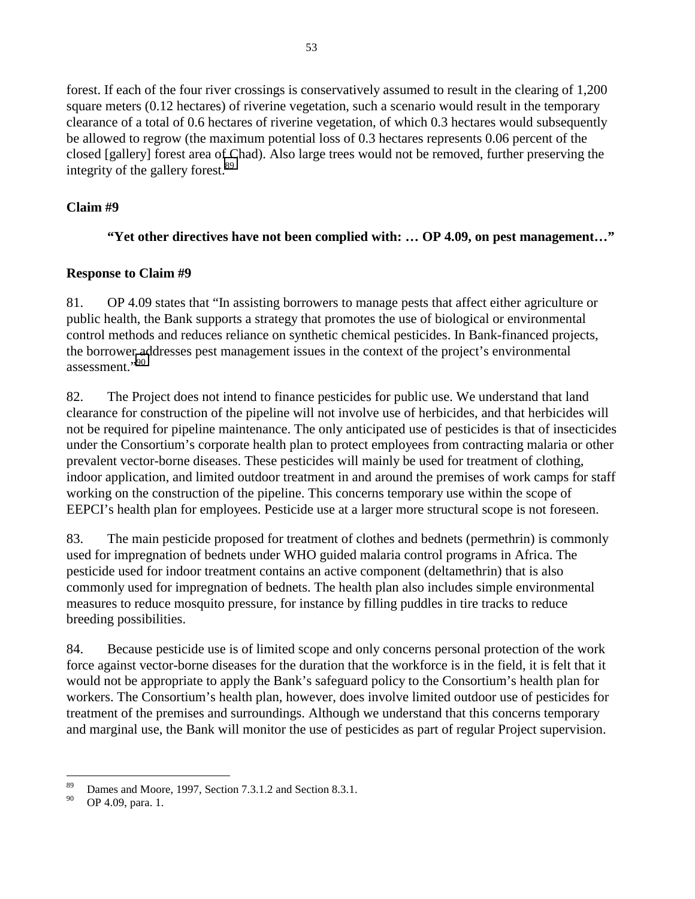forest. If each of the four river crossings is conservatively assumed to result in the clearing of 1,200 square meters (0.12 hectares) of riverine vegetation, such a scenario would result in the temporary clearance of a total of 0.6 hectares of riverine vegetation, of which 0.3 hectares would subsequently be allowed to regrow (the maximum potential loss of 0.3 hectares represents 0.06 percent of the closed [gallery] forest area of Chad). Also large trees would not be removed, further preserving the integrity of the gallery forest.[89]

**Claim #9**

> **"Yet other directives have not been complied with: … OP 4.09, on pest management…"**

**Response to Claim #9**

81. OP 4.09 states that "In assisting borrowers to manage pests that affect either agriculture or public health, the Bank supports a strategy that promotes the use of biological or environmental control methods and reduces reliance on synthetic chemical pesticides. In Bank-financed projects, the borrower addresses pest management issues in the context of the project's environmental assessment."[90]

82. The Project does not intend to finance pesticides for public use. We understand that land clearance for construction of the pipeline will not involve use of herbicides, and that herbicides will not be required for pipeline maintenance. The only anticipated use of pesticides is that of insecticides under the Consortium's corporate health plan to protect employees from contracting malaria or other prevalent vector-borne diseases. These pesticides will mainly be used for treatment of clothing, indoor application, and limited outdoor treatment in and around the premises of work camps for staff working on the construction of the pipeline. This concerns temporary use within the scope of EEPCI's health plan for employees. Pesticide use at a larger more structural scope is not foreseen.

83. The main pesticide proposed for treatment of clothes and bednets (permethrin) is commonly used for impregnation of bednets under WHO guided malaria control programs in Africa. The pesticide used for indoor treatment contains an active component (deltamethrin) that is also commonly used for impregnation of bednets. The health plan also includes simple environmental measures to reduce mosquito pressure, for instance by filling puddles in tire tracks to reduce breeding possibilities.

84. Because pesticide use is of limited scope and only concerns personal protection of the work force against vector-borne diseases for the duration that the workforce is in the field, it is felt that it would not be appropriate to apply the Bank's safeguard policy to the Consortium's health plan for workers. The Consortium's health plan, however, does involve limited outdoor use of pesticides for treatment of the premises and surroundings. Although we understand that this concerns temporary and marginal use, the Bank will monitor the use of pesticides as part of regular Project supervision.

---

[89] Dames and Moore, 1997, Section 7.3.1.2 and Section 8.3.1.

[90] OP 4.09, para. 1.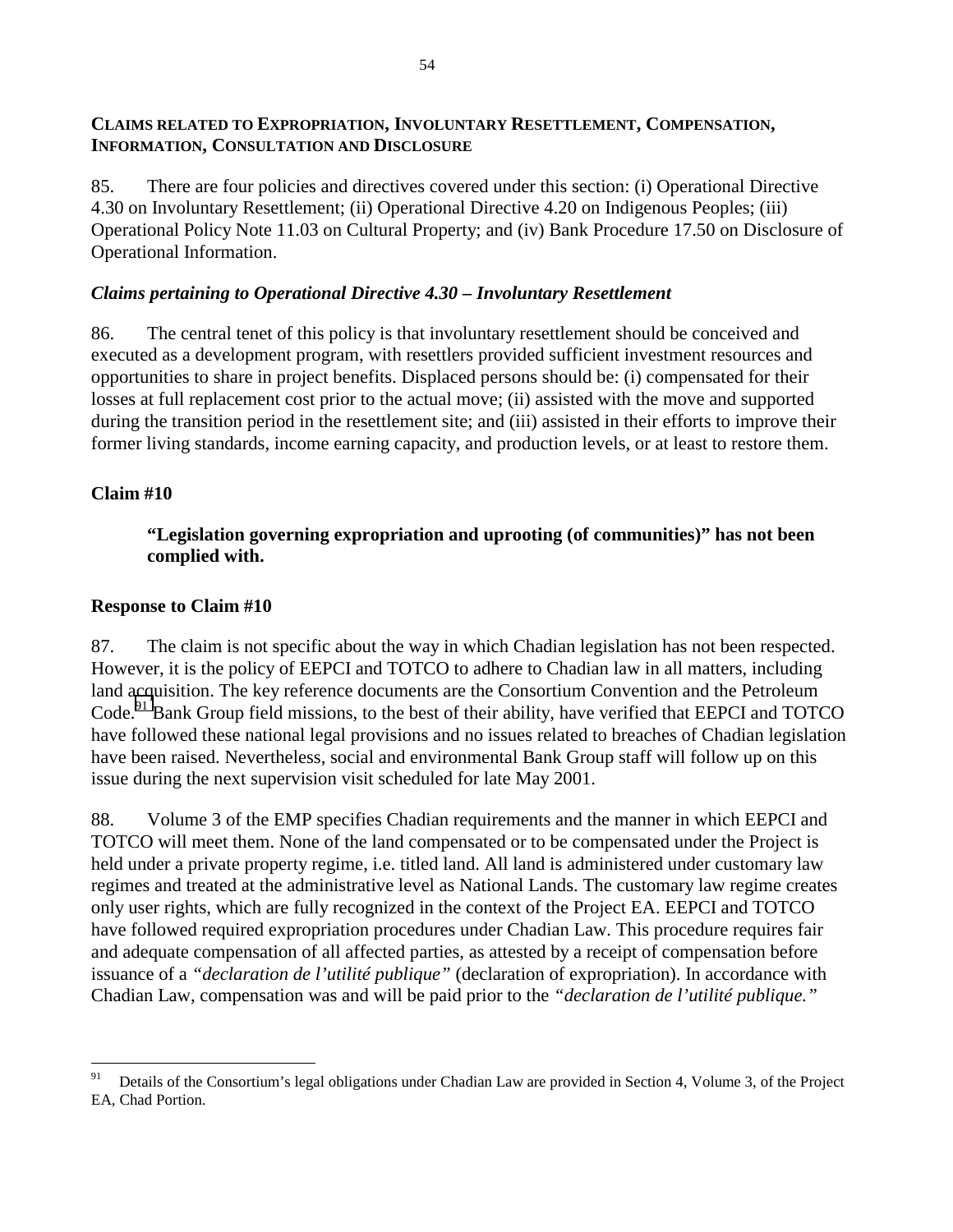**CLAIMS RELATED TO EXPROPRIATION, INVOLUNTARY RESETTLEMENT, COMPENSATION, INFORMATION, CONSULTATION AND DISCLOSURE**

85. There are four policies and directives covered under this section: (i) Operational Directive 4.30 on Involuntary Resettlement; (ii) Operational Directive 4.20 on Indigenous Peoples; (iii) Operational Policy Note 11.03 on Cultural Property; and (iv) Bank Procedure 17.50 on Disclosure of Operational Information.

***Claims pertaining to Operational Directive 4.30 – Involuntary Resettlement***

86. The central tenet of this policy is that involuntary resettlement should be conceived and executed as a development program, with resettlers provided sufficient investment resources and opportunities to share in project benefits. Displaced persons should be: (i) compensated for their losses at full replacement cost prior to the actual move; (ii) assisted with the move and supported during the transition period in the resettlement site; and (iii) assisted in their efforts to improve their former living standards, income earning capacity, and production levels, or at least to restore them.

**Claim #10**

> **"Legislation governing expropriation and uprooting (of communities)" has not been complied with.**

**Response to Claim #10**

87. The claim is not specific about the way in which Chadian legislation has not been respected. However, it is the policy of EEPCI and TOTCO to adhere to Chadian law in all matters, including land acquisition. The key reference documents are the Consortium Convention and the Petroleum Code.[91] Bank Group field missions, to the best of their ability, have verified that EEPCI and TOTCO have followed these national legal provisions and no issues related to breaches of Chadian legislation have been raised. Nevertheless, social and environmental Bank Group staff will follow up on this issue during the next supervision visit scheduled for late May 2001.

88. Volume 3 of the EMP specifies Chadian requirements and the manner in which EEPCI and TOTCO will meet them. None of the land compensated or to be compensated under the Project is held under a private property regime, i.e. titled land. All land is administered under customary law regimes and treated at the administrative level as National Lands. The customary law regime creates only user rights, which are fully recognized in the context of the Project EA. EEPCI and TOTCO have followed required expropriation procedures under Chadian Law. This procedure requires fair and adequate compensation of all affected parties, as attested by a receipt of compensation before issuance of a *"declaration de l'utilité publique"* (declaration of expropriation). In accordance with Chadian Law, compensation was and will be paid prior to the *"declaration de l'utilité publique."*

[91] Details of the Consortium's legal obligations under Chadian Law are provided in Section 4, Volume 3, of the Project EA, Chad Portion.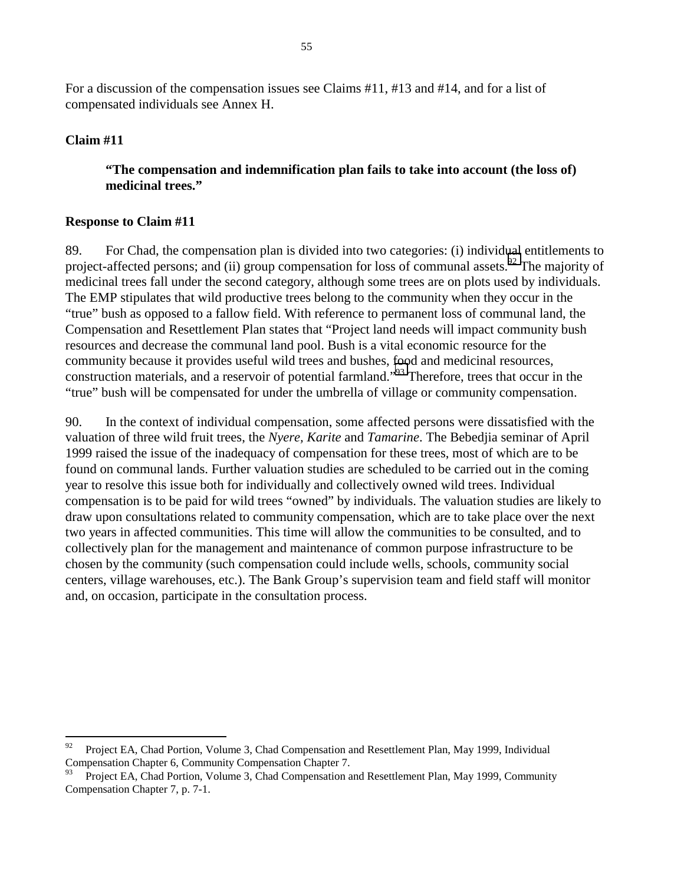For a discussion of the compensation issues see Claims #11, #13 and #14, and for a list of compensated individuals see Annex H.

**Claim #11**

> **"The compensation and indemnification plan fails to take into account (the loss of) medicinal trees."**

**Response to Claim #11**

89. For Chad, the compensation plan is divided into two categories: (i) individual entitlements to project-affected persons; and (ii) group compensation for loss of communal assets.[92] The majority of medicinal trees fall under the second category, although some trees are on plots used by individuals. The EMP stipulates that wild productive trees belong to the community when they occur in the "true" bush as opposed to a fallow field. With reference to permanent loss of communal land, the Compensation and Resettlement Plan states that "Project land needs will impact community bush resources and decrease the communal land pool. Bush is a vital economic resource for the community because it provides useful wild trees and bushes, food and medicinal resources, construction materials, and a reservoir of potential farmland."[93] Therefore, trees that occur in the "true" bush will be compensated for under the umbrella of village or community compensation.

90. In the context of individual compensation, some affected persons were dissatisfied with the valuation of three wild fruit trees, the *Nyere, Karite* and *Tamarine*. The Bebedjia seminar of April 1999 raised the issue of the inadequacy of compensation for these trees, most of which are to be found on communal lands. Further valuation studies are scheduled to be carried out in the coming year to resolve this issue both for individually and collectively owned wild trees. Individual compensation is to be paid for wild trees "owned" by individuals. The valuation studies are likely to draw upon consultations related to community compensation, which are to take place over the next two years in affected communities. This time will allow the communities to be consulted, and to collectively plan for the management and maintenance of common purpose infrastructure to be chosen by the community (such compensation could include wells, schools, community social centers, village warehouses, etc.). The Bank Group's supervision team and field staff will monitor and, on occasion, participate in the consultation process.

---

[92] Project EA, Chad Portion, Volume 3, Chad Compensation and Resettlement Plan, May 1999, Individual Compensation Chapter 6, Community Compensation Chapter 7.

[93] Project EA, Chad Portion, Volume 3, Chad Compensation and Resettlement Plan, May 1999, Community Compensation Chapter 7, p. 7-1.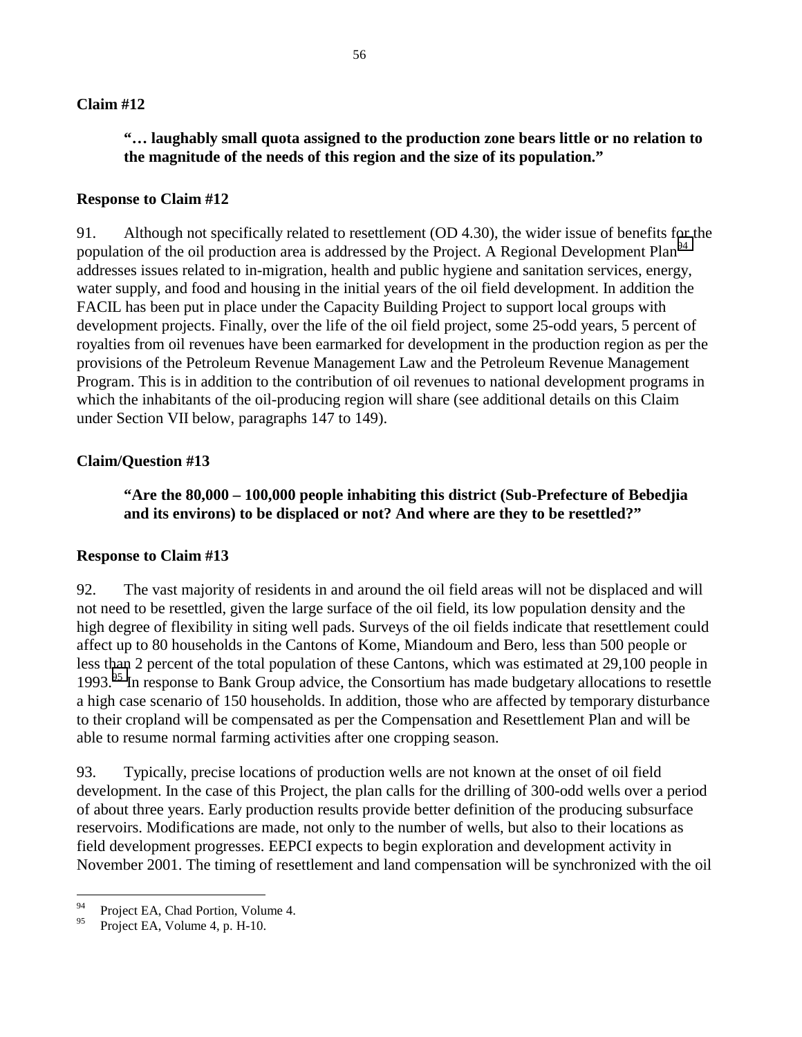**Claim #12**

> **"… laughably small quota assigned to the production zone bears little or no relation to the magnitude of the needs of this region and the size of its population."**

**Response to Claim #12**

91. Although not specifically related to resettlement (OD 4.30), the wider issue of benefits for the population of the oil production area is addressed by the Project. A Regional Development Plan[94] addresses issues related to in-migration, health and public hygiene and sanitation services, energy, water supply, and food and housing in the initial years of the oil field development. In addition the FACIL has been put in place under the Capacity Building Project to support local groups with development projects. Finally, over the life of the oil field project, some 25-odd years, 5 percent of royalties from oil revenues have been earmarked for development in the production region as per the provisions of the Petroleum Revenue Management Law and the Petroleum Revenue Management Program. This is in addition to the contribution of oil revenues to national development programs in which the inhabitants of the oil-producing region will share (see additional details on this Claim under Section VII below, paragraphs 147 to 149).

**Claim/Question #13**

> **"Are the 80,000 – 100,000 people inhabiting this district (Sub-Prefecture of Bebedjia and its environs) to be displaced or not? And where are they to be resettled?"**

**Response to Claim #13**

92. The vast majority of residents in and around the oil field areas will not be displaced and will not need to be resettled, given the large surface of the oil field, its low population density and the high degree of flexibility in siting well pads. Surveys of the oil fields indicate that resettlement could affect up to 80 households in the Cantons of Kome, Miandoum and Bero, less than 500 people or less than 2 percent of the total population of these Cantons, which was estimated at 29,100 people in 1993.[95] In response to Bank Group advice, the Consortium has made budgetary allocations to resettle a high case scenario of 150 households. In addition, those who are affected by temporary disturbance to their cropland will be compensated as per the Compensation and Resettlement Plan and will be able to resume normal farming activities after one cropping season.

93. Typically, precise locations of production wells are not known at the onset of oil field development. In the case of this Project, the plan calls for the drilling of 300-odd wells over a period of about three years. Early production results provide better definition of the producing subsurface reservoirs. Modifications are made, not only to the number of wells, but also to their locations as field development progresses. EEPCI expects to begin exploration and development activity in November 2001. The timing of resettlement and land compensation will be synchronized with the oil

---

[94] Project EA, Chad Portion, Volume 4.

[95] Project EA, Volume 4, p. H-10.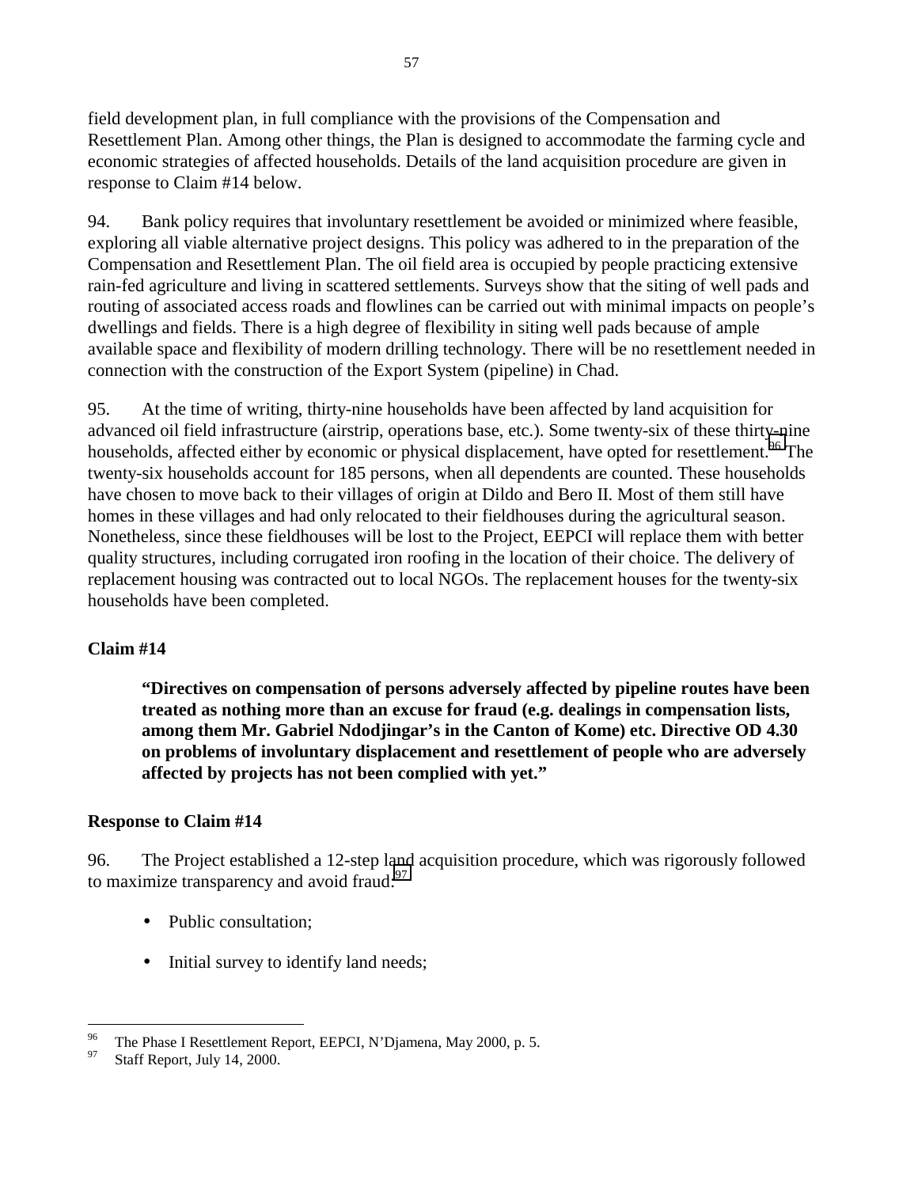field development plan, in full compliance with the provisions of the Compensation and Resettlement Plan. Among other things, the Plan is designed to accommodate the farming cycle and economic strategies of affected households. Details of the land acquisition procedure are given in response to Claim #14 below.

94. Bank policy requires that involuntary resettlement be avoided or minimized where feasible, exploring all viable alternative project designs. This policy was adhered to in the preparation of the Compensation and Resettlement Plan. The oil field area is occupied by people practicing extensive rain-fed agriculture and living in scattered settlements. Surveys show that the siting of well pads and routing of associated access roads and flowlines can be carried out with minimal impacts on people's dwellings and fields. There is a high degree of flexibility in siting well pads because of ample available space and flexibility of modern drilling technology. There will be no resettlement needed in connection with the construction of the Export System (pipeline) in Chad.

95. At the time of writing, thirty-nine households have been affected by land acquisition for advanced oil field infrastructure (airstrip, operations base, etc.). Some twenty-six of these thirty-nine households, affected either by economic or physical displacement, have opted for resettlement.[96] The twenty-six households account for 185 persons, when all dependents are counted. These households have chosen to move back to their villages of origin at Dildo and Bero II. Most of them still have homes in these villages and had only relocated to their fieldhouses during the agricultural season. Nonetheless, since these fieldhouses will be lost to the Project, EEPCI will replace them with better quality structures, including corrugated iron roofing in the location of their choice. The delivery of replacement housing was contracted out to local NGOs. The replacement houses for the twenty-six households have been completed.

**Claim #14**

> **"Directives on compensation of persons adversely affected by pipeline routes have been treated as nothing more than an excuse for fraud (e.g. dealings in compensation lists, among them Mr. Gabriel Ndodjingar's in the Canton of Kome) etc. Directive OD 4.30 on problems of involuntary displacement and resettlement of people who are adversely affected by projects has not been complied with yet."**

**Response to Claim #14**

96. The Project established a 12-step land acquisition procedure, which was rigorously followed to maximize transparency and avoid fraud.[97]

- Public consultation;
- Initial survey to identify land needs;

---

[96] The Phase I Resettlement Report, EEPCI, N'Djamena, May 2000, p. 5.
[97] Staff Report, July 14, 2000.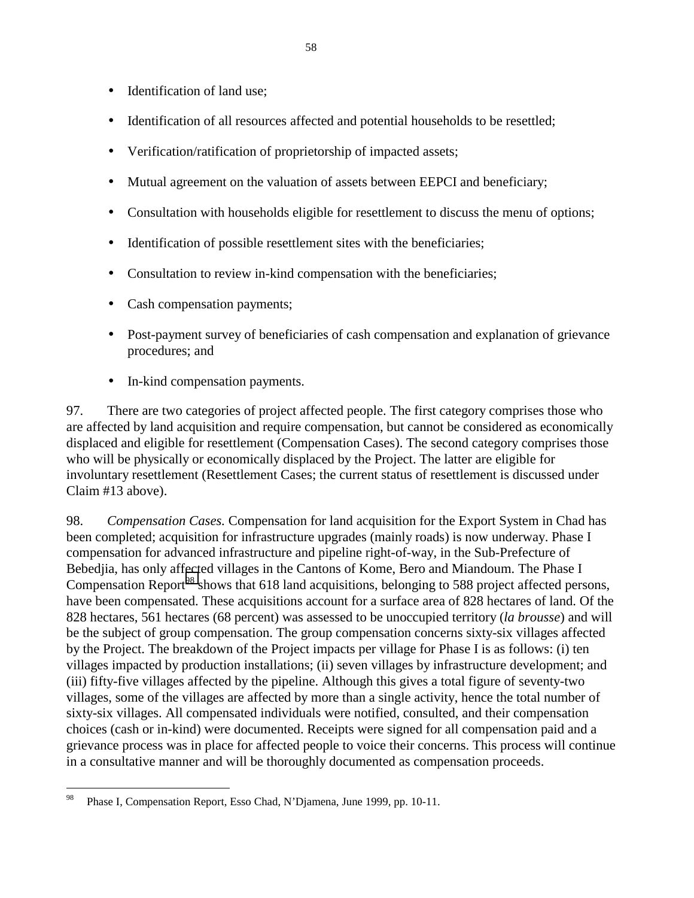- Identification of land use;
- Identification of all resources affected and potential households to be resettled;
- Verification/ratification of proprietorship of impacted assets;
- Mutual agreement on the valuation of assets between EEPCI and beneficiary;
- Consultation with households eligible for resettlement to discuss the menu of options;
- Identification of possible resettlement sites with the beneficiaries;
- Consultation to review in-kind compensation with the beneficiaries;
- Cash compensation payments;
- Post-payment survey of beneficiaries of cash compensation and explanation of grievance procedures; and
- In-kind compensation payments.

97. There are two categories of project affected people. The first category comprises those who are affected by land acquisition and require compensation, but cannot be considered as economically displaced and eligible for resettlement (Compensation Cases). The second category comprises those who will be physically or economically displaced by the Project. The latter are eligible for involuntary resettlement (Resettlement Cases; the current status of resettlement is discussed under Claim #13 above).

98. *Compensation Cases*. Compensation for land acquisition for the Export System in Chad has been completed; acquisition for infrastructure upgrades (mainly roads) is now underway. Phase I compensation for advanced infrastructure and pipeline right-of-way, in the Sub-Prefecture of Bebedjia, has only affected villages in the Cantons of Kome, Bero and Miandoum. The Phase I Compensation Report[98] shows that 618 land acquisitions, belonging to 588 project affected persons, have been compensated. These acquisitions account for a surface area of 828 hectares of land. Of the 828 hectares, 561 hectares (68 percent) was assessed to be unoccupied territory (*la brousse*) and will be the subject of group compensation. The group compensation concerns sixty-six villages affected by the Project. The breakdown of the Project impacts per village for Phase I is as follows: (i) ten villages impacted by production installations; (ii) seven villages by infrastructure development; and (iii) fifty-five villages affected by the pipeline. Although this gives a total figure of seventy-two villages, some of the villages are affected by more than a single activity, hence the total number of sixty-six villages. All compensated individuals were notified, consulted, and their compensation choices (cash or in-kind) were documented. Receipts were signed for all compensation paid and a grievance process was in place for affected people to voice their concerns. This process will continue in a consultative manner and will be thoroughly documented as compensation proceeds.

[98] Phase I, Compensation Report, Esso Chad, N'Djamena, June 1999, pp. 10-11.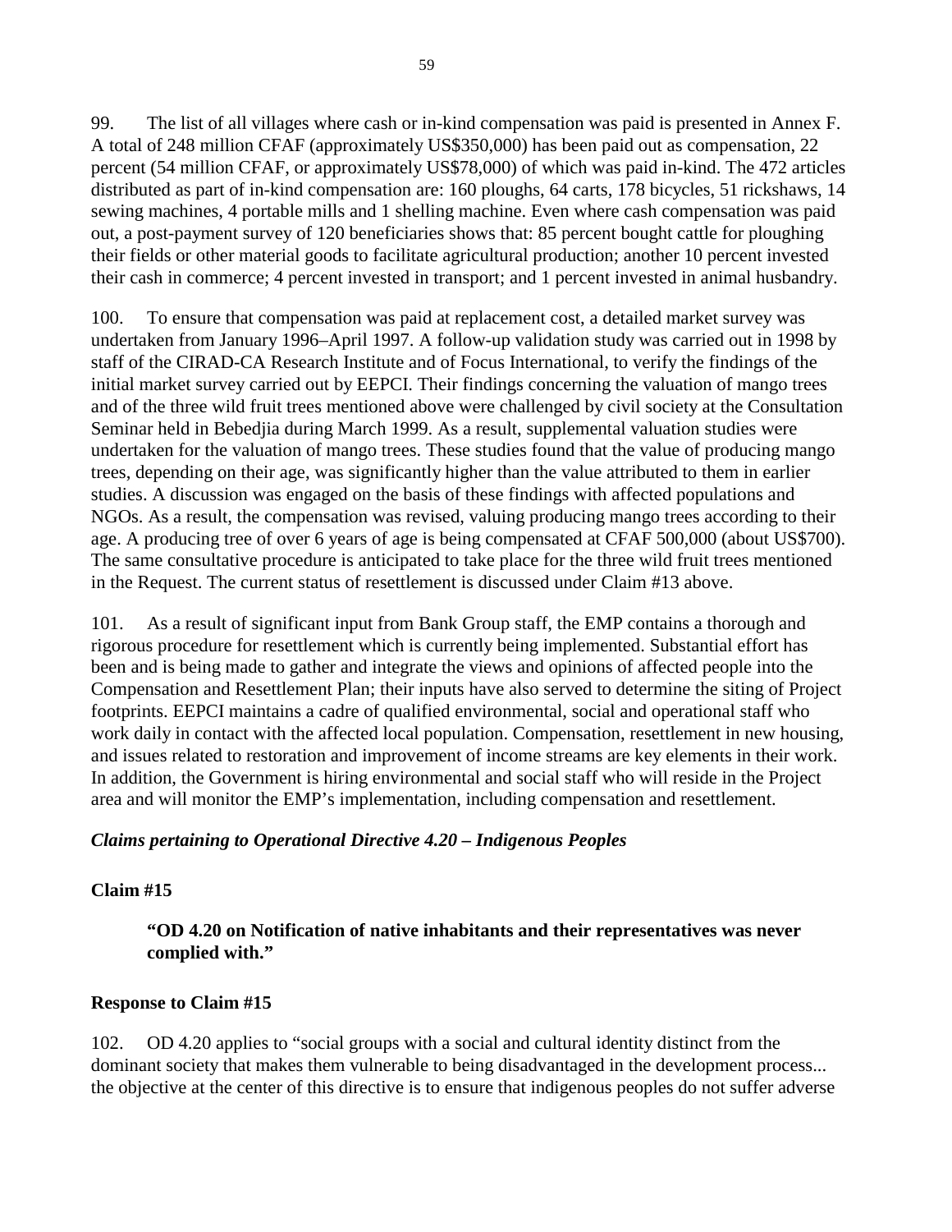99. The list of all villages where cash or in-kind compensation was paid is presented in Annex F. A total of 248 million CFAF (approximately US$350,000) has been paid out as compensation, 22 percent (54 million CFAF, or approximately US$78,000) of which was paid in-kind. The 472 articles distributed as part of in-kind compensation are: 160 ploughs, 64 carts, 178 bicycles, 51 rickshaws, 14 sewing machines, 4 portable mills and 1 shelling machine. Even where cash compensation was paid out, a post-payment survey of 120 beneficiaries shows that: 85 percent bought cattle for ploughing their fields or other material goods to facilitate agricultural production; another 10 percent invested their cash in commerce; 4 percent invested in transport; and 1 percent invested in animal husbandry.

100. To ensure that compensation was paid at replacement cost, a detailed market survey was undertaken from January 1996–April 1997. A follow-up validation study was carried out in 1998 by staff of the CIRAD-CA Research Institute and of Focus International, to verify the findings of the initial market survey carried out by EEPCI. Their findings concerning the valuation of mango trees and of the three wild fruit trees mentioned above were challenged by civil society at the Consultation Seminar held in Bebedjia during March 1999. As a result, supplemental valuation studies were undertaken for the valuation of mango trees. These studies found that the value of producing mango trees, depending on their age, was significantly higher than the value attributed to them in earlier studies. A discussion was engaged on the basis of these findings with affected populations and NGOs. As a result, the compensation was revised, valuing producing mango trees according to their age. A producing tree of over 6 years of age is being compensated at CFAF 500,000 (about US$700). The same consultative procedure is anticipated to take place for the three wild fruit trees mentioned in the Request. The current status of resettlement is discussed under Claim #13 above.

101. As a result of significant input from Bank Group staff, the EMP contains a thorough and rigorous procedure for resettlement which is currently being implemented. Substantial effort has been and is being made to gather and integrate the views and opinions of affected people into the Compensation and Resettlement Plan; their inputs have also served to determine the siting of Project footprints. EEPCI maintains a cadre of qualified environmental, social and operational staff who work daily in contact with the affected local population. Compensation, resettlement in new housing, and issues related to restoration and improvement of income streams are key elements in their work. In addition, the Government is hiring environmental and social staff who will reside in the Project area and will monitor the EMP's implementation, including compensation and resettlement.

### *Claims pertaining to Operational Directive 4.20 – Indigenous Peoples*

**Claim #15**

> **"OD 4.20 on Notification of native inhabitants and their representatives was never complied with."**

**Response to Claim #15**

102. OD 4.20 applies to "social groups with a social and cultural identity distinct from the dominant society that makes them vulnerable to being disadvantaged in the development process... the objective at the center of this directive is to ensure that indigenous peoples do not suffer adverse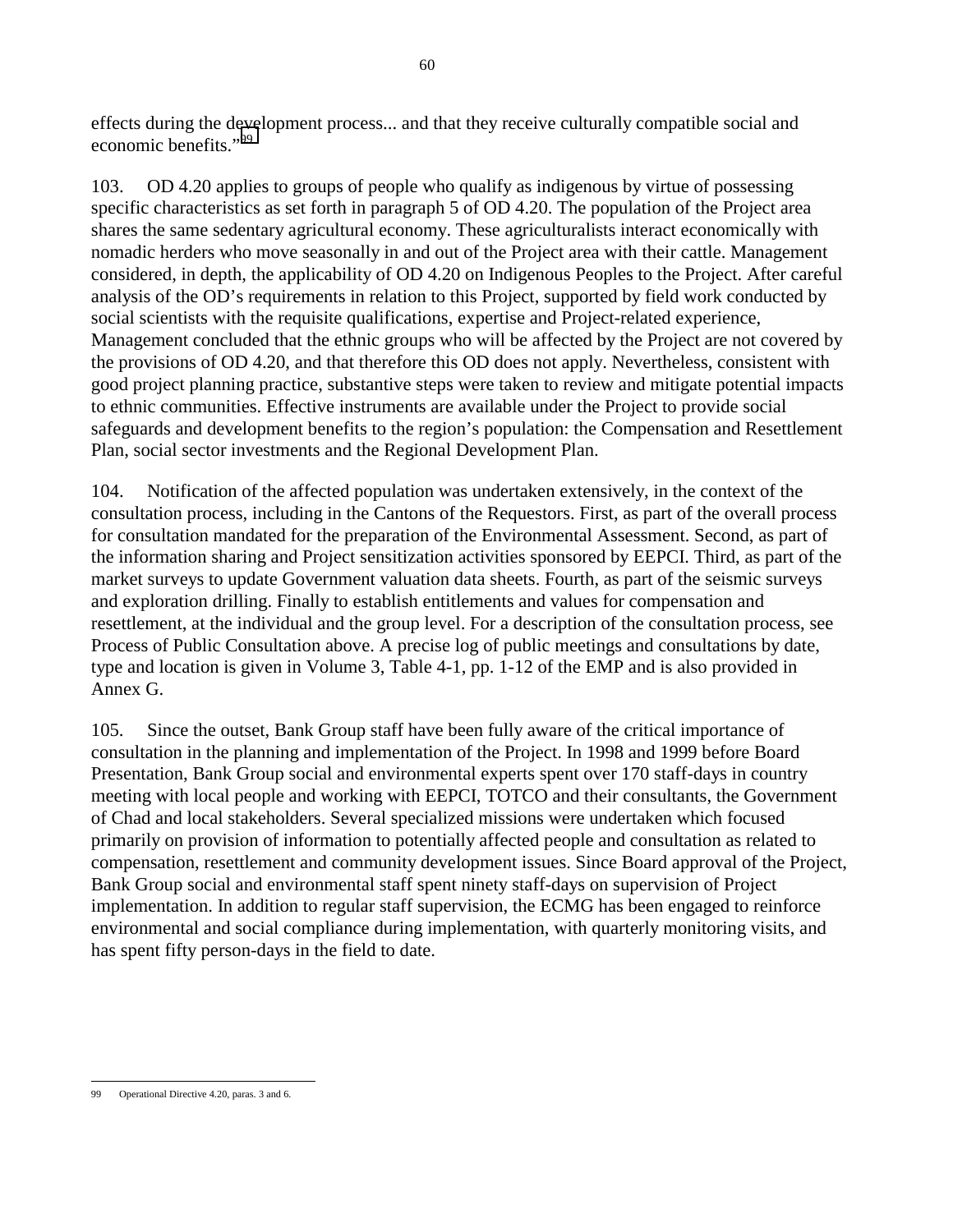effects during the development process... and that they receive culturally compatible social and economic benefits."[99]

103. OD 4.20 applies to groups of people who qualify as indigenous by virtue of possessing specific characteristics as set forth in paragraph 5 of OD 4.20. The population of the Project area shares the same sedentary agricultural economy. These agriculturalists interact economically with nomadic herders who move seasonally in and out of the Project area with their cattle. Management considered, in depth, the applicability of OD 4.20 on Indigenous Peoples to the Project. After careful analysis of the OD's requirements in relation to this Project, supported by field work conducted by social scientists with the requisite qualifications, expertise and Project-related experience, Management concluded that the ethnic groups who will be affected by the Project are not covered by the provisions of OD 4.20, and that therefore this OD does not apply. Nevertheless, consistent with good project planning practice, substantive steps were taken to review and mitigate potential impacts to ethnic communities. Effective instruments are available under the Project to provide social safeguards and development benefits to the region's population: the Compensation and Resettlement Plan, social sector investments and the Regional Development Plan.

104. Notification of the affected population was undertaken extensively, in the context of the consultation process, including in the Cantons of the Requestors. First, as part of the overall process for consultation mandated for the preparation of the Environmental Assessment. Second, as part of the information sharing and Project sensitization activities sponsored by EEPCI. Third, as part of the market surveys to update Government valuation data sheets. Fourth, as part of the seismic surveys and exploration drilling. Finally to establish entitlements and values for compensation and resettlement, at the individual and the group level. For a description of the consultation process, see Process of Public Consultation above. A precise log of public meetings and consultations by date, type and location is given in Volume 3, Table 4-1, pp. 1-12 of the EMP and is also provided in Annex G.

105. Since the outset, Bank Group staff have been fully aware of the critical importance of consultation in the planning and implementation of the Project. In 1998 and 1999 before Board Presentation, Bank Group social and environmental experts spent over 170 staff-days in country meeting with local people and working with EEPCI, TOTCO and their consultants, the Government of Chad and local stakeholders. Several specialized missions were undertaken which focused primarily on provision of information to potentially affected people and consultation as related to compensation, resettlement and community development issues. Since Board approval of the Project, Bank Group social and environmental staff spent ninety staff-days on supervision of Project implementation. In addition to regular staff supervision, the ECMG has been engaged to reinforce environmental and social compliance during implementation, with quarterly monitoring visits, and has spent fifty person-days in the field to date.

---

99 Operational Directive 4.20, paras. 3 and 6.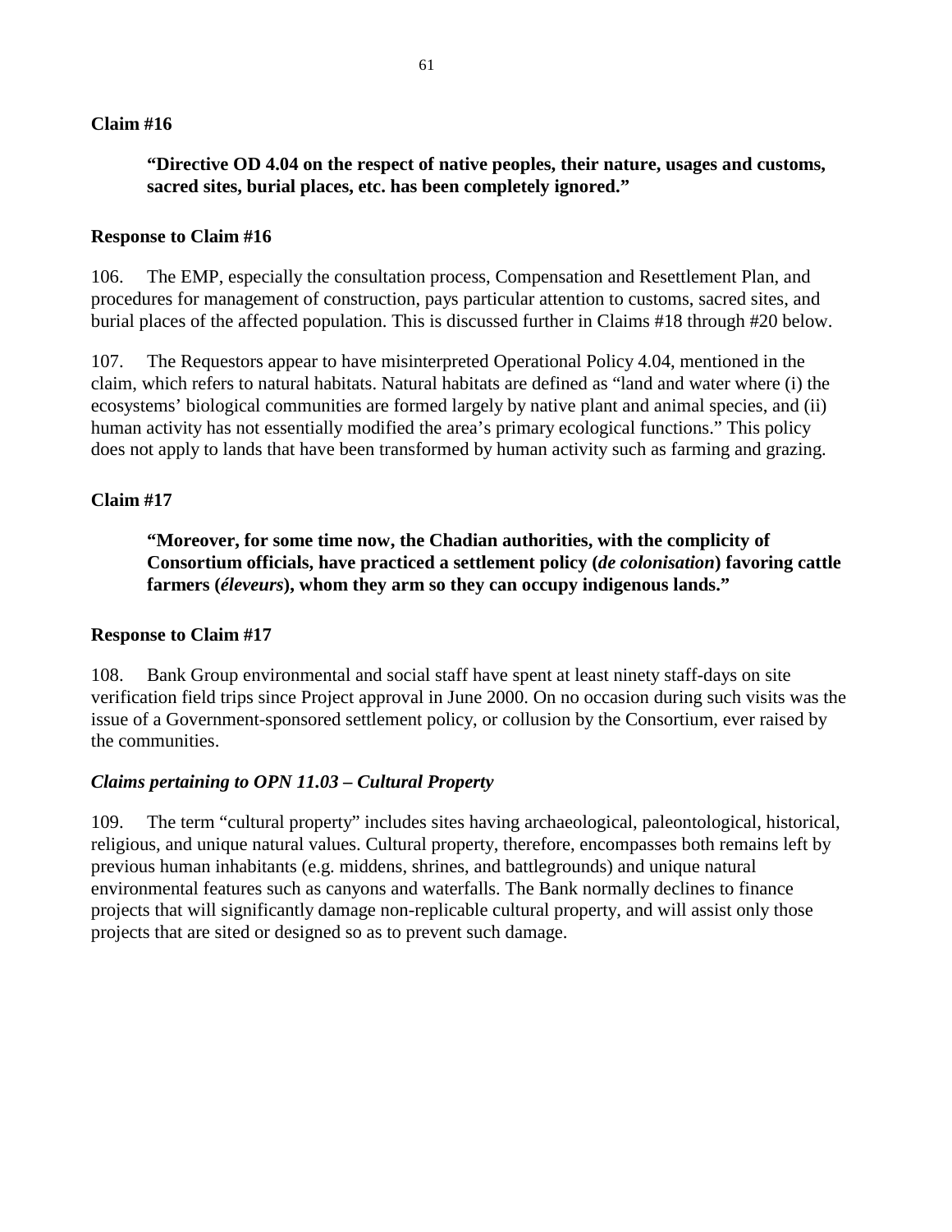**Claim #16**

> **"Directive OD 4.04 on the respect of native peoples, their nature, usages and customs, sacred sites, burial places, etc. has been completely ignored."**

**Response to Claim #16**

106. The EMP, especially the consultation process, Compensation and Resettlement Plan, and procedures for management of construction, pays particular attention to customs, sacred sites, and burial places of the affected population. This is discussed further in Claims #18 through #20 below.

107. The Requestors appear to have misinterpreted Operational Policy 4.04, mentioned in the claim, which refers to natural habitats. Natural habitats are defined as "land and water where (i) the ecosystems' biological communities are formed largely by native plant and animal species, and (ii) human activity has not essentially modified the area's primary ecological functions." This policy does not apply to lands that have been transformed by human activity such as farming and grazing.

**Claim #17**

> **"Moreover, for some time now, the Chadian authorities, with the complicity of Consortium officials, have practiced a settlement policy (*de colonisation*) favoring cattle farmers (*éleveurs*), whom they arm so they can occupy indigenous lands."**

**Response to Claim #17**

108. Bank Group environmental and social staff have spent at least ninety staff-days on site verification field trips since Project approval in June 2000. On no occasion during such visits was the issue of a Government-sponsored settlement policy, or collusion by the Consortium, ever raised by the communities.

***Claims pertaining to OPN 11.03 – Cultural Property***

109. The term "cultural property" includes sites having archaeological, paleontological, historical, religious, and unique natural values. Cultural property, therefore, encompasses both remains left by previous human inhabitants (e.g. middens, shrines, and battlegrounds) and unique natural environmental features such as canyons and waterfalls. The Bank normally declines to finance projects that will significantly damage non-replicable cultural property, and will assist only those projects that are sited or designed so as to prevent such damage.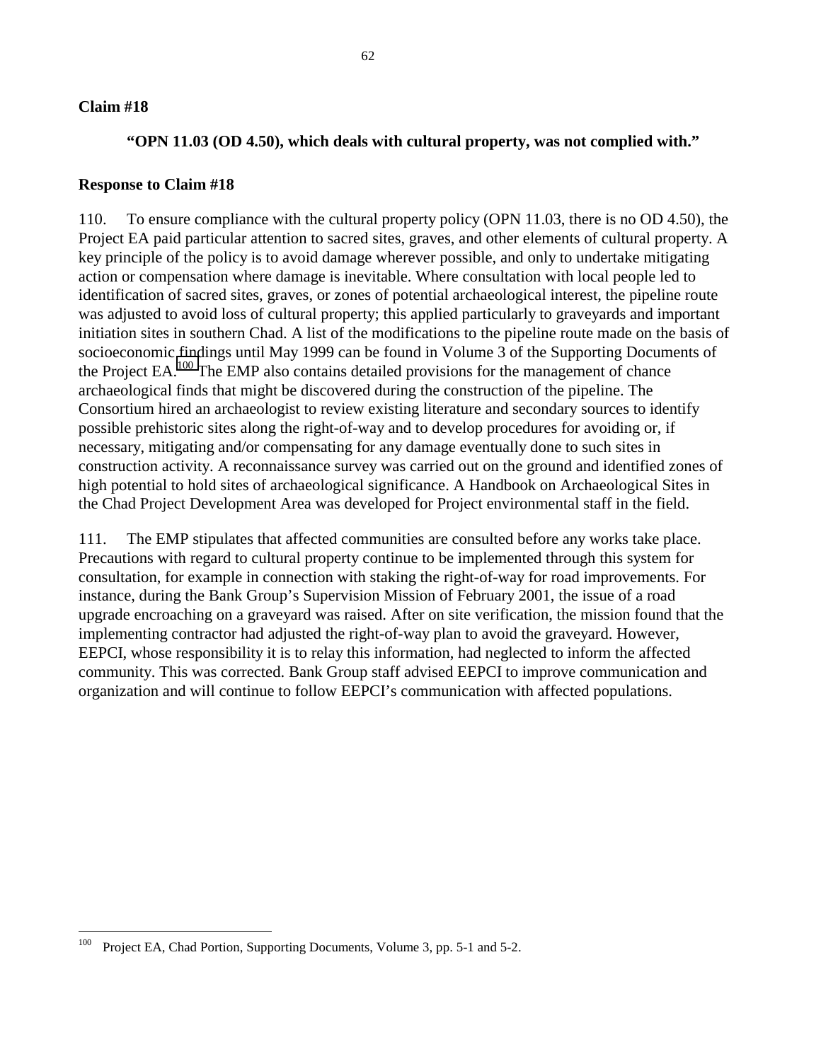**Claim #18**

**"OPN 11.03 (OD 4.50), which deals with cultural property, was not complied with."**

**Response to Claim #18**

110. To ensure compliance with the cultural property policy (OPN 11.03, there is no OD 4.50), the Project EA paid particular attention to sacred sites, graves, and other elements of cultural property. A key principle of the policy is to avoid damage wherever possible, and only to undertake mitigating action or compensation where damage is inevitable. Where consultation with local people led to identification of sacred sites, graves, or zones of potential archaeological interest, the pipeline route was adjusted to avoid loss of cultural property; this applied particularly to graveyards and important initiation sites in southern Chad. A list of the modifications to the pipeline route made on the basis of socioeconomic findings until May 1999 can be found in Volume 3 of the Supporting Documents of the Project EA.[100] The EMP also contains detailed provisions for the management of chance archaeological finds that might be discovered during the construction of the pipeline. The Consortium hired an archaeologist to review existing literature and secondary sources to identify possible prehistoric sites along the right-of-way and to develop procedures for avoiding or, if necessary, mitigating and/or compensating for any damage eventually done to such sites in construction activity. A reconnaissance survey was carried out on the ground and identified zones of high potential to hold sites of archaeological significance. A Handbook on Archaeological Sites in the Chad Project Development Area was developed for Project environmental staff in the field.

111. The EMP stipulates that affected communities are consulted before any works take place. Precautions with regard to cultural property continue to be implemented through this system for consultation, for example in connection with staking the right-of-way for road improvements. For instance, during the Bank Group's Supervision Mission of February 2001, the issue of a road upgrade encroaching on a graveyard was raised. After on site verification, the mission found that the implementing contractor had adjusted the right-of-way plan to avoid the graveyard. However, EEPCI, whose responsibility it is to relay this information, had neglected to inform the affected community. This was corrected. Bank Group staff advised EEPCI to improve communication and organization and will continue to follow EEPCI's communication with affected populations.

[100] Project EA, Chad Portion, Supporting Documents, Volume 3, pp. 5-1 and 5-2.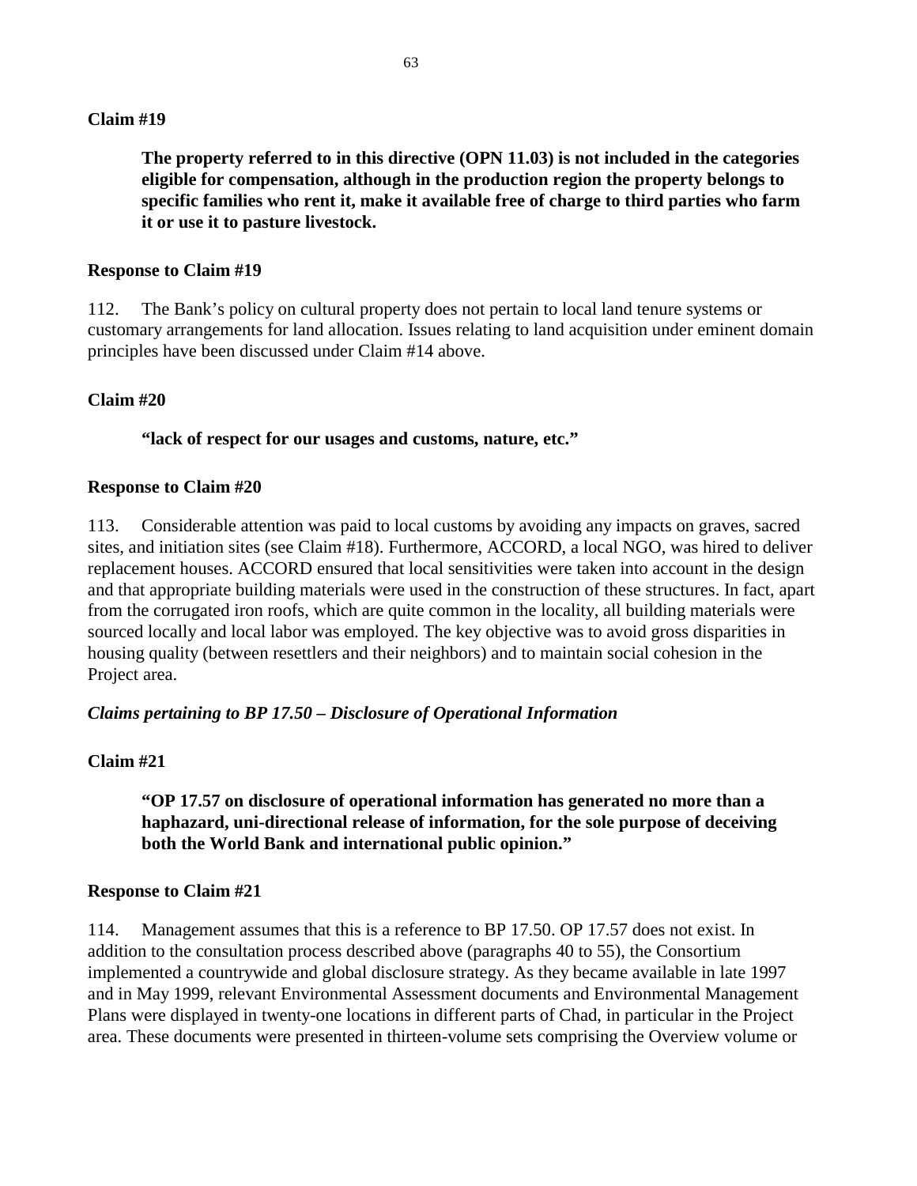**Claim #19**

> **The property referred to in this directive (OPN 11.03) is not included in the categories eligible for compensation, although in the production region the property belongs to specific families who rent it, make it available free of charge to third parties who farm it or use it to pasture livestock.**

**Response to Claim #19**

112. The Bank's policy on cultural property does not pertain to local land tenure systems or customary arrangements for land allocation. Issues relating to land acquisition under eminent domain principles have been discussed under Claim #14 above.

**Claim #20**

> **"lack of respect for our usages and customs, nature, etc."**

**Response to Claim #20**

113. Considerable attention was paid to local customs by avoiding any impacts on graves, sacred sites, and initiation sites (see Claim #18). Furthermore, ACCORD, a local NGO, was hired to deliver replacement houses. ACCORD ensured that local sensitivities were taken into account in the design and that appropriate building materials were used in the construction of these structures. In fact, apart from the corrugated iron roofs, which are quite common in the locality, all building materials were sourced locally and local labor was employed. The key objective was to avoid gross disparities in housing quality (between resettlers and their neighbors) and to maintain social cohesion in the Project area.

***Claims pertaining to BP 17.50 – Disclosure of Operational Information***

**Claim #21**

> **"OP 17.57 on disclosure of operational information has generated no more than a haphazard, uni-directional release of information, for the sole purpose of deceiving both the World Bank and international public opinion."**

**Response to Claim #21**

114. Management assumes that this is a reference to BP 17.50. OP 17.57 does not exist. In addition to the consultation process described above (paragraphs 40 to 55), the Consortium implemented a countrywide and global disclosure strategy. As they became available in late 1997 and in May 1999, relevant Environmental Assessment documents and Environmental Management Plans were displayed in twenty-one locations in different parts of Chad, in particular in the Project area. These documents were presented in thirteen-volume sets comprising the Overview volume or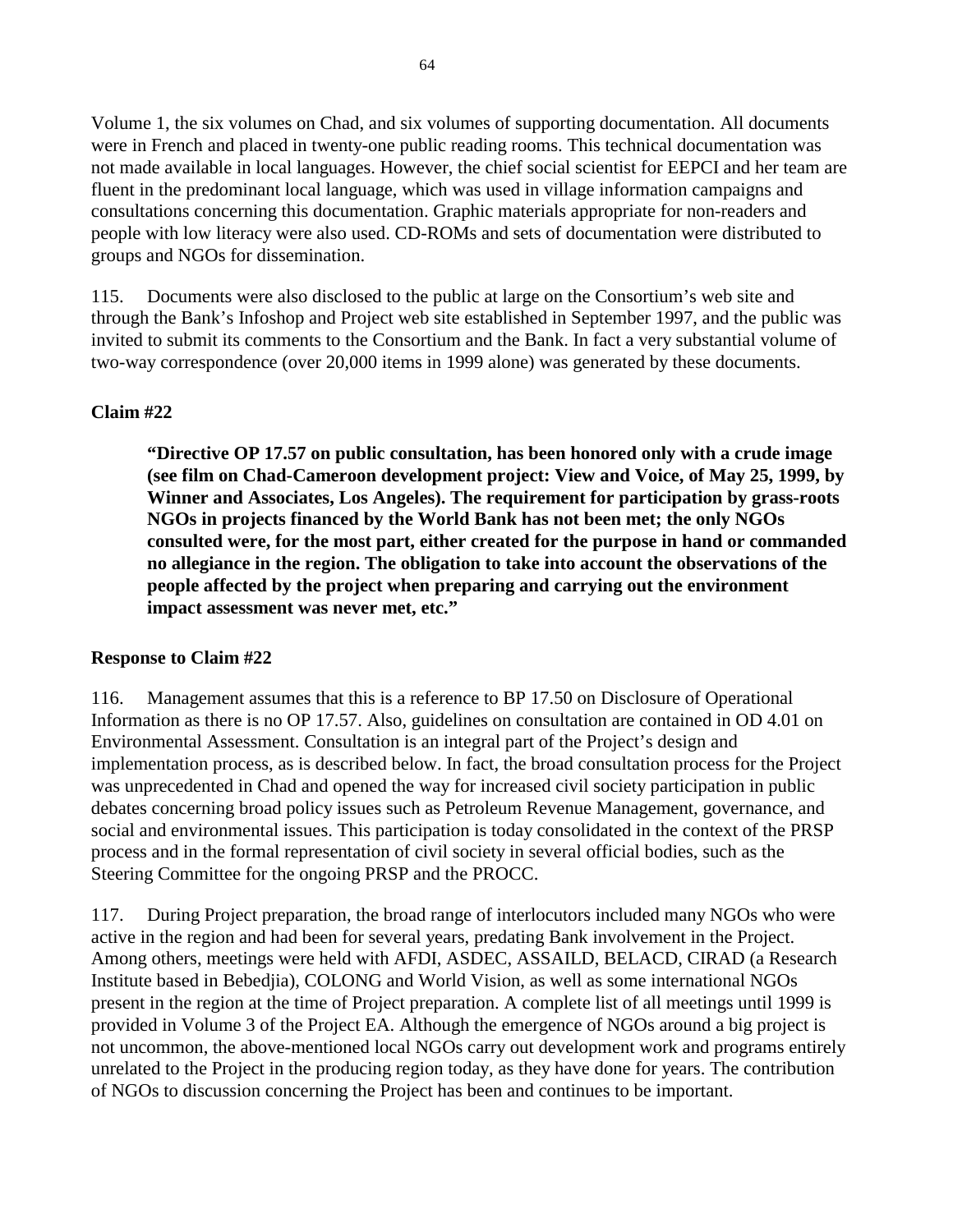Volume 1, the six volumes on Chad, and six volumes of supporting documentation. All documents were in French and placed in twenty-one public reading rooms. This technical documentation was not made available in local languages. However, the chief social scientist for EEPCI and her team are fluent in the predominant local language, which was used in village information campaigns and consultations concerning this documentation. Graphic materials appropriate for non-readers and people with low literacy were also used. CD-ROMs and sets of documentation were distributed to groups and NGOs for dissemination.

115. Documents were also disclosed to the public at large on the Consortium's web site and through the Bank's Infoshop and Project web site established in September 1997, and the public was invited to submit its comments to the Consortium and the Bank. In fact a very substantial volume of two-way correspondence (over 20,000 items in 1999 alone) was generated by these documents.

**Claim #22**

> **"Directive OP 17.57 on public consultation, has been honored only with a crude image (see film on Chad-Cameroon development project: View and Voice, of May 25, 1999, by Winner and Associates, Los Angeles). The requirement for participation by grass-roots NGOs in projects financed by the World Bank has not been met; the only NGOs consulted were, for the most part, either created for the purpose in hand or commanded no allegiance in the region. The obligation to take into account the observations of the people affected by the project when preparing and carrying out the environment impact assessment was never met, etc."**

**Response to Claim #22**

116. Management assumes that this is a reference to BP 17.50 on Disclosure of Operational Information as there is no OP 17.57. Also, guidelines on consultation are contained in OD 4.01 on Environmental Assessment. Consultation is an integral part of the Project's design and implementation process, as is described below. In fact, the broad consultation process for the Project was unprecedented in Chad and opened the way for increased civil society participation in public debates concerning broad policy issues such as Petroleum Revenue Management, governance, and social and environmental issues. This participation is today consolidated in the context of the PRSP process and in the formal representation of civil society in several official bodies, such as the Steering Committee for the ongoing PRSP and the PROCC.

117. During Project preparation, the broad range of interlocutors included many NGOs who were active in the region and had been for several years, predating Bank involvement in the Project. Among others, meetings were held with AFDI, ASDEC, ASSAILD, BELACD, CIRAD (a Research Institute based in Bebedjia), COLONG and World Vision, as well as some international NGOs present in the region at the time of Project preparation. A complete list of all meetings until 1999 is provided in Volume 3 of the Project EA. Although the emergence of NGOs around a big project is not uncommon, the above-mentioned local NGOs carry out development work and programs entirely unrelated to the Project in the producing region today, as they have done for years. The contribution of NGOs to discussion concerning the Project has been and continues to be important.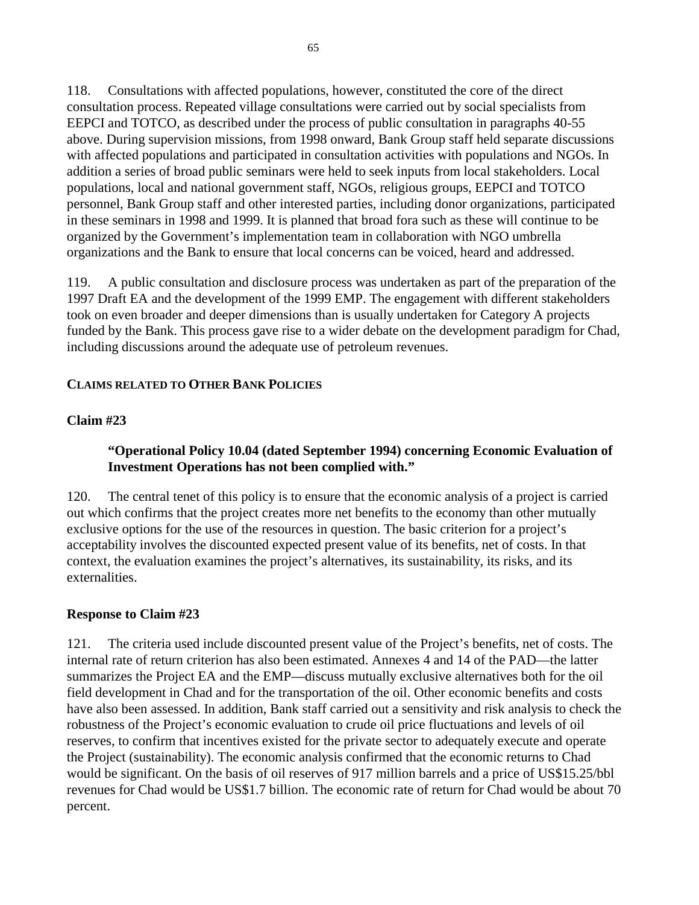118. Consultations with affected populations, however, constituted the core of the direct consultation process. Repeated village consultations were carried out by social specialists from EEPCI and TOTCO, as described under the process of public consultation in paragraphs 40-55 above. During supervision missions, from 1998 onward, Bank Group staff held separate discussions with affected populations and participated in consultation activities with populations and NGOs. In addition a series of broad public seminars were held to seek inputs from local stakeholders. Local populations, local and national government staff, NGOs, religious groups, EEPCI and TOTCO personnel, Bank Group staff and other interested parties, including donor organizations, participated in these seminars in 1998 and 1999. It is planned that broad fora such as these will continue to be organized by the Government's implementation team in collaboration with NGO umbrella organizations and the Bank to ensure that local concerns can be voiced, heard and addressed.

119. A public consultation and disclosure process was undertaken as part of the preparation of the 1997 Draft EA and the development of the 1999 EMP. The engagement with different stakeholders took on even broader and deeper dimensions than is usually undertaken for Category A projects funded by the Bank. This process gave rise to a wider debate on the development paradigm for Chad, including discussions around the adequate use of petroleum revenues.

## CLAIMS RELATED TO OTHER BANK POLICIES

### Claim #23

> **"Operational Policy 10.04 (dated September 1994) concerning Economic Evaluation of Investment Operations has not been complied with."**

120. The central tenet of this policy is to ensure that the economic analysis of a project is carried out which confirms that the project creates more net benefits to the economy than other mutually exclusive options for the use of the resources in question. The basic criterion for a project's acceptability involves the discounted expected present value of its benefits, net of costs. In that context, the evaluation examines the project's alternatives, its sustainability, its risks, and its externalities.

### Response to Claim #23

121. The criteria used include discounted present value of the Project's benefits, net of costs. The internal rate of return criterion has also been estimated. Annexes 4 and 14 of the PAD—the latter summarizes the Project EA and the EMP—discuss mutually exclusive alternatives both for the oil field development in Chad and for the transportation of the oil. Other economic benefits and costs have also been assessed. In addition, Bank staff carried out a sensitivity and risk analysis to check the robustness of the Project's economic evaluation to crude oil price fluctuations and levels of oil reserves, to confirm that incentives existed for the private sector to adequately execute and operate the Project (sustainability). The economic analysis confirmed that the economic returns to Chad would be significant. On the basis of oil reserves of 917 million barrels and a price of US$15.25/bbl revenues for Chad would be US$1.7 billion. The economic rate of return for Chad would be about 70 percent.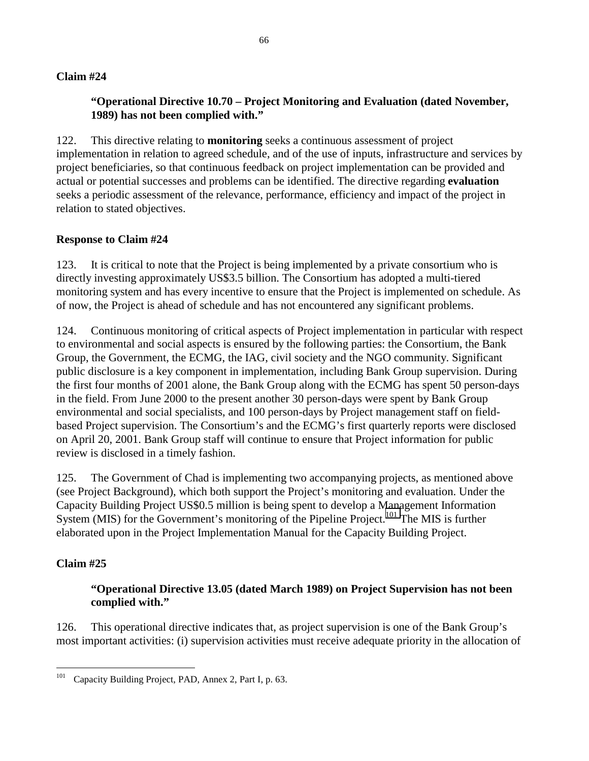**Claim #24**

> **"Operational Directive 10.70 – Project Monitoring and Evaluation (dated November, 1989) has not been complied with."**

122. This directive relating to **monitoring** seeks a continuous assessment of project implementation in relation to agreed schedule, and of the use of inputs, infrastructure and services by project beneficiaries, so that continuous feedback on project implementation can be provided and actual or potential successes and problems can be identified. The directive regarding **evaluation** seeks a periodic assessment of the relevance, performance, efficiency and impact of the project in relation to stated objectives.

**Response to Claim #24**

123. It is critical to note that the Project is being implemented by a private consortium who is directly investing approximately US$3.5 billion. The Consortium has adopted a multi-tiered monitoring system and has every incentive to ensure that the Project is implemented on schedule. As of now, the Project is ahead of schedule and has not encountered any significant problems.

124. Continuous monitoring of critical aspects of Project implementation in particular with respect to environmental and social aspects is ensured by the following parties: the Consortium, the Bank Group, the Government, the ECMG, the IAG, civil society and the NGO community. Significant public disclosure is a key component in implementation, including Bank Group supervision. During the first four months of 2001 alone, the Bank Group along with the ECMG has spent 50 person-days in the field. From June 2000 to the present another 30 person-days were spent by Bank Group environmental and social specialists, and 100 person-days by Project management staff on field-based Project supervision. The Consortium's and the ECMG's first quarterly reports were disclosed on April 20, 2001. Bank Group staff will continue to ensure that Project information for public review is disclosed in a timely fashion.

125. The Government of Chad is implementing two accompanying projects, as mentioned above (see Project Background), which both support the Project's monitoring and evaluation. Under the Capacity Building Project US$0.5 million is being spent to develop a Management Information System (MIS) for the Government's monitoring of the Pipeline Project.[101] The MIS is further elaborated upon in the Project Implementation Manual for the Capacity Building Project.

**Claim #25**

> **"Operational Directive 13.05 (dated March 1989) on Project Supervision has not been complied with."**

126. This operational directive indicates that, as project supervision is one of the Bank Group's most important activities: (i) supervision activities must receive adequate priority in the allocation of

---

[101] Capacity Building Project, PAD, Annex 2, Part I, p. 63.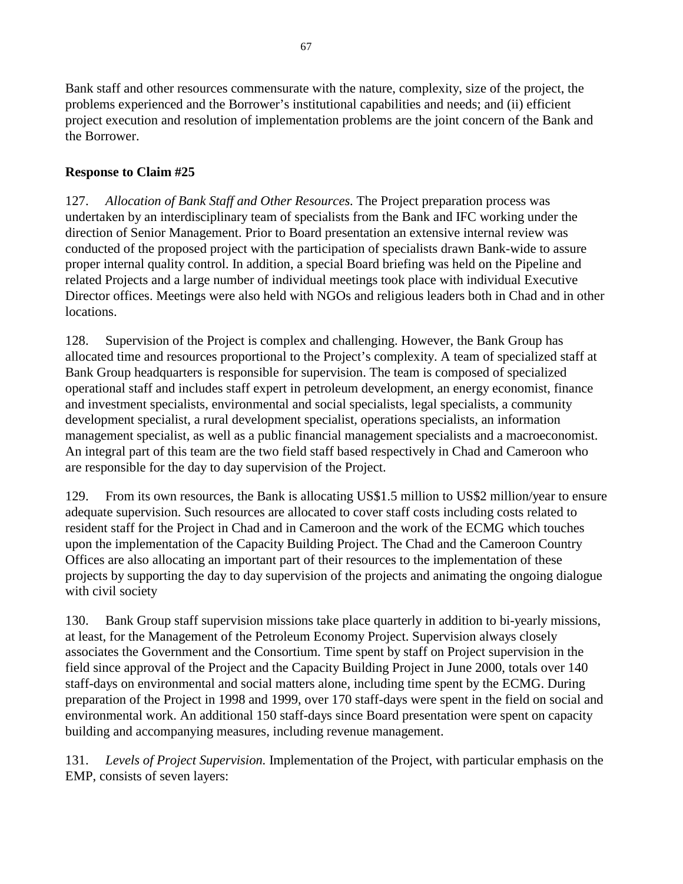Bank staff and other resources commensurate with the nature, complexity, size of the project, the problems experienced and the Borrower's institutional capabilities and needs; and (ii) efficient project execution and resolution of implementation problems are the joint concern of the Bank and the Borrower.

**Response to Claim #25**

127. *Allocation of Bank Staff and Other Resources.* The Project preparation process was undertaken by an interdisciplinary team of specialists from the Bank and IFC working under the direction of Senior Management. Prior to Board presentation an extensive internal review was conducted of the proposed project with the participation of specialists drawn Bank-wide to assure proper internal quality control. In addition, a special Board briefing was held on the Pipeline and related Projects and a large number of individual meetings took place with individual Executive Director offices. Meetings were also held with NGOs and religious leaders both in Chad and in other locations.

128. Supervision of the Project is complex and challenging. However, the Bank Group has allocated time and resources proportional to the Project's complexity. A team of specialized staff at Bank Group headquarters is responsible for supervision. The team is composed of specialized operational staff and includes staff expert in petroleum development, an energy economist, finance and investment specialists, environmental and social specialists, legal specialists, a community development specialist, a rural development specialist, operations specialists, an information management specialist, as well as a public financial management specialists and a macroeconomist. An integral part of this team are the two field staff based respectively in Chad and Cameroon who are responsible for the day to day supervision of the Project.

129. From its own resources, the Bank is allocating US$1.5 million to US$2 million/year to ensure adequate supervision. Such resources are allocated to cover staff costs including costs related to resident staff for the Project in Chad and in Cameroon and the work of the ECMG which touches upon the implementation of the Capacity Building Project. The Chad and the Cameroon Country Offices are also allocating an important part of their resources to the implementation of these projects by supporting the day to day supervision of the projects and animating the ongoing dialogue with civil society

130. Bank Group staff supervision missions take place quarterly in addition to bi-yearly missions, at least, for the Management of the Petroleum Economy Project. Supervision always closely associates the Government and the Consortium. Time spent by staff on Project supervision in the field since approval of the Project and the Capacity Building Project in June 2000, totals over 140 staff-days on environmental and social matters alone, including time spent by the ECMG. During preparation of the Project in 1998 and 1999, over 170 staff-days were spent in the field on social and environmental work. An additional 150 staff-days since Board presentation were spent on capacity building and accompanying measures, including revenue management.

131. *Levels of Project Supervision.* Implementation of the Project, with particular emphasis on the EMP, consists of seven layers: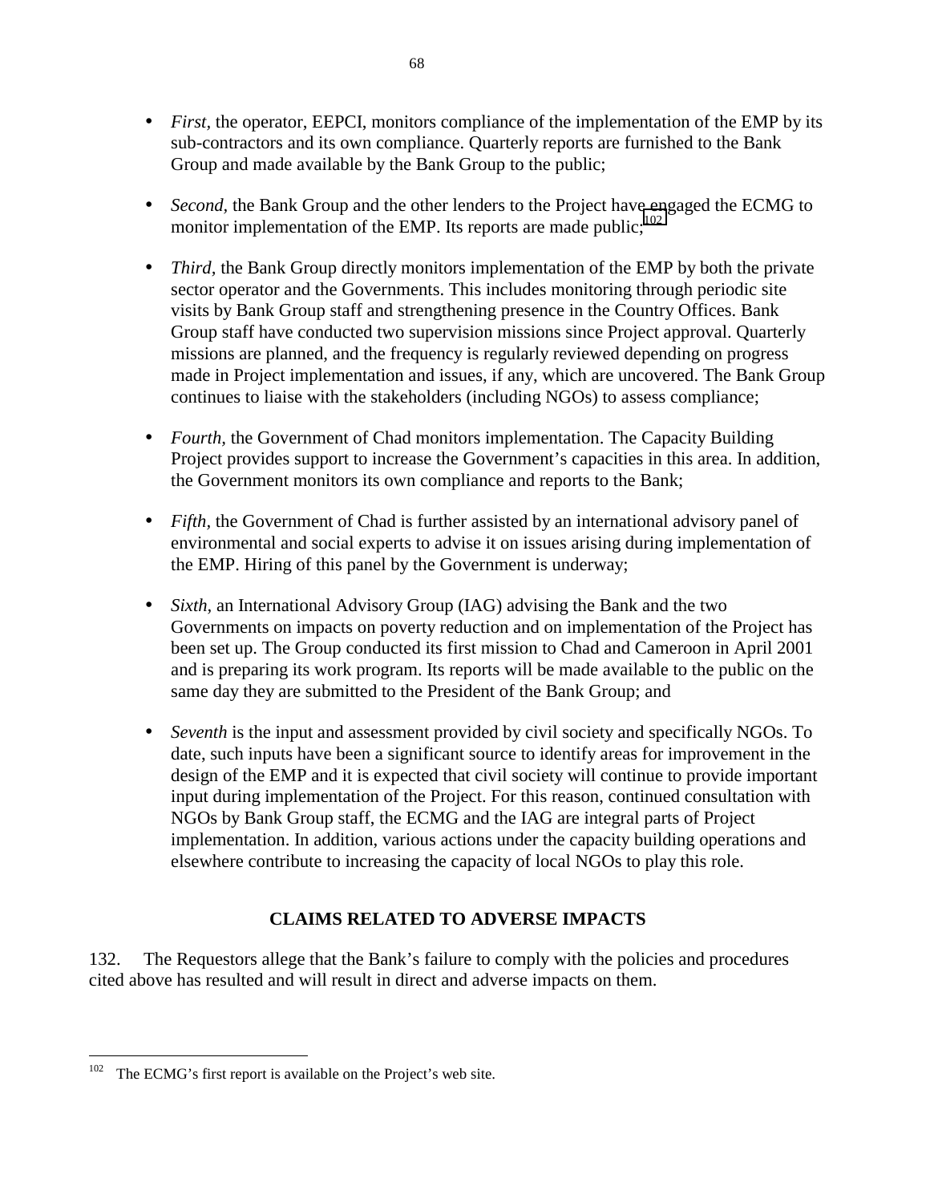- *First,* the operator, EEPCI, monitors compliance of the implementation of the EMP by its sub-contractors and its own compliance. Quarterly reports are furnished to the Bank Group and made available by the Bank Group to the public;

- *Second,* the Bank Group and the other lenders to the Project have engaged the ECMG to monitor implementation of the EMP. Its reports are made public;[102]

- *Third,* the Bank Group directly monitors implementation of the EMP by both the private sector operator and the Governments. This includes monitoring through periodic site visits by Bank Group staff and strengthening presence in the Country Offices. Bank Group staff have conducted two supervision missions since Project approval. Quarterly missions are planned, and the frequency is regularly reviewed depending on progress made in Project implementation and issues, if any, which are uncovered. The Bank Group continues to liaise with the stakeholders (including NGOs) to assess compliance;

- *Fourth,* the Government of Chad monitors implementation. The Capacity Building Project provides support to increase the Government's capacities in this area. In addition, the Government monitors its own compliance and reports to the Bank;

- *Fifth,* the Government of Chad is further assisted by an international advisory panel of environmental and social experts to advise it on issues arising during implementation of the EMP. Hiring of this panel by the Government is underway;

- *Sixth,* an International Advisory Group (IAG) advising the Bank and the two Governments on impacts on poverty reduction and on implementation of the Project has been set up. The Group conducted its first mission to Chad and Cameroon in April 2001 and is preparing its work program. Its reports will be made available to the public on the same day they are submitted to the President of the Bank Group; and

- *Seventh* is the input and assessment provided by civil society and specifically NGOs. To date, such inputs have been a significant source to identify areas for improvement in the design of the EMP and it is expected that civil society will continue to provide important input during implementation of the Project. For this reason, continued consultation with NGOs by Bank Group staff, the ECMG and the IAG are integral parts of Project implementation. In addition, various actions under the capacity building operations and elsewhere contribute to increasing the capacity of local NGOs to play this role.

## CLAIMS RELATED TO ADVERSE IMPACTS

132. The Requestors allege that the Bank's failure to comply with the policies and procedures cited above has resulted and will result in direct and adverse impacts on them.

---

[102] The ECMG's first report is available on the Project's web site.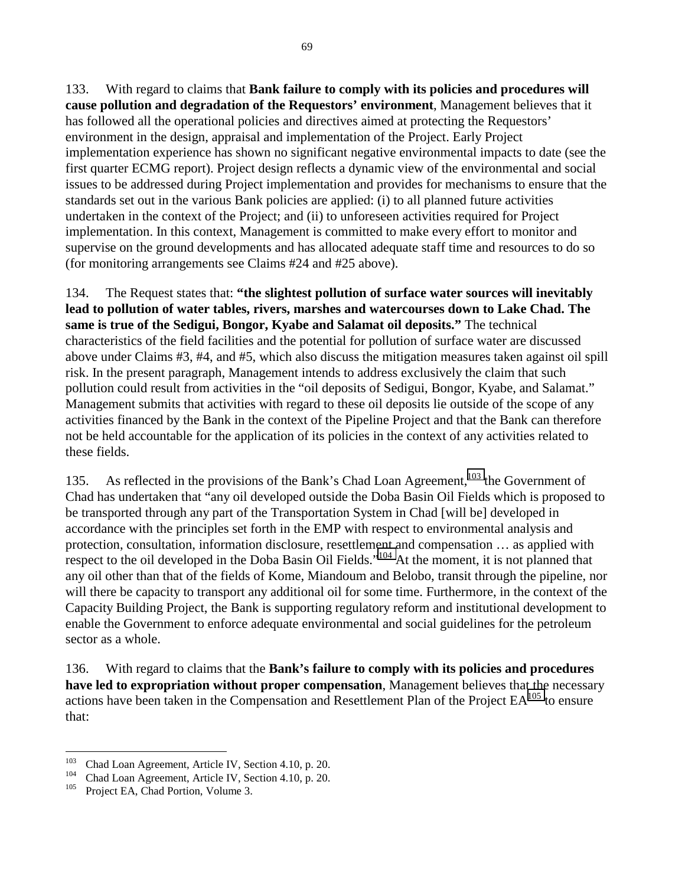133. With regard to claims that **Bank failure to comply with its policies and procedures will cause pollution and degradation of the Requestors' environment**, Management believes that it has followed all the operational policies and directives aimed at protecting the Requestors' environment in the design, appraisal and implementation of the Project. Early Project implementation experience has shown no significant negative environmental impacts to date (see the first quarter ECMG report). Project design reflects a dynamic view of the environmental and social issues to be addressed during Project implementation and provides for mechanisms to ensure that the standards set out in the various Bank policies are applied: (i) to all planned future activities undertaken in the context of the Project; and (ii) to unforeseen activities required for Project implementation. In this context, Management is committed to make every effort to monitor and supervise on the ground developments and has allocated adequate staff time and resources to do so (for monitoring arrangements see Claims #24 and #25 above).

134. The Request states that: **"the slightest pollution of surface water sources will inevitably lead to pollution of water tables, rivers, marshes and watercourses down to Lake Chad. The same is true of the Sedigui, Bongor, Kyabe and Salamat oil deposits."** The technical characteristics of the field facilities and the potential for pollution of surface water are discussed above under Claims #3, #4, and #5, which also discuss the mitigation measures taken against oil spill risk. In the present paragraph, Management intends to address exclusively the claim that such pollution could result from activities in the "oil deposits of Sedigui, Bongor, Kyabe, and Salamat." Management submits that activities with regard to these oil deposits lie outside of the scope of any activities financed by the Bank in the context of the Pipeline Project and that the Bank can therefore not be held accountable for the application of its policies in the context of any activities related to these fields.

135. As reflected in the provisions of the Bank's Chad Loan Agreement,[103] the Government of Chad has undertaken that "any oil developed outside the Doba Basin Oil Fields which is proposed to be transported through any part of the Transportation System in Chad [will be] developed in accordance with the principles set forth in the EMP with respect to environmental analysis and protection, consultation, information disclosure, resettlement and compensation … as applied with respect to the oil developed in the Doba Basin Oil Fields."[104] At the moment, it is not planned that any oil other than that of the fields of Kome, Miandoum and Belobo, transit through the pipeline, nor will there be capacity to transport any additional oil for some time. Furthermore, in the context of the Capacity Building Project, the Bank is supporting regulatory reform and institutional development to enable the Government to enforce adequate environmental and social guidelines for the petroleum sector as a whole.

136. With regard to claims that the **Bank's failure to comply with its policies and procedures have led to expropriation without proper compensation**, Management believes that the necessary actions have been taken in the Compensation and Resettlement Plan of the Project EA[105] to ensure that:

---

[103] Chad Loan Agreement, Article IV, Section 4.10, p. 20.

[104] Chad Loan Agreement, Article IV, Section 4.10, p. 20.

[105] Project EA, Chad Portion, Volume 3.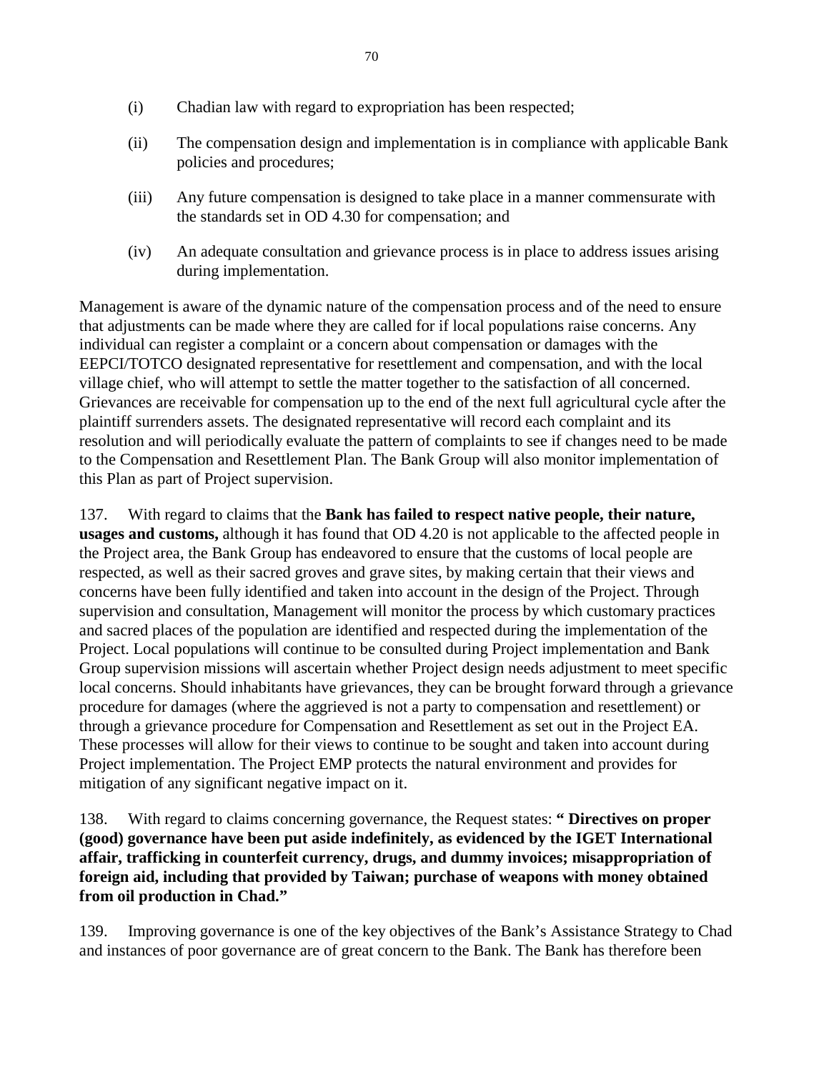(i) Chadian law with regard to expropriation has been respected;

(ii) The compensation design and implementation is in compliance with applicable Bank policies and procedures;

(iii) Any future compensation is designed to take place in a manner commensurate with the standards set in OD 4.30 for compensation; and

(iv) An adequate consultation and grievance process is in place to address issues arising during implementation.

Management is aware of the dynamic nature of the compensation process and of the need to ensure that adjustments can be made where they are called for if local populations raise concerns. Any individual can register a complaint or a concern about compensation or damages with the EEPCI/TOTCO designated representative for resettlement and compensation, and with the local village chief, who will attempt to settle the matter together to the satisfaction of all concerned. Grievances are receivable for compensation up to the end of the next full agricultural cycle after the plaintiff surrenders assets. The designated representative will record each complaint and its resolution and will periodically evaluate the pattern of complaints to see if changes need to be made to the Compensation and Resettlement Plan. The Bank Group will also monitor implementation of this Plan as part of Project supervision.

137. With regard to claims that the **Bank has failed to respect native people, their nature, usages and customs,** although it has found that OD 4.20 is not applicable to the affected people in the Project area, the Bank Group has endeavored to ensure that the customs of local people are respected, as well as their sacred groves and grave sites, by making certain that their views and concerns have been fully identified and taken into account in the design of the Project. Through supervision and consultation, Management will monitor the process by which customary practices and sacred places of the population are identified and respected during the implementation of the Project. Local populations will continue to be consulted during Project implementation and Bank Group supervision missions will ascertain whether Project design needs adjustment to meet specific local concerns. Should inhabitants have grievances, they can be brought forward through a grievance procedure for damages (where the aggrieved is not a party to compensation and resettlement) or through a grievance procedure for Compensation and Resettlement as set out in the Project EA. These processes will allow for their views to continue to be sought and taken into account during Project implementation. The Project EMP protects the natural environment and provides for mitigation of any significant negative impact on it.

138. With regard to claims concerning governance, the Request states: **" Directives on proper (good) governance have been put aside indefinitely, as evidenced by the IGET International affair, trafficking in counterfeit currency, drugs, and dummy invoices; misappropriation of foreign aid, including that provided by Taiwan; purchase of weapons with money obtained from oil production in Chad."**

139. Improving governance is one of the key objectives of the Bank's Assistance Strategy to Chad and instances of poor governance are of great concern to the Bank. The Bank has therefore been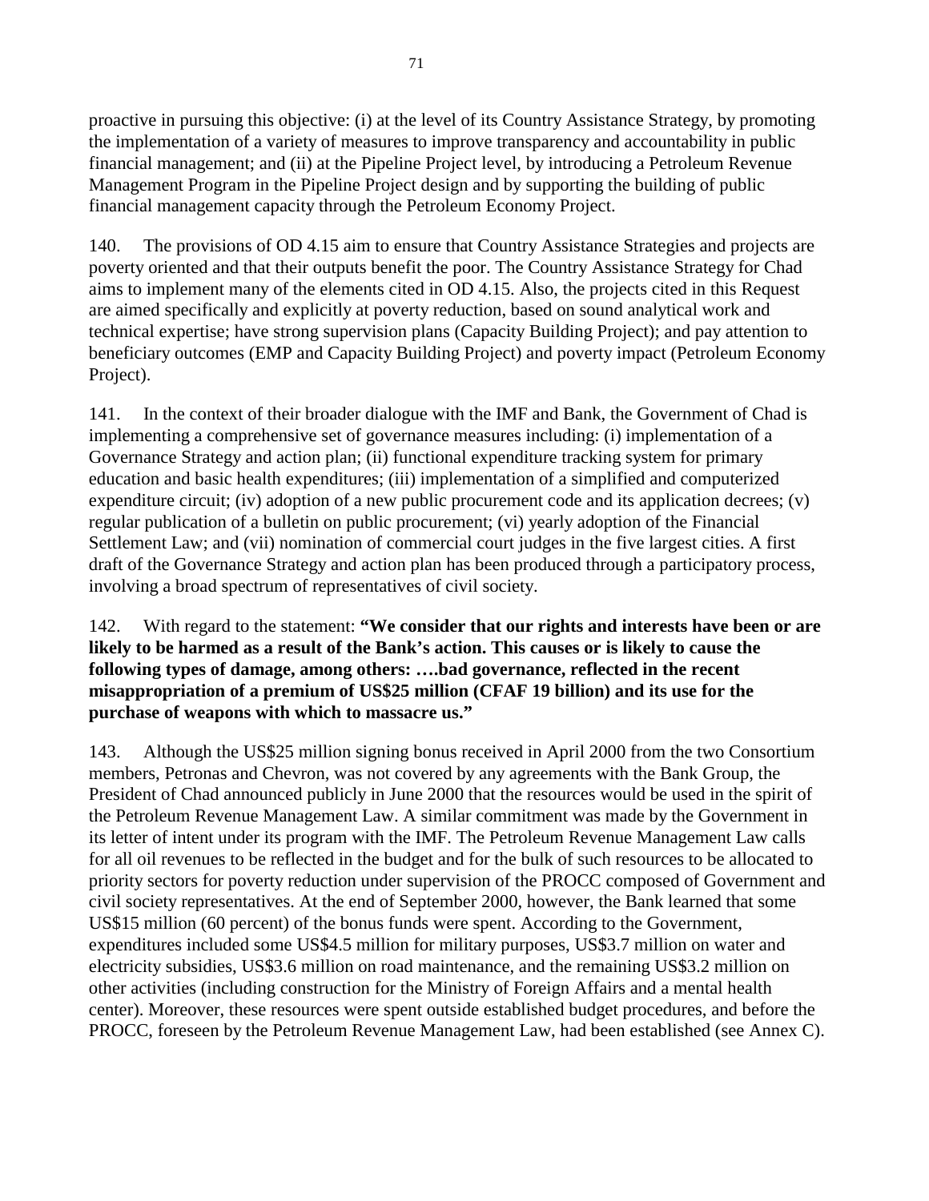proactive in pursuing this objective: (i) at the level of its Country Assistance Strategy, by promoting the implementation of a variety of measures to improve transparency and accountability in public financial management; and (ii) at the Pipeline Project level, by introducing a Petroleum Revenue Management Program in the Pipeline Project design and by supporting the building of public financial management capacity through the Petroleum Economy Project.

140. The provisions of OD 4.15 aim to ensure that Country Assistance Strategies and projects are poverty oriented and that their outputs benefit the poor. The Country Assistance Strategy for Chad aims to implement many of the elements cited in OD 4.15. Also, the projects cited in this Request are aimed specifically and explicitly at poverty reduction, based on sound analytical work and technical expertise; have strong supervision plans (Capacity Building Project); and pay attention to beneficiary outcomes (EMP and Capacity Building Project) and poverty impact (Petroleum Economy Project).

141. In the context of their broader dialogue with the IMF and Bank, the Government of Chad is implementing a comprehensive set of governance measures including: (i) implementation of a Governance Strategy and action plan; (ii) functional expenditure tracking system for primary education and basic health expenditures; (iii) implementation of a simplified and computerized expenditure circuit; (iv) adoption of a new public procurement code and its application decrees; (v) regular publication of a bulletin on public procurement; (vi) yearly adoption of the Financial Settlement Law; and (vii) nomination of commercial court judges in the five largest cities. A first draft of the Governance Strategy and action plan has been produced through a participatory process, involving a broad spectrum of representatives of civil society.

142. With regard to the statement: **"We consider that our rights and interests have been or are likely to be harmed as a result of the Bank's action. This causes or is likely to cause the following types of damage, among others: ….bad governance, reflected in the recent misappropriation of a premium of US$25 million (CFAF 19 billion) and its use for the purchase of weapons with which to massacre us."**

143. Although the US$25 million signing bonus received in April 2000 from the two Consortium members, Petronas and Chevron, was not covered by any agreements with the Bank Group, the President of Chad announced publicly in June 2000 that the resources would be used in the spirit of the Petroleum Revenue Management Law. A similar commitment was made by the Government in its letter of intent under its program with the IMF. The Petroleum Revenue Management Law calls for all oil revenues to be reflected in the budget and for the bulk of such resources to be allocated to priority sectors for poverty reduction under supervision of the PROCC composed of Government and civil society representatives. At the end of September 2000, however, the Bank learned that some US$15 million (60 percent) of the bonus funds were spent. According to the Government, expenditures included some US$4.5 million for military purposes, US$3.7 million on water and electricity subsidies, US$3.6 million on road maintenance, and the remaining US$3.2 million on other activities (including construction for the Ministry of Foreign Affairs and a mental health center). Moreover, these resources were spent outside established budget procedures, and before the PROCC, foreseen by the Petroleum Revenue Management Law, had been established (see Annex C).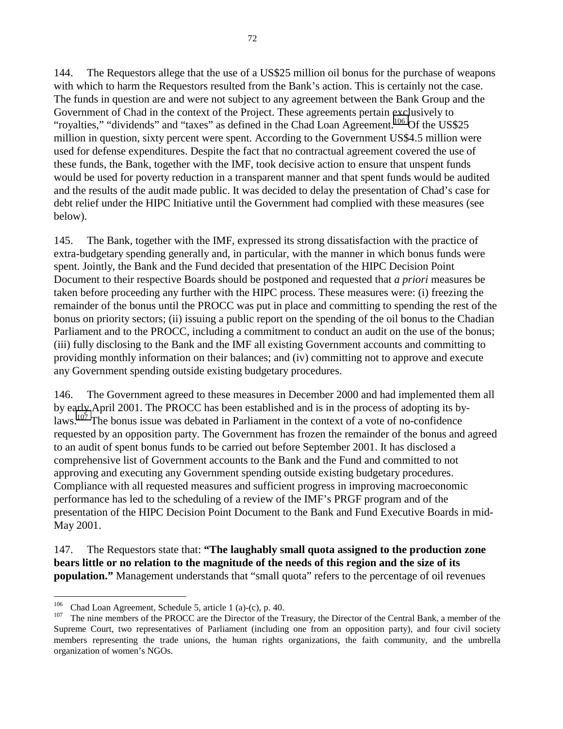144. The Requestors allege that the use of a US$25 million oil bonus for the purchase of weapons with which to harm the Requestors resulted from the Bank's action. This is certainly not the case. The funds in question are and were not subject to any agreement between the Bank Group and the Government of Chad in the context of the Project. These agreements pertain exclusively to "royalties," "dividends" and "taxes" as defined in the Chad Loan Agreement.[106] Of the US$25 million in question, sixty percent were spent. According to the Government US$4.5 million were used for defense expenditures. Despite the fact that no contractual agreement covered the use of these funds, the Bank, together with the IMF, took decisive action to ensure that unspent funds would be used for poverty reduction in a transparent manner and that spent funds would be audited and the results of the audit made public. It was decided to delay the presentation of Chad's case for debt relief under the HIPC Initiative until the Government had complied with these measures (see below).

145. The Bank, together with the IMF, expressed its strong dissatisfaction with the practice of extra-budgetary spending generally and, in particular, with the manner in which bonus funds were spent. Jointly, the Bank and the Fund decided that presentation of the HIPC Decision Point Document to their respective Boards should be postponed and requested that *a priori* measures be taken before proceeding any further with the HIPC process. These measures were: (i) freezing the remainder of the bonus until the PROCC was put in place and committing to spending the rest of the bonus on priority sectors; (ii) issuing a public report on the spending of the oil bonus to the Chadian Parliament and to the PROCC, including a commitment to conduct an audit on the use of the bonus; (iii) fully disclosing to the Bank and the IMF all existing Government accounts and committing to providing monthly information on their balances; and (iv) committing not to approve and execute any Government spending outside existing budgetary procedures.

146. The Government agreed to these measures in December 2000 and had implemented them all by early April 2001. The PROCC has been established and is in the process of adopting its by-laws.[107] The bonus issue was debated in Parliament in the context of a vote of no-confidence requested by an opposition party. The Government has frozen the remainder of the bonus and agreed to an audit of spent bonus funds to be carried out before September 2001. It has disclosed a comprehensive list of Government accounts to the Bank and the Fund and committed to not approving and executing any Government spending outside existing budgetary procedures. Compliance with all requested measures and sufficient progress in improving macroeconomic performance has led to the scheduling of a review of the IMF's PRGF program and of the presentation of the HIPC Decision Point Document to the Bank and Fund Executive Boards in mid-May 2001.

147. The Requestors state that: **"The laughably small quota assigned to the production zone bears little or no relation to the magnitude of the needs of this region and the size of its population."** Management understands that "small quota" refers to the percentage of oil revenues

---

[106] Chad Loan Agreement, Schedule 5, article 1 (a)-(c), p. 40.

[107] The nine members of the PROCC are the Director of the Treasury, the Director of the Central Bank, a member of the Supreme Court, two representatives of Parliament (including one from an opposition party), and four civil society members representing the trade unions, the human rights organizations, the faith community, and the umbrella organization of women's NGOs.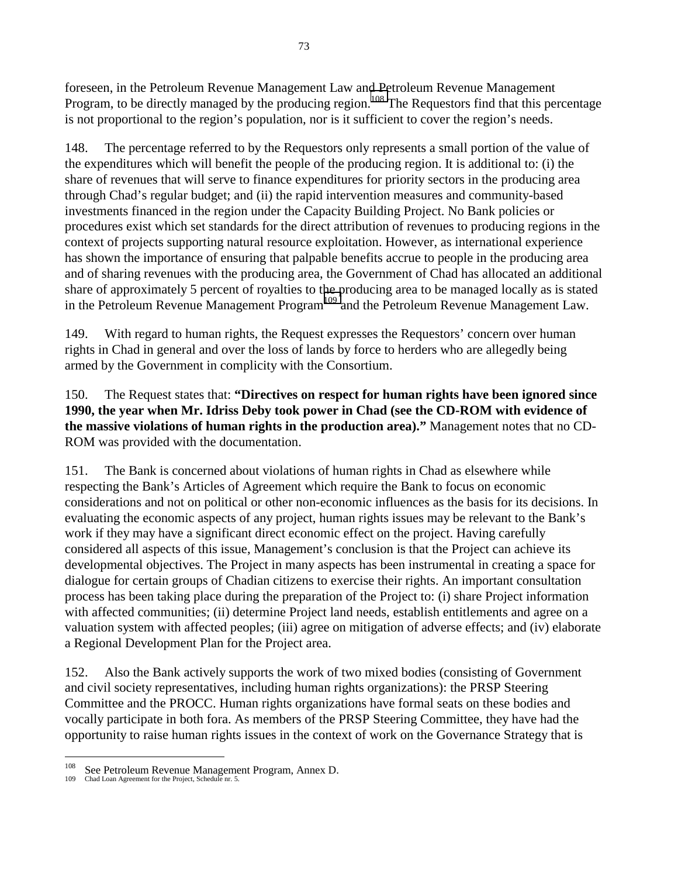foreseen, in the Petroleum Revenue Management Law and Petroleum Revenue Management Program, to be directly managed by the producing region.[108] The Requestors find that this percentage is not proportional to the region's population, nor is it sufficient to cover the region's needs.

148. The percentage referred to by the Requestors only represents a small portion of the value of the expenditures which will benefit the people of the producing region. It is additional to: (i) the share of revenues that will serve to finance expenditures for priority sectors in the producing area through Chad's regular budget; and (ii) the rapid intervention measures and community-based investments financed in the region under the Capacity Building Project. No Bank policies or procedures exist which set standards for the direct attribution of revenues to producing regions in the context of projects supporting natural resource exploitation. However, as international experience has shown the importance of ensuring that palpable benefits accrue to people in the producing area and of sharing revenues with the producing area, the Government of Chad has allocated an additional share of approximately 5 percent of royalties to the producing area to be managed locally as is stated in the Petroleum Revenue Management Program[109] and the Petroleum Revenue Management Law.

149. With regard to human rights, the Request expresses the Requestors' concern over human rights in Chad in general and over the loss of lands by force to herders who are allegedly being armed by the Government in complicity with the Consortium.

150. The Request states that: **"Directives on respect for human rights have been ignored since 1990, the year when Mr. Idriss Deby took power in Chad (see the CD-ROM with evidence of the massive violations of human rights in the production area)."** Management notes that no CD-ROM was provided with the documentation.

151. The Bank is concerned about violations of human rights in Chad as elsewhere while respecting the Bank's Articles of Agreement which require the Bank to focus on economic considerations and not on political or other non-economic influences as the basis for its decisions. In evaluating the economic aspects of any project, human rights issues may be relevant to the Bank's work if they may have a significant direct economic effect on the project. Having carefully considered all aspects of this issue, Management's conclusion is that the Project can achieve its developmental objectives. The Project in many aspects has been instrumental in creating a space for dialogue for certain groups of Chadian citizens to exercise their rights. An important consultation process has been taking place during the preparation of the Project to: (i) share Project information with affected communities; (ii) determine Project land needs, establish entitlements and agree on a valuation system with affected peoples; (iii) agree on mitigation of adverse effects; and (iv) elaborate a Regional Development Plan for the Project area.

152. Also the Bank actively supports the work of two mixed bodies (consisting of Government and civil society representatives, including human rights organizations): the PRSP Steering Committee and the PROCC. Human rights organizations have formal seats on these bodies and vocally participate in both fora. As members of the PRSP Steering Committee, they have had the opportunity to raise human rights issues in the context of work on the Governance Strategy that is

---

[108] See Petroleum Revenue Management Program, Annex D.

[109] Chad Loan Agreement for the Project, Schedule nr. 5.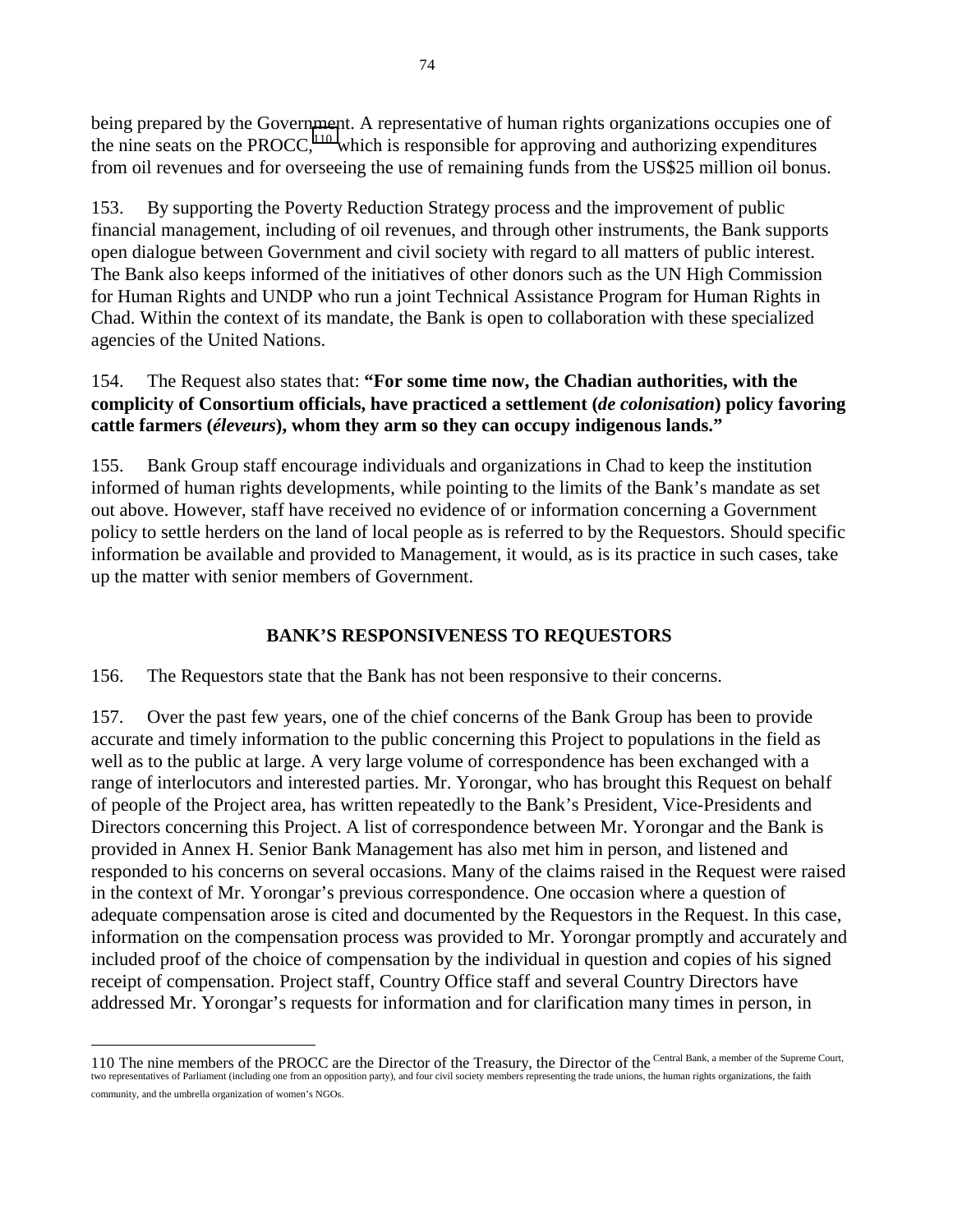being prepared by the Government. A representative of human rights organizations occupies one of the nine seats on the PROCC,[110] which is responsible for approving and authorizing expenditures from oil revenues and for overseeing the use of remaining funds from the US$25 million oil bonus.

153. By supporting the Poverty Reduction Strategy process and the improvement of public financial management, including of oil revenues, and through other instruments, the Bank supports open dialogue between Government and civil society with regard to all matters of public interest. The Bank also keeps informed of the initiatives of other donors such as the UN High Commission for Human Rights and UNDP who run a joint Technical Assistance Program for Human Rights in Chad. Within the context of its mandate, the Bank is open to collaboration with these specialized agencies of the United Nations.

154. The Request also states that: **"For some time now, the Chadian authorities, with the complicity of Consortium officials, have practiced a settlement (*de colonisation*) policy favoring cattle farmers (*éleveurs*), whom they arm so they can occupy indigenous lands."**

155. Bank Group staff encourage individuals and organizations in Chad to keep the institution informed of human rights developments, while pointing to the limits of the Bank's mandate as set out above. However, staff have received no evidence of or information concerning a Government policy to settle herders on the land of local people as is referred to by the Requestors. Should specific information be available and provided to Management, it would, as is its practice in such cases, take up the matter with senior members of Government.

## BANK'S RESPONSIVENESS TO REQUESTORS

156. The Requestors state that the Bank has not been responsive to their concerns.

157. Over the past few years, one of the chief concerns of the Bank Group has been to provide accurate and timely information to the public concerning this Project to populations in the field as well as to the public at large. A very large volume of correspondence has been exchanged with a range of interlocutors and interested parties. Mr. Yorongar, who has brought this Request on behalf of people of the Project area, has written repeatedly to the Bank's President, Vice-Presidents and Directors concerning this Project. A list of correspondence between Mr. Yorongar and the Bank is provided in Annex H. Senior Bank Management has also met him in person, and listened and responded to his concerns on several occasions. Many of the claims raised in the Request were raised in the context of Mr. Yorongar's previous correspondence. One occasion where a question of adequate compensation arose is cited and documented by the Requestors in the Request. In this case, information on the compensation process was provided to Mr. Yorongar promptly and accurately and included proof of the choice of compensation by the individual in question and copies of his signed receipt of compensation. Project staff, Country Office staff and several Country Directors have addressed Mr. Yorongar's requests for information and for clarification many times in person, in

---

110 The nine members of the PROCC are the Director of the Treasury, the Director of the Central Bank, a member of the Supreme Court, two representatives of Parliament (including one from an opposition party), and four civil society members representing the trade unions, the human rights organizations, the faith community, and the umbrella organization of women's NGOs.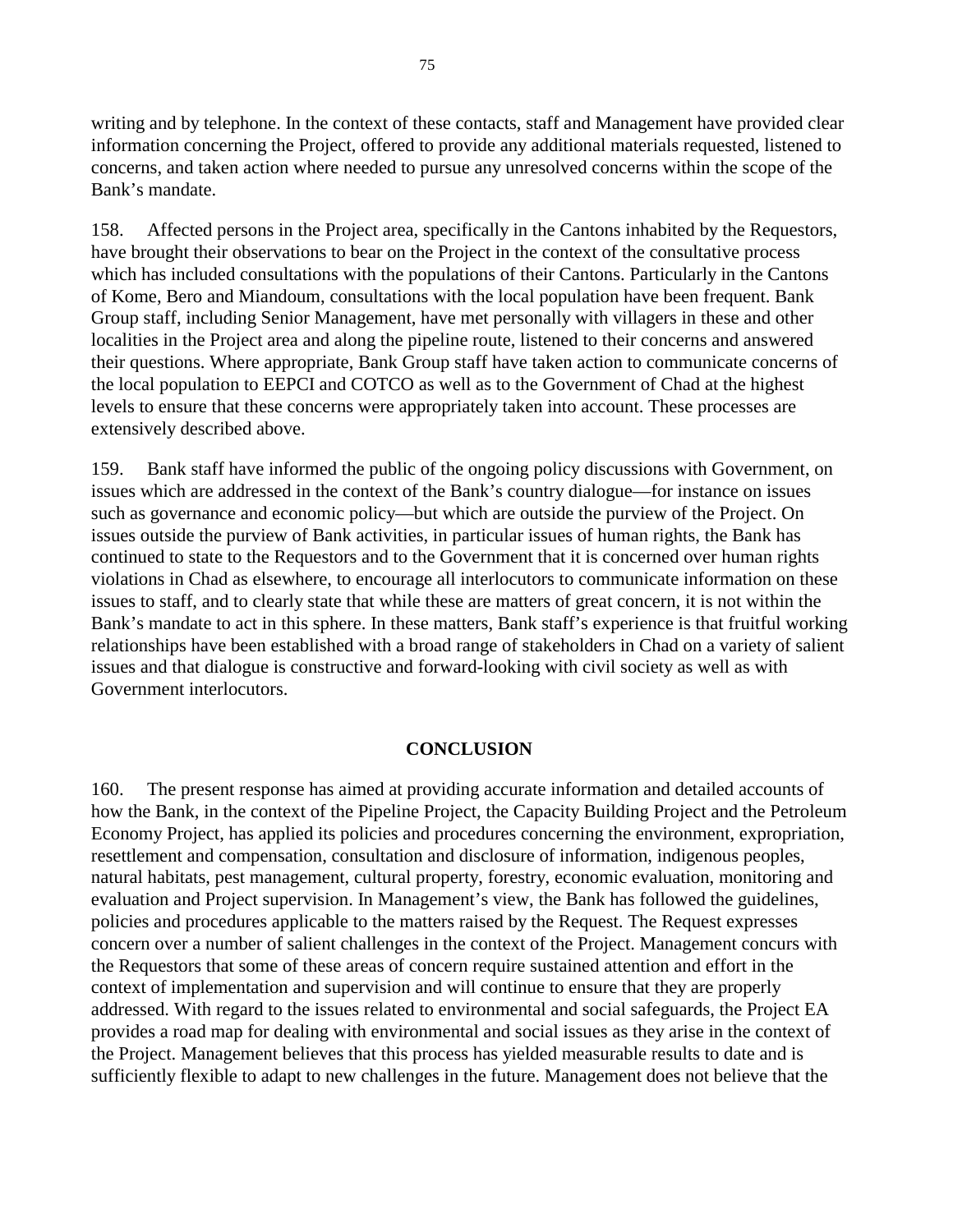writing and by telephone. In the context of these contacts, staff and Management have provided clear information concerning the Project, offered to provide any additional materials requested, listened to concerns, and taken action where needed to pursue any unresolved concerns within the scope of the Bank's mandate.

158. Affected persons in the Project area, specifically in the Cantons inhabited by the Requestors, have brought their observations to bear on the Project in the context of the consultative process which has included consultations with the populations of their Cantons. Particularly in the Cantons of Kome, Bero and Miandoum, consultations with the local population have been frequent. Bank Group staff, including Senior Management, have met personally with villagers in these and other localities in the Project area and along the pipeline route, listened to their concerns and answered their questions. Where appropriate, Bank Group staff have taken action to communicate concerns of the local population to EEPCI and COTCO as well as to the Government of Chad at the highest levels to ensure that these concerns were appropriately taken into account. These processes are extensively described above.

159. Bank staff have informed the public of the ongoing policy discussions with Government, on issues which are addressed in the context of the Bank's country dialogue—for instance on issues such as governance and economic policy—but which are outside the purview of the Project. On issues outside the purview of Bank activities, in particular issues of human rights, the Bank has continued to state to the Requestors and to the Government that it is concerned over human rights violations in Chad as elsewhere, to encourage all interlocutors to communicate information on these issues to staff, and to clearly state that while these are matters of great concern, it is not within the Bank's mandate to act in this sphere. In these matters, Bank staff's experience is that fruitful working relationships have been established with a broad range of stakeholders in Chad on a variety of salient issues and that dialogue is constructive and forward-looking with civil society as well as with Government interlocutors.

## CONCLUSION

160. The present response has aimed at providing accurate information and detailed accounts of how the Bank, in the context of the Pipeline Project, the Capacity Building Project and the Petroleum Economy Project, has applied its policies and procedures concerning the environment, expropriation, resettlement and compensation, consultation and disclosure of information, indigenous peoples, natural habitats, pest management, cultural property, forestry, economic evaluation, monitoring and evaluation and Project supervision. In Management's view, the Bank has followed the guidelines, policies and procedures applicable to the matters raised by the Request. The Request expresses concern over a number of salient challenges in the context of the Project. Management concurs with the Requestors that some of these areas of concern require sustained attention and effort in the context of implementation and supervision and will continue to ensure that they are properly addressed. With regard to the issues related to environmental and social safeguards, the Project EA provides a road map for dealing with environmental and social issues as they arise in the context of the Project. Management believes that this process has yielded measurable results to date and is sufficiently flexible to adapt to new challenges in the future. Management does not believe that the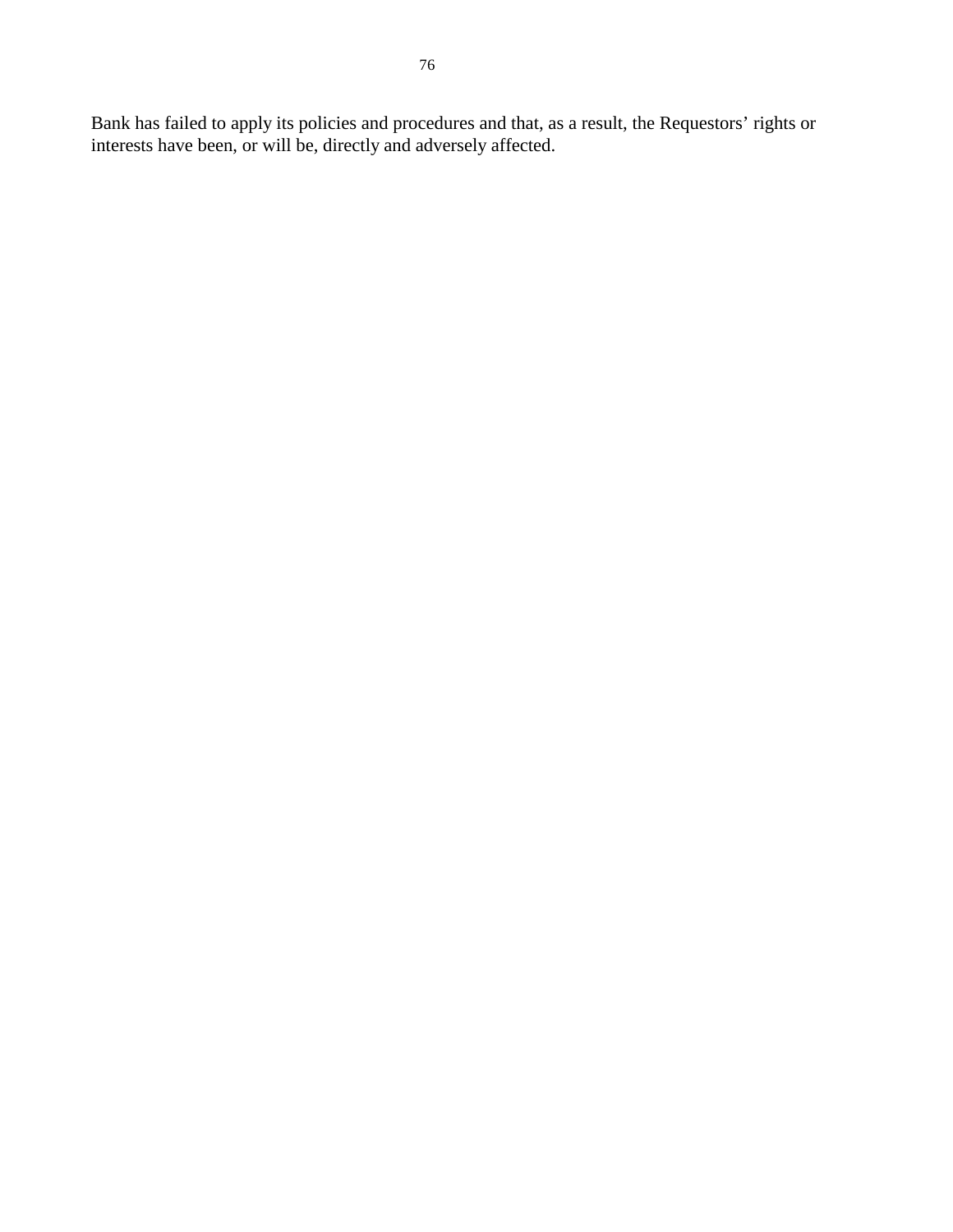Bank has failed to apply its policies and procedures and that, as a result, the Requestors' rights or interests have been, or will be, directly and adversely affected.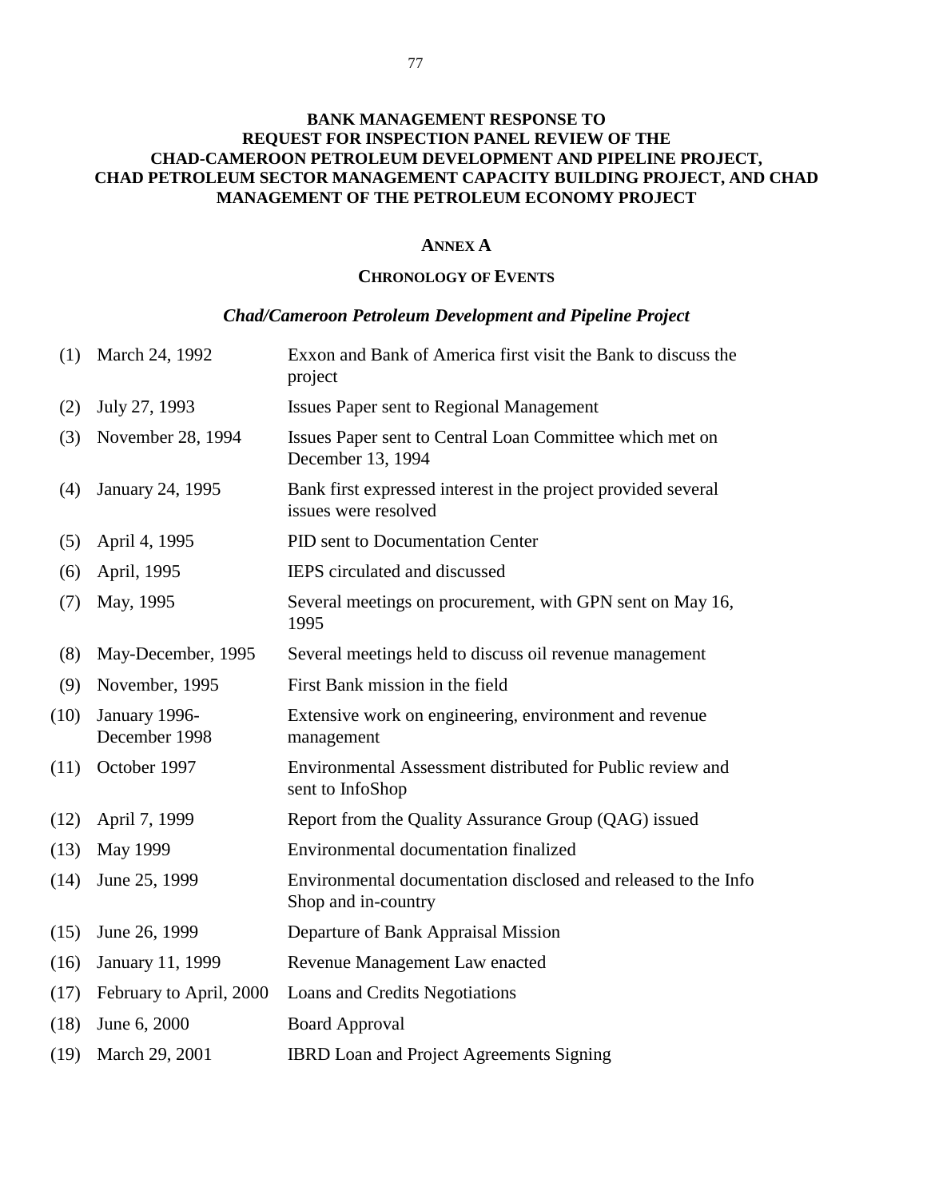**BANK MANAGEMENT RESPONSE TO REQUEST FOR INSPECTION PANEL REVIEW OF THE CHAD-CAMEROON PETROLEUM DEVELOPMENT AND PIPELINE PROJECT, CHAD PETROLEUM SECTOR MANAGEMENT CAPACITY BUILDING PROJECT, AND CHAD MANAGEMENT OF THE PETROLEUM ECONOMY PROJECT**

## ANNEX A

### CHRONOLOGY OF EVENTS

***Chad/Cameroon Petroleum Development and Pipeline Project***

| | | |
|---|---|---|
| (1) | March 24, 1992 | Exxon and Bank of America first visit the Bank to discuss the project |
| (2) | July 27, 1993 | Issues Paper sent to Regional Management |
| (3) | November 28, 1994 | Issues Paper sent to Central Loan Committee which met on December 13, 1994 |
| (4) | January 24, 1995 | Bank first expressed interest in the project provided several issues were resolved |
| (5) | April 4, 1995 | PID sent to Documentation Center |
| (6) | April, 1995 | IEPS circulated and discussed |
| (7) | May, 1995 | Several meetings on procurement, with GPN sent on May 16, 1995 |
| (8) | May-December, 1995 | Several meetings held to discuss oil revenue management |
| (9) | November, 1995 | First Bank mission in the field |
| (10) | January 1996-December 1998 | Extensive work on engineering, environment and revenue management |
| (11) | October 1997 | Environmental Assessment distributed for Public review and sent to InfoShop |
| (12) | April 7, 1999 | Report from the Quality Assurance Group (QAG) issued |
| (13) | May 1999 | Environmental documentation finalized |
| (14) | June 25, 1999 | Environmental documentation disclosed and released to the Info Shop and in-country |
| (15) | June 26, 1999 | Departure of Bank Appraisal Mission |
| (16) | January 11, 1999 | Revenue Management Law enacted |
| (17) | February to April, 2000 | Loans and Credits Negotiations |
| (18) | June 6, 2000 | Board Approval |
| (19) | March 29, 2001 | IBRD Loan and Project Agreements Signing |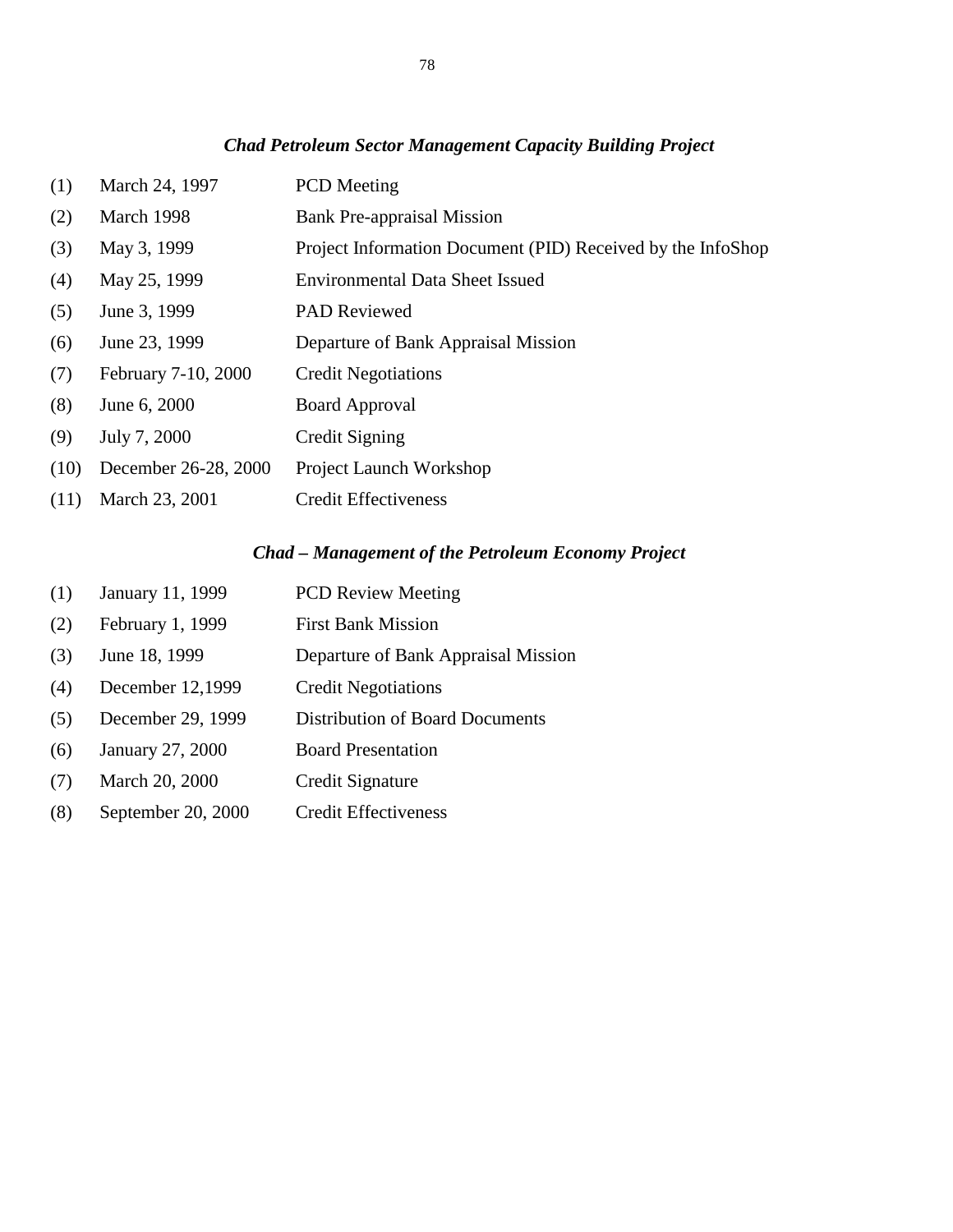### *Chad Petroleum Sector Management Capacity Building Project*

| | | |
|---|---|---|
| (1) | March 24, 1997 | PCD Meeting |
| (2) | March 1998 | Bank Pre-appraisal Mission |
| (3) | May 3, 1999 | Project Information Document (PID) Received by the InfoShop |
| (4) | May 25, 1999 | Environmental Data Sheet Issued |
| (5) | June 3, 1999 | PAD Reviewed |
| (6) | June 23, 1999 | Departure of Bank Appraisal Mission |
| (7) | February 7-10, 2000 | Credit Negotiations |
| (8) | June 6, 2000 | Board Approval |
| (9) | July 7, 2000 | Credit Signing |
| (10) | December 26-28, 2000 | Project Launch Workshop |
| (11) | March 23, 2001 | Credit Effectiveness |

### *Chad – Management of the Petroleum Economy Project*

| | | |
|---|---|---|
| (1) | January 11, 1999 | PCD Review Meeting |
| (2) | February 1, 1999 | First Bank Mission |
| (3) | June 18, 1999 | Departure of Bank Appraisal Mission |
| (4) | December 12,1999 | Credit Negotiations |
| (5) | December 29, 1999 | Distribution of Board Documents |
| (6) | January 27, 2000 | Board Presentation |
| (7) | March 20, 2000 | Credit Signature |
| (8) | September 20, 2000 | Credit Effectiveness |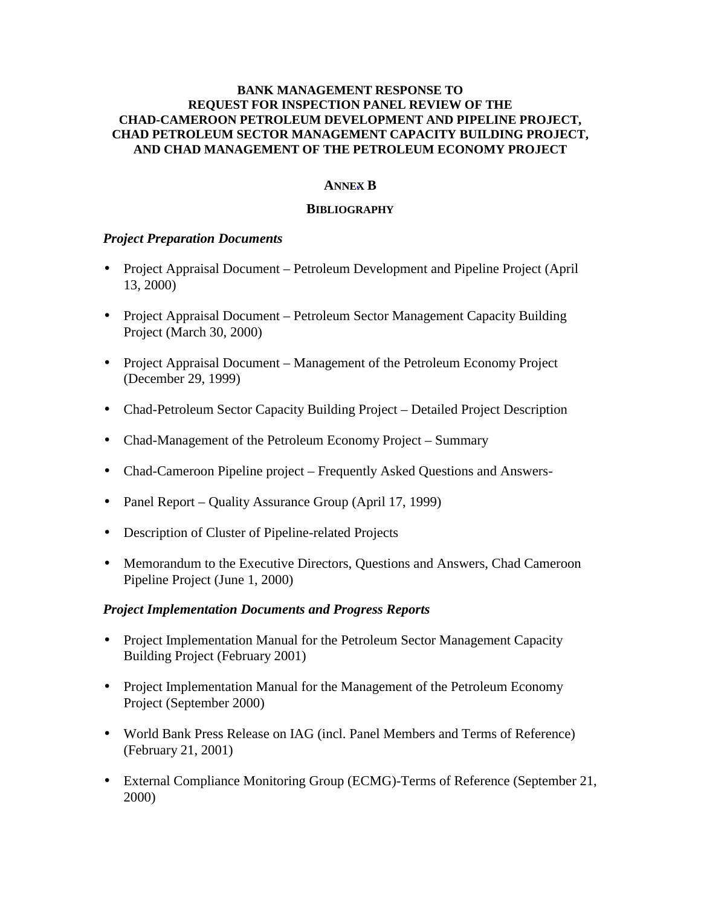**BANK MANAGEMENT RESPONSE TO
REQUEST FOR INSPECTION PANEL REVIEW OF THE
CHAD-CAMEROON PETROLEUM DEVELOPMENT AND PIPELINE PROJECT,
CHAD PETROLEUM SECTOR MANAGEMENT CAPACITY BUILDING PROJECT,
AND CHAD MANAGEMENT OF THE PETROLEUM ECONOMY PROJECT**

## ANNEX B

## BIBLIOGRAPHY

### *Project Preparation Documents*

- Project Appraisal Document – Petroleum Development and Pipeline Project (April 13, 2000)
- Project Appraisal Document – Petroleum Sector Management Capacity Building Project (March 30, 2000)
- Project Appraisal Document – Management of the Petroleum Economy Project (December 29, 1999)
- Chad-Petroleum Sector Capacity Building Project – Detailed Project Description
- Chad-Management of the Petroleum Economy Project – Summary
- Chad-Cameroon Pipeline project – Frequently Asked Questions and Answers-
- Panel Report – Quality Assurance Group (April 17, 1999)
- Description of Cluster of Pipeline-related Projects
- Memorandum to the Executive Directors, Questions and Answers, Chad Cameroon Pipeline Project (June 1, 2000)

### *Project Implementation Documents and Progress Reports*

- Project Implementation Manual for the Petroleum Sector Management Capacity Building Project (February 2001)
- Project Implementation Manual for the Management of the Petroleum Economy Project (September 2000)
- World Bank Press Release on IAG (incl. Panel Members and Terms of Reference) (February 21, 2001)
- External Compliance Monitoring Group (ECMG)-Terms of Reference (September 21, 2000)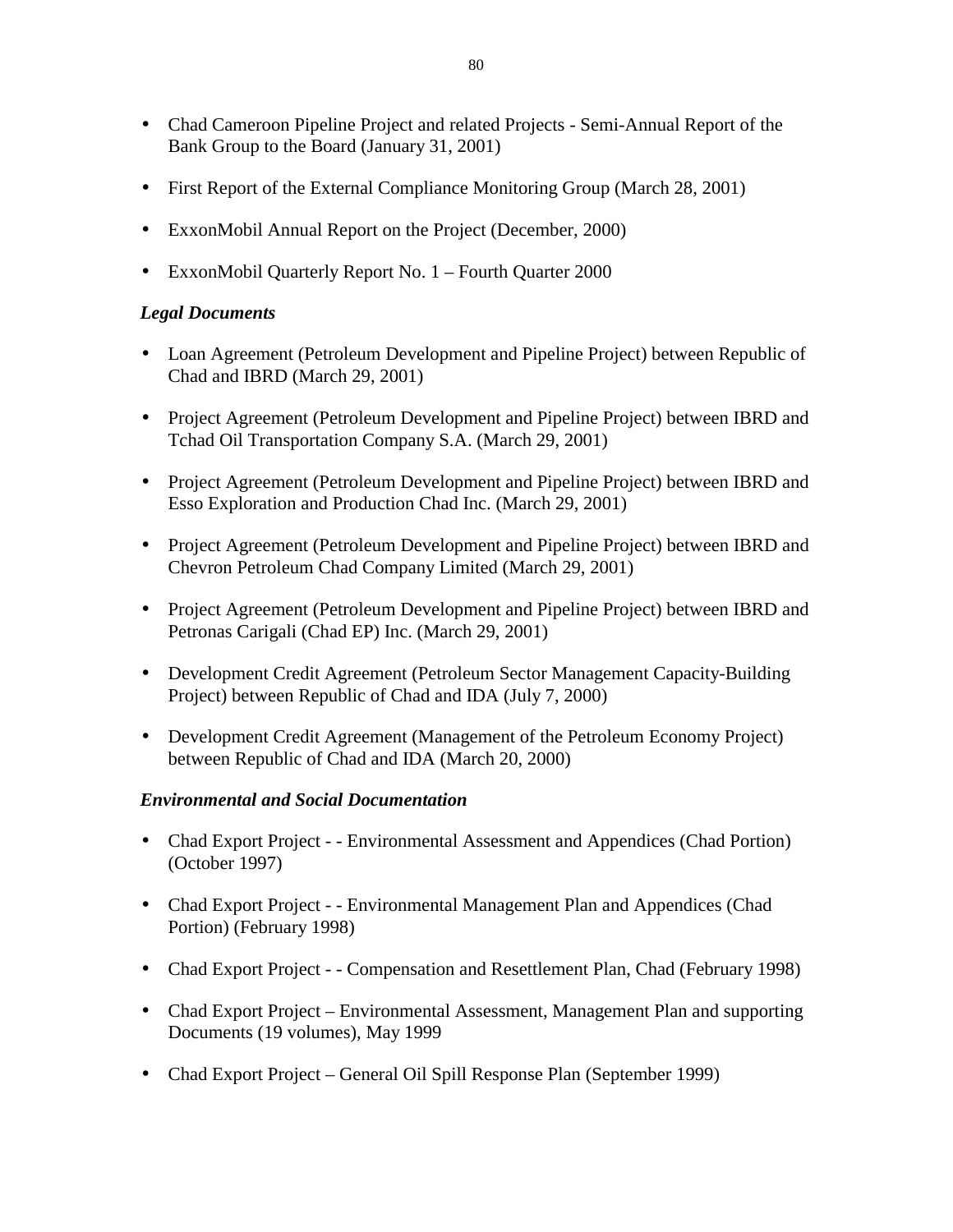- Chad Cameroon Pipeline Project and related Projects - Semi-Annual Report of the Bank Group to the Board (January 31, 2001)

- First Report of the External Compliance Monitoring Group (March 28, 2001)

- ExxonMobil Annual Report on the Project (December, 2000)

- ExxonMobil Quarterly Report No. 1 – Fourth Quarter 2000

***Legal Documents***

- Loan Agreement (Petroleum Development and Pipeline Project) between Republic of Chad and IBRD (March 29, 2001)

- Project Agreement (Petroleum Development and Pipeline Project) between IBRD and Tchad Oil Transportation Company S.A. (March 29, 2001)

- Project Agreement (Petroleum Development and Pipeline Project) between IBRD and Esso Exploration and Production Chad Inc. (March 29, 2001)

- Project Agreement (Petroleum Development and Pipeline Project) between IBRD and Chevron Petroleum Chad Company Limited (March 29, 2001)

- Project Agreement (Petroleum Development and Pipeline Project) between IBRD and Petronas Carigali (Chad EP) Inc. (March 29, 2001)

- Development Credit Agreement (Petroleum Sector Management Capacity-Building Project) between Republic of Chad and IDA (July 7, 2000)

- Development Credit Agreement (Management of the Petroleum Economy Project) between Republic of Chad and IDA (March 20, 2000)

***Environmental and Social Documentation***

- Chad Export Project - - Environmental Assessment and Appendices (Chad Portion) (October 1997)

- Chad Export Project - - Environmental Management Plan and Appendices (Chad Portion) (February 1998)

- Chad Export Project - - Compensation and Resettlement Plan, Chad (February 1998)

- Chad Export Project – Environmental Assessment, Management Plan and supporting Documents (19 volumes), May 1999

- Chad Export Project – General Oil Spill Response Plan (September 1999)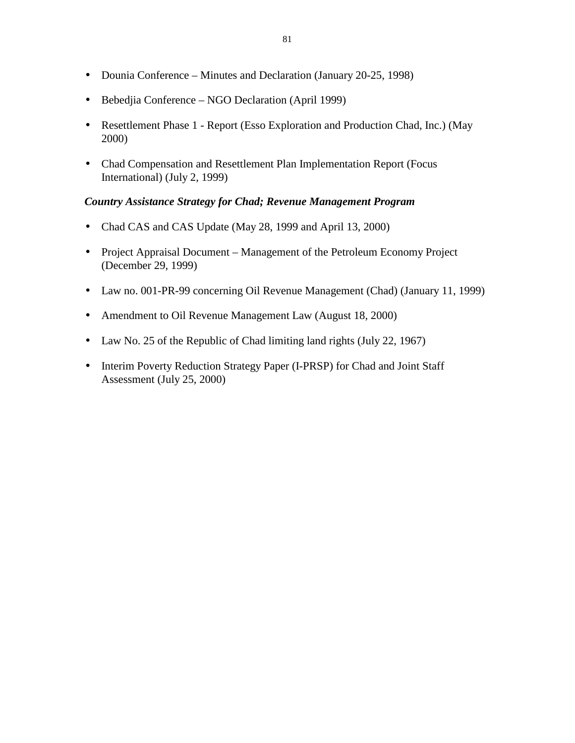- Dounia Conference – Minutes and Declaration (January 20-25, 1998)
- Bebedjia Conference – NGO Declaration (April 1999)
- Resettlement Phase 1 - Report (Esso Exploration and Production Chad, Inc.) (May 2000)
- Chad Compensation and Resettlement Plan Implementation Report (Focus International) (July 2, 1999)

***Country Assistance Strategy for Chad; Revenue Management Program***

- Chad CAS and CAS Update (May 28, 1999 and April 13, 2000)
- Project Appraisal Document – Management of the Petroleum Economy Project (December 29, 1999)
- Law no. 001-PR-99 concerning Oil Revenue Management (Chad) (January 11, 1999)
- Amendment to Oil Revenue Management Law (August 18, 2000)
- Law No. 25 of the Republic of Chad limiting land rights (July 22, 1967)
- Interim Poverty Reduction Strategy Paper (I-PRSP) for Chad and Joint Staff Assessment (July 25, 2000)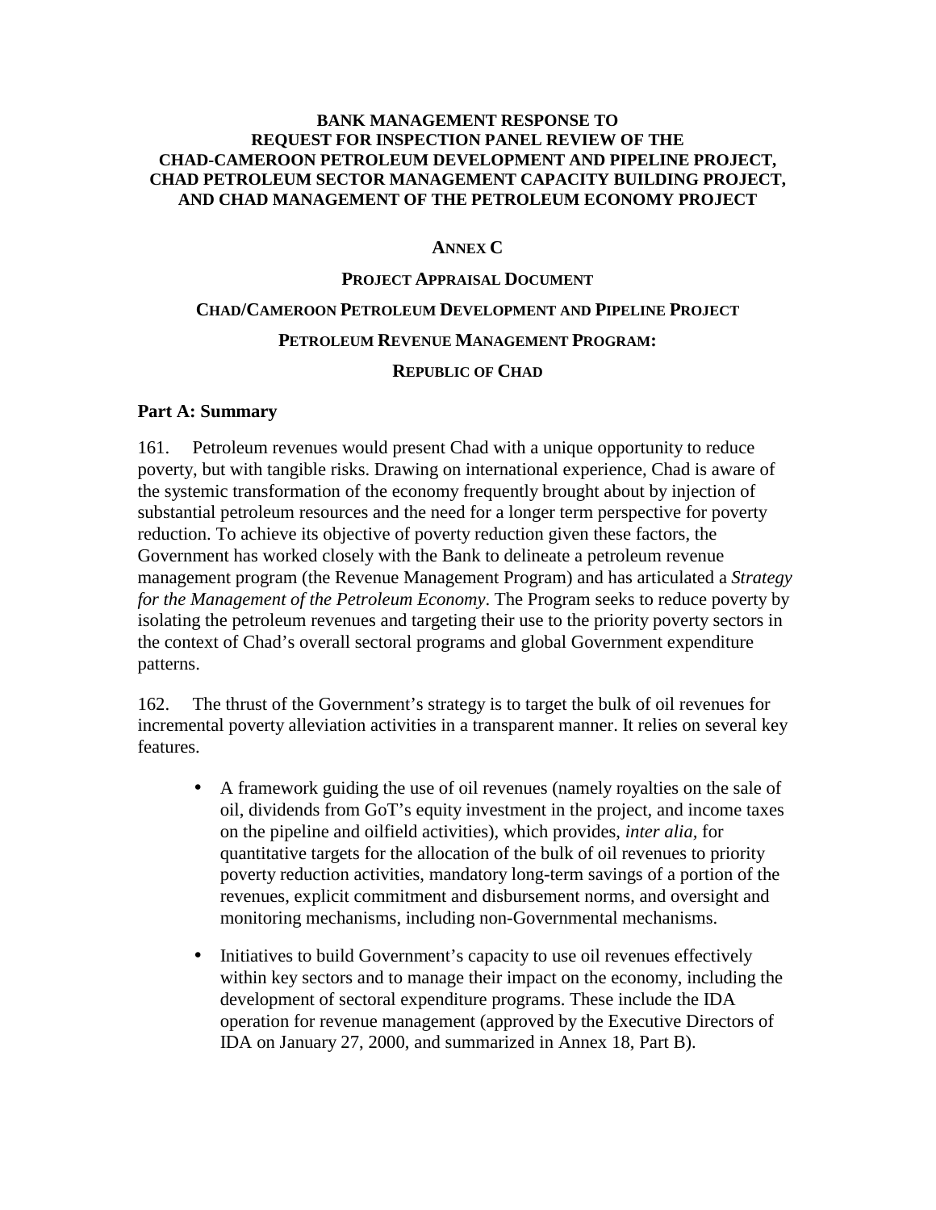**BANK MANAGEMENT RESPONSE TO REQUEST FOR INSPECTION PANEL REVIEW OF THE CHAD-CAMEROON PETROLEUM DEVELOPMENT AND PIPELINE PROJECT, CHAD PETROLEUM SECTOR MANAGEMENT CAPACITY BUILDING PROJECT, AND CHAD MANAGEMENT OF THE PETROLEUM ECONOMY PROJECT**

# ANNEX C

## PROJECT APPRAISAL DOCUMENT

## CHAD/CAMEROON PETROLEUM DEVELOPMENT AND PIPELINE PROJECT

## PETROLEUM REVENUE MANAGEMENT PROGRAM:

## REPUBLIC OF CHAD

### Part A: Summary

161. Petroleum revenues would present Chad with a unique opportunity to reduce poverty, but with tangible risks. Drawing on international experience, Chad is aware of the systemic transformation of the economy frequently brought about by injection of substantial petroleum resources and the need for a longer term perspective for poverty reduction. To achieve its objective of poverty reduction given these factors, the Government has worked closely with the Bank to delineate a petroleum revenue management program (the Revenue Management Program) and has articulated a *Strategy for the Management of the Petroleum Economy*. The Program seeks to reduce poverty by isolating the petroleum revenues and targeting their use to the priority poverty sectors in the context of Chad's overall sectoral programs and global Government expenditure patterns.

162. The thrust of the Government's strategy is to target the bulk of oil revenues for incremental poverty alleviation activities in a transparent manner. It relies on several key features.

- A framework guiding the use of oil revenues (namely royalties on the sale of oil, dividends from GoT's equity investment in the project, and income taxes on the pipeline and oilfield activities), which provides, *inter alia*, for quantitative targets for the allocation of the bulk of oil revenues to priority poverty reduction activities, mandatory long-term savings of a portion of the revenues, explicit commitment and disbursement norms, and oversight and monitoring mechanisms, including non-Governmental mechanisms.
- Initiatives to build Government's capacity to use oil revenues effectively within key sectors and to manage their impact on the economy, including the development of sectoral expenditure programs. These include the IDA operation for revenue management (approved by the Executive Directors of IDA on January 27, 2000, and summarized in Annex 18, Part B).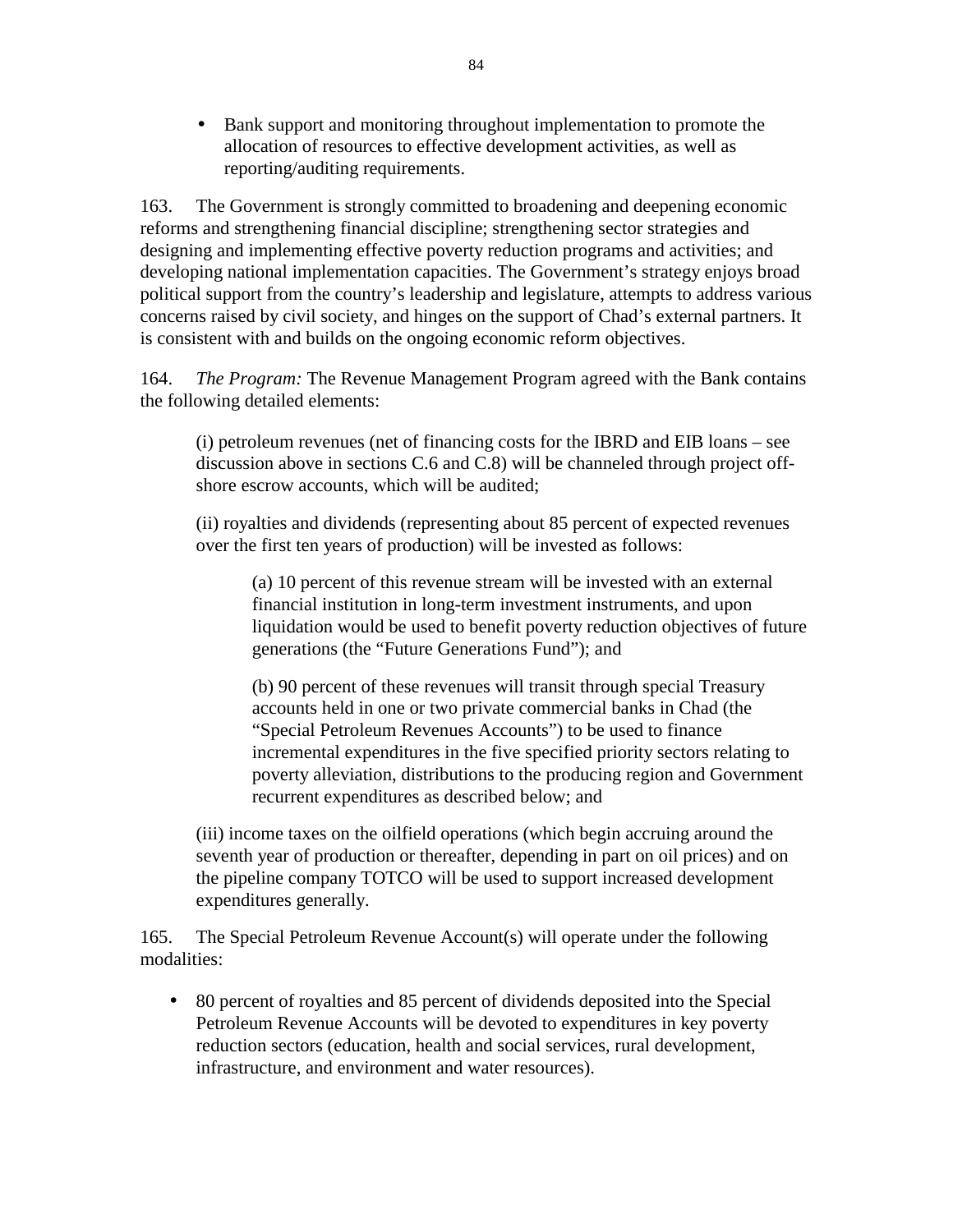- Bank support and monitoring throughout implementation to promote the allocation of resources to effective development activities, as well as reporting/auditing requirements.

163. The Government is strongly committed to broadening and deepening economic reforms and strengthening financial discipline; strengthening sector strategies and designing and implementing effective poverty reduction programs and activities; and developing national implementation capacities. The Government's strategy enjoys broad political support from the country's leadership and legislature, attempts to address various concerns raised by civil society, and hinges on the support of Chad's external partners. It is consistent with and builds on the ongoing economic reform objectives.

164. *The Program:* The Revenue Management Program agreed with the Bank contains the following detailed elements:

> (i) petroleum revenues (net of financing costs for the IBRD and EIB loans – see discussion above in sections C.6 and C.8) will be channeled through project off-shore escrow accounts, which will be audited;
>
> (ii) royalties and dividends (representing about 85 percent of expected revenues over the first ten years of production) will be invested as follows:
>
> > (a) 10 percent of this revenue stream will be invested with an external financial institution in long-term investment instruments, and upon liquidation would be used to benefit poverty reduction objectives of future generations (the "Future Generations Fund"); and
> >
> > (b) 90 percent of these revenues will transit through special Treasury accounts held in one or two private commercial banks in Chad (the "Special Petroleum Revenues Accounts") to be used to finance incremental expenditures in the five specified priority sectors relating to poverty alleviation, distributions to the producing region and Government recurrent expenditures as described below; and
>
> (iii) income taxes on the oilfield operations (which begin accruing around the seventh year of production or thereafter, depending in part on oil prices) and on the pipeline company TOTCO will be used to support increased development expenditures generally.

165. The Special Petroleum Revenue Account(s) will operate under the following modalities:

- 80 percent of royalties and 85 percent of dividends deposited into the Special Petroleum Revenue Accounts will be devoted to expenditures in key poverty reduction sectors (education, health and social services, rural development, infrastructure, and environment and water resources).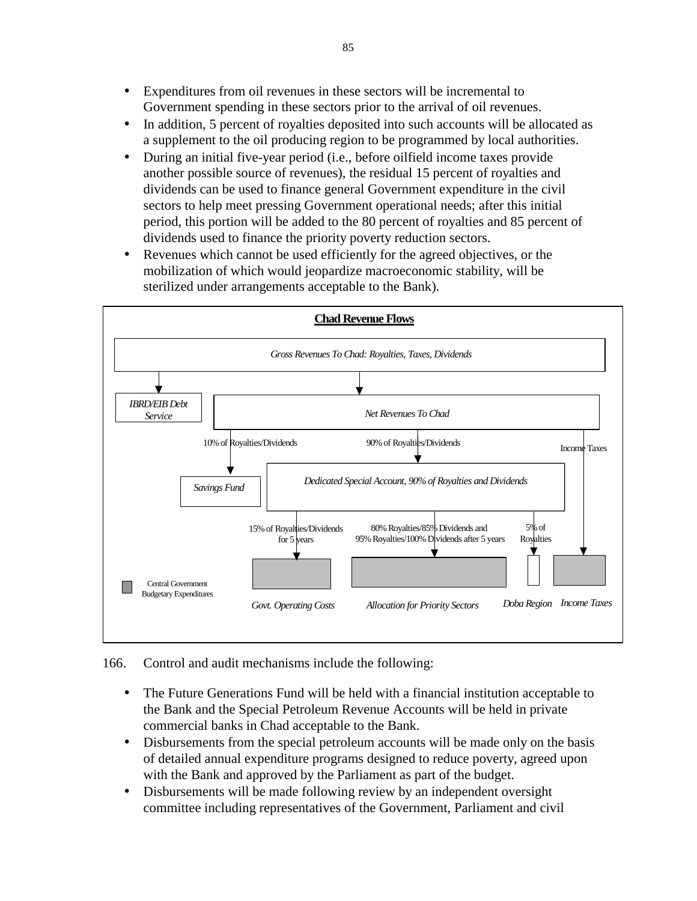- Expenditures from oil revenues in these sectors will be incremental to Government spending in these sectors prior to the arrival of oil revenues.
- In addition, 5 percent of royalties deposited into such accounts will be allocated as a supplement to the oil producing region to be programmed by local authorities.
- During an initial five-year period (i.e., before oilfield income taxes provide another possible source of revenues), the residual 15 percent of royalties and dividends can be used to finance general Government expenditure in the civil sectors to help meet pressing Government operational needs; after this initial period, this portion will be added to the 80 percent of royalties and 85 percent of dividends used to finance the priority poverty reduction sectors.
- Revenues which cannot be used efficiently for the agreed objectives, or the mobilization of which would jeopardize macroeconomic stability, will be sterilized under arrangements acceptable to the Bank).

**Chad Revenue Flows**

*Gross Revenues To Chad: Royalties, Taxes, Dividends*

*IBRD/EIB Debt Service*

*Net Revenues To Chad*

10% of Royalties/Dividends

90% of Royalties/Dividends

Income Taxes

*Savings Fund*

*Dedicated Special Account, 90% of Royalties and Dividends*

15% of Royalties/Dividends for 5 years

80% Royalties/85% Dividends and 95% Royalties/100% Dividends after 5 years

5% of Royalties

Central Government Budgetary Expenditures

*Govt. Operating Costs*

*Allocation for Priority Sectors*

*Doba Region*

*Income Taxes*

166. Control and audit mechanisms include the following:

- The Future Generations Fund will be held with a financial institution acceptable to the Bank and the Special Petroleum Revenue Accounts will be held in private commercial banks in Chad acceptable to the Bank.
- Disbursements from the special petroleum accounts will be made only on the basis of detailed annual expenditure programs designed to reduce poverty, agreed upon with the Bank and approved by the Parliament as part of the budget.
- Disbursements will be made following review by an independent oversight committee including representatives of the Government, Parliament and civil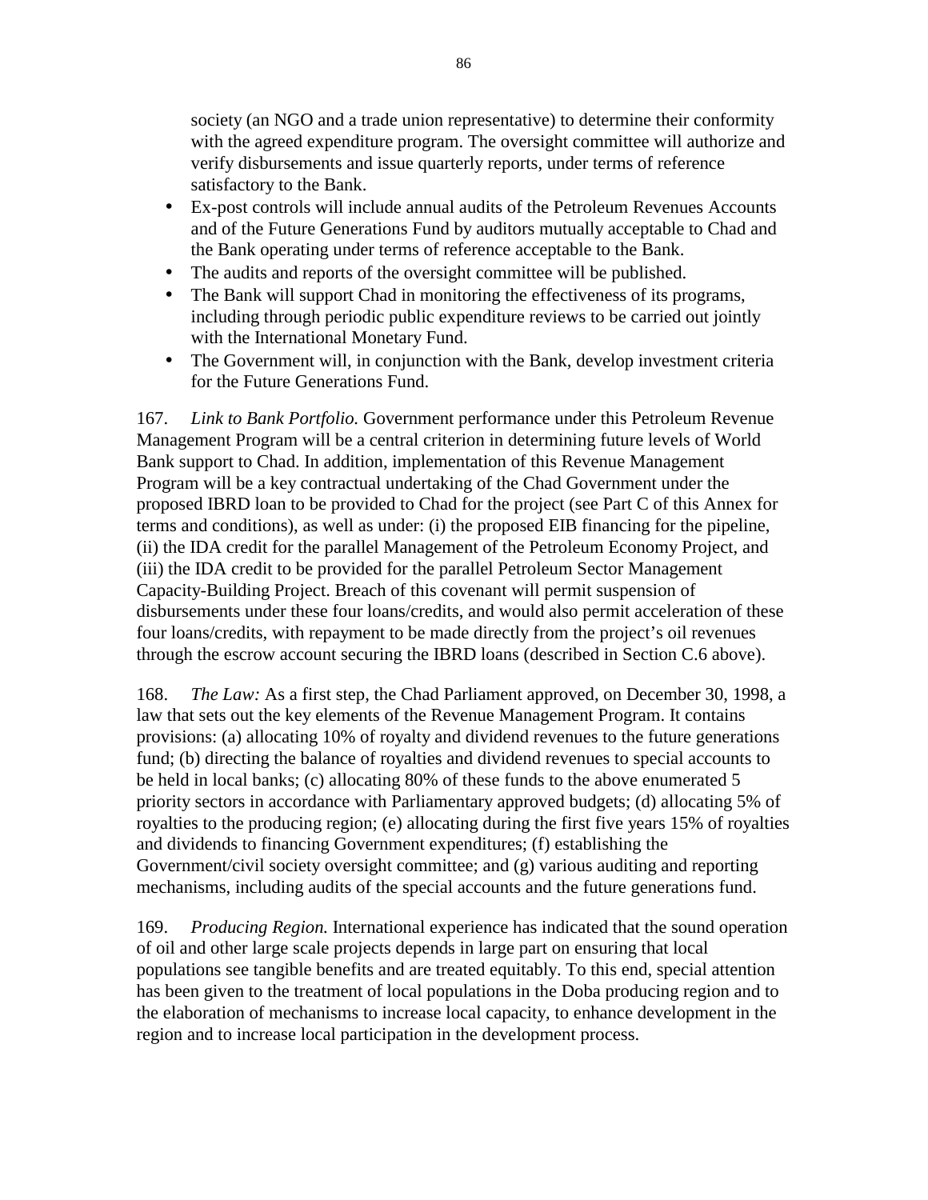society (an NGO and a trade union representative) to determine their conformity with the agreed expenditure program. The oversight committee will authorize and verify disbursements and issue quarterly reports, under terms of reference satisfactory to the Bank.

- Ex-post controls will include annual audits of the Petroleum Revenues Accounts and of the Future Generations Fund by auditors mutually acceptable to Chad and the Bank operating under terms of reference acceptable to the Bank.
- The audits and reports of the oversight committee will be published.
- The Bank will support Chad in monitoring the effectiveness of its programs, including through periodic public expenditure reviews to be carried out jointly with the International Monetary Fund.
- The Government will, in conjunction with the Bank, develop investment criteria for the Future Generations Fund.

167. *Link to Bank Portfolio.* Government performance under this Petroleum Revenue Management Program will be a central criterion in determining future levels of World Bank support to Chad. In addition, implementation of this Revenue Management Program will be a key contractual undertaking of the Chad Government under the proposed IBRD loan to be provided to Chad for the project (see Part C of this Annex for terms and conditions), as well as under: (i) the proposed EIB financing for the pipeline, (ii) the IDA credit for the parallel Management of the Petroleum Economy Project, and (iii) the IDA credit to be provided for the parallel Petroleum Sector Management Capacity-Building Project. Breach of this covenant will permit suspension of disbursements under these four loans/credits, and would also permit acceleration of these four loans/credits, with repayment to be made directly from the project's oil revenues through the escrow account securing the IBRD loans (described in Section C.6 above).

168. *The Law:* As a first step, the Chad Parliament approved, on December 30, 1998, a law that sets out the key elements of the Revenue Management Program. It contains provisions: (a) allocating 10% of royalty and dividend revenues to the future generations fund; (b) directing the balance of royalties and dividend revenues to special accounts to be held in local banks; (c) allocating 80% of these funds to the above enumerated 5 priority sectors in accordance with Parliamentary approved budgets; (d) allocating 5% of royalties to the producing region; (e) allocating during the first five years 15% of royalties and dividends to financing Government expenditures; (f) establishing the Government/civil society oversight committee; and (g) various auditing and reporting mechanisms, including audits of the special accounts and the future generations fund.

169. *Producing Region.* International experience has indicated that the sound operation of oil and other large scale projects depends in large part on ensuring that local populations see tangible benefits and are treated equitably. To this end, special attention has been given to the treatment of local populations in the Doba producing region and to the elaboration of mechanisms to increase local capacity, to enhance development in the region and to increase local participation in the development process.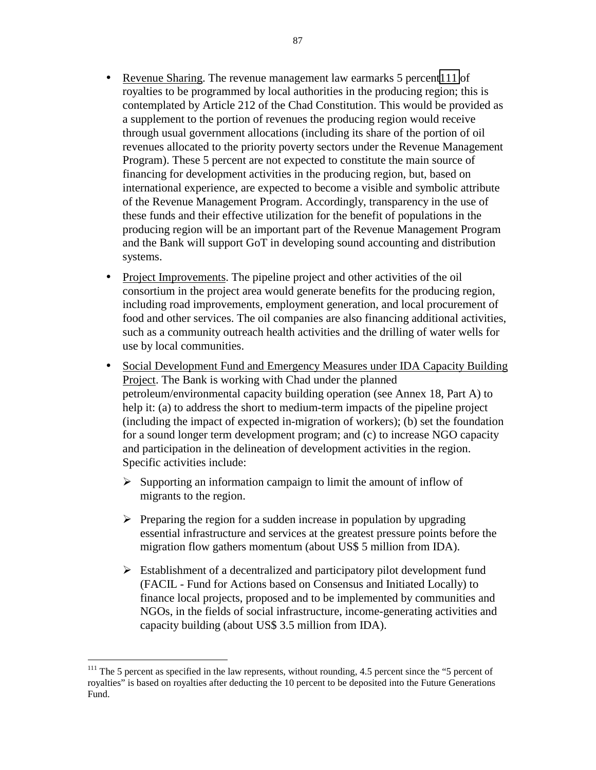- Revenue Sharing. The revenue management law earmarks 5 percent[111] of royalties to be programmed by local authorities in the producing region; this is contemplated by Article 212 of the Chad Constitution. This would be provided as a supplement to the portion of revenues the producing region would receive through usual government allocations (including its share of the portion of oil revenues allocated to the priority poverty sectors under the Revenue Management Program). These 5 percent are not expected to constitute the main source of financing for development activities in the producing region, but, based on international experience, are expected to become a visible and symbolic attribute of the Revenue Management Program. Accordingly, transparency in the use of these funds and their effective utilization for the benefit of populations in the producing region will be an important part of the Revenue Management Program and the Bank will support GoT in developing sound accounting and distribution systems.

- Project Improvements. The pipeline project and other activities of the oil consortium in the project area would generate benefits for the producing region, including road improvements, employment generation, and local procurement of food and other services. The oil companies are also financing additional activities, such as a community outreach health activities and the drilling of water wells for use by local communities.

- Social Development Fund and Emergency Measures under IDA Capacity Building Project. The Bank is working with Chad under the planned petroleum/environmental capacity building operation (see Annex 18, Part A) to help it: (a) to address the short to medium-term impacts of the pipeline project (including the impact of expected in-migration of workers); (b) set the foundation for a sound longer term development program; and (c) to increase NGO capacity and participation in the delineation of development activities in the region. Specific activities include:

    - Supporting an information campaign to limit the amount of inflow of migrants to the region.

    - Preparing the region for a sudden increase in population by upgrading essential infrastructure and services at the greatest pressure points before the migration flow gathers momentum (about US$ 5 million from IDA).

    - Establishment of a decentralized and participatory pilot development fund (FACIL - Fund for Actions based on Consensus and Initiated Locally) to finance local projects, proposed and to be implemented by communities and NGOs, in the fields of social infrastructure, income-generating activities and capacity building (about US$ 3.5 million from IDA).

---

[111] The 5 percent as specified in the law represents, without rounding, 4.5 percent since the "5 percent of royalties" is based on royalties after deducting the 10 percent to be deposited into the Future Generations Fund.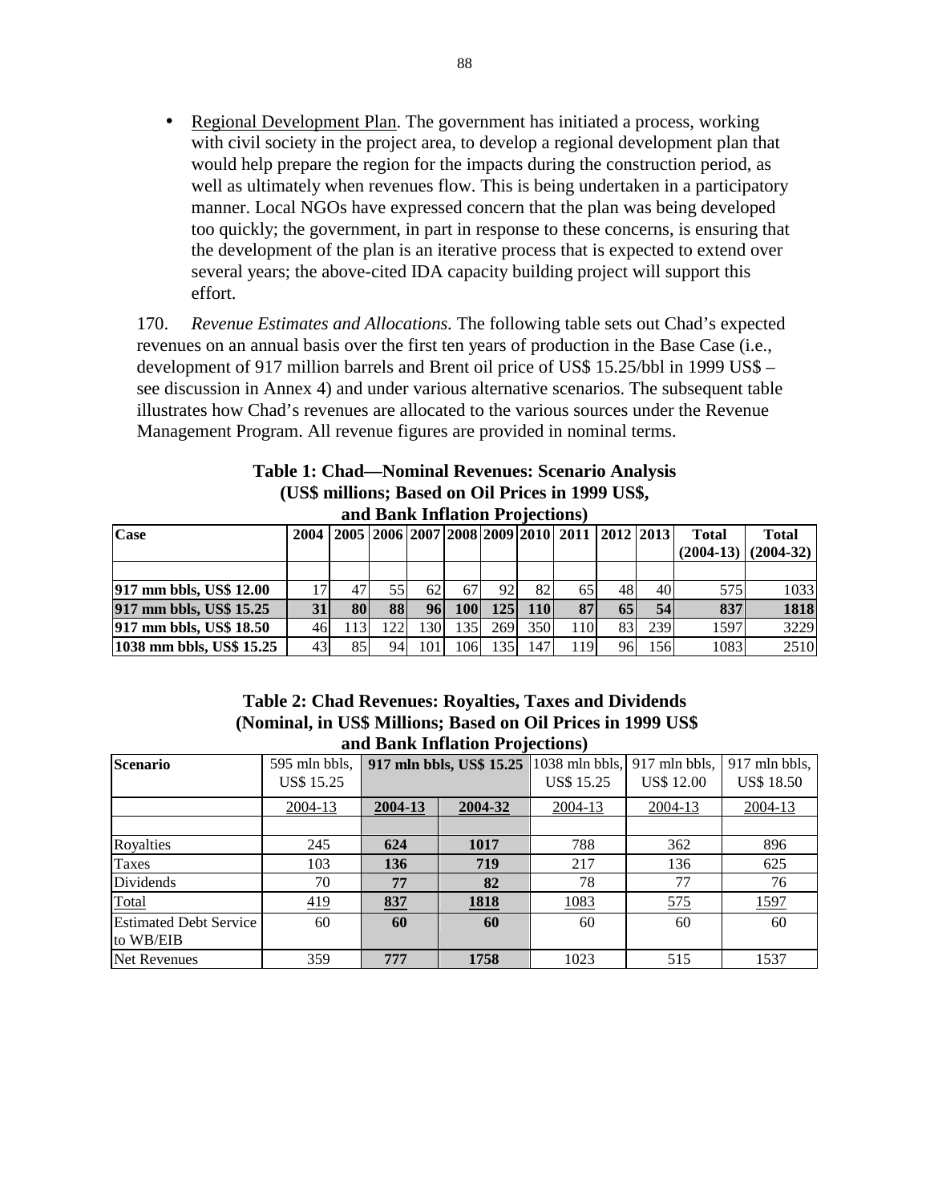- Regional Development Plan. The government has initiated a process, working with civil society in the project area, to develop a regional development plan that would help prepare the region for the impacts during the construction period, as well as ultimately when revenues flow. This is being undertaken in a participatory manner. Local NGOs have expressed concern that the plan was being developed too quickly; the government, in part in response to these concerns, is ensuring that the development of the plan is an iterative process that is expected to extend over several years; the above-cited IDA capacity building project will support this effort.

170. *Revenue Estimates and Allocations.* The following table sets out Chad's expected revenues on an annual basis over the first ten years of production in the Base Case (i.e., development of 917 million barrels and Brent oil price of US$ 15.25/bbl in 1999 US$ – see discussion in Annex 4) and under various alternative scenarios. The subsequent table illustrates how Chad's revenues are allocated to the various sources under the Revenue Management Program. All revenue figures are provided in nominal terms.

**Table 1: Chad—Nominal Revenues: Scenario Analysis (US$ millions; Based on Oil Prices in 1999 US$, and Bank Inflation Projections)**

| Case | 2004 | 2005 | 2006 | 2007 | 2008 | 2009 | 2010 | 2011 | 2012 | 2013 | Total (2004-13) | Total (2004-32) |
|---|---|---|---|---|---|---|---|---|---|---|---|---|
| | | | | | | | | | | | | |
| **917 mm bbls, US$ 12.00** | 17 | 47 | 55 | 62 | 67 | 92 | 82 | 65 | 48 | 40 | 575 | 1033 |
| **917 mm bbls, US$ 15.25** | **31** | **80** | **88** | **96** | **100** | **125** | **110** | **87** | **65** | **54** | **837** | **1818** |
| **917 mm bbls, US$ 18.50** | 46 | 113 | 122 | 130 | 135 | 269 | 350 | 110 | 83 | 239 | 1597 | 3229 |
| **1038 mm bbls, US$ 15.25** | 43 | 85 | 94 | 101 | 106 | 135 | 147 | 119 | 96 | 156 | 1083 | 2510 |

**Table 2: Chad Revenues: Royalties, Taxes and Dividends (Nominal, in US$ Millions; Based on Oil Prices in 1999 US$ and Bank Inflation Projections)**

| Scenario | 595 mln bbls, US$ 15.25 | **917 mln bbls, US$ 15.25** | | 1038 mln bbls, US$ 15.25 | 917 mln bbls, US$ 12.00 | 917 mln bbls, US$ 18.50 |
|---|---|---|---|---|---|---|
| | 2004-13 | **2004-13** | **2004-32** | 2004-13 | 2004-13 | 2004-13 |
| | | | | | | |
| Royalties | 245 | **624** | **1017** | 788 | 362 | 896 |
| Taxes | 103 | **136** | **719** | 217 | 136 | 625 |
| Dividends | 70 | **77** | **82** | 78 | 77 | 76 |
| Total | 419 | **837** | **1818** | 1083 | 575 | 1597 |
| Estimated Debt Service to WB/EIB | 60 | **60** | **60** | 60 | 60 | 60 |
| Net Revenues | 359 | **777** | **1758** | 1023 | 515 | 1537 |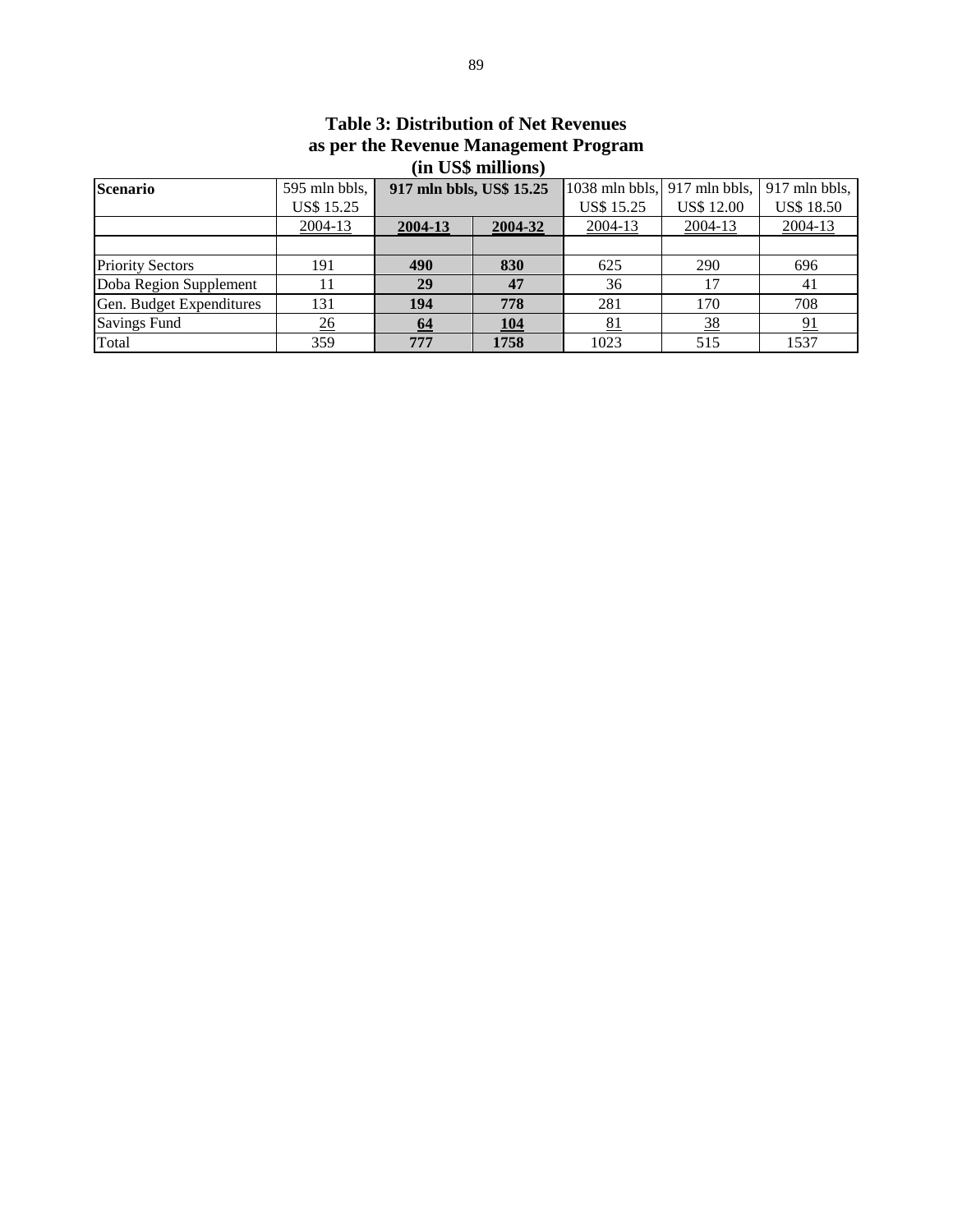**Table 3: Distribution of Net Revenues as per the Revenue Management Program (in US$ millions)**

| Scenario | 595 mln bbls, US$ 15.25 | 917 mln bbls, US$ 15.25 | | 1038 mln bbls, US$ 15.25 | 917 mln bbls, US$ 12.00 | 917 mln bbls, US$ 18.50 |
|---|---|---|---|---|---|---|
| | 2004-13 | **2004-13** | **2004-32** | 2004-13 | 2004-13 | 2004-13 |
| Priority Sectors | 191 | **490** | **830** | 625 | 290 | 696 |
| Doba Region Supplement | 11 | **29** | **47** | 36 | 17 | 41 |
| Gen. Budget Expenditures | 131 | **194** | **778** | 281 | 170 | 708 |
| Savings Fund | 26 | **64** | **104** | 81 | 38 | 91 |
| Total | 359 | **777** | **1758** | 1023 | 515 | 1537 |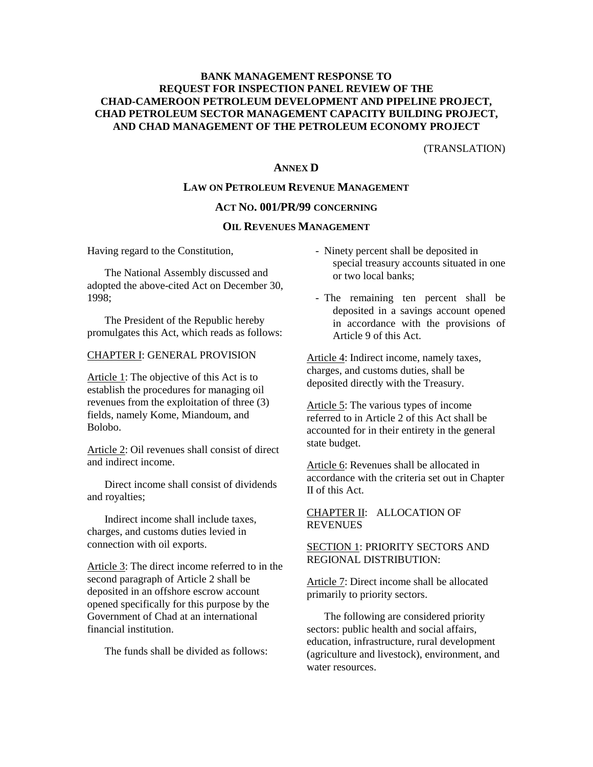**BANK MANAGEMENT RESPONSE TO REQUEST FOR INSPECTION PANEL REVIEW OF THE CHAD-CAMEROON PETROLEUM DEVELOPMENT AND PIPELINE PROJECT, CHAD PETROLEUM SECTOR MANAGEMENT CAPACITY BUILDING PROJECT, AND CHAD MANAGEMENT OF THE PETROLEUM ECONOMY PROJECT**

(TRANSLATION)

## ANNEX D

## LAW ON PETROLEUM REVENUE MANAGEMENT

## ACT NO. 001/PR/99 CONCERNING

## OIL REVENUES MANAGEMENT

Having regard to the Constitution,

The National Assembly discussed and adopted the above-cited Act on December 30, 1998;

The President of the Republic hereby promulgates this Act, which reads as follows:

CHAPTER I: GENERAL PROVISION

Article 1: The objective of this Act is to establish the procedures for managing oil revenues from the exploitation of three (3) fields, namely Kome, Miandoum, and Bolobo.

Article 2: Oil revenues shall consist of direct and indirect income.

Direct income shall consist of dividends and royalties;

Indirect income shall include taxes, charges, and customs duties levied in connection with oil exports.

Article 3: The direct income referred to in the second paragraph of Article 2 shall be deposited in an offshore escrow account opened specifically for this purpose by the Government of Chad at an international financial institution.

The funds shall be divided as follows:

- Ninety percent shall be deposited in special treasury accounts situated in one or two local banks;
- The remaining ten percent shall be deposited in a savings account opened in accordance with the provisions of Article 9 of this Act.

Article 4: Indirect income, namely taxes, charges, and customs duties, shall be deposited directly with the Treasury.

Article 5: The various types of income referred to in Article 2 of this Act shall be accounted for in their entirety in the general state budget.

Article 6: Revenues shall be allocated in accordance with the criteria set out in Chapter II of this Act.

CHAPTER II: ALLOCATION OF REVENUES

SECTION 1: PRIORITY SECTORS AND REGIONAL DISTRIBUTION:

Article 7: Direct income shall be allocated primarily to priority sectors.

The following are considered priority sectors: public health and social affairs, education, infrastructure, rural development (agriculture and livestock), environment, and water resources.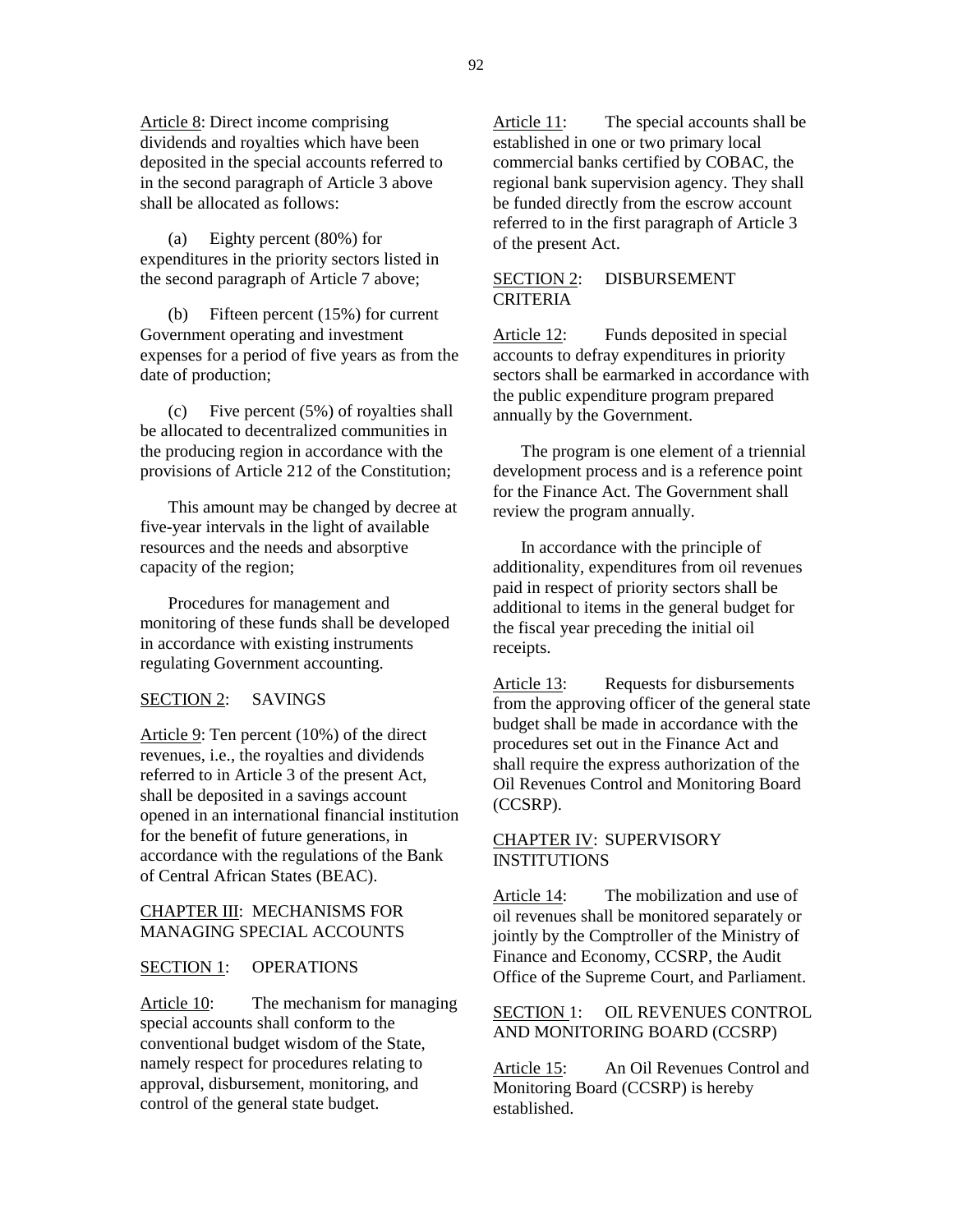Article 8: Direct income comprising dividends and royalties which have been deposited in the special accounts referred to in the second paragraph of Article 3 above shall be allocated as follows:

(a) Eighty percent (80%) for expenditures in the priority sectors listed in the second paragraph of Article 7 above;

(b) Fifteen percent (15%) for current Government operating and investment expenses for a period of five years as from the date of production;

(c) Five percent (5%) of royalties shall be allocated to decentralized communities in the producing region in accordance with the provisions of Article 212 of the Constitution;

This amount may be changed by decree at five-year intervals in the light of available resources and the needs and absorptive capacity of the region;

Procedures for management and monitoring of these funds shall be developed in accordance with existing instruments regulating Government accounting.

### SECTION 2: SAVINGS

Article 9: Ten percent (10%) of the direct revenues, i.e., the royalties and dividends referred to in Article 3 of the present Act, shall be deposited in a savings account opened in an international financial institution for the benefit of future generations, in accordance with the regulations of the Bank of Central African States (BEAC).

## CHAPTER III: MECHANISMS FOR MANAGING SPECIAL ACCOUNTS

### SECTION 1: OPERATIONS

Article 10: The mechanism for managing special accounts shall conform to the conventional budget wisdom of the State, namely respect for procedures relating to approval, disbursement, monitoring, and control of the general state budget.

Article 11: The special accounts shall be established in one or two primary local commercial banks certified by COBAC, the regional bank supervision agency. They shall be funded directly from the escrow account referred to in the first paragraph of Article 3 of the present Act.

### SECTION 2: DISBURSEMENT CRITERIA

Article 12: Funds deposited in special accounts to defray expenditures in priority sectors shall be earmarked in accordance with the public expenditure program prepared annually by the Government.

The program is one element of a triennial development process and is a reference point for the Finance Act. The Government shall review the program annually.

In accordance with the principle of additionality, expenditures from oil revenues paid in respect of priority sectors shall be additional to items in the general budget for the fiscal year preceding the initial oil receipts.

Article 13: Requests for disbursements from the approving officer of the general state budget shall be made in accordance with the procedures set out in the Finance Act and shall require the express authorization of the Oil Revenues Control and Monitoring Board (CCSRP).

## CHAPTER IV: SUPERVISORY INSTITUTIONS

Article 14: The mobilization and use of oil revenues shall be monitored separately or jointly by the Comptroller of the Ministry of Finance and Economy, CCSRP, the Audit Office of the Supreme Court, and Parliament.

### SECTION 1: OIL REVENUES CONTROL AND MONITORING BOARD (CCSRP)

Article 15: An Oil Revenues Control and Monitoring Board (CCSRP) is hereby established.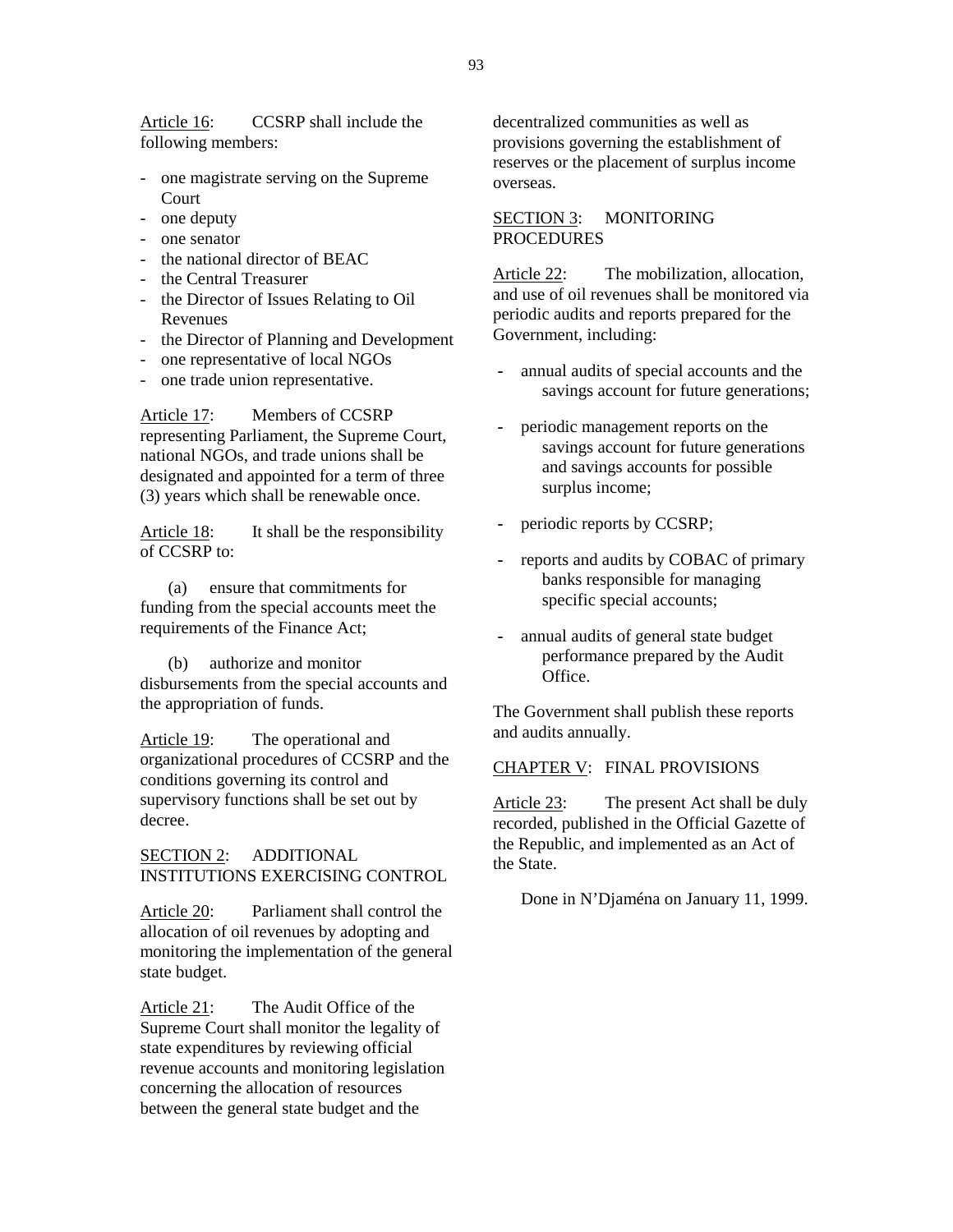Article 16: CCSRP shall include the following members:

- one magistrate serving on the Supreme Court
- one deputy
- one senator
- the national director of BEAC
- the Central Treasurer
- the Director of Issues Relating to Oil Revenues
- the Director of Planning and Development
- one representative of local NGOs
- one trade union representative.

Article 17: Members of CCSRP representing Parliament, the Supreme Court, national NGOs, and trade unions shall be designated and appointed for a term of three (3) years which shall be renewable once.

Article 18: It shall be the responsibility of CCSRP to:

(a) ensure that commitments for funding from the special accounts meet the requirements of the Finance Act;

(b) authorize and monitor disbursements from the special accounts and the appropriation of funds.

Article 19: The operational and organizational procedures of CCSRP and the conditions governing its control and supervisory functions shall be set out by decree.

SECTION 2: ADDITIONAL INSTITUTIONS EXERCISING CONTROL

Article 20: Parliament shall control the allocation of oil revenues by adopting and monitoring the implementation of the general state budget.

Article 21: The Audit Office of the Supreme Court shall monitor the legality of state expenditures by reviewing official revenue accounts and monitoring legislation concerning the allocation of resources between the general state budget and the decentralized communities as well as provisions governing the establishment of reserves or the placement of surplus income overseas.

SECTION 3: MONITORING PROCEDURES

Article 22: The mobilization, allocation, and use of oil revenues shall be monitored via periodic audits and reports prepared for the Government, including:

- annual audits of special accounts and the savings account for future generations;
- periodic management reports on the savings account for future generations and savings accounts for possible surplus income;
- periodic reports by CCSRP;
- reports and audits by COBAC of primary banks responsible for managing specific special accounts;
- annual audits of general state budget performance prepared by the Audit Office.

The Government shall publish these reports and audits annually.

CHAPTER V: FINAL PROVISIONS

Article 23: The present Act shall be duly recorded, published in the Official Gazette of the Republic, and implemented as an Act of the State.

Done in N'Djaména on January 11, 1999.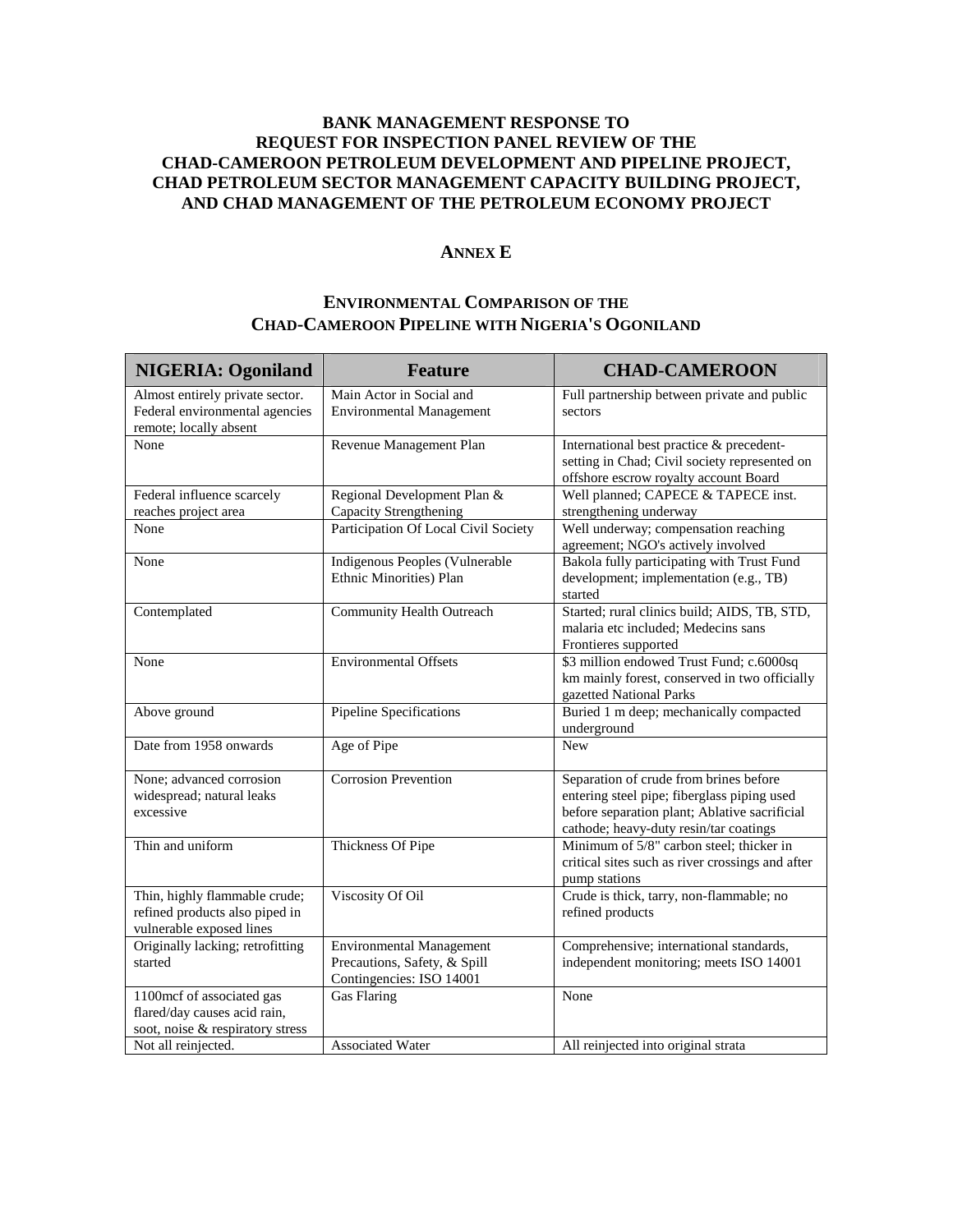**BANK MANAGEMENT RESPONSE TO REQUEST FOR INSPECTION PANEL REVIEW OF THE CHAD-CAMEROON PETROLEUM DEVELOPMENT AND PIPELINE PROJECT, CHAD PETROLEUM SECTOR MANAGEMENT CAPACITY BUILDING PROJECT, AND CHAD MANAGEMENT OF THE PETROLEUM ECONOMY PROJECT**

## ANNEX E

## ENVIRONMENTAL COMPARISON OF THE CHAD-CAMEROON PIPELINE WITH NIGERIA'S OGONILAND

| NIGERIA: Ogoniland | Feature | CHAD-CAMEROON |
|---|---|---|
| Almost entirely private sector. Federal environmental agencies remote; locally absent | Main Actor in Social and Environmental Management | Full partnership between private and public sectors |
| None | Revenue Management Plan | International best practice & precedent-setting in Chad; Civil society represented on offshore escrow royalty account Board |
| Federal influence scarcely reaches project area | Regional Development Plan & Capacity Strengthening | Well planned; CAPECE & TAPECE inst. strengthening underway |
| None | Participation Of Local Civil Society | Well underway; compensation reaching agreement; NGO's actively involved |
| None | Indigenous Peoples (Vulnerable Ethnic Minorities) Plan | Bakola fully participating with Trust Fund development; implementation (e.g., TB) started |
| Contemplated | Community Health Outreach | Started; rural clinics build; AIDS, TB, STD, malaria etc included; Medecins sans Frontieres supported |
| None | Environmental Offsets | $3 million endowed Trust Fund; c.6000sq km mainly forest, conserved in two officially gazetted National Parks |
| Above ground | Pipeline Specifications | Buried 1 m deep; mechanically compacted underground |
| Date from 1958 onwards | Age of Pipe | New |
| None; advanced corrosion widespread; natural leaks excessive | Corrosion Prevention | Separation of crude from brines before entering steel pipe; fiberglass piping used before separation plant; Ablative sacrificial cathode; heavy-duty resin/tar coatings |
| Thin and uniform | Thickness Of Pipe | Minimum of 5/8" carbon steel; thicker in critical sites such as river crossings and after pump stations |
| Thin, highly flammable crude; refined products also piped in vulnerable exposed lines | Viscosity Of Oil | Crude is thick, tarry, non-flammable; no refined products |
| Originally lacking; retrofitting started | Environmental Management Precautions, Safety, & Spill Contingencies: ISO 14001 | Comprehensive; international standards, independent monitoring; meets ISO 14001 |
| 1100mcf of associated gas flared/day causes acid rain, soot, noise & respiratory stress | Gas Flaring | None |
| Not all reinjected. | Associated Water | All reinjected into original strata |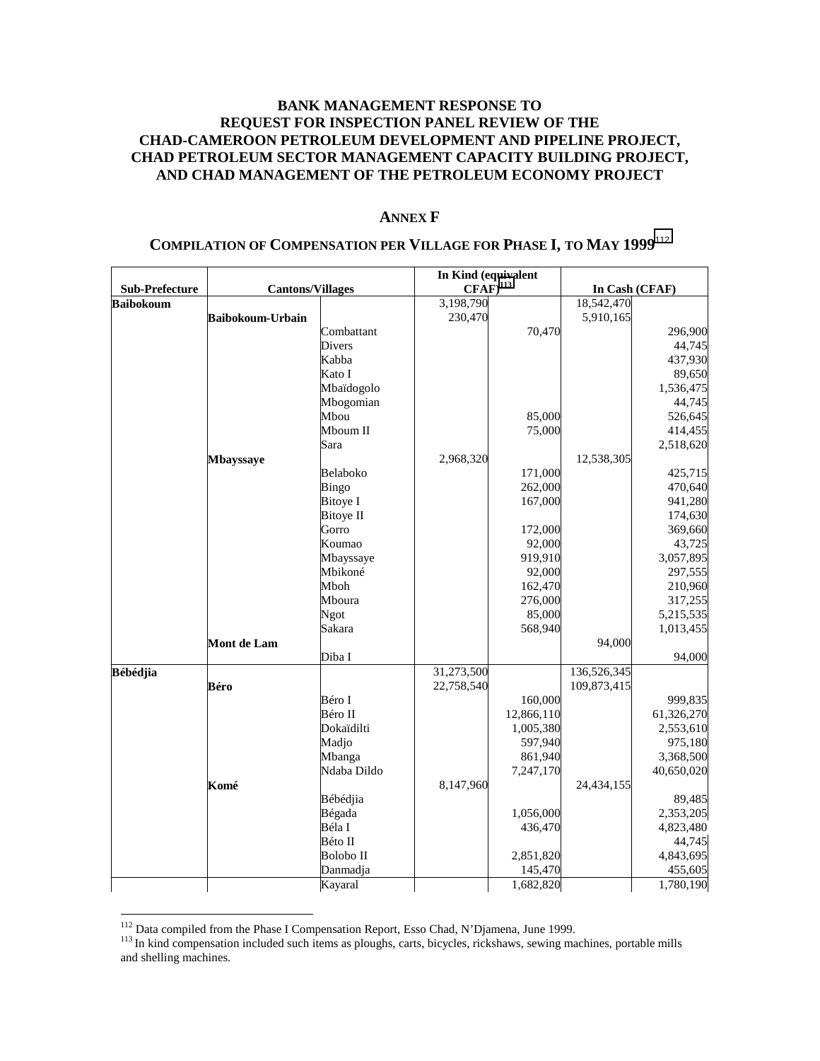## BANK MANAGEMENT RESPONSE TO REQUEST FOR INSPECTION PANEL REVIEW OF THE CHAD-CAMEROON PETROLEUM DEVELOPMENT AND PIPELINE PROJECT, CHAD PETROLEUM SECTOR MANAGEMENT CAPACITY BUILDING PROJECT, AND CHAD MANAGEMENT OF THE PETROLEUM ECONOMY PROJECT

### ANNEX F

### COMPILATION OF COMPENSATION PER VILLAGE FOR PHASE I, TO MAY 1999[112]

| Sub-Prefecture | Cantons/Villages | | In Kind (equivalent CFAF)[113] | | In Cash (CFAF) | |
|---|---|---|---|---|---|---|
| **Baibokoum** | | | 3,198,790 | | 18,542,470 | |
| | **Baibokoum-Urbain** | | 230,470 | | 5,910,165 | |
| | | Combattant | | 70,470 | | 296,900 |
| | | Divers | | | | 44,745 |
| | | Kabba | | | | 437,930 |
| | | Kato I | | | | 89,650 |
| | | Mbaïdogolo | | | | 1,536,475 |
| | | Mbogomian | | | | 44,745 |
| | | Mbou | | 85,000 | | 526,645 |
| | | Mboum II | | 75,000 | | 414,455 |
| | | Sara | | | | 2,518,620 |
| | **Mbayssaye** | | 2,968,320 | | 12,538,305 | |
| | | Belaboko | | 171,000 | | 425,715 |
| | | Bingo | | 262,000 | | 470,640 |
| | | Bitoye I | | 167,000 | | 941,280 |
| | | Bitoye II | | | | 174,630 |
| | | Gorro | | 172,000 | | 369,660 |
| | | Koumao | | 92,000 | | 43,725 |
| | | Mbayssaye | | 919,910 | | 3,057,895 |
| | | Mbikoné | | 92,000 | | 297,555 |
| | | Mboh | | 162,470 | | 210,960 |
| | | Mboura | | 276,000 | | 317,255 |
| | | Ngot | | 85,000 | | 5,215,535 |
| | | Sakara | | 568,940 | | 1,013,455 |
| | **Mont de Lam** | | | | 94,000 | |
| | | Diba I | | | | 94,000 |
| **Bébédjia** | | | 31,273,500 | | 136,526,345 | |
| | **Béro** | | 22,758,540 | | 109,873,415 | |
| | | Béro I | | 160,000 | | 999,835 |
| | | Béro II | | 12,866,110 | | 61,326,270 |
| | | Dokaïdilti | | 1,005,380 | | 2,553,610 |
| | | Madjo | | 597,940 | | 975,180 |
| | | Mbanga | | 861,940 | | 3,368,500 |
| | | Ndaba Dildo | | 7,247,170 | | 40,650,020 |
| | **Komé** | | 8,147,960 | | 24,434,155 | |
| | | Bébédjia | | | | 89,485 |
| | | Bégada | | 1,056,000 | | 2,353,205 |
| | | Béla I | | 436,470 | | 4,823,480 |
| | | Béto II | | | | 44,745 |
| | | Bolobo II | | 2,851,820 | | 4,843,695 |
| | | Danmadja | | 145,470 | | 455,605 |
| | | Kayaral | | 1,682,820 | | 1,780,190 |

[112] Data compiled from the Phase I Compensation Report, Esso Chad, N'Djamena, June 1999.

[113] In kind compensation included such items as ploughs, carts, bicycles, rickshaws, sewing machines, portable mills and shelling machines.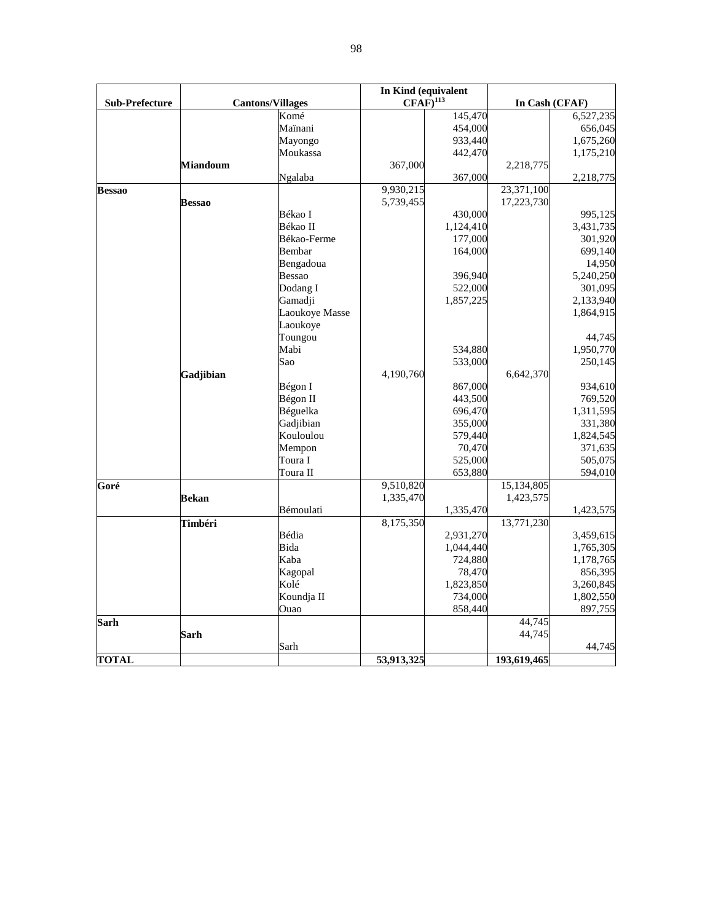| Sub-Prefecture | Cantons/Villages | | In Kind (equivalent CFAF)[113] | | In Cash (CFAF) | |
|---|---|---|---|---|---|---|
| | | Komé | | 145,470 | | 6,527,235 |
| | | Maïnani | | 454,000 | | 656,045 |
| | | Mayongo | | 933,440 | | 1,675,260 |
| | | Moukassa | | 442,470 | | 1,175,210 |
| | **Miandoum** | | 367,000 | | 2,218,775 | |
| | | Ngalaba | | 367,000 | | 2,218,775 |
| **Bessao** | | | 9,930,215 | | 23,371,100 | |
| | **Bessao** | | 5,739,455 | | 17,223,730 | |
| | | Békao I | | 430,000 | | 995,125 |
| | | Békao II | | 1,124,410 | | 3,431,735 |
| | | Békao-Ferme | | 177,000 | | 301,920 |
| | | Bembar | | 164,000 | | 699,140 |
| | | Bengadoua | | | | 14,950 |
| | | Bessao | | 396,940 | | 5,240,250 |
| | | Dodang I | | 522,000 | | 301,095 |
| | | Gamadji | | 1,857,225 | | 2,133,940 |
| | | Laoukoye Masse | | | | 1,864,915 |
| | | Laoukoye Toungou | | | | 44,745 |
| | | Mabi | | 534,880 | | 1,950,770 |
| | | Sao | | 533,000 | | 250,145 |
| | **Gadjibian** | | 4,190,760 | | 6,642,370 | |
| | | Bégon I | | 867,000 | | 934,610 |
| | | Bégon II | | 443,500 | | 769,520 |
| | | Béguelka | | 696,470 | | 1,311,595 |
| | | Gadjibian | | 355,000 | | 331,380 |
| | | Kouloulou | | 579,440 | | 1,824,545 |
| | | Mempon | | 70,470 | | 371,635 |
| | | Toura I | | 525,000 | | 505,075 |
| | | Toura II | | 653,880 | | 594,010 |
| **Goré** | | | 9,510,820 | | 15,134,805 | |
| | **Bekan** | | 1,335,470 | | 1,423,575 | |
| | | Bémoulati | | 1,335,470 | | 1,423,575 |
| | **Timbéri** | | 8,175,350 | | 13,771,230 | |
| | | Bédia | | 2,931,270 | | 3,459,615 |
| | | Bida | | 1,044,440 | | 1,765,305 |
| | | Kaba | | 724,880 | | 1,178,765 |
| | | Kagopal | | 78,470 | | 856,395 |
| | | Kolé | | 1,823,850 | | 3,260,845 |
| | | Koundja II | | 734,000 | | 1,802,550 |
| | | Ouao | | 858,440 | | 897,755 |
| **Sarh** | | | | | 44,745 | |
| | **Sarh** | | | | 44,745 | |
| | | Sarh | | | | 44,745 |
| **TOTAL** | | | **53,913,325** | | **193,619,465** | |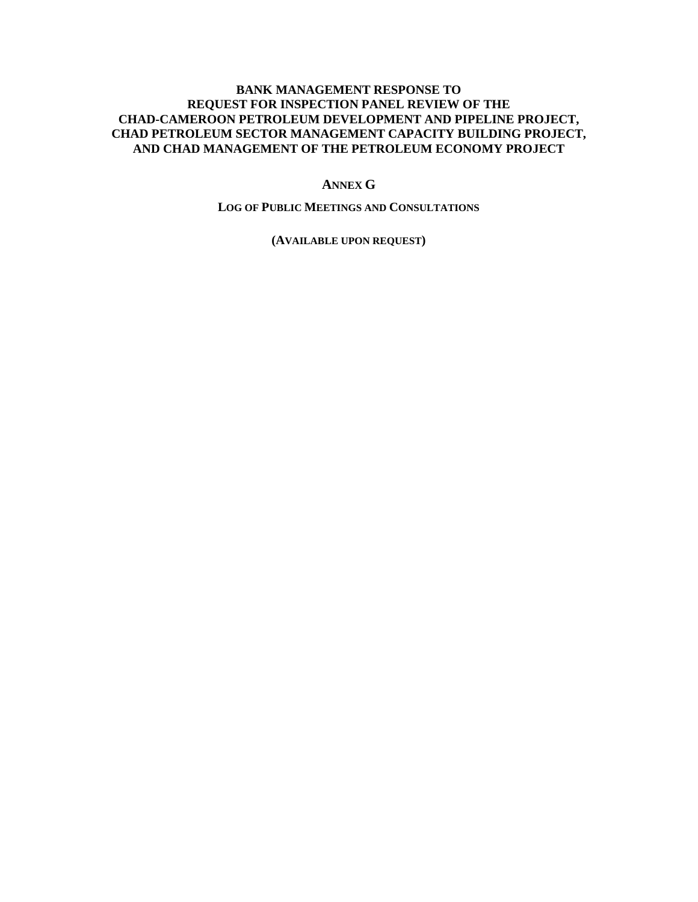**BANK MANAGEMENT RESPONSE TO REQUEST FOR INSPECTION PANEL REVIEW OF THE CHAD-CAMEROON PETROLEUM DEVELOPMENT AND PIPELINE PROJECT, CHAD PETROLEUM SECTOR MANAGEMENT CAPACITY BUILDING PROJECT, AND CHAD MANAGEMENT OF THE PETROLEUM ECONOMY PROJECT**

# ANNEX G

## LOG OF PUBLIC MEETINGS AND CONSULTATIONS

**(AVAILABLE UPON REQUEST)**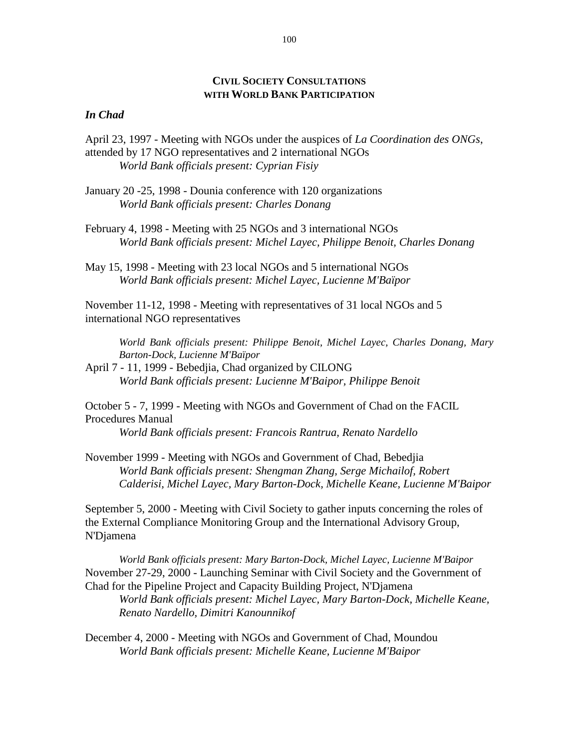## CIVIL SOCIETY CONSULTATIONS WITH WORLD BANK PARTICIPATION

### *In Chad*

April 23, 1997 - Meeting with NGOs under the auspices of *La Coordination des ONGs*, attended by 17 NGO representatives and 2 international NGOs
*World Bank officials present: Cyprian Fisiy*

January 20 -25, 1998 - Dounia conference with 120 organizations
*World Bank officials present: Charles Donang*

February 4, 1998 - Meeting with 25 NGOs and 3 international NGOs
*World Bank officials present: Michel Layec, Philippe Benoit, Charles Donang*

May 15, 1998 - Meeting with 23 local NGOs and 5 international NGOs
*World Bank officials present: Michel Layec, Lucienne M'Baïpor*

November 11-12, 1998 - Meeting with representatives of 31 local NGOs and 5 international NGO representatives
*World Bank officials present: Philippe Benoit, Michel Layec, Charles Donang, Mary Barton-Dock, Lucienne M'Baïpor*

April 7 - 11, 1999 - Bebedjia, Chad organized by CILONG
*World Bank officials present: Lucienne M'Baipor, Philippe Benoit*

October 5 - 7, 1999 - Meeting with NGOs and Government of Chad on the FACIL Procedures Manual
*World Bank officials present: Francois Rantrua, Renato Nardello*

November 1999 - Meeting with NGOs and Government of Chad, Bebedjia
*World Bank officials present: Shengman Zhang, Serge Michailof, Robert Calderisi, Michel Layec, Mary Barton-Dock, Michelle Keane, Lucienne M'Baipor*

September 5, 2000 - Meeting with Civil Society to gather inputs concerning the roles of the External Compliance Monitoring Group and the International Advisory Group, N'Djamena
*World Bank officials present: Mary Barton-Dock, Michel Layec, Lucienne M'Baipor*

November 27-29, 2000 - Launching Seminar with Civil Society and the Government of Chad for the Pipeline Project and Capacity Building Project, N'Djamena
*World Bank officials present: Michel Layec, Mary Barton-Dock, Michelle Keane, Renato Nardello, Dimitri Kanounnikof*

December 4, 2000 - Meeting with NGOs and Government of Chad, Moundou
*World Bank officials present: Michelle Keane, Lucienne M'Baipor*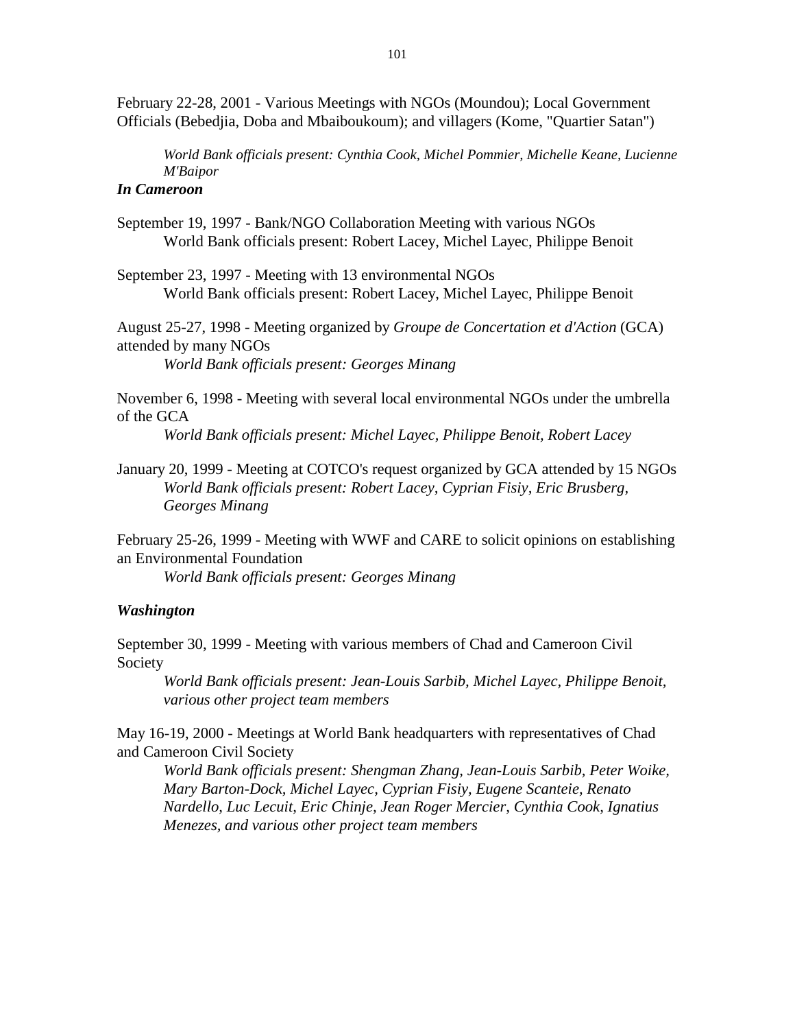February 22-28, 2001 - Various Meetings with NGOs (Moundou); Local Government Officials (Bebedjia, Doba and Mbaiboukoum); and villagers (Kome, "Quartier Satan")

> *World Bank officials present: Cynthia Cook, Michel Pommier, Michelle Keane, Lucienne M'Baipor*

***In Cameroon***

September 19, 1997 - Bank/NGO Collaboration Meeting with various NGOs

> World Bank officials present: Robert Lacey, Michel Layec, Philippe Benoit

September 23, 1997 - Meeting with 13 environmental NGOs

> World Bank officials present: Robert Lacey, Michel Layec, Philippe Benoit

August 25-27, 1998 - Meeting organized by *Groupe de Concertation et d'Action* (GCA) attended by many NGOs

> *World Bank officials present: Georges Minang*

November 6, 1998 - Meeting with several local environmental NGOs under the umbrella of the GCA

> *World Bank officials present: Michel Layec, Philippe Benoit, Robert Lacey*

January 20, 1999 - Meeting at COTCO's request organized by GCA attended by 15 NGOs

> *World Bank officials present: Robert Lacey, Cyprian Fisiy, Eric Brusberg, Georges Minang*

February 25-26, 1999 - Meeting with WWF and CARE to solicit opinions on establishing an Environmental Foundation

> *World Bank officials present: Georges Minang*

***Washington***

September 30, 1999 - Meeting with various members of Chad and Cameroon Civil Society

> *World Bank officials present: Jean-Louis Sarbib, Michel Layec, Philippe Benoit, various other project team members*

May 16-19, 2000 - Meetings at World Bank headquarters with representatives of Chad and Cameroon Civil Society

> *World Bank officials present: Shengman Zhang, Jean-Louis Sarbib, Peter Woike, Mary Barton-Dock, Michel Layec, Cyprian Fisiy, Eugene Scanteie, Renato Nardello, Luc Lecuit, Eric Chinje, Jean Roger Mercier, Cynthia Cook, Ignatius Menezes, and various other project team members*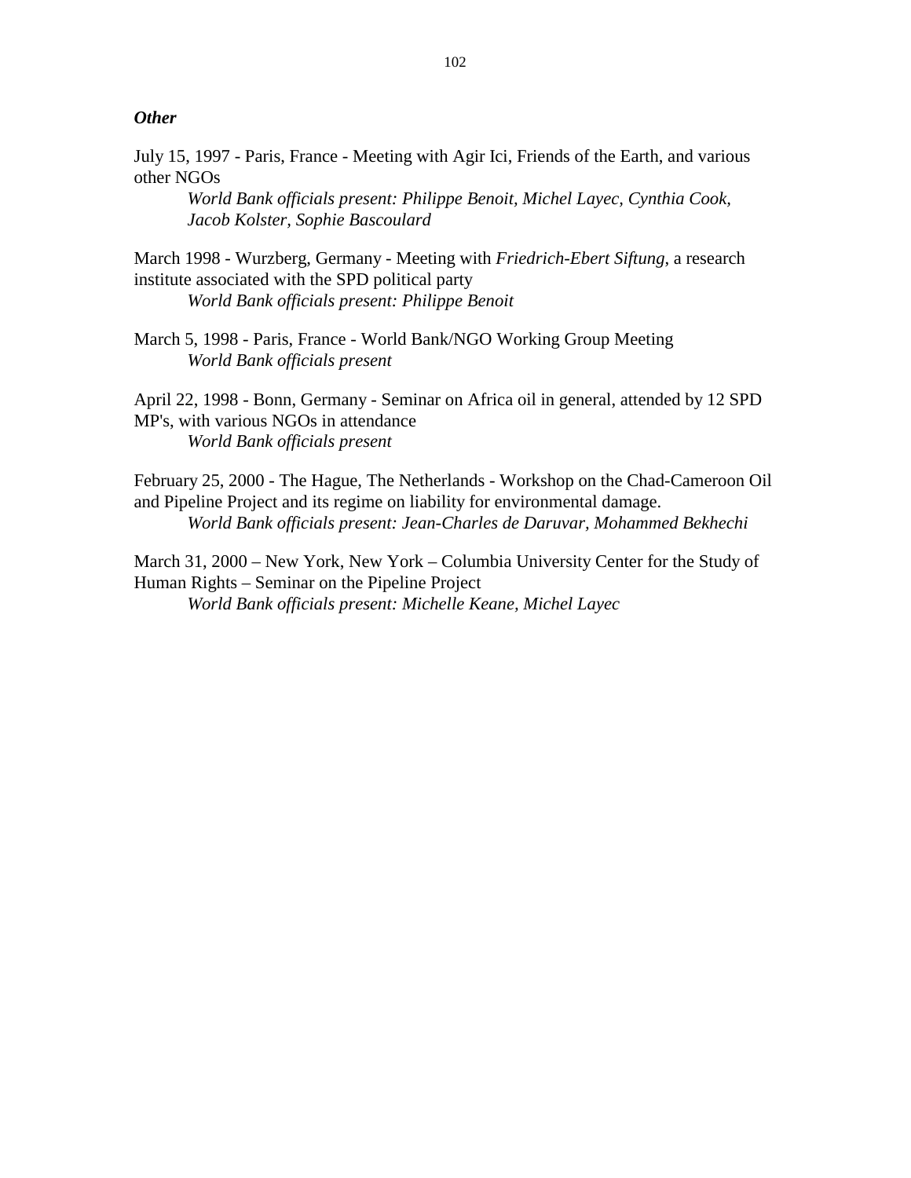***Other***

July 15, 1997 - Paris, France - Meeting with Agir Ici, Friends of the Earth, and various other NGOs

*World Bank officials present: Philippe Benoit, Michel Layec, Cynthia Cook, Jacob Kolster, Sophie Bascoulard*

March 1998 - Wurzberg, Germany - Meeting with *Friedrich-Ebert Siftung*, a research institute associated with the SPD political party

*World Bank officials present: Philippe Benoit*

March 5, 1998 - Paris, France - World Bank/NGO Working Group Meeting

*World Bank officials present*

April 22, 1998 - Bonn, Germany - Seminar on Africa oil in general, attended by 12 SPD MP's, with various NGOs in attendance

*World Bank officials present*

February 25, 2000 - The Hague, The Netherlands - Workshop on the Chad-Cameroon Oil and Pipeline Project and its regime on liability for environmental damage.

*World Bank officials present: Jean-Charles de Daruvar, Mohammed Bekhechi*

March 31, 2000 – New York, New York – Columbia University Center for the Study of Human Rights – Seminar on the Pipeline Project

*World Bank officials present: Michelle Keane, Michel Layec*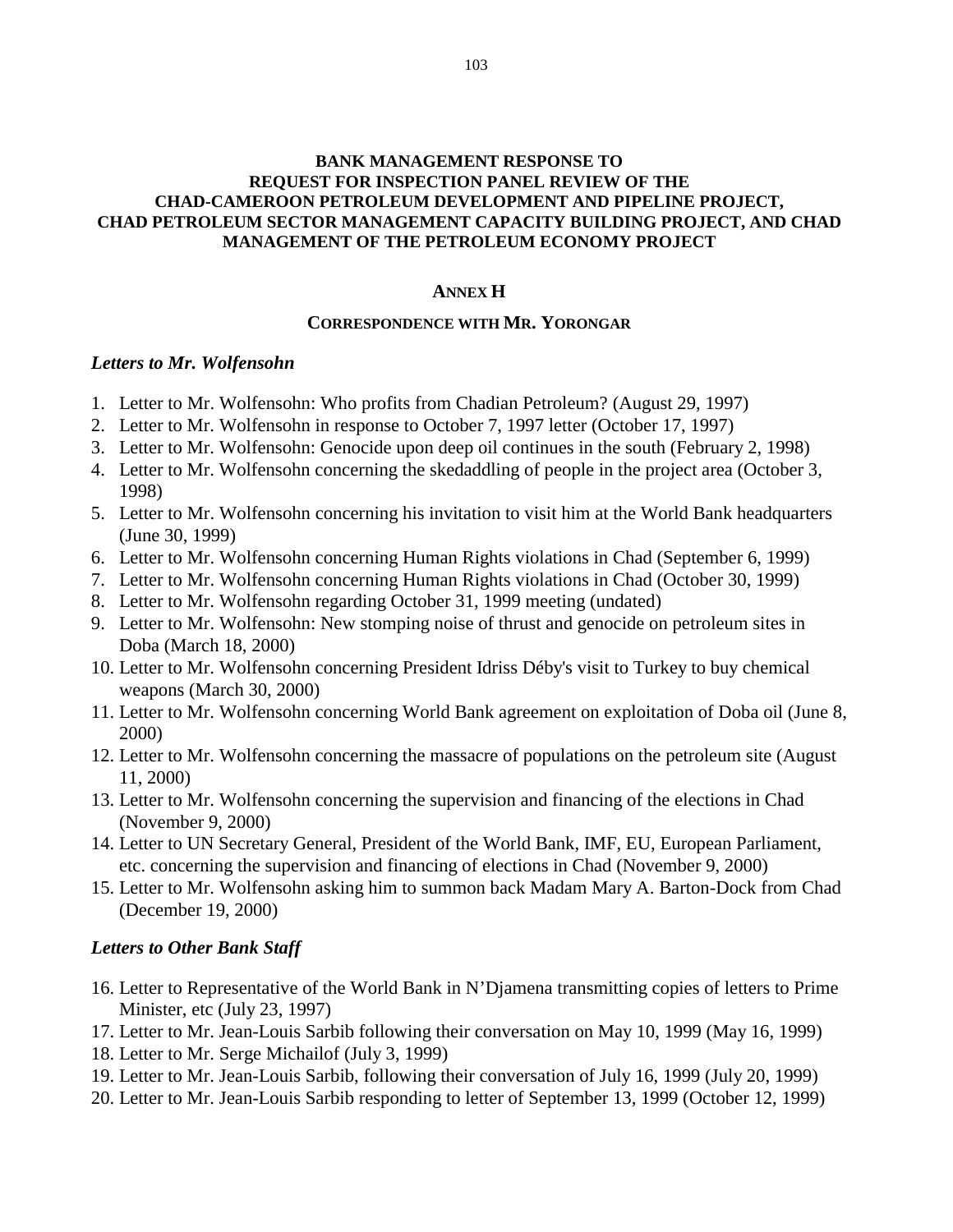**BANK MANAGEMENT RESPONSE TO REQUEST FOR INSPECTION PANEL REVIEW OF THE CHAD-CAMEROON PETROLEUM DEVELOPMENT AND PIPELINE PROJECT, CHAD PETROLEUM SECTOR MANAGEMENT CAPACITY BUILDING PROJECT, AND CHAD MANAGEMENT OF THE PETROLEUM ECONOMY PROJECT**

## ANNEX H

### CORRESPONDENCE WITH MR. YORONGAR

***Letters to Mr. Wolfensohn***

1. Letter to Mr. Wolfensohn: Who profits from Chadian Petroleum? (August 29, 1997)
2. Letter to Mr. Wolfensohn in response to October 7, 1997 letter (October 17, 1997)
3. Letter to Mr. Wolfensohn: Genocide upon deep oil continues in the south (February 2, 1998)
4. Letter to Mr. Wolfensohn concerning the skedaddling of people in the project area (October 3, 1998)
5. Letter to Mr. Wolfensohn concerning his invitation to visit him at the World Bank headquarters (June 30, 1999)
6. Letter to Mr. Wolfensohn concerning Human Rights violations in Chad (September 6, 1999)
7. Letter to Mr. Wolfensohn concerning Human Rights violations in Chad (October 30, 1999)
8. Letter to Mr. Wolfensohn regarding October 31, 1999 meeting (undated)
9. Letter to Mr. Wolfensohn: New stomping noise of thrust and genocide on petroleum sites in Doba (March 18, 2000)
10. Letter to Mr. Wolfensohn concerning President Idriss Déby's visit to Turkey to buy chemical weapons (March 30, 2000)
11. Letter to Mr. Wolfensohn concerning World Bank agreement on exploitation of Doba oil (June 8, 2000)
12. Letter to Mr. Wolfensohn concerning the massacre of populations on the petroleum site (August 11, 2000)
13. Letter to Mr. Wolfensohn concerning the supervision and financing of the elections in Chad (November 9, 2000)
14. Letter to UN Secretary General, President of the World Bank, IMF, EU, European Parliament, etc. concerning the supervision and financing of elections in Chad (November 9, 2000)
15. Letter to Mr. Wolfensohn asking him to summon back Madam Mary A. Barton-Dock from Chad (December 19, 2000)

***Letters to Other Bank Staff***

16. Letter to Representative of the World Bank in N'Djamena transmitting copies of letters to Prime Minister, etc (July 23, 1997)
17. Letter to Mr. Jean-Louis Sarbib following their conversation on May 10, 1999 (May 16, 1999)
18. Letter to Mr. Serge Michailof (July 3, 1999)
19. Letter to Mr. Jean-Louis Sarbib, following their conversation of July 16, 1999 (July 20, 1999)
20. Letter to Mr. Jean-Louis Sarbib responding to letter of September 13, 1999 (October 12, 1999)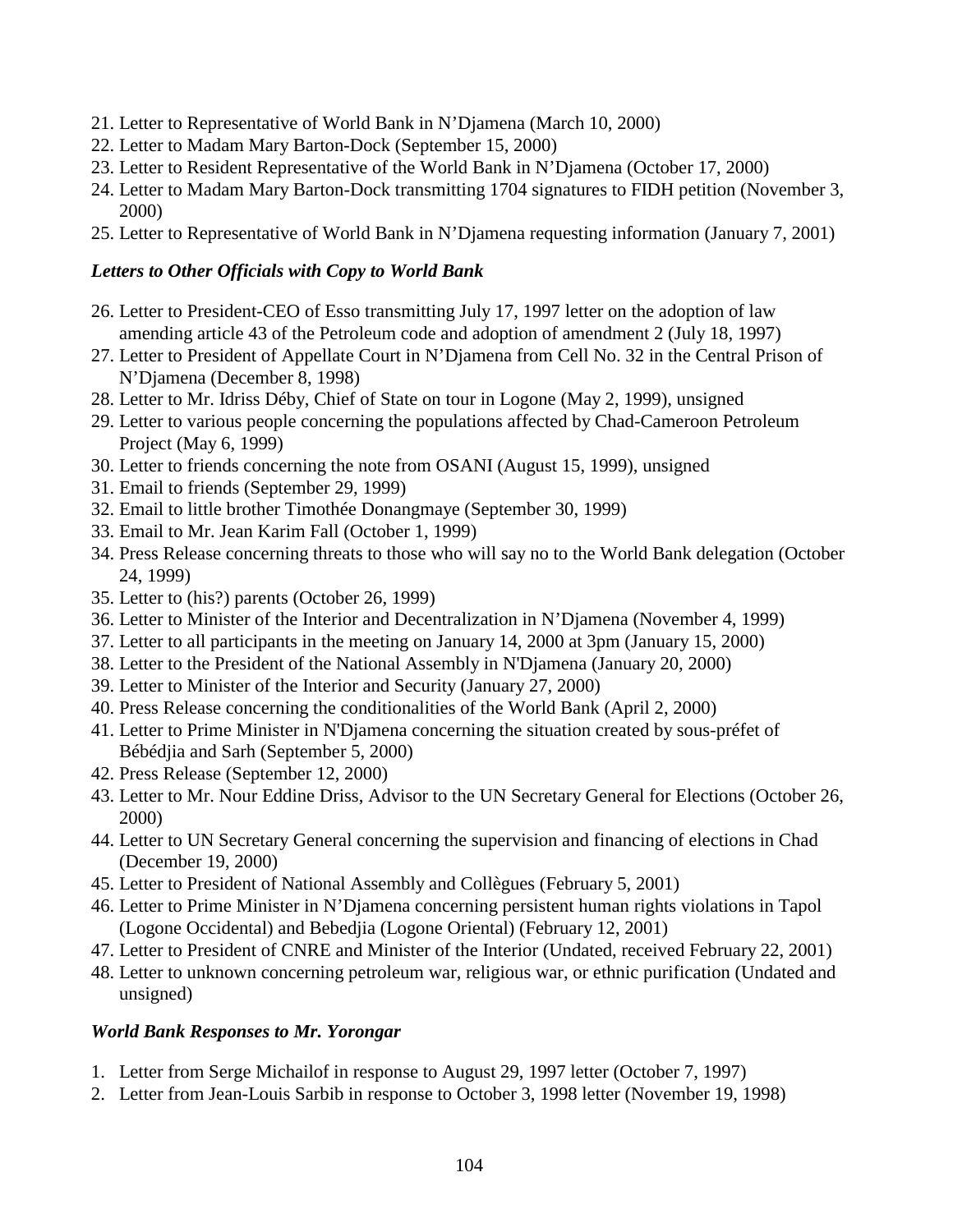21. Letter to Representative of World Bank in N'Djamena (March 10, 2000)
22. Letter to Madam Mary Barton-Dock (September 15, 2000)
23. Letter to Resident Representative of the World Bank in N'Djamena (October 17, 2000)
24. Letter to Madam Mary Barton-Dock transmitting 1704 signatures to FIDH petition (November 3, 2000)
25. Letter to Representative of World Bank in N'Djamena requesting information (January 7, 2001)

### *Letters to Other Officials with Copy to World Bank*

26. Letter to President-CEO of Esso transmitting July 17, 1997 letter on the adoption of law amending article 43 of the Petroleum code and adoption of amendment 2 (July 18, 1997)
27. Letter to President of Appellate Court in N'Djamena from Cell No. 32 in the Central Prison of N'Djamena (December 8, 1998)
28. Letter to Mr. Idriss Déby, Chief of State on tour in Logone (May 2, 1999), unsigned
29. Letter to various people concerning the populations affected by Chad-Cameroon Petroleum Project (May 6, 1999)
30. Letter to friends concerning the note from OSANI (August 15, 1999), unsigned
31. Email to friends (September 29, 1999)
32. Email to little brother Timothée Donangmaye (September 30, 1999)
33. Email to Mr. Jean Karim Fall (October 1, 1999)
34. Press Release concerning threats to those who will say no to the World Bank delegation (October 24, 1999)
35. Letter to (his?) parents (October 26, 1999)
36. Letter to Minister of the Interior and Decentralization in N'Djamena (November 4, 1999)
37. Letter to all participants in the meeting on January 14, 2000 at 3pm (January 15, 2000)
38. Letter to the President of the National Assembly in N'Djamena (January 20, 2000)
39. Letter to Minister of the Interior and Security (January 27, 2000)
40. Press Release concerning the conditionalities of the World Bank (April 2, 2000)
41. Letter to Prime Minister in N'Djamena concerning the situation created by sous-préfet of Bébédjia and Sarh (September 5, 2000)
42. Press Release (September 12, 2000)
43. Letter to Mr. Nour Eddine Driss, Advisor to the UN Secretary General for Elections (October 26, 2000)
44. Letter to UN Secretary General concerning the supervision and financing of elections in Chad (December 19, 2000)
45. Letter to President of National Assembly and Collègues (February 5, 2001)
46. Letter to Prime Minister in N'Djamena concerning persistent human rights violations in Tapol (Logone Occidental) and Bebedjia (Logone Oriental) (February 12, 2001)
47. Letter to President of CNRE and Minister of the Interior (Undated, received February 22, 2001)
48. Letter to unknown concerning petroleum war, religious war, or ethnic purification (Undated and unsigned)

### *World Bank Responses to Mr. Yorongar*

1. Letter from Serge Michailof in response to August 29, 1997 letter (October 7, 1997)
2. Letter from Jean-Louis Sarbib in response to October 3, 1998 letter (November 19, 1998)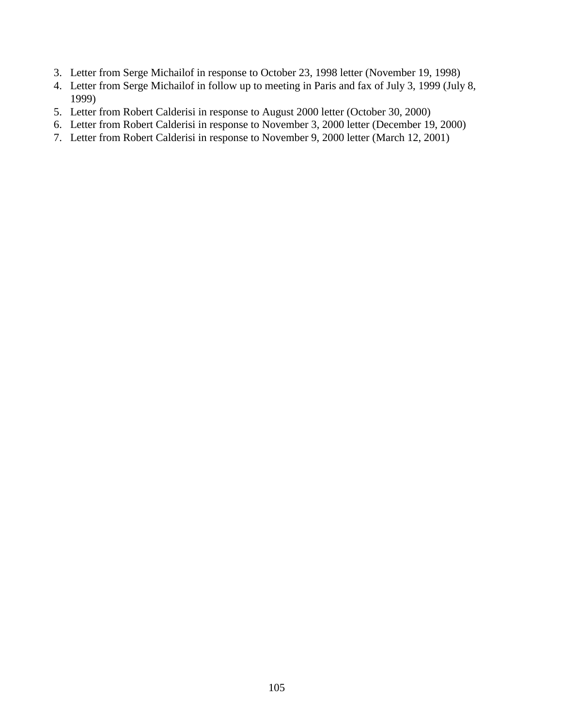3. Letter from Serge Michailof in response to October 23, 1998 letter (November 19, 1998)
4. Letter from Serge Michailof in follow up to meeting in Paris and fax of July 3, 1999 (July 8, 1999)
5. Letter from Robert Calderisi in response to August 2000 letter (October 30, 2000)
6. Letter from Robert Calderisi in response to November 3, 2000 letter (December 19, 2000)
7. Letter from Robert Calderisi in response to November 9, 2000 letter (March 12, 2001)